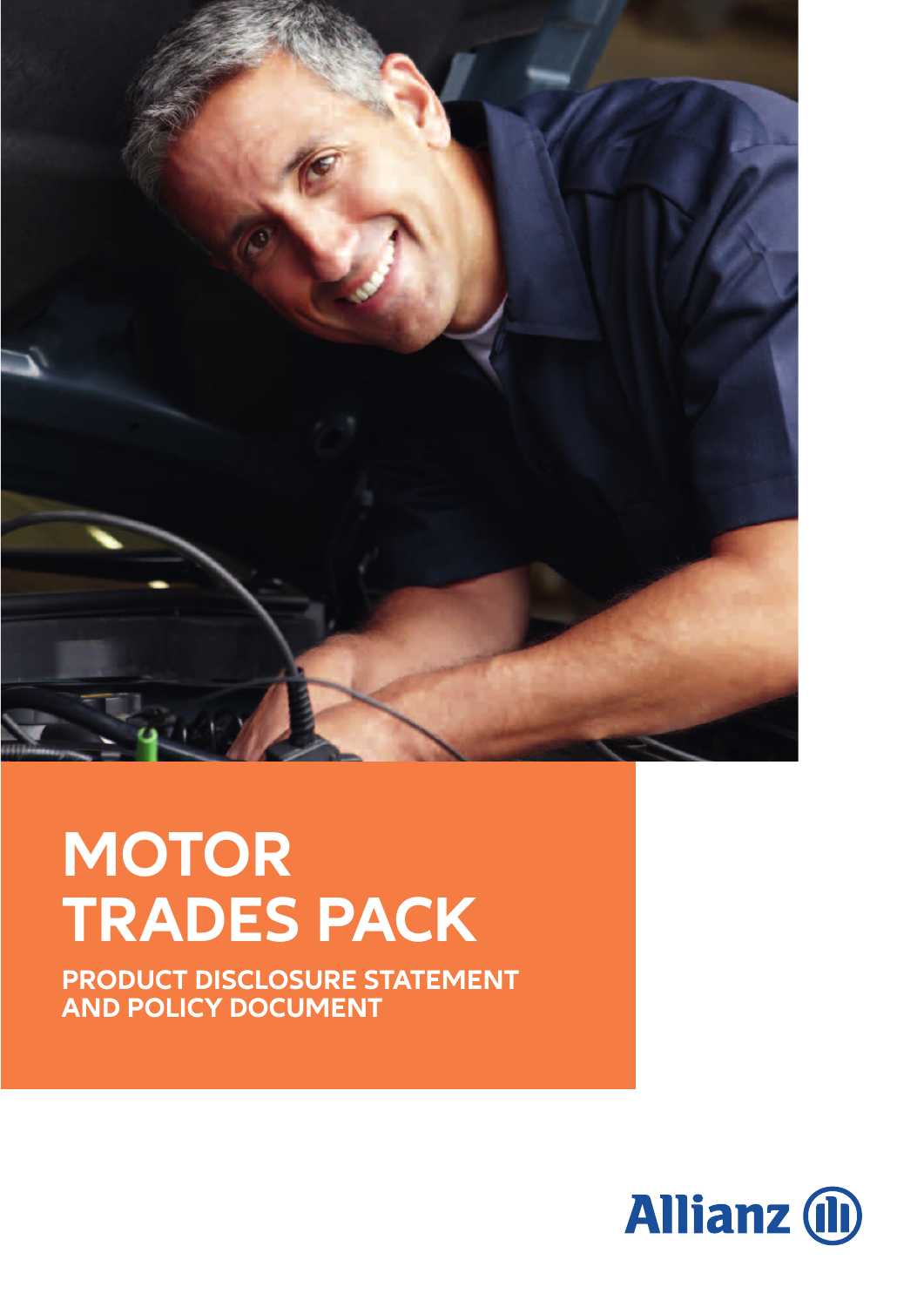# MOTOR TRADES PACK

## PRODUCT DISCLOSURE STATEMENT AND POLICY DOCUMENT

Allianz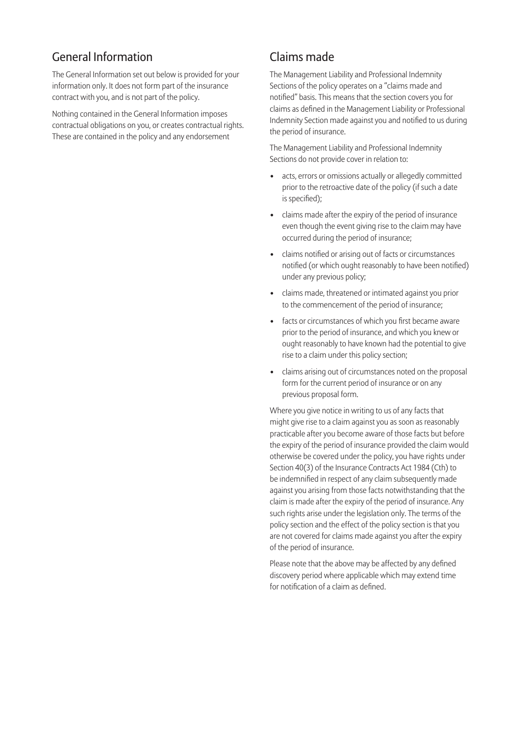## General Information

The General Information set out below is provided for your information only. It does not form part of the insurance contract with you, and is not part of the policy.

Nothing contained in the General Information imposes contractual obligations on you, or creates contractual rights. These are contained in the policy and any endorsement

## Claims made

The Management Liability and Professional Indemnity Sections of the policy operates on a "claims made and notified" basis. This means that the section covers you for claims as defined in the Management Liability or Professional Indemnity Section made against you and notified to us during the period of insurance.

The Management Liability and Professional Indemnity Sections do not provide cover in relation to:

- acts, errors or omissions actually or allegedly committed prior to the retroactive date of the policy (if such a date is specified);
- claims made after the expiry of the period of insurance even though the event giving rise to the claim may have occurred during the period of insurance;
- claims notified or arising out of facts or circumstances notified (or which ought reasonably to have been notified) under any previous policy;
- claims made, threatened or intimated against you prior to the commencement of the period of insurance;
- facts or circumstances of which you first became aware prior to the period of insurance, and which you knew or ought reasonably to have known had the potential to give rise to a claim under this policy section;
- claims arising out of circumstances noted on the proposal form for the current period of insurance or on any previous proposal form.

Where you give notice in writing to us of any facts that might give rise to a claim against you as soon as reasonably practicable after you become aware of those facts but before the expiry of the period of insurance provided the claim would otherwise be covered under the policy, you have rights under Section 40(3) of the Insurance Contracts Act 1984 (Cth) to be indemnified in respect of any claim subsequently made against you arising from those facts notwithstanding that the claim is made after the expiry of the period of insurance. Any such rights arise under the legislation only. The terms of the policy section and the effect of the policy section is that you are not covered for claims made against you after the expiry of the period of insurance.

Please note that the above may be affected by any defined discovery period where applicable which may extend time for notification of a claim as defined.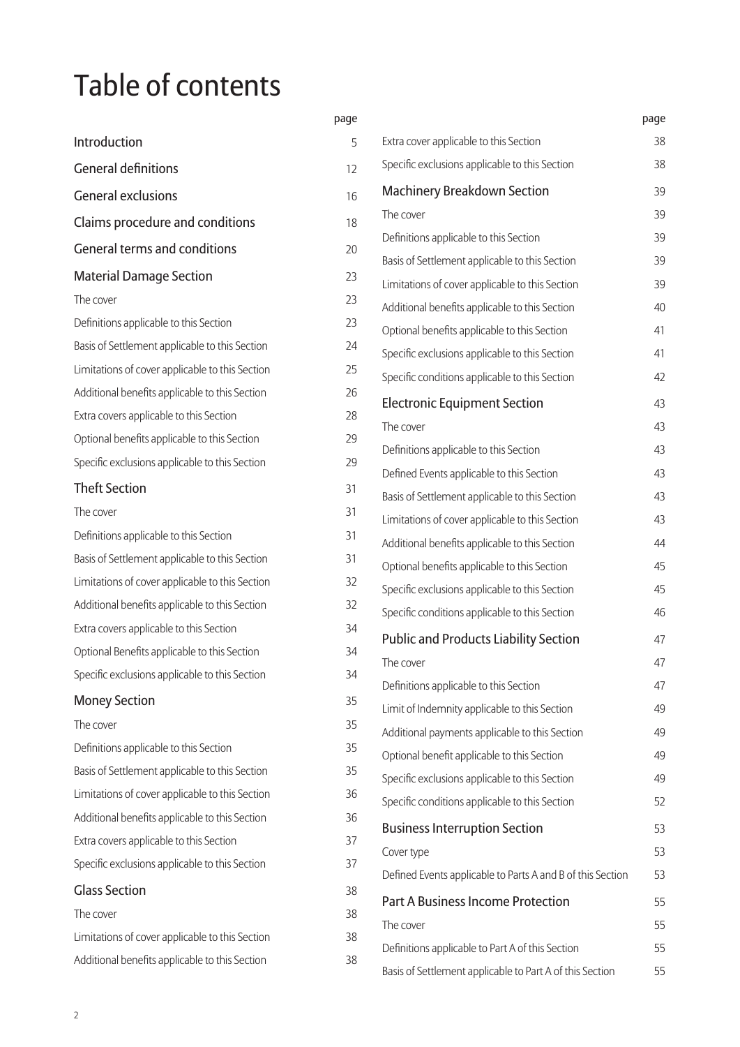# Table of contents

| | page |
|---|---|
| **Introduction** | 5 |
| **General definitions** | 12 |
| **General exclusions** | 16 |
| **Claims procedure and conditions** | 18 |
| **General terms and conditions** | 20 |
| **Material Damage Section** | 23 |
| The cover | 23 |
| Definitions applicable to this Section | 23 |
| Basis of Settlement applicable to this Section | 24 |
| Limitations of cover applicable to this Section | 25 |
| Additional benefits applicable to this Section | 26 |
| Extra covers applicable to this Section | 28 |
| Optional benefits applicable to this Section | 29 |
| Specific exclusions applicable to this Section | 29 |
| **Theft Section** | 31 |
| The cover | 31 |
| Definitions applicable to this Section | 31 |
| Basis of Settlement applicable to this Section | 31 |
| Limitations of cover applicable to this Section | 32 |
| Additional benefits applicable to this Section | 32 |
| Extra covers applicable to this Section | 34 |
| Optional Benefits applicable to this Section | 34 |
| Specific exclusions applicable to this Section | 34 |
| **Money Section** | 35 |
| The cover | 35 |
| Definitions applicable to this Section | 35 |
| Basis of Settlement applicable to this Section | 35 |
| Limitations of cover applicable to this Section | 36 |
| Additional benefits applicable to this Section | 36 |
| Extra covers applicable to this Section | 37 |
| Specific exclusions applicable to this Section | 37 |
| **Glass Section** | 38 |
| The cover | 38 |
| Limitations of cover applicable to this Section | 38 |
| Additional benefits applicable to this Section | 38 |
| Extra cover applicable to this Section | 38 |
| Specific exclusions applicable to this Section | 38 |
| **Machinery Breakdown Section** | 39 |
| The cover | 39 |
| Definitions applicable to this Section | 39 |
| Basis of Settlement applicable to this Section | 39 |
| Limitations of cover applicable to this Section | 39 |
| Additional benefits applicable to this Section | 40 |
| Optional benefits applicable to this Section | 41 |
| Specific exclusions applicable to this Section | 41 |
| Specific conditions applicable to this Section | 42 |
| **Electronic Equipment Section** | 43 |
| The cover | 43 |
| Definitions applicable to this Section | 43 |
| Defined Events applicable to this Section | 43 |
| Basis of Settlement applicable to this Section | 43 |
| Limitations of cover applicable to this Section | 43 |
| Additional benefits applicable to this Section | 44 |
| Optional benefits applicable to this Section | 45 |
| Specific exclusions applicable to this Section | 45 |
| Specific conditions applicable to this Section | 46 |
| **Public and Products Liability Section** | 47 |
| The cover | 47 |
| Definitions applicable to this Section | 47 |
| Limit of Indemnity applicable to this Section | 49 |
| Additional payments applicable to this Section | 49 |
| Optional benefit applicable to this Section | 49 |
| Specific exclusions applicable to this Section | 49 |
| Specific conditions applicable to this Section | 52 |
| **Business Interruption Section** | 53 |
| Cover type | 53 |
| Defined Events applicable to Parts A and B of this Section | 53 |
| **Part A Business Income Protection** | 55 |
| The cover | 55 |
| Definitions applicable to Part A of this Section | 55 |
| Basis of Settlement applicable to Part A of this Section | 55 |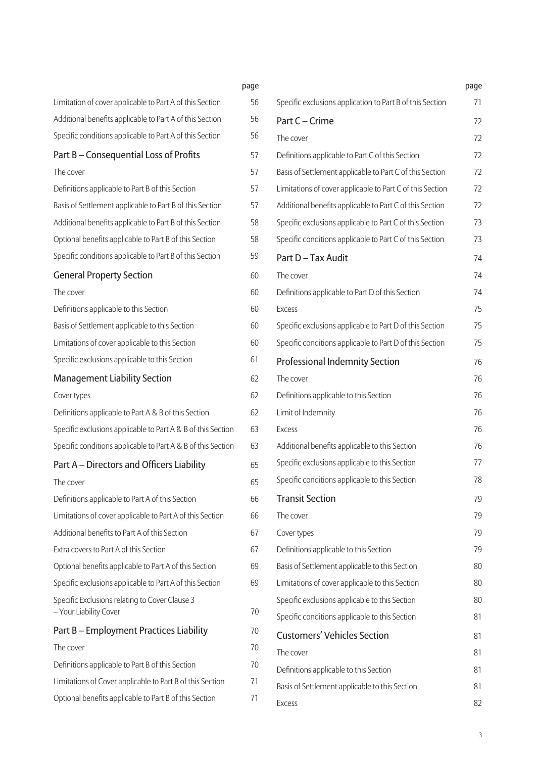| | page |
|---|---|
| Limitation of cover applicable to Part A of this Section | 56 |
| Additional benefits applicable to Part A of this Section | 56 |
| Specific conditions applicable to Part A of this Section | 56 |
| **Part B – Consequential Loss of Profits** | **57** |
| The cover | 57 |
| Definitions applicable to Part B of this Section | 57 |
| Basis of Settlement applicable to Part B of this Section | 57 |
| Additional benefits applicable to Part B of this Section | 58 |
| Optional benefits applicable to Part B of this Section | 58 |
| Specific conditions applicable to Part B of this Section | 59 |
| **General Property Section** | **60** |
| The cover | 60 |
| Definitions applicable to this Section | 60 |
| Basis of Settlement applicable to this Section | 60 |
| Limitations of cover applicable to this Section | 60 |
| Specific exclusions applicable to this Section | 61 |
| **Management Liability Section** | **62** |
| Cover types | 62 |
| Definitions applicable to Part A & B of this Section | 62 |
| Specific exclusions applicable to Part A & B of this Section | 63 |
| Specific conditions applicable to Part A & B of this Section | 63 |
| **Part A – Directors and Officers Liability** | **65** |
| The cover | 65 |
| Definitions applicable to Part A of this Section | 66 |
| Limitations of cover applicable to Part A of this Section | 66 |
| Additional benefits to Part A of this Section | 67 |
| Extra covers to Part A of this Section | 67 |
| Optional benefits applicable to Part A of this Section | 69 |
| Specific exclusions applicable to Part A of this Section | 69 |
| Specific Exclusions relating to Cover Clause 3 – Your Liability Cover | 70 |
| **Part B – Employment Practices Liability** | **70** |
| The cover | 70 |
| Definitions applicable to Part B of this Section | 70 |
| Limitations of Cover applicable to Part B of this Section | 71 |
| Optional benefits applicable to Part B of this Section | 71 |
| Specific exclusions application to Part B of this Section | 71 |
| **Part C – Crime** | **72** |
| The cover | 72 |
| Definitions applicable to Part C of this Section | 72 |
| Basis of Settlement applicable to Part C of this Section | 72 |
| Limitations of cover applicable to Part C of this Section | 72 |
| Additional benefits applicable to Part C of this Section | 72 |
| Specific exclusions applicable to Part C of this Section | 73 |
| Specific conditions applicable to Part C of this Section | 73 |
| **Part D – Tax Audit** | **74** |
| The cover | 74 |
| Definitions applicable to Part D of this Section | 74 |
| Excess | 75 |
| Specific exclusions applicable to Part D of this Section | 75 |
| Specific conditions applicable to Part D of this Section | 75 |
| **Professional Indemnity Section** | **76** |
| The cover | 76 |
| Definitions applicable to this Section | 76 |
| Limit of Indemnity | 76 |
| Excess | 76 |
| Additional benefits applicable to this Section | 76 |
| Specific exclusions applicable to this Section | 77 |
| Specific conditions applicable to this Section | 78 |
| **Transit Section** | **79** |
| The cover | 79 |
| Cover types | 79 |
| Definitions applicable to this Section | 79 |
| Basis of Settlement applicable to this Section | 80 |
| Limitations of cover applicable to this Section | 80 |
| Specific exclusions applicable to this Section | 80 |
| Specific conditions applicable to this Section | 81 |
| **Customers' Vehicles Section** | **81** |
| The cover | 81 |
| Definitions applicable to this Section | 81 |
| Basis of Settlement applicable to this Section | 81 |
| Excess | 82 |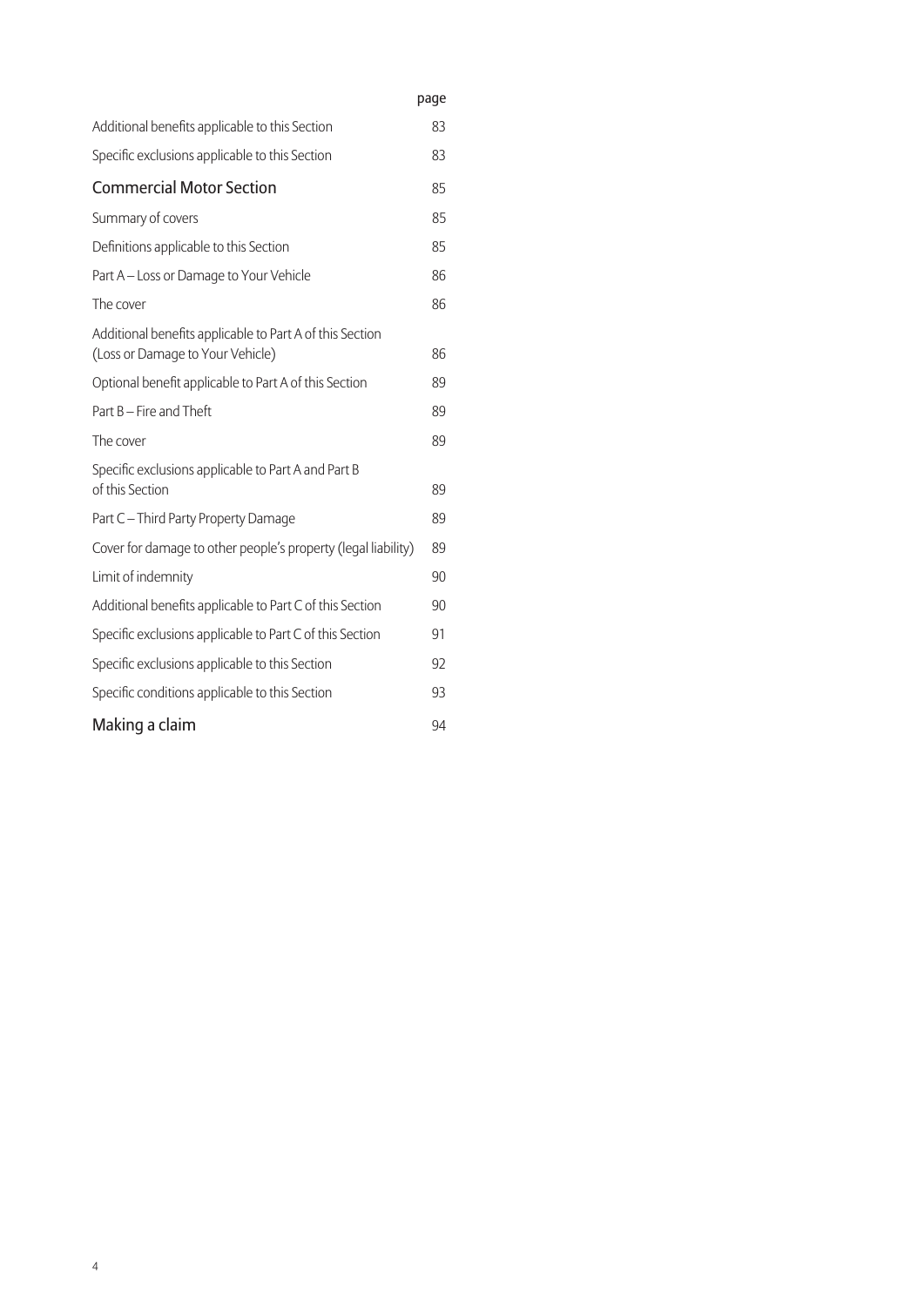| | page |
|---|---|
| Additional benefits applicable to this Section | 83 |
| Specific exclusions applicable to this Section | 83 |
| **Commercial Motor Section** | 85 |
| Summary of covers | 85 |
| Definitions applicable to this Section | 85 |
| Part A – Loss or Damage to Your Vehicle | 86 |
| The cover | 86 |
| Additional benefits applicable to Part A of this Section (Loss or Damage to Your Vehicle) | 86 |
| Optional benefit applicable to Part A of this Section | 89 |
| Part B – Fire and Theft | 89 |
| The cover | 89 |
| Specific exclusions applicable to Part A and Part B of this Section | 89 |
| Part C – Third Party Property Damage | 89 |
| Cover for damage to other people's property (legal liability) | 89 |
| Limit of indemnity | 90 |
| Additional benefits applicable to Part C of this Section | 90 |
| Specific exclusions applicable to Part C of this Section | 91 |
| Specific exclusions applicable to this Section | 92 |
| Specific conditions applicable to this Section | 93 |
| **Making a claim** | 94 |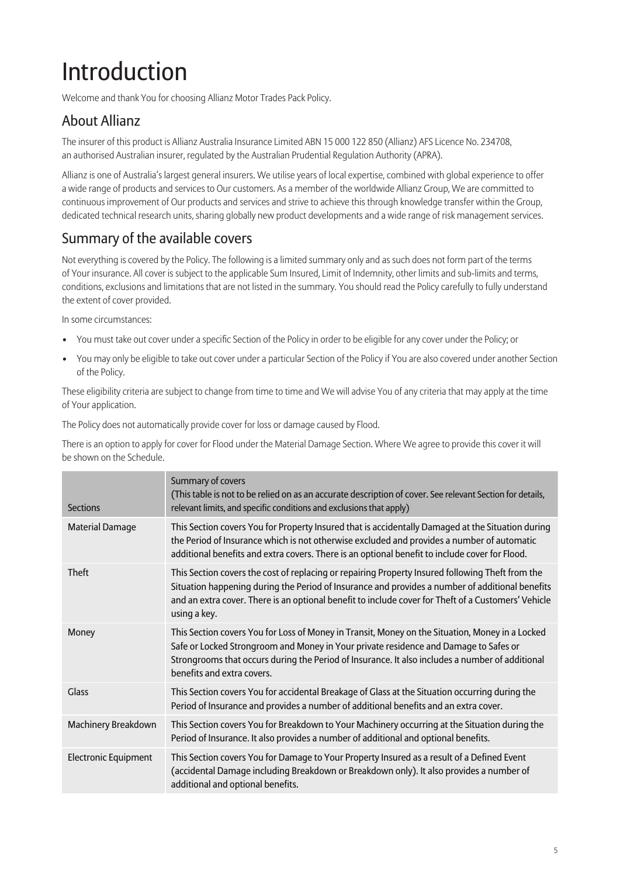# Introduction

Welcome and thank You for choosing Allianz Motor Trades Pack Policy.

## About Allianz

The insurer of this product is Allianz Australia Insurance Limited ABN 15 000 122 850 (Allianz) AFS Licence No. 234708, an authorised Australian insurer, regulated by the Australian Prudential Regulation Authority (APRA).

Allianz is one of Australia's largest general insurers. We utilise years of local expertise, combined with global experience to offer a wide range of products and services to Our customers. As a member of the worldwide Allianz Group, We are committed to continuous improvement of Our products and services and strive to achieve this through knowledge transfer within the Group, dedicated technical research units, sharing globally new product developments and a wide range of risk management services.

## Summary of the available covers

Not everything is covered by the Policy. The following is a limited summary only and as such does not form part of the terms of Your insurance. All cover is subject to the applicable Sum Insured, Limit of Indemnity, other limits and sub-limits and terms, conditions, exclusions and limitations that are not listed in the summary. You should read the Policy carefully to fully understand the extent of cover provided.

In some circumstances:

- You must take out cover under a specific Section of the Policy in order to be eligible for any cover under the Policy; or
- You may only be eligible to take out cover under a particular Section of the Policy if You are also covered under another Section of the Policy.

These eligibility criteria are subject to change from time to time and We will advise You of any criteria that may apply at the time of Your application.

The Policy does not automatically provide cover for loss or damage caused by Flood.

There is an option to apply for cover for Flood under the Material Damage Section. Where We agree to provide this cover it will be shown on the Schedule.

| Sections | Summary of covers (This table is not to be relied on as an accurate description of cover. See relevant Section for details, relevant limits, and specific conditions and exclusions that apply) |
|---|---|
| Material Damage | This Section covers You for Property Insured that is accidentally Damaged at the Situation during the Period of Insurance which is not otherwise excluded and provides a number of automatic additional benefits and extra covers. There is an optional benefit to include cover for Flood. |
| Theft | This Section covers the cost of replacing or repairing Property Insured following Theft from the Situation happening during the Period of Insurance and provides a number of additional benefits and an extra cover. There is an optional benefit to include cover for Theft of a Customers' Vehicle using a key. |
| Money | This Section covers You for Loss of Money in Transit, Money on the Situation, Money in a Locked Safe or Locked Strongroom and Money in Your private residence and Damage to Safes or Strongrooms that occurs during the Period of Insurance. It also includes a number of additional benefits and extra covers. |
| Glass | This Section covers You for accidental Breakage of Glass at the Situation occurring during the Period of Insurance and provides a number of additional benefits and an extra cover. |
| Machinery Breakdown | This Section covers You for Breakdown to Your Machinery occurring at the Situation during the Period of Insurance. It also provides a number of additional and optional benefits. |
| Electronic Equipment | This Section covers You for Damage to Your Property Insured as a result of a Defined Event (accidental Damage including Breakdown or Breakdown only). It also provides a number of additional and optional benefits. |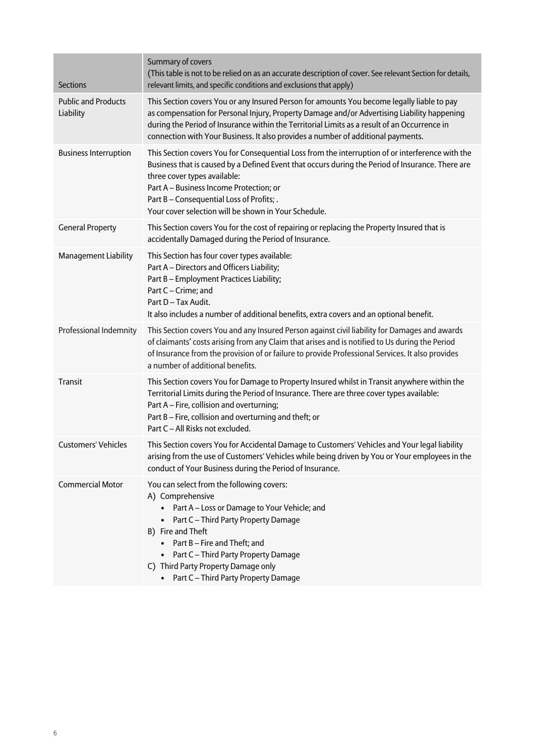| Sections | Summary of covers<br>(This table is not to be relied on as an accurate description of cover. See relevant Section for details, relevant limits, and specific conditions and exclusions that apply) |
|---|---|
| Public and Products Liability | This Section covers You or any Insured Person for amounts You become legally liable to pay as compensation for Personal Injury, Property Damage and/or Advertising Liability happening during the Period of Insurance within the Territorial Limits as a result of an Occurrence in connection with Your Business. It also provides a number of additional payments. |
| Business Interruption | This Section covers You for Consequential Loss from the interruption of or interference with the Business that is caused by a Defined Event that occurs during the Period of Insurance. There are three cover types available:<br>Part A – Business Income Protection; or<br>Part B – Consequential Loss of Profits; .<br>Your cover selection will be shown in Your Schedule. |
| General Property | This Section covers You for the cost of repairing or replacing the Property Insured that is accidentally Damaged during the Period of Insurance. |
| Management Liability | This Section has four cover types available:<br>Part A – Directors and Officers Liability;<br>Part B – Employment Practices Liability;<br>Part C – Crime; and<br>Part D – Tax Audit.<br>It also includes a number of additional benefits, extra covers and an optional benefit. |
| Professional Indemnity | This Section covers You and any Insured Person against civil liability for Damages and awards of claimants' costs arising from any Claim that arises and is notified to Us during the Period of Insurance from the provision of or failure to provide Professional Services. It also provides a number of additional benefits. |
| Transit | This Section covers You for Damage to Property Insured whilst in Transit anywhere within the Territorial Limits during the Period of Insurance. There are three cover types available:<br>Part A – Fire, collision and overturning;<br>Part B – Fire, collision and overturning and theft; or<br>Part C – All Risks not excluded. |
| Customers' Vehicles | This Section covers You for Accidental Damage to Customers' Vehicles and Your legal liability arising from the use of Customers' Vehicles while being driven by You or Your employees in the conduct of Your Business during the Period of Insurance. |
| Commercial Motor | You can select from the following covers:<br>A) Comprehensive<br>• Part A – Loss or Damage to Your Vehicle; and<br>• Part C – Third Party Property Damage<br>B) Fire and Theft<br>• Part B – Fire and Theft; and<br>• Part C – Third Party Property Damage<br>C) Third Party Property Damage only<br>• Part C – Third Party Property Damage |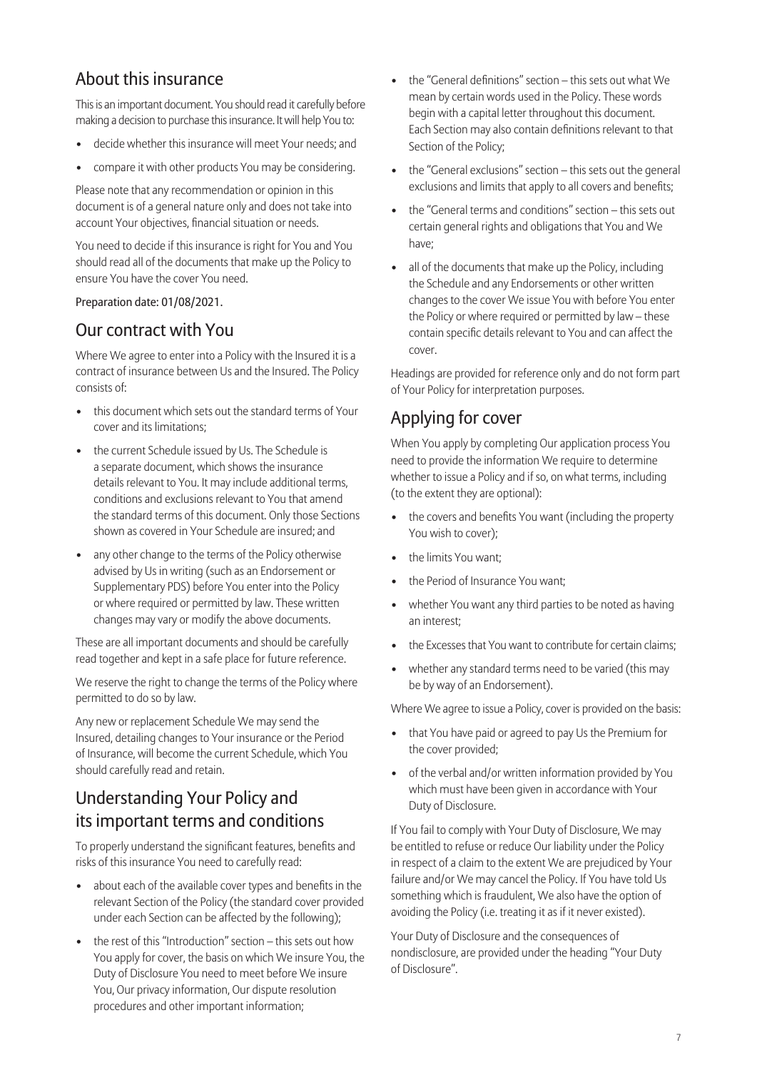## About this insurance

This is an important document. You should read it carefully before making a decision to purchase this insurance. It will help You to:

- decide whether this insurance will meet Your needs; and
- compare it with other products You may be considering.

Please note that any recommendation or opinion in this document is of a general nature only and does not take into account Your objectives, financial situation or needs.

You need to decide if this insurance is right for You and You should read all of the documents that make up the Policy to ensure You have the cover You need.

**Preparation date: 01/08/2021.**

## Our contract with You

Where We agree to enter into a Policy with the Insured it is a contract of insurance between Us and the Insured. The Policy consists of:

- this document which sets out the standard terms of Your cover and its limitations;
- the current Schedule issued by Us. The Schedule is a separate document, which shows the insurance details relevant to You. It may include additional terms, conditions and exclusions relevant to You that amend the standard terms of this document. Only those Sections shown as covered in Your Schedule are insured; and
- any other change to the terms of the Policy otherwise advised by Us in writing (such as an Endorsement or Supplementary PDS) before You enter into the Policy or where required or permitted by law. These written changes may vary or modify the above documents.

These are all important documents and should be carefully read together and kept in a safe place for future reference.

We reserve the right to change the terms of the Policy where permitted to do so by law.

Any new or replacement Schedule We may send the Insured, detailing changes to Your insurance or the Period of Insurance, will become the current Schedule, which You should carefully read and retain.

## Understanding Your Policy and its important terms and conditions

To properly understand the significant features, benefits and risks of this insurance You need to carefully read:

- about each of the available cover types and benefits in the relevant Section of the Policy (the standard cover provided under each Section can be affected by the following);
- the rest of this "Introduction" section – this sets out how You apply for cover, the basis on which We insure You, the Duty of Disclosure You need to meet before We insure You, Our privacy information, Our dispute resolution procedures and other important information;
- the "General definitions" section – this sets out what We mean by certain words used in the Policy. These words begin with a capital letter throughout this document. Each Section may also contain definitions relevant to that Section of the Policy;
- the "General exclusions" section – this sets out the general exclusions and limits that apply to all covers and benefits;
- the "General terms and conditions" section – this sets out certain general rights and obligations that You and We have;
- all of the documents that make up the Policy, including the Schedule and any Endorsements or other written changes to the cover We issue You with before You enter the Policy or where required or permitted by law – these contain specific details relevant to You and can affect the cover.

Headings are provided for reference only and do not form part of Your Policy for interpretation purposes.

## Applying for cover

When You apply by completing Our application process You need to provide the information We require to determine whether to issue a Policy and if so, on what terms, including (to the extent they are optional):

- the covers and benefits You want (including the property You wish to cover);
- the limits You want;
- the Period of Insurance You want;
- whether You want any third parties to be noted as having an interest;
- the Excesses that You want to contribute for certain claims;
- whether any standard terms need to be varied (this may be by way of an Endorsement).

Where We agree to issue a Policy, cover is provided on the basis:

- that You have paid or agreed to pay Us the Premium for the cover provided;
- of the verbal and/or written information provided by You which must have been given in accordance with Your Duty of Disclosure.

If You fail to comply with Your Duty of Disclosure, We may be entitled to refuse or reduce Our liability under the Policy in respect of a claim to the extent We are prejudiced by Your failure and/or We may cancel the Policy. If You have told Us something which is fraudulent, We also have the option of avoiding the Policy (i.e. treating it as if it never existed).

Your Duty of Disclosure and the consequences of nondisclosure, are provided under the heading "Your Duty of Disclosure".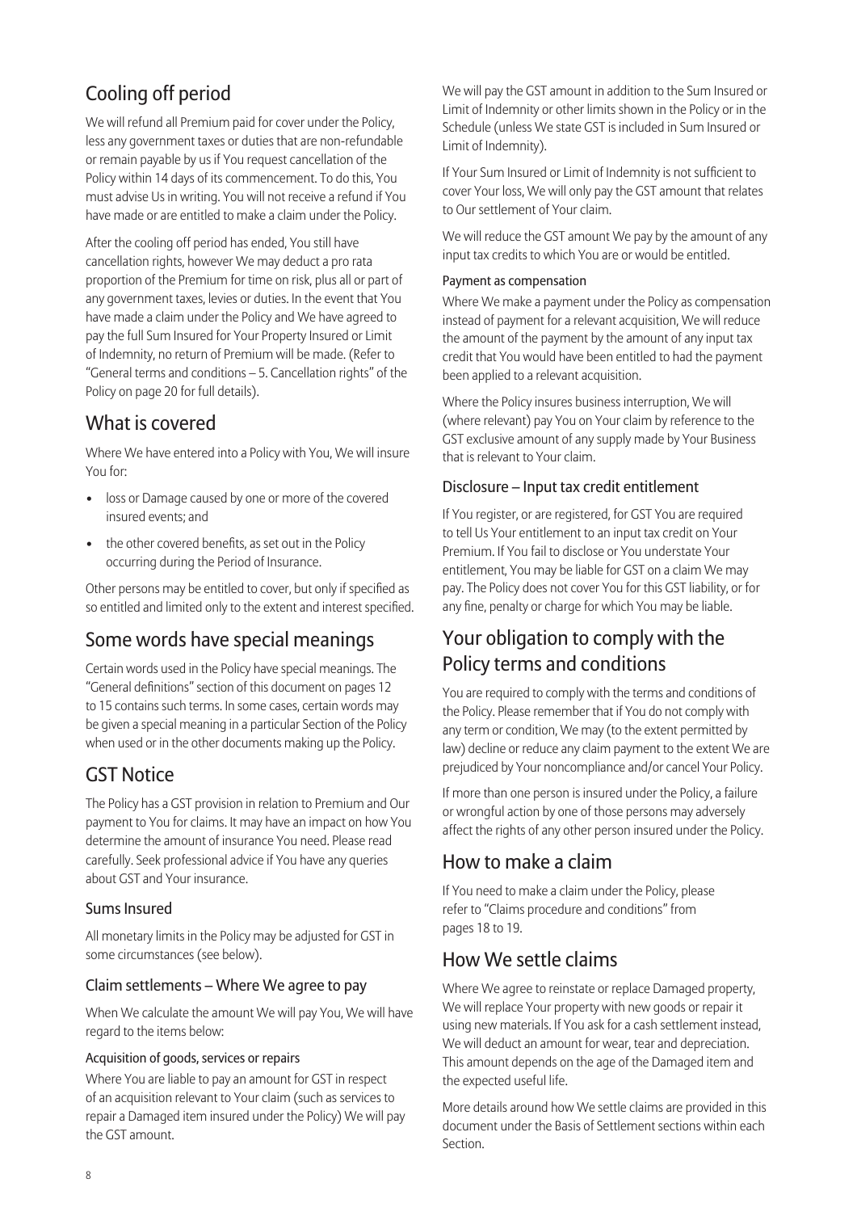## Cooling off period

We will refund all Premium paid for cover under the Policy, less any government taxes or duties that are non-refundable or remain payable by us if You request cancellation of the Policy within 14 days of its commencement. To do this, You must advise Us in writing. You will not receive a refund if You have made or are entitled to make a claim under the Policy.

After the cooling off period has ended, You still have cancellation rights, however We may deduct a pro rata proportion of the Premium for time on risk, plus all or part of any government taxes, levies or duties. In the event that You have made a claim under the Policy and We have agreed to pay the full Sum Insured for Your Property Insured or Limit of Indemnity, no return of Premium will be made. (Refer to "General terms and conditions – 5. Cancellation rights" of the Policy on page 20 for full details).

## What is covered

Where We have entered into a Policy with You, We will insure You for:

- loss or Damage caused by one or more of the covered insured events; and
- the other covered benefits, as set out in the Policy occurring during the Period of Insurance.

Other persons may be entitled to cover, but only if specified as so entitled and limited only to the extent and interest specified.

## Some words have special meanings

Certain words used in the Policy have special meanings. The "General definitions" section of this document on pages 12 to 15 contains such terms. In some cases, certain words may be given a special meaning in a particular Section of the Policy when used or in the other documents making up the Policy.

## GST Notice

The Policy has a GST provision in relation to Premium and Our payment to You for claims. It may have an impact on how You determine the amount of insurance You need. Please read carefully. Seek professional advice if You have any queries about GST and Your insurance.

### Sums Insured

All monetary limits in the Policy may be adjusted for GST in some circumstances (see below).

### Claim settlements – Where We agree to pay

When We calculate the amount We will pay You, We will have regard to the items below:

#### Acquisition of goods, services or repairs

Where You are liable to pay an amount for GST in respect of an acquisition relevant to Your claim (such as services to repair a Damaged item insured under the Policy) We will pay the GST amount.

We will pay the GST amount in addition to the Sum Insured or Limit of Indemnity or other limits shown in the Policy or in the Schedule (unless We state GST is included in Sum Insured or Limit of Indemnity).

If Your Sum Insured or Limit of Indemnity is not sufficient to cover Your loss, We will only pay the GST amount that relates to Our settlement of Your claim.

We will reduce the GST amount We pay by the amount of any input tax credits to which You are or would be entitled.

#### Payment as compensation

Where We make a payment under the Policy as compensation instead of payment for a relevant acquisition, We will reduce the amount of the payment by the amount of any input tax credit that You would have been entitled to had the payment been applied to a relevant acquisition.

Where the Policy insures business interruption, We will (where relevant) pay You on Your claim by reference to the GST exclusive amount of any supply made by Your Business that is relevant to Your claim.

### Disclosure – Input tax credit entitlement

If You register, or are registered, for GST You are required to tell Us Your entitlement to an input tax credit on Your Premium. If You fail to disclose or You understate Your entitlement, You may be liable for GST on a claim We may pay. The Policy does not cover You for this GST liability, or for any fine, penalty or charge for which You may be liable.

## Your obligation to comply with the Policy terms and conditions

You are required to comply with the terms and conditions of the Policy. Please remember that if You do not comply with any term or condition, We may (to the extent permitted by law) decline or reduce any claim payment to the extent We are prejudiced by Your noncompliance and/or cancel Your Policy.

If more than one person is insured under the Policy, a failure or wrongful action by one of those persons may adversely affect the rights of any other person insured under the Policy.

## How to make a claim

If You need to make a claim under the Policy, please refer to "Claims procedure and conditions" from pages 18 to 19.

## How We settle claims

Where We agree to reinstate or replace Damaged property, We will replace Your property with new goods or repair it using new materials. If You ask for a cash settlement instead, We will deduct an amount for wear, tear and depreciation. This amount depends on the age of the Damaged item and the expected useful life.

More details around how We settle claims are provided in this document under the Basis of Settlement sections within each Section.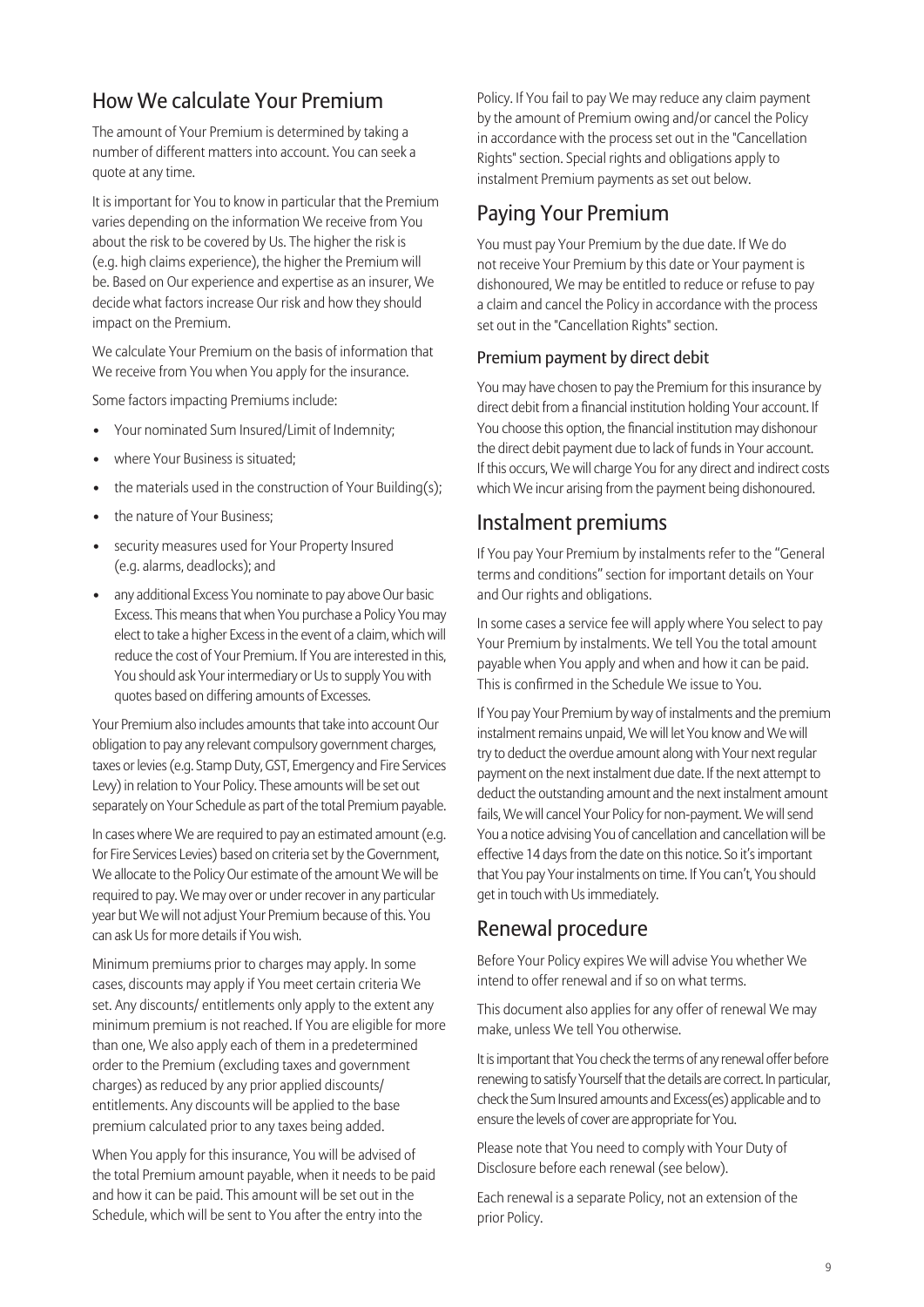## How We calculate Your Premium

The amount of Your Premium is determined by taking a number of different matters into account. You can seek a quote at any time.

It is important for You to know in particular that the Premium varies depending on the information We receive from You about the risk to be covered by Us. The higher the risk is (e.g. high claims experience), the higher the Premium will be. Based on Our experience and expertise as an insurer, We decide what factors increase Our risk and how they should impact on the Premium.

We calculate Your Premium on the basis of information that We receive from You when You apply for the insurance.

Some factors impacting Premiums include:

- Your nominated Sum Insured/Limit of Indemnity;
- where Your Business is situated;
- the materials used in the construction of Your Building(s);
- the nature of Your Business;
- security measures used for Your Property Insured (e.g. alarms, deadlocks); and
- any additional Excess You nominate to pay above Our basic Excess. This means that when You purchase a Policy You may elect to take a higher Excess in the event of a claim, which will reduce the cost of Your Premium. If You are interested in this, You should ask Your intermediary or Us to supply You with quotes based on differing amounts of Excesses.

Your Premium also includes amounts that take into account Our obligation to pay any relevant compulsory government charges, taxes or levies (e.g. Stamp Duty, GST, Emergency and Fire Services Levy) in relation to Your Policy. These amounts will be set out separately on Your Schedule as part of the total Premium payable.

In cases where We are required to pay an estimated amount (e.g. for Fire Services Levies) based on criteria set by the Government, We allocate to the Policy Our estimate of the amount We will be required to pay. We may over or under recover in any particular year but We will not adjust Your Premium because of this. You can ask Us for more details if You wish.

Minimum premiums prior to charges may apply. In some cases, discounts may apply if You meet certain criteria We set. Any discounts/ entitlements only apply to the extent any minimum premium is not reached. If You are eligible for more than one, We also apply each of them in a predetermined order to the Premium (excluding taxes and government charges) as reduced by any prior applied discounts/ entitlements. Any discounts will be applied to the base premium calculated prior to any taxes being added.

When You apply for this insurance, You will be advised of the total Premium amount payable, when it needs to be paid and how it can be paid. This amount will be set out in the Schedule, which will be sent to You after the entry into the Policy. If You fail to pay We may reduce any claim payment by the amount of Premium owing and/or cancel the Policy in accordance with the process set out in the "Cancellation Rights" section. Special rights and obligations apply to instalment Premium payments as set out below.

## Paying Your Premium

You must pay Your Premium by the due date. If We do not receive Your Premium by this date or Your payment is dishonoured, We may be entitled to reduce or refuse to pay a claim and cancel the Policy in accordance with the process set out in the "Cancellation Rights" section.

### Premium payment by direct debit

You may have chosen to pay the Premium for this insurance by direct debit from a financial institution holding Your account. If You choose this option, the financial institution may dishonour the direct debit payment due to lack of funds in Your account. If this occurs, We will charge You for any direct and indirect costs which We incur arising from the payment being dishonoured.

## Instalment premiums

If You pay Your Premium by instalments refer to the "General terms and conditions" section for important details on Your and Our rights and obligations.

In some cases a service fee will apply where You select to pay Your Premium by instalments. We tell You the total amount payable when You apply and when and how it can be paid. This is confirmed in the Schedule We issue to You.

If You pay Your Premium by way of instalments and the premium instalment remains unpaid, We will let You know and We will try to deduct the overdue amount along with Your next regular payment on the next instalment due date. If the next attempt to deduct the outstanding amount and the next instalment amount fails, We will cancel Your Policy for non-payment. We will send You a notice advising You of cancellation and cancellation will be effective 14 days from the date on this notice. So it's important that You pay Your instalments on time. If You can't, You should get in touch with Us immediately.

## Renewal procedure

Before Your Policy expires We will advise You whether We intend to offer renewal and if so on what terms.

This document also applies for any offer of renewal We may make, unless We tell You otherwise.

It is important that You check the terms of any renewal offer before renewing to satisfy Yourself that the details are correct. In particular, check the Sum Insured amounts and Excess(es) applicable and to ensure the levels of cover are appropriate for You.

Please note that You need to comply with Your Duty of Disclosure before each renewal (see below).

Each renewal is a separate Policy, not an extension of the prior Policy.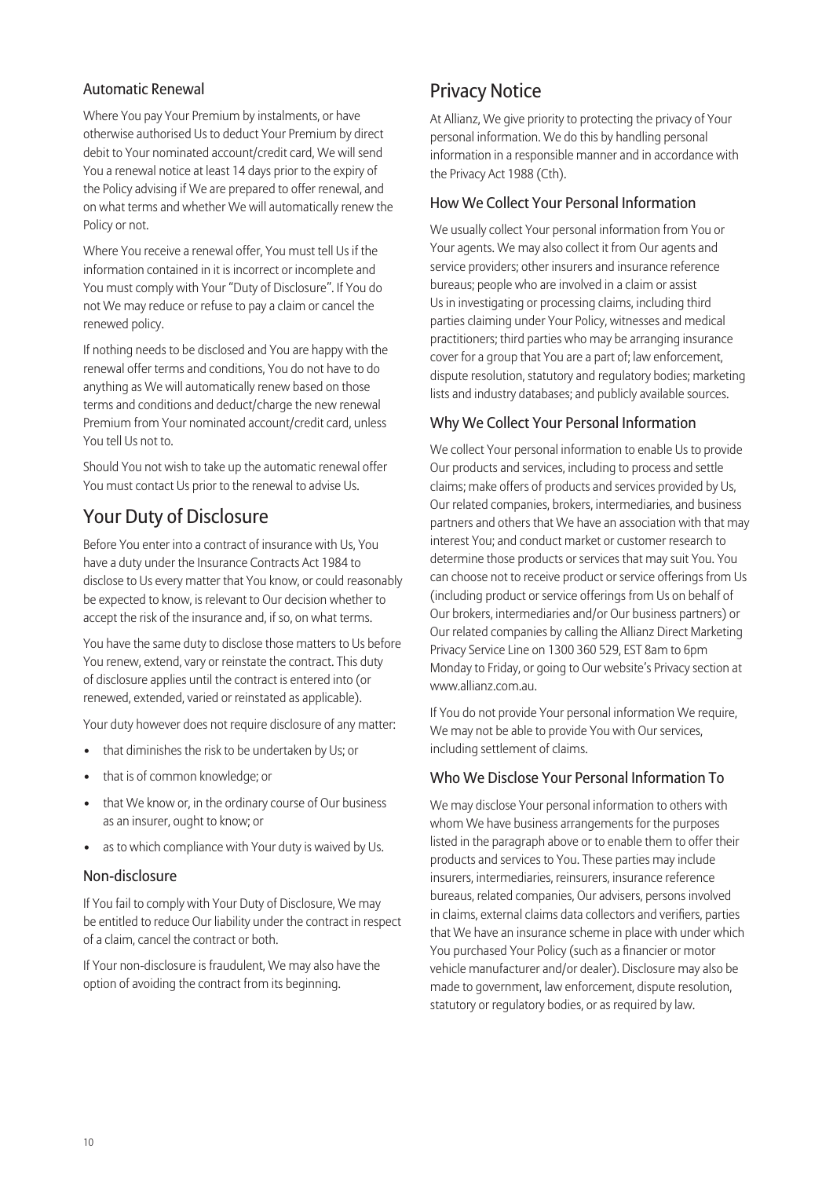### Automatic Renewal

Where You pay Your Premium by instalments, or have otherwise authorised Us to deduct Your Premium by direct debit to Your nominated account/credit card, We will send You a renewal notice at least 14 days prior to the expiry of the Policy advising if We are prepared to offer renewal, and on what terms and whether We will automatically renew the Policy or not.

Where You receive a renewal offer, You must tell Us if the information contained in it is incorrect or incomplete and You must comply with Your "Duty of Disclosure". If You do not We may reduce or refuse to pay a claim or cancel the renewed policy.

If nothing needs to be disclosed and You are happy with the renewal offer terms and conditions, You do not have to do anything as We will automatically renew based on those terms and conditions and deduct/charge the new renewal Premium from Your nominated account/credit card, unless You tell Us not to.

Should You not wish to take up the automatic renewal offer You must contact Us prior to the renewal to advise Us.

## Your Duty of Disclosure

Before You enter into a contract of insurance with Us, You have a duty under the Insurance Contracts Act 1984 to disclose to Us every matter that You know, or could reasonably be expected to know, is relevant to Our decision whether to accept the risk of the insurance and, if so, on what terms.

You have the same duty to disclose those matters to Us before You renew, extend, vary or reinstate the contract. This duty of disclosure applies until the contract is entered into (or renewed, extended, varied or reinstated as applicable).

Your duty however does not require disclosure of any matter:

- that diminishes the risk to be undertaken by Us; or
- that is of common knowledge; or
- that We know or, in the ordinary course of Our business as an insurer, ought to know; or
- as to which compliance with Your duty is waived by Us.

### Non-disclosure

If You fail to comply with Your Duty of Disclosure, We may be entitled to reduce Our liability under the contract in respect of a claim, cancel the contract or both.

If Your non-disclosure is fraudulent, We may also have the option of avoiding the contract from its beginning.

## Privacy Notice

At Allianz, We give priority to protecting the privacy of Your personal information. We do this by handling personal information in a responsible manner and in accordance with the Privacy Act 1988 (Cth).

### How We Collect Your Personal Information

We usually collect Your personal information from You or Your agents. We may also collect it from Our agents and service providers; other insurers and insurance reference bureaus; people who are involved in a claim or assist Us in investigating or processing claims, including third parties claiming under Your Policy, witnesses and medical practitioners; third parties who may be arranging insurance cover for a group that You are a part of; law enforcement, dispute resolution, statutory and regulatory bodies; marketing lists and industry databases; and publicly available sources.

### Why We Collect Your Personal Information

We collect Your personal information to enable Us to provide Our products and services, including to process and settle claims; make offers of products and services provided by Us, Our related companies, brokers, intermediaries, and business partners and others that We have an association with that may interest You; and conduct market or customer research to determine those products or services that may suit You. You can choose not to receive product or service offerings from Us (including product or service offerings from Us on behalf of Our brokers, intermediaries and/or Our business partners) or Our related companies by calling the Allianz Direct Marketing Privacy Service Line on 1300 360 529, EST 8am to 6pm Monday to Friday, or going to Our website's Privacy section at www.allianz.com.au.

If You do not provide Your personal information We require, We may not be able to provide You with Our services, including settlement of claims.

### Who We Disclose Your Personal Information To

We may disclose Your personal information to others with whom We have business arrangements for the purposes listed in the paragraph above or to enable them to offer their products and services to You. These parties may include insurers, intermediaries, reinsurers, insurance reference bureaus, related companies, Our advisers, persons involved in claims, external claims data collectors and verifiers, parties that We have an insurance scheme in place with under which You purchased Your Policy (such as a financier or motor vehicle manufacturer and/or dealer). Disclosure may also be made to government, law enforcement, dispute resolution, statutory or regulatory bodies, or as required by law.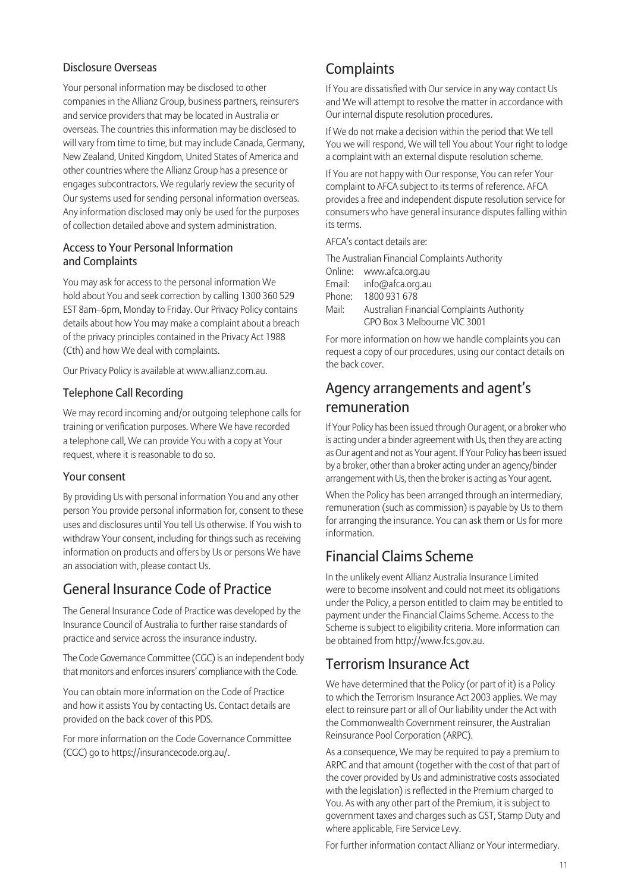### Disclosure Overseas

Your personal information may be disclosed to other companies in the Allianz Group, business partners, reinsurers and service providers that may be located in Australia or overseas. The countries this information may be disclosed to will vary from time to time, but may include Canada, Germany, New Zealand, United Kingdom, United States of America and other countries where the Allianz Group has a presence or engages subcontractors. We regularly review the security of Our systems used for sending personal information overseas. Any information disclosed may only be used for the purposes of collection detailed above and system administration.

### Access to Your Personal Information and Complaints

You may ask for access to the personal information We hold about You and seek correction by calling 1300 360 529 EST 8am–6pm, Monday to Friday. Our Privacy Policy contains details about how You may make a complaint about a breach of the privacy principles contained in the Privacy Act 1988 (Cth) and how We deal with complaints.

Our Privacy Policy is available at www.allianz.com.au.

### Telephone Call Recording

We may record incoming and/or outgoing telephone calls for training or verification purposes. Where We have recorded a telephone call, We can provide You with a copy at Your request, where it is reasonable to do so.

### Your consent

By providing Us with personal information You and any other person You provide personal information for, consent to these uses and disclosures until You tell Us otherwise. If You wish to withdraw Your consent, including for things such as receiving information on products and offers by Us or persons We have an association with, please contact Us.

## General Insurance Code of Practice

The General Insurance Code of Practice was developed by the Insurance Council of Australia to further raise standards of practice and service across the insurance industry.

The Code Governance Committee (CGC) is an independent body that monitors and enforces insurers' compliance with the Code.

You can obtain more information on the Code of Practice and how it assists You by contacting Us. Contact details are provided on the back cover of this PDS.

For more information on the Code Governance Committee (CGC) go to https://insurancecode.org.au/.

## Complaints

If You are dissatisfied with Our service in any way contact Us and We will attempt to resolve the matter in accordance with Our internal dispute resolution procedures.

If We do not make a decision within the period that We tell You we will respond, We will tell You about Your right to lodge a complaint with an external dispute resolution scheme.

If You are not happy with Our response, You can refer Your complaint to AFCA subject to its terms of reference. AFCA provides a free and independent dispute resolution service for consumers who have general insurance disputes falling within its terms.

AFCA's contact details are:

The Australian Financial Complaints Authority
Online: www.afca.org.au
Email: info@afca.org.au
Phone: 1800 931 678
Mail: Australian Financial Complaints Authority
GPO Box 3 Melbourne VIC 3001

For more information on how we handle complaints you can request a copy of our procedures, using our contact details on the back cover.

## Agency arrangements and agent's remuneration

If Your Policy has been issued through Our agent, or a broker who is acting under a binder agreement with Us, then they are acting as Our agent and not as Your agent. If Your Policy has been issued by a broker, other than a broker acting under an agency/binder arrangement with Us, then the broker is acting as Your agent.

When the Policy has been arranged through an intermediary, remuneration (such as commission) is payable by Us to them for arranging the insurance. You can ask them or Us for more information.

## Financial Claims Scheme

In the unlikely event Allianz Australia Insurance Limited were to become insolvent and could not meet its obligations under the Policy, a person entitled to claim may be entitled to payment under the Financial Claims Scheme. Access to the Scheme is subject to eligibility criteria. More information can be obtained from http://www.fcs.gov.au.

## Terrorism Insurance Act

We have determined that the Policy (or part of it) is a Policy to which the Terrorism Insurance Act 2003 applies. We may elect to reinsure part or all of Our liability under the Act with the Commonwealth Government reinsurer, the Australian Reinsurance Pool Corporation (ARPC).

As a consequence, We may be required to pay a premium to ARPC and that amount (together with the cost of that part of the cover provided by Us and administrative costs associated with the legislation) is reflected in the Premium charged to You. As with any other part of the Premium, it is subject to government taxes and charges such as GST, Stamp Duty and where applicable, Fire Service Levy.

For further information contact Allianz or Your intermediary.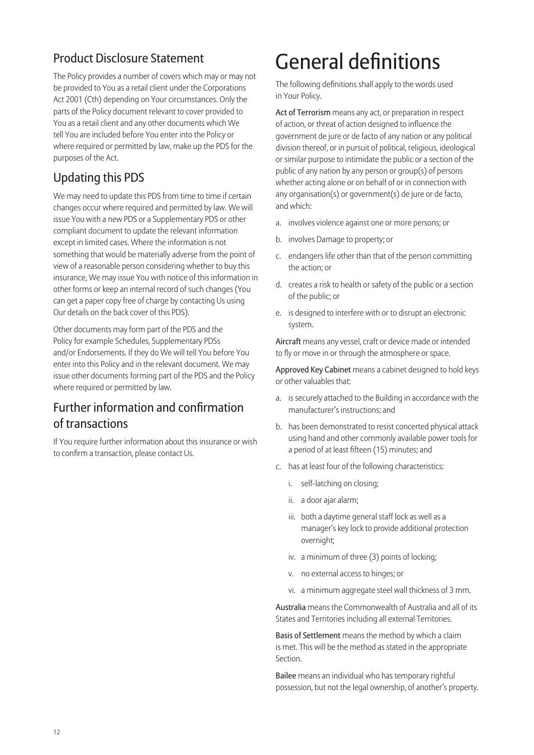## Product Disclosure Statement

The Policy provides a number of covers which may or may not be provided to You as a retail client under the Corporations Act 2001 (Cth) depending on Your circumstances. Only the parts of the Policy document relevant to cover provided to You as a retail client and any other documents which We tell You are included before You enter into the Policy or where required or permitted by law, make up the PDS for the purposes of the Act.

## Updating this PDS

We may need to update this PDS from time to time if certain changes occur where required and permitted by law. We will issue You with a new PDS or a Supplementary PDS or other compliant document to update the relevant information except in limited cases. Where the information is not something that would be materially adverse from the point of view of a reasonable person considering whether to buy this insurance, We may issue You with notice of this information in other forms or keep an internal record of such changes (You can get a paper copy free of charge by contacting Us using Our details on the back cover of this PDS).

Other documents may form part of the PDS and the Policy for example Schedules, Supplementary PDSs and/or Endorsements. If they do We will tell You before You enter into this Policy and in the relevant document. We may issue other documents forming part of the PDS and the Policy where required or permitted by law.

## Further information and confirmation of transactions

If You require further information about this insurance or wish to confirm a transaction, please contact Us.

# General definitions

The following definitions shall apply to the words used in Your Policy.

**Act of Terrorism** means any act, or preparation in respect of action, or threat of action designed to influence the government de jure or de facto of any nation or any political division thereof, or in pursuit of political, religious, ideological or similar purpose to intimidate the public or a section of the public of any nation by any person or group(s) of persons whether acting alone or on behalf of or in connection with any organisation(s) or government(s) de jure or de facto, and which:

a. involves violence against one or more persons; or
b. involves Damage to property; or
c. endangers life other than that of the person committing the action; or
d. creates a risk to health or safety of the public or a section of the public; or
e. is designed to interfere with or to disrupt an electronic system.

**Aircraft** means any vessel, craft or device made or intended to fly or move in or through the atmosphere or space.

**Approved Key Cabinet** means a cabinet designed to hold keys or other valuables that:

a. is securely attached to the Building in accordance with the manufacturer's instructions; and
b. has been demonstrated to resist concerted physical attack using hand and other commonly available power tools for a period of at least fifteen (15) minutes; and
c. has at least four of the following characteristics:
    i. self-latching on closing;
    ii. a door ajar alarm;
    iii. both a daytime general staff lock as well as a manager's key lock to provide additional protection overnight;
    iv. a minimum of three (3) points of locking;
    v. no external access to hinges; or
    vi. a minimum aggregate steel wall thickness of 3 mm.

**Australia** means the Commonwealth of Australia and all of its States and Territories including all external Territories.

**Basis of Settlement** means the method by which a claim is met. This will be the method as stated in the appropriate Section.

**Bailee** means an individual who has temporary rightful possession, but not the legal ownership, of another's property.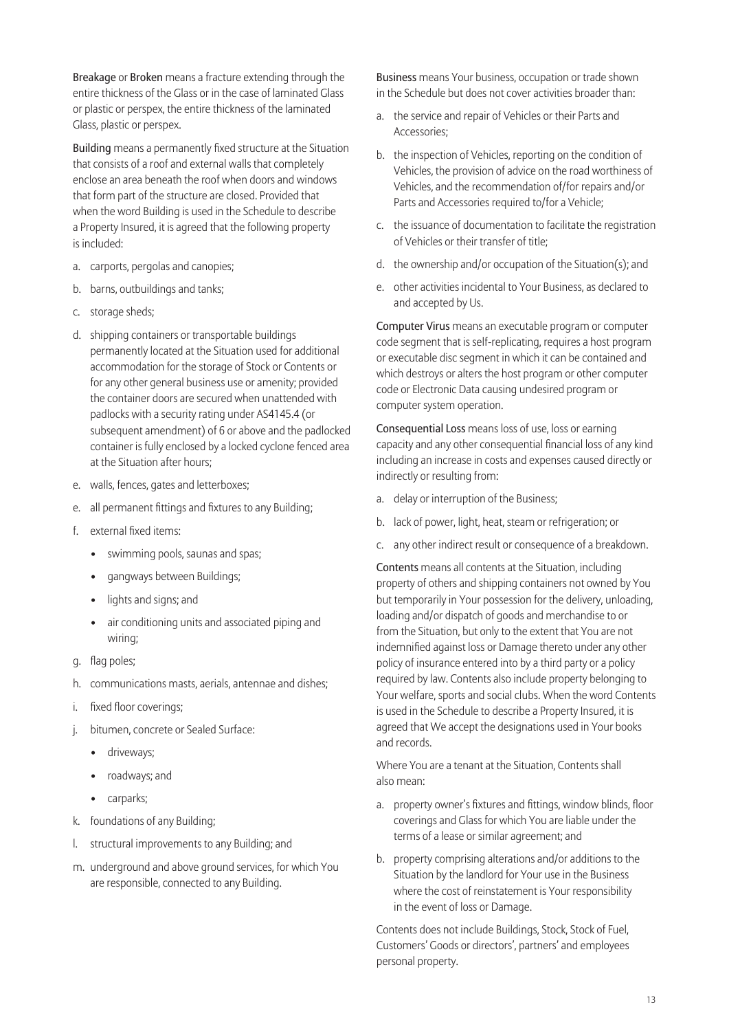**Breakage** or **Broken** means a fracture extending through the entire thickness of the Glass or in the case of laminated Glass or plastic or perspex, the entire thickness of the laminated Glass, plastic or perspex.

**Building** means a permanently fixed structure at the Situation that consists of a roof and external walls that completely enclose an area beneath the roof when doors and windows that form part of the structure are closed. Provided that when the word Building is used in the Schedule to describe a Property Insured, it is agreed that the following property is included:

a. carports, pergolas and canopies;
b. barns, outbuildings and tanks;
c. storage sheds;
d. shipping containers or transportable buildings permanently located at the Situation used for additional accommodation for the storage of Stock or Contents or for any other general business use or amenity; provided the container doors are secured when unattended with padlocks with a security rating under AS4145.4 (or subsequent amendment) of 6 or above and the padlocked container is fully enclosed by a locked cyclone fenced area at the Situation after hours;
e. walls, fences, gates and letterboxes;
e. all permanent fittings and fixtures to any Building;
f. external fixed items:
   - swimming pools, saunas and spas;
   - gangways between Buildings;
   - lights and signs; and
   - air conditioning units and associated piping and wiring;
g. flag poles;
h. communications masts, aerials, antennae and dishes;
i. fixed floor coverings;
j. bitumen, concrete or Sealed Surface:
   - driveways;
   - roadways; and
   - carparks;
k. foundations of any Building;
l. structural improvements to any Building; and
m. underground and above ground services, for which You are responsible, connected to any Building.

**Business** means Your business, occupation or trade shown in the Schedule but does not cover activities broader than:

a. the service and repair of Vehicles or their Parts and Accessories;
b. the inspection of Vehicles, reporting on the condition of Vehicles, the provision of advice on the road worthiness of Vehicles, and the recommendation of/for repairs and/or Parts and Accessories required to/for a Vehicle;
c. the issuance of documentation to facilitate the registration of Vehicles or their transfer of title;
d. the ownership and/or occupation of the Situation(s); and
e. other activities incidental to Your Business, as declared to and accepted by Us.

**Computer Virus** means an executable program or computer code segment that is self-replicating, requires a host program or executable disc segment in which it can be contained and which destroys or alters the host program or other computer code or Electronic Data causing undesired program or computer system operation.

**Consequential Loss** means loss of use, loss or earning capacity and any other consequential financial loss of any kind including an increase in costs and expenses caused directly or indirectly or resulting from:

a. delay or interruption of the Business;
b. lack of power, light, heat, steam or refrigeration; or
c. any other indirect result or consequence of a breakdown.

**Contents** means all contents at the Situation, including property of others and shipping containers not owned by You but temporarily in Your possession for the delivery, unloading, loading and/or dispatch of goods and merchandise to or from the Situation, but only to the extent that You are not indemnified against loss or Damage thereto under any other policy of insurance entered into by a third party or a policy required by law. Contents also include property belonging to Your welfare, sports and social clubs. When the word Contents is used in the Schedule to describe a Property Insured, it is agreed that We accept the designations used in Your books and records.

Where You are a tenant at the Situation, Contents shall also mean:

a. property owner's fixtures and fittings, window blinds, floor coverings and Glass for which You are liable under the terms of a lease or similar agreement; and
b. property comprising alterations and/or additions to the Situation by the landlord for Your use in the Business where the cost of reinstatement is Your responsibility in the event of loss or Damage.

Contents does not include Buildings, Stock, Stock of Fuel, Customers' Goods or directors', partners' and employees personal property.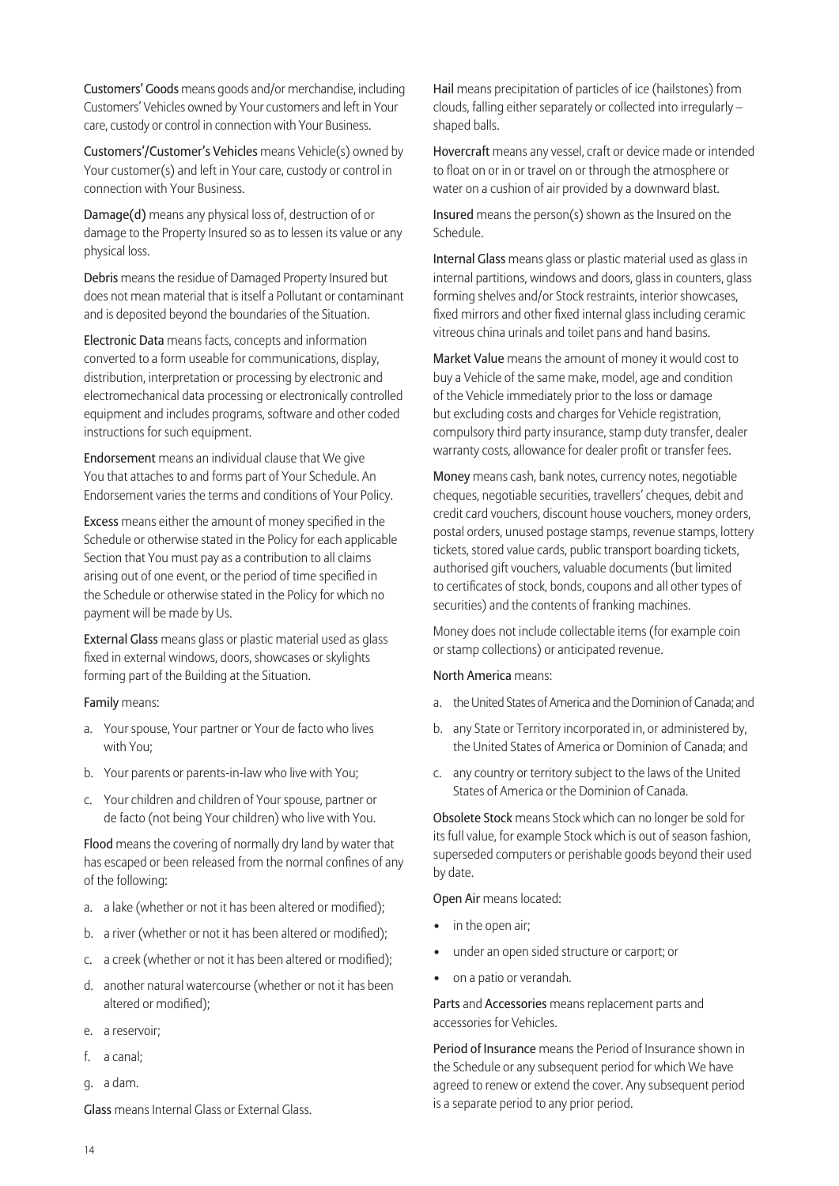**Customers' Goods** means goods and/or merchandise, including Customers' Vehicles owned by Your customers and left in Your care, custody or control in connection with Your Business.

**Customers'/Customer's Vehicles** means Vehicle(s) owned by Your customer(s) and left in Your care, custody or control in connection with Your Business.

**Damage(d)** means any physical loss of, destruction of or damage to the Property Insured so as to lessen its value or any physical loss.

**Debris** means the residue of Damaged Property Insured but does not mean material that is itself a Pollutant or contaminant and is deposited beyond the boundaries of the Situation.

**Electronic Data** means facts, concepts and information converted to a form useable for communications, display, distribution, interpretation or processing by electronic and electromechanical data processing or electronically controlled equipment and includes programs, software and other coded instructions for such equipment.

**Endorsement** means an individual clause that We give You that attaches to and forms part of Your Schedule. An Endorsement varies the terms and conditions of Your Policy.

**Excess** means either the amount of money specified in the Schedule or otherwise stated in the Policy for each applicable Section that You must pay as a contribution to all claims arising out of one event, or the period of time specified in the Schedule or otherwise stated in the Policy for which no payment will be made by Us.

**External Glass** means glass or plastic material used as glass fixed in external windows, doors, showcases or skylights forming part of the Building at the Situation.

**Family** means:

a. Your spouse, Your partner or Your de facto who lives with You;
b. Your parents or parents-in-law who live with You;
c. Your children and children of Your spouse, partner or de facto (not being Your children) who live with You.

**Flood** means the covering of normally dry land by water that has escaped or been released from the normal confines of any of the following:

a. a lake (whether or not it has been altered or modified);
b. a river (whether or not it has been altered or modified);
c. a creek (whether or not it has been altered or modified);
d. another natural watercourse (whether or not it has been altered or modified);
e. a reservoir;
f. a canal;
g. a dam.

**Glass** means Internal Glass or External Glass.

**Hail** means precipitation of particles of ice (hailstones) from clouds, falling either separately or collected into irregularly – shaped balls.

**Hovercraft** means any vessel, craft or device made or intended to float on or in or travel on or through the atmosphere or water on a cushion of air provided by a downward blast.

**Insured** means the person(s) shown as the Insured on the Schedule.

**Internal Glass** means glass or plastic material used as glass in internal partitions, windows and doors, glass in counters, glass forming shelves and/or Stock restraints, interior showcases, fixed mirrors and other fixed internal glass including ceramic vitreous china urinals and toilet pans and hand basins.

**Market Value** means the amount of money it would cost to buy a Vehicle of the same make, model, age and condition of the Vehicle immediately prior to the loss or damage but excluding costs and charges for Vehicle registration, compulsory third party insurance, stamp duty transfer, dealer warranty costs, allowance for dealer profit or transfer fees.

**Money** means cash, bank notes, currency notes, negotiable cheques, negotiable securities, travellers' cheques, debit and credit card vouchers, discount house vouchers, money orders, postal orders, unused postage stamps, revenue stamps, lottery tickets, stored value cards, public transport boarding tickets, authorised gift vouchers, valuable documents (but limited to certificates of stock, bonds, coupons and all other types of securities) and the contents of franking machines.

Money does not include collectable items (for example coin or stamp collections) or anticipated revenue.

**North America** means:

a. the United States of America and the Dominion of Canada; and
b. any State or Territory incorporated in, or administered by, the United States of America or Dominion of Canada; and
c. any country or territory subject to the laws of the United States of America or the Dominion of Canada.

**Obsolete Stock** means Stock which can no longer be sold for its full value, for example Stock which is out of season fashion, superseded computers or perishable goods beyond their used by date.

**Open Air** means located:

- in the open air;
- under an open sided structure or carport; or
- on a patio or verandah.

**Parts** and **Accessories** means replacement parts and accessories for Vehicles.

**Period of Insurance** means the Period of Insurance shown in the Schedule or any subsequent period for which We have agreed to renew or extend the cover. Any subsequent period is a separate period to any prior period.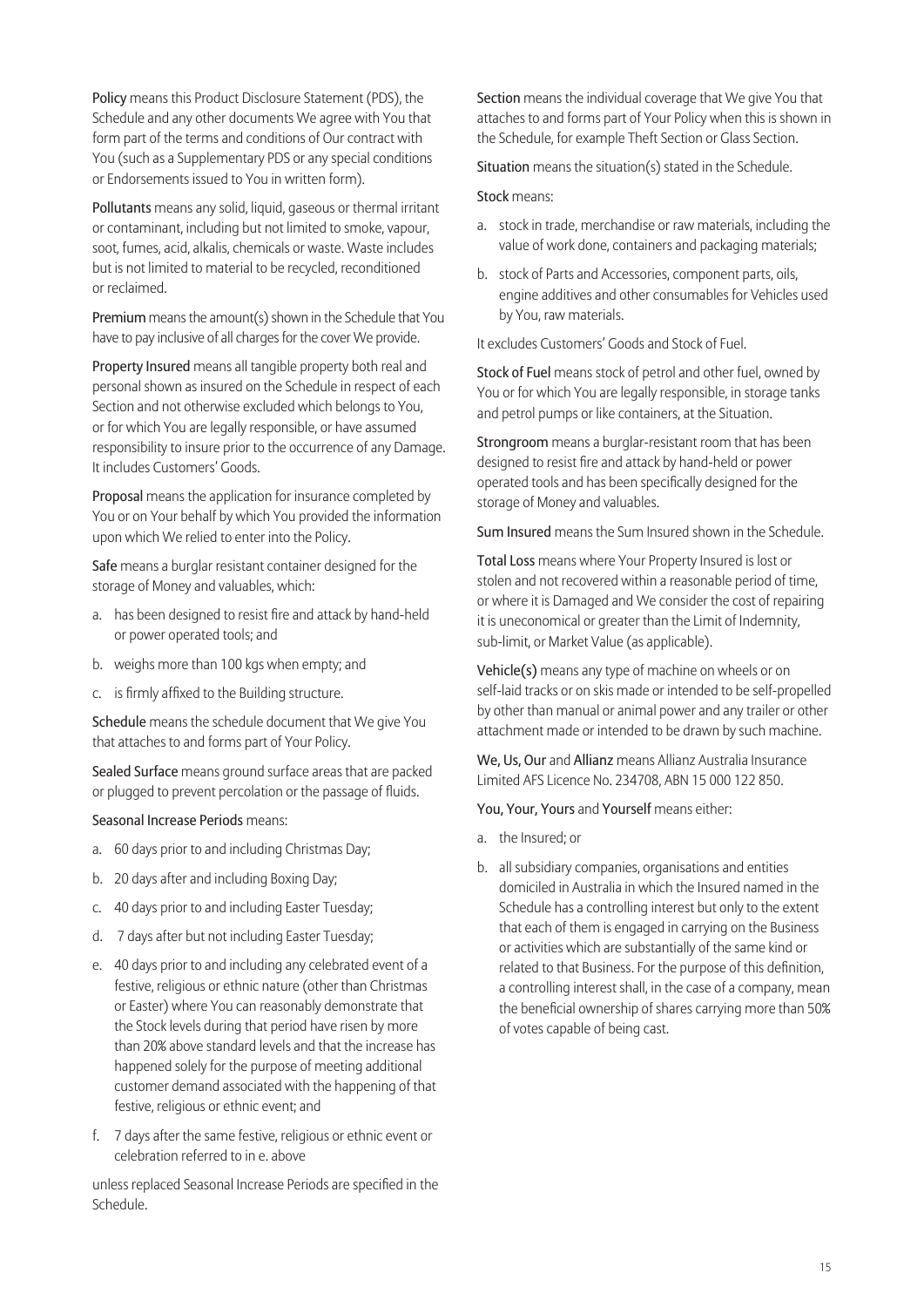**Policy** means this Product Disclosure Statement (PDS), the Schedule and any other documents We agree with You that form part of the terms and conditions of Our contract with You (such as a Supplementary PDS or any special conditions or Endorsements issued to You in written form).

**Pollutants** means any solid, liquid, gaseous or thermal irritant or contaminant, including but not limited to smoke, vapour, soot, fumes, acid, alkalis, chemicals or waste. Waste includes but is not limited to material to be recycled, reconditioned or reclaimed.

**Premium** means the amount(s) shown in the Schedule that You have to pay inclusive of all charges for the cover We provide.

**Property Insured** means all tangible property both real and personal shown as insured on the Schedule in respect of each Section and not otherwise excluded which belongs to You, or for which You are legally responsible, or have assumed responsibility to insure prior to the occurrence of any Damage. It includes Customers' Goods.

**Proposal** means the application for insurance completed by You or on Your behalf by which You provided the information upon which We relied to enter into the Policy.

**Safe** means a burglar resistant container designed for the storage of Money and valuables, which:

a. has been designed to resist fire and attack by hand-held or power operated tools; and
b. weighs more than 100 kgs when empty; and
c. is firmly affixed to the Building structure.

**Schedule** means the schedule document that We give You that attaches to and forms part of Your Policy.

**Sealed Surface** means ground surface areas that are packed or plugged to prevent percolation or the passage of fluids.

**Seasonal Increase Periods** means:

a. 60 days prior to and including Christmas Day;
b. 20 days after and including Boxing Day;
c. 40 days prior to and including Easter Tuesday;
d. 7 days after but not including Easter Tuesday;
e. 40 days prior to and including any celebrated event of a festive, religious or ethnic nature (other than Christmas or Easter) where You can reasonably demonstrate that the Stock levels during that period have risen by more than 20% above standard levels and that the increase has happened solely for the purpose of meeting additional customer demand associated with the happening of that festive, religious or ethnic event; and
f. 7 days after the same festive, religious or ethnic event or celebration referred to in e. above

unless replaced Seasonal Increase Periods are specified in the Schedule.

**Section** means the individual coverage that We give You that attaches to and forms part of Your Policy when this is shown in the Schedule, for example Theft Section or Glass Section.

**Situation** means the situation(s) stated in the Schedule.

**Stock** means:

a. stock in trade, merchandise or raw materials, including the value of work done, containers and packaging materials;
b. stock of Parts and Accessories, component parts, oils, engine additives and other consumables for Vehicles used by You, raw materials.

It excludes Customers' Goods and Stock of Fuel.

**Stock of Fuel** means stock of petrol and other fuel, owned by You or for which You are legally responsible, in storage tanks and petrol pumps or like containers, at the Situation.

**Strongroom** means a burglar-resistant room that has been designed to resist fire and attack by hand-held or power operated tools and has been specifically designed for the storage of Money and valuables.

**Sum Insured** means the Sum Insured shown in the Schedule.

**Total Loss** means where Your Property Insured is lost or stolen and not recovered within a reasonable period of time, or where it is Damaged and We consider the cost of repairing it is uneconomical or greater than the Limit of Indemnity, sub-limit, or Market Value (as applicable).

**Vehicle(s)** means any type of machine on wheels or on self-laid tracks or on skis made or intended to be self-propelled by other than manual or animal power and any trailer or other attachment made or intended to be drawn by such machine.

**We, Us, Our** and **Allianz** means Allianz Australia Insurance Limited AFS Licence No. 234708, ABN 15 000 122 850.

**You, Your, Yours** and **Yourself** means either:

a. the Insured; or
b. all subsidiary companies, organisations and entities domiciled in Australia in which the Insured named in the Schedule has a controlling interest but only to the extent that each of them is engaged in carrying on the Business or activities which are substantially of the same kind or related to that Business. For the purpose of this definition, a controlling interest shall, in the case of a company, mean the beneficial ownership of shares carrying more than 50% of votes capable of being cast.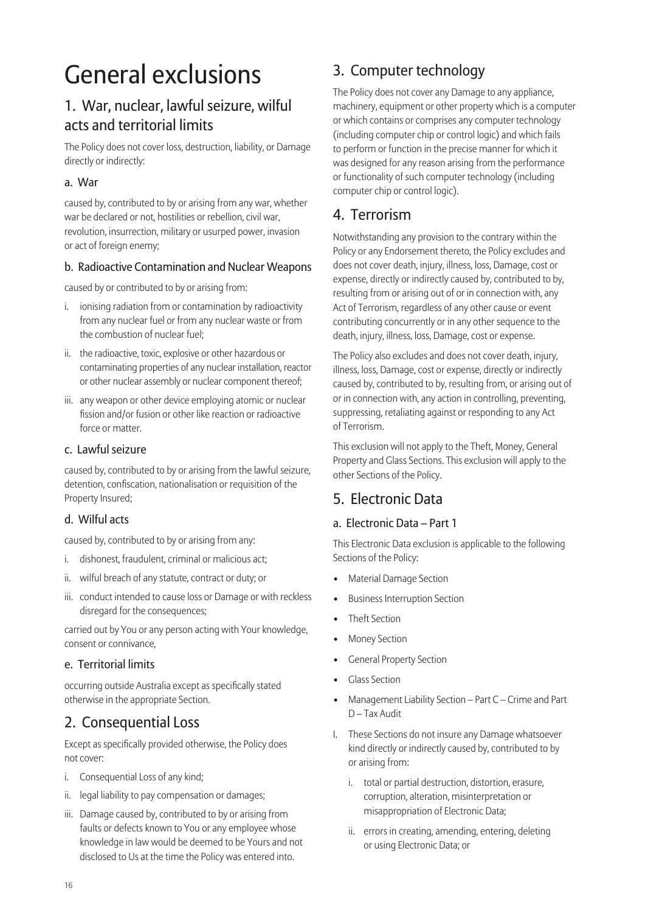# General exclusions

## 1. War, nuclear, lawful seizure, wilful acts and territorial limits

The Policy does not cover loss, destruction, liability, or Damage directly or indirectly:

### a. War

caused by, contributed to by or arising from any war, whether war be declared or not, hostilities or rebellion, civil war, revolution, insurrection, military or usurped power, invasion or act of foreign enemy;

### b. Radioactive Contamination and Nuclear Weapons

caused by or contributed to by or arising from:

i. ionising radiation from or contamination by radioactivity from any nuclear fuel or from any nuclear waste or from the combustion of nuclear fuel;

ii. the radioactive, toxic, explosive or other hazardous or contaminating properties of any nuclear installation, reactor or other nuclear assembly or nuclear component thereof;

iii. any weapon or other device employing atomic or nuclear fission and/or fusion or other like reaction or radioactive force or matter.

### c. Lawful seizure

caused by, contributed to by or arising from the lawful seizure, detention, confiscation, nationalisation or requisition of the Property Insured;

### d. Wilful acts

caused by, contributed to by or arising from any:

i. dishonest, fraudulent, criminal or malicious act;

ii. wilful breach of any statute, contract or duty; or

iii. conduct intended to cause loss or Damage or with reckless disregard for the consequences;

carried out by You or any person acting with Your knowledge, consent or connivance,

### e. Territorial limits

occurring outside Australia except as specifically stated otherwise in the appropriate Section.

## 2. Consequential Loss

Except as specifically provided otherwise, the Policy does not cover:

i. Consequential Loss of any kind;

ii. legal liability to pay compensation or damages;

iii. Damage caused by, contributed to by or arising from faults or defects known to You or any employee whose knowledge in law would be deemed to be Yours and not disclosed to Us at the time the Policy was entered into.

## 3. Computer technology

The Policy does not cover any Damage to any appliance, machinery, equipment or other property which is a computer or which contains or comprises any computer technology (including computer chip or control logic) and which fails to perform or function in the precise manner for which it was designed for any reason arising from the performance or functionality of such computer technology (including computer chip or control logic).

## 4. Terrorism

Notwithstanding any provision to the contrary within the Policy or any Endorsement thereto, the Policy excludes and does not cover death, injury, illness, loss, Damage, cost or expense, directly or indirectly caused by, contributed to by, resulting from or arising out of or in connection with, any Act of Terrorism, regardless of any other cause or event contributing concurrently or in any other sequence to the death, injury, illness, loss, Damage, cost or expense.

The Policy also excludes and does not cover death, injury, illness, loss, Damage, cost or expense, directly or indirectly caused by, contributed to by, resulting from, or arising out of or in connection with, any action in controlling, preventing, suppressing, retaliating against or responding to any Act of Terrorism.

This exclusion will not apply to the Theft, Money, General Property and Glass Sections. This exclusion will apply to the other Sections of the Policy.

## 5. Electronic Data

### a. Electronic Data – Part 1

This Electronic Data exclusion is applicable to the following Sections of the Policy:

- Material Damage Section
- Business Interruption Section
- Theft Section
- Money Section
- General Property Section
- Glass Section
- Management Liability Section – Part C – Crime and Part D – Tax Audit

I. These Sections do not insure any Damage whatsoever kind directly or indirectly caused by, contributed to by or arising from:

   i. total or partial destruction, distortion, erasure, corruption, alteration, misinterpretation or misappropriation of Electronic Data;

   ii. errors in creating, amending, entering, deleting or using Electronic Data; or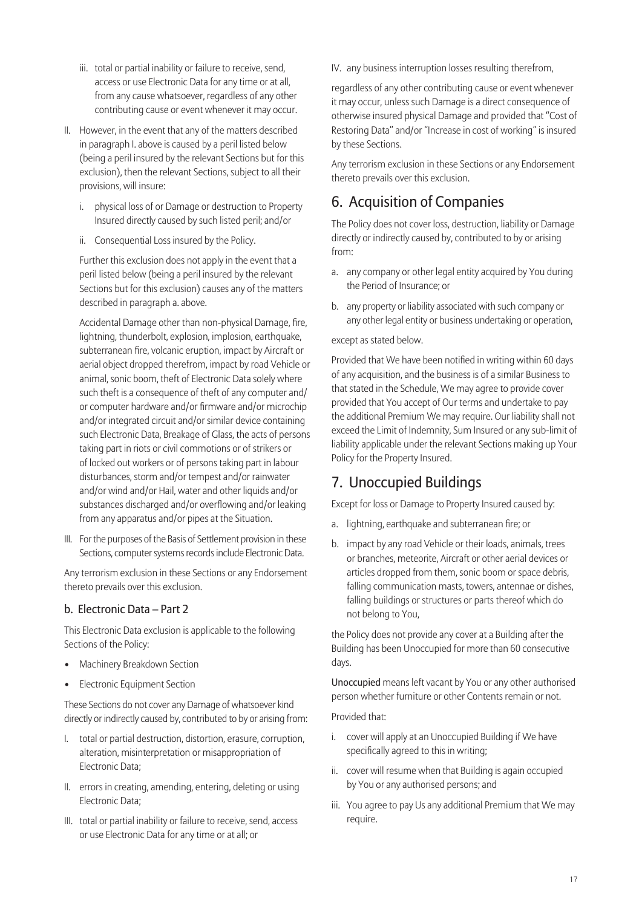iii. total or partial inability or failure to receive, send, access or use Electronic Data for any time or at all, from any cause whatsoever, regardless of any other contributing cause or event whenever it may occur.

II. However, in the event that any of the matters described in paragraph I. above is caused by a peril listed below (being a peril insured by the relevant Sections but for this exclusion), then the relevant Sections, subject to all their provisions, will insure:

   i. physical loss of or Damage or destruction to Property Insured directly caused by such listed peril; and/or

   ii. Consequential Loss insured by the Policy.

   Further this exclusion does not apply in the event that a peril listed below (being a peril insured by the relevant Sections but for this exclusion) causes any of the matters described in paragraph a. above.

   Accidental Damage other than non-physical Damage, fire, lightning, thunderbolt, explosion, implosion, earthquake, subterranean fire, volcanic eruption, impact by Aircraft or aerial object dropped therefrom, impact by road Vehicle or animal, sonic boom, theft of Electronic Data solely where such theft is a consequence of theft of any computer and/or computer hardware and/or firmware and/or microchip and/or integrated circuit and/or similar device containing such Electronic Data, Breakage of Glass, the acts of persons taking part in riots or civil commotions or of strikers or of locked out workers or of persons taking part in labour disturbances, storm and/or tempest and/or rainwater and/or wind and/or Hail, water and other liquids and/or substances discharged and/or overflowing and/or leaking from any apparatus and/or pipes at the Situation.

III. For the purposes of the Basis of Settlement provision in these Sections, computer systems records include Electronic Data.

Any terrorism exclusion in these Sections or any Endorsement thereto prevails over this exclusion.

### b. Electronic Data – Part 2

This Electronic Data exclusion is applicable to the following Sections of the Policy:

- Machinery Breakdown Section
- Electronic Equipment Section

These Sections do not cover any Damage of whatsoever kind directly or indirectly caused by, contributed to by or arising from:

I. total or partial destruction, distortion, erasure, corruption, alteration, misinterpretation or misappropriation of Electronic Data;

II. errors in creating, amending, entering, deleting or using Electronic Data;

III. total or partial inability or failure to receive, send, access or use Electronic Data for any time or at all; or

IV. any business interruption losses resulting therefrom,

regardless of any other contributing cause or event whenever it may occur, unless such Damage is a direct consequence of otherwise insured physical Damage and provided that "Cost of Restoring Data" and/or "Increase in cost of working" is insured by these Sections.

Any terrorism exclusion in these Sections or any Endorsement thereto prevails over this exclusion.

## 6. Acquisition of Companies

The Policy does not cover loss, destruction, liability or Damage directly or indirectly caused by, contributed to by or arising from:

a. any company or other legal entity acquired by You during the Period of Insurance; or

b. any property or liability associated with such company or any other legal entity or business undertaking or operation,

except as stated below.

Provided that We have been notified in writing within 60 days of any acquisition, and the business is of a similar Business to that stated in the Schedule, We may agree to provide cover provided that You accept of Our terms and undertake to pay the additional Premium We may require. Our liability shall not exceed the Limit of Indemnity, Sum Insured or any sub-limit of liability applicable under the relevant Sections making up Your Policy for the Property Insured.

## 7. Unoccupied Buildings

Except for loss or Damage to Property Insured caused by:

a. lightning, earthquake and subterranean fire; or

b. impact by any road Vehicle or their loads, animals, trees or branches, meteorite, Aircraft or other aerial devices or articles dropped from them, sonic boom or space debris, falling communication masts, towers, antennae or dishes, falling buildings or structures or parts thereof which do not belong to You,

the Policy does not provide any cover at a Building after the Building has been Unoccupied for more than 60 consecutive days.

**Unoccupied** means left vacant by You or any other authorised person whether furniture or other Contents remain or not.

Provided that:

i. cover will apply at an Unoccupied Building if We have specifically agreed to this in writing;

ii. cover will resume when that Building is again occupied by You or any authorised persons; and

iii. You agree to pay Us any additional Premium that We may require.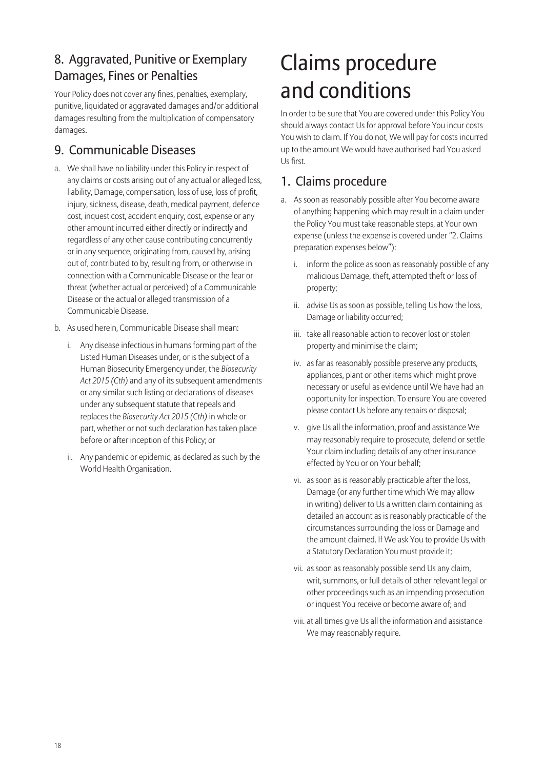## 8. Aggravated, Punitive or Exemplary Damages, Fines or Penalties

Your Policy does not cover any fines, penalties, exemplary, punitive, liquidated or aggravated damages and/or additional damages resulting from the multiplication of compensatory damages.

## 9. Communicable Diseases

a. We shall have no liability under this Policy in respect of any claims or costs arising out of any actual or alleged loss, liability, Damage, compensation, loss of use, loss of profit, injury, sickness, disease, death, medical payment, defence cost, inquest cost, accident enquiry, cost, expense or any other amount incurred either directly or indirectly and regardless of any other cause contributing concurrently or in any sequence, originating from, caused by, arising out of, contributed to by, resulting from, or otherwise in connection with a Communicable Disease or the fear or threat (whether actual or perceived) of a Communicable Disease or the actual or alleged transmission of a Communicable Disease.

b. As used herein, Communicable Disease shall mean:

   i. Any disease infectious in humans forming part of the Listed Human Diseases under, or is the subject of a Human Biosecurity Emergency under, the *Biosecurity Act 2015 (Cth)* and any of its subsequent amendments or any similar such listing or declarations of diseases under any subsequent statute that repeals and replaces the *Biosecurity Act 2015 (Cth)* in whole or part, whether or not such declaration has taken place before or after inception of this Policy; or

   ii. Any pandemic or epidemic, as declared as such by the World Health Organisation.

# Claims procedure and conditions

In order to be sure that You are covered under this Policy You should always contact Us for approval before You incur costs You wish to claim. If You do not, We will pay for costs incurred up to the amount We would have authorised had You asked Us first.

## 1. Claims procedure

a. As soon as reasonably possible after You become aware of anything happening which may result in a claim under the Policy You must take reasonable steps, at Your own expense (unless the expense is covered under "2. Claims preparation expenses below"):

   i. inform the police as soon as reasonably possible of any malicious Damage, theft, attempted theft or loss of property;

   ii. advise Us as soon as possible, telling Us how the loss, Damage or liability occurred;

   iii. take all reasonable action to recover lost or stolen property and minimise the claim;

   iv. as far as reasonably possible preserve any products, appliances, plant or other items which might prove necessary or useful as evidence until We have had an opportunity for inspection. To ensure You are covered please contact Us before any repairs or disposal;

   v. give Us all the information, proof and assistance We may reasonably require to prosecute, defend or settle Your claim including details of any other insurance effected by You or on Your behalf;

   vi. as soon as is reasonably practicable after the loss, Damage (or any further time which We may allow in writing) deliver to Us a written claim containing as detailed an account as is reasonably practicable of the circumstances surrounding the loss or Damage and the amount claimed. If We ask You to provide Us with a Statutory Declaration You must provide it;

   vii. as soon as reasonably possible send Us any claim, writ, summons, or full details of other relevant legal or other proceedings such as an impending prosecution or inquest You receive or become aware of; and

   viii. at all times give Us all the information and assistance We may reasonably require.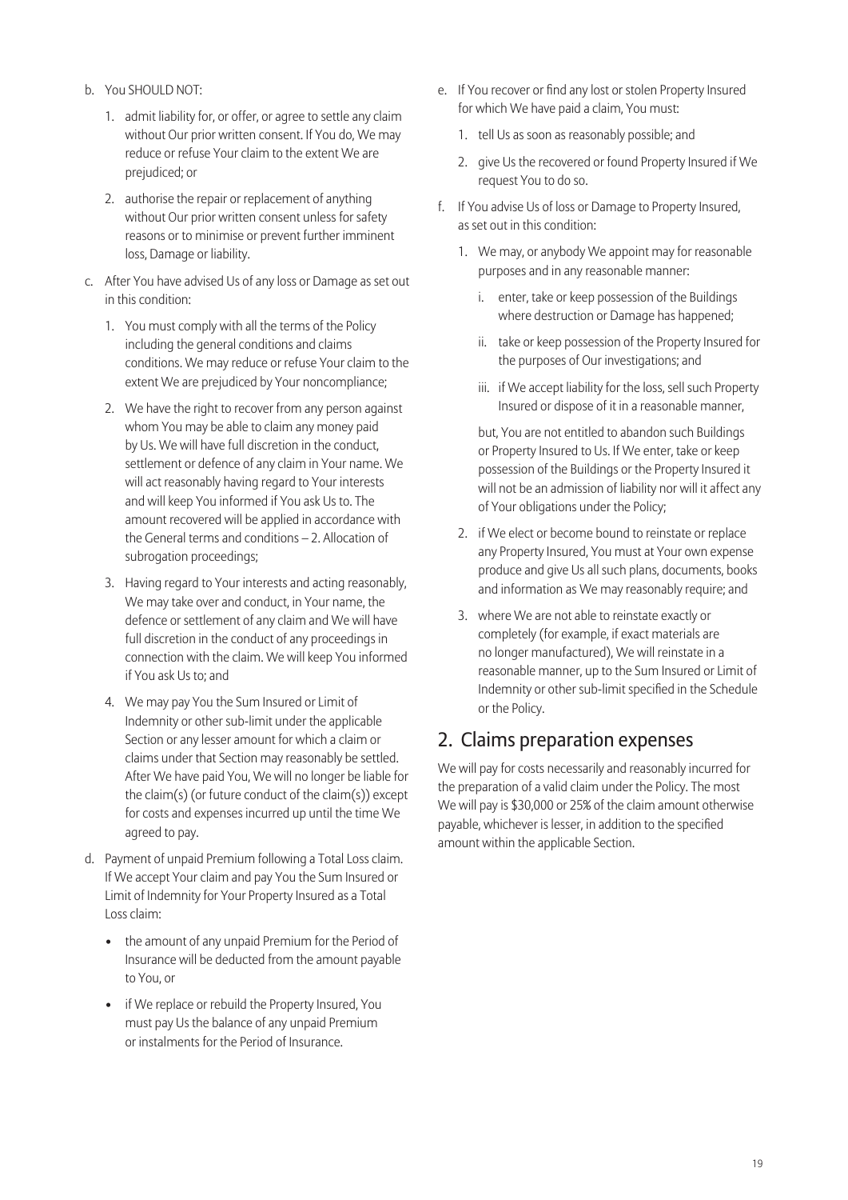b. You SHOULD NOT:

   1. admit liability for, or offer, or agree to settle any claim without Our prior written consent. If You do, We may reduce or refuse Your claim to the extent We are prejudiced; or

   2. authorise the repair or replacement of anything without Our prior written consent unless for safety reasons or to minimise or prevent further imminent loss, Damage or liability.

c. After You have advised Us of any loss or Damage as set out in this condition:

   1. You must comply with all the terms of the Policy including the general conditions and claims conditions. We may reduce or refuse Your claim to the extent We are prejudiced by Your noncompliance;

   2. We have the right to recover from any person against whom You may be able to claim any money paid by Us. We will have full discretion in the conduct, settlement or defence of any claim in Your name. We will act reasonably having regard to Your interests and will keep You informed if You ask Us to. The amount recovered will be applied in accordance with the General terms and conditions – 2. Allocation of subrogation proceedings;

   3. Having regard to Your interests and acting reasonably, We may take over and conduct, in Your name, the defence or settlement of any claim and We will have full discretion in the conduct of any proceedings in connection with the claim. We will keep You informed if You ask Us to; and

   4. We may pay You the Sum Insured or Limit of Indemnity or other sub-limit under the applicable Section or any lesser amount for which a claim or claims under that Section may reasonably be settled. After We have paid You, We will no longer be liable for the claim(s) (or future conduct of the claim(s)) except for costs and expenses incurred up until the time We agreed to pay.

d. Payment of unpaid Premium following a Total Loss claim. If We accept Your claim and pay You the Sum Insured or Limit of Indemnity for Your Property Insured as a Total Loss claim:

   - the amount of any unpaid Premium for the Period of Insurance will be deducted from the amount payable to You, or
   - if We replace or rebuild the Property Insured, You must pay Us the balance of any unpaid Premium or instalments for the Period of Insurance.

e. If You recover or find any lost or stolen Property Insured for which We have paid a claim, You must:

   1. tell Us as soon as reasonably possible; and

   2. give Us the recovered or found Property Insured if We request You to do so.

f. If You advise Us of loss or Damage to Property Insured, as set out in this condition:

   1. We may, or anybody We appoint may for reasonable purposes and in any reasonable manner:

      i. enter, take or keep possession of the Buildings where destruction or Damage has happened;

      ii. take or keep possession of the Property Insured for the purposes of Our investigations; and

      iii. if We accept liability for the loss, sell such Property Insured or dispose of it in a reasonable manner,

      but, You are not entitled to abandon such Buildings or Property Insured to Us. If We enter, take or keep possession of the Buildings or the Property Insured it will not be an admission of liability nor will it affect any of Your obligations under the Policy;

   2. if We elect or become bound to reinstate or replace any Property Insured, You must at Your own expense produce and give Us all such plans, documents, books and information as We may reasonably require; and

   3. where We are not able to reinstate exactly or completely (for example, if exact materials are no longer manufactured), We will reinstate in a reasonable manner, up to the Sum Insured or Limit of Indemnity or other sub-limit specified in the Schedule or the Policy.

## 2. Claims preparation expenses

We will pay for costs necessarily and reasonably incurred for the preparation of a valid claim under the Policy. The most We will pay is $30,000 or 25% of the claim amount otherwise payable, whichever is lesser, in addition to the specified amount within the applicable Section.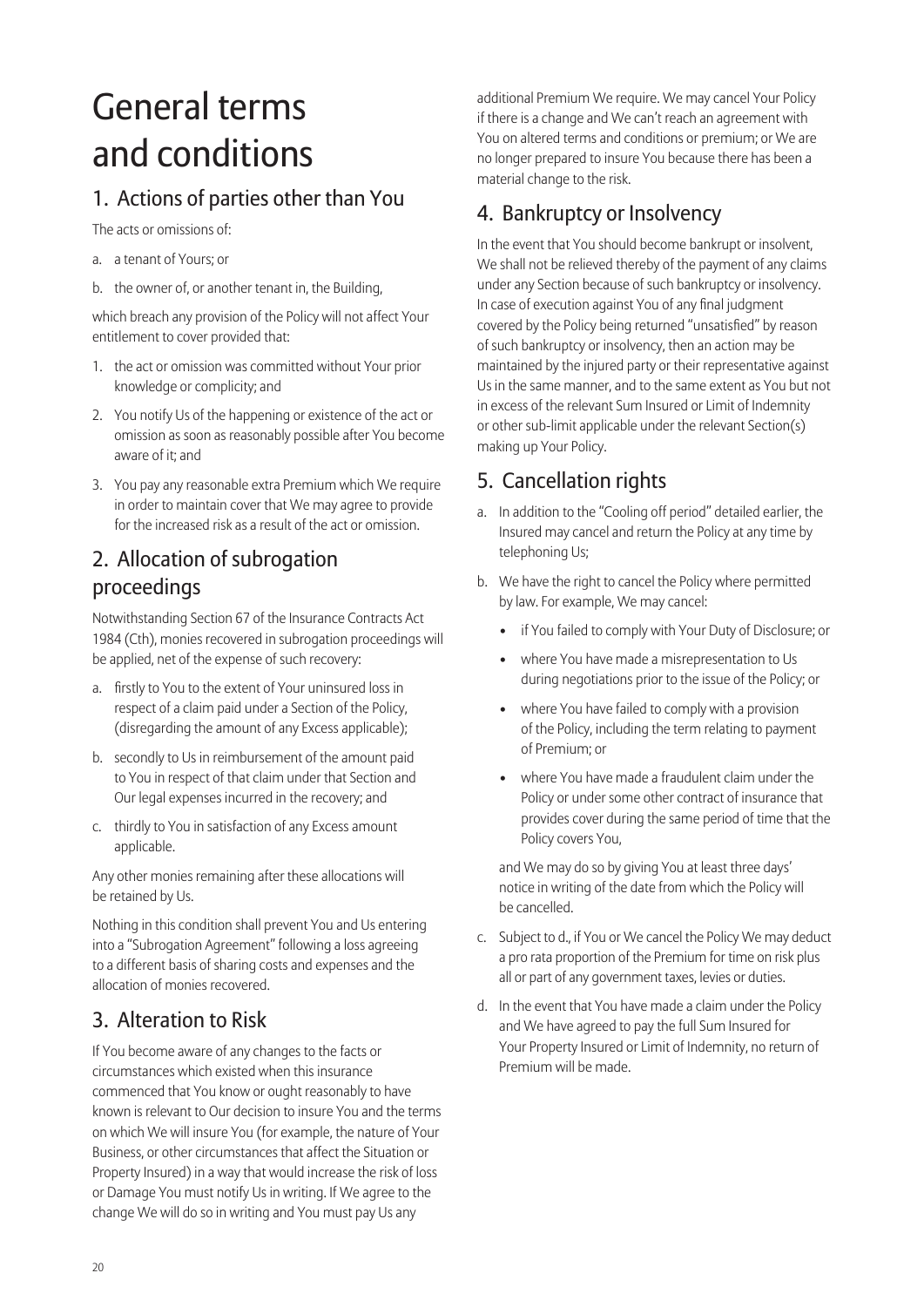# General terms and conditions

## 1. Actions of parties other than You

The acts or omissions of:

a. a tenant of Yours; or

b. the owner of, or another tenant in, the Building,

which breach any provision of the Policy will not affect Your entitlement to cover provided that:

1. the act or omission was committed without Your prior knowledge or complicity; and
2. You notify Us of the happening or existence of the act or omission as soon as reasonably possible after You become aware of it; and
3. You pay any reasonable extra Premium which We require in order to maintain cover that We may agree to provide for the increased risk as a result of the act or omission.

## 2. Allocation of subrogation proceedings

Notwithstanding Section 67 of the Insurance Contracts Act 1984 (Cth), monies recovered in subrogation proceedings will be applied, net of the expense of such recovery:

a. firstly to You to the extent of Your uninsured loss in respect of a claim paid under a Section of the Policy, (disregarding the amount of any Excess applicable);

b. secondly to Us in reimbursement of the amount paid to You in respect of that claim under that Section and Our legal expenses incurred in the recovery; and

c. thirdly to You in satisfaction of any Excess amount applicable.

Any other monies remaining after these allocations will be retained by Us.

Nothing in this condition shall prevent You and Us entering into a "Subrogation Agreement" following a loss agreeing to a different basis of sharing costs and expenses and the allocation of monies recovered.

## 3. Alteration to Risk

If You become aware of any changes to the facts or circumstances which existed when this insurance commenced that You know or ought reasonably to have known is relevant to Our decision to insure You and the terms on which We will insure You (for example, the nature of Your Business, or other circumstances that affect the Situation or Property Insured) in a way that would increase the risk of loss or Damage You must notify Us in writing. If We agree to the change We will do so in writing and You must pay Us any additional Premium We require. We may cancel Your Policy if there is a change and We can't reach an agreement with You on altered terms and conditions or premium; or We are no longer prepared to insure You because there has been a material change to the risk.

## 4. Bankruptcy or Insolvency

In the event that You should become bankrupt or insolvent, We shall not be relieved thereby of the payment of any claims under any Section because of such bankruptcy or insolvency. In case of execution against You of any final judgment covered by the Policy being returned "unsatisfied" by reason of such bankruptcy or insolvency, then an action may be maintained by the injured party or their representative against Us in the same manner, and to the same extent as You but not in excess of the relevant Sum Insured or Limit of Indemnity or other sub-limit applicable under the relevant Section(s) making up Your Policy.

## 5. Cancellation rights

a. In addition to the "Cooling off period" detailed earlier, the Insured may cancel and return the Policy at any time by telephoning Us;

b. We have the right to cancel the Policy where permitted by law. For example, We may cancel:

   - if You failed to comply with Your Duty of Disclosure; or
   - where You have made a misrepresentation to Us during negotiations prior to the issue of the Policy; or
   - where You have failed to comply with a provision of the Policy, including the term relating to payment of Premium; or
   - where You have made a fraudulent claim under the Policy or under some other contract of insurance that provides cover during the same period of time that the Policy covers You,

   and We may do so by giving You at least three days' notice in writing of the date from which the Policy will be cancelled.

c. Subject to d., if You or We cancel the Policy We may deduct a pro rata proportion of the Premium for time on risk plus all or part of any government taxes, levies or duties.

d. In the event that You have made a claim under the Policy and We have agreed to pay the full Sum Insured for Your Property Insured or Limit of Indemnity, no return of Premium will be made.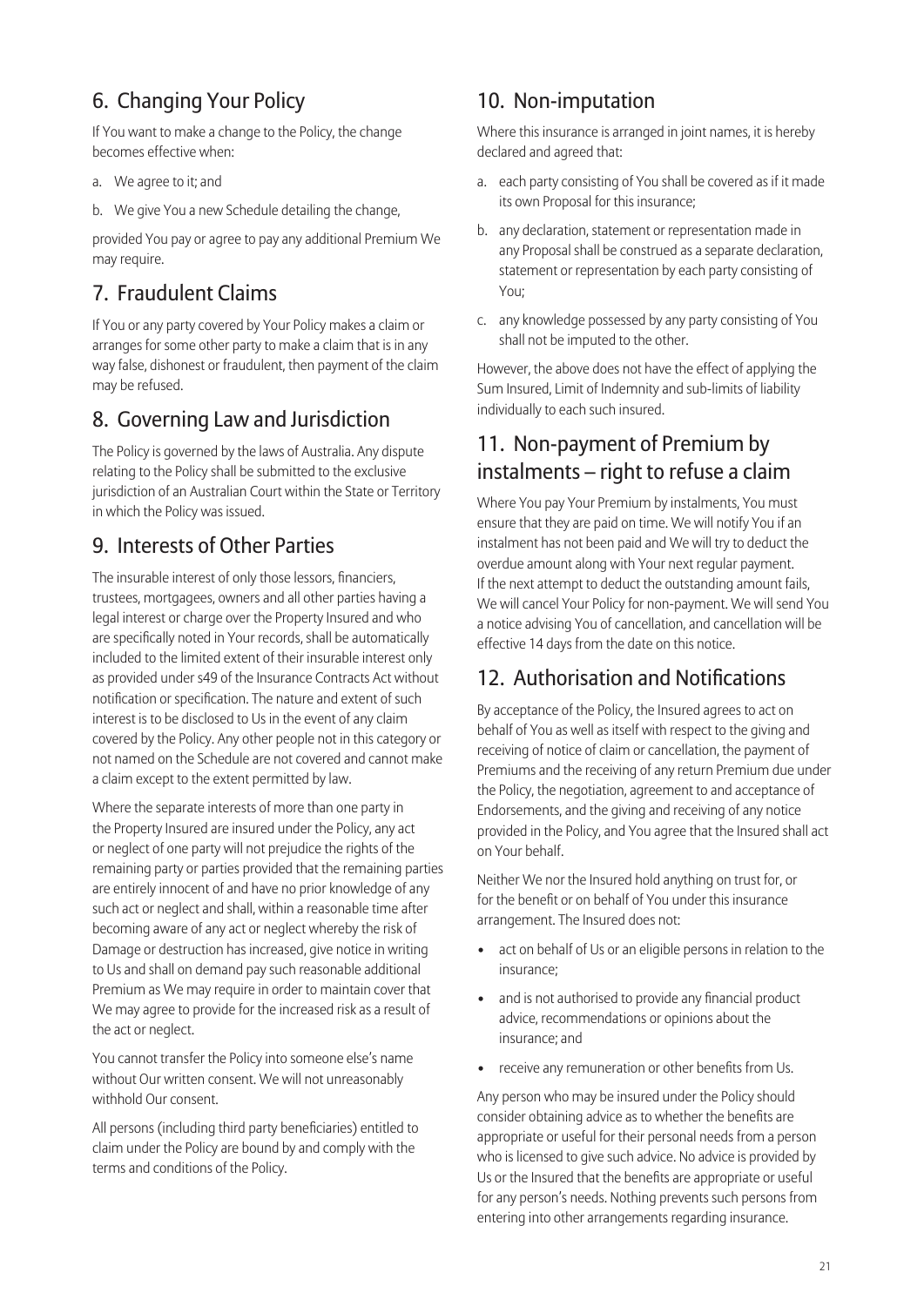## 6. Changing Your Policy

If You want to make a change to the Policy, the change becomes effective when:

a. We agree to it; and

b. We give You a new Schedule detailing the change,

provided You pay or agree to pay any additional Premium We may require.

## 7. Fraudulent Claims

If You or any party covered by Your Policy makes a claim or arranges for some other party to make a claim that is in any way false, dishonest or fraudulent, then payment of the claim may be refused.

## 8. Governing Law and Jurisdiction

The Policy is governed by the laws of Australia. Any dispute relating to the Policy shall be submitted to the exclusive jurisdiction of an Australian Court within the State or Territory in which the Policy was issued.

## 9. Interests of Other Parties

The insurable interest of only those lessors, financiers, trustees, mortgagees, owners and all other parties having a legal interest or charge over the Property Insured and who are specifically noted in Your records, shall be automatically included to the limited extent of their insurable interest only as provided under s49 of the Insurance Contracts Act without notification or specification. The nature and extent of such interest is to be disclosed to Us in the event of any claim covered by the Policy. Any other people not in this category or not named on the Schedule are not covered and cannot make a claim except to the extent permitted by law.

Where the separate interests of more than one party in the Property Insured are insured under the Policy, any act or neglect of one party will not prejudice the rights of the remaining party or parties provided that the remaining parties are entirely innocent of and have no prior knowledge of any such act or neglect and shall, within a reasonable time after becoming aware of any act or neglect whereby the risk of Damage or destruction has increased, give notice in writing to Us and shall on demand pay such reasonable additional Premium as We may require in order to maintain cover that We may agree to provide for the increased risk as a result of the act or neglect.

You cannot transfer the Policy into someone else's name without Our written consent. We will not unreasonably withhold Our consent.

All persons (including third party beneficiaries) entitled to claim under the Policy are bound by and comply with the terms and conditions of the Policy.

## 10. Non-imputation

Where this insurance is arranged in joint names, it is hereby declared and agreed that:

a. each party consisting of You shall be covered as if it made its own Proposal for this insurance;

b. any declaration, statement or representation made in any Proposal shall be construed as a separate declaration, statement or representation by each party consisting of You;

c. any knowledge possessed by any party consisting of You shall not be imputed to the other.

However, the above does not have the effect of applying the Sum Insured, Limit of Indemnity and sub-limits of liability individually to each such insured.

## 11. Non-payment of Premium by instalments – right to refuse a claim

Where You pay Your Premium by instalments, You must ensure that they are paid on time. We will notify You if an instalment has not been paid and We will try to deduct the overdue amount along with Your next regular payment. If the next attempt to deduct the outstanding amount fails, We will cancel Your Policy for non-payment. We will send You a notice advising You of cancellation, and cancellation will be effective 14 days from the date on this notice.

## 12. Authorisation and Notifications

By acceptance of the Policy, the Insured agrees to act on behalf of You as well as itself with respect to the giving and receiving of notice of claim or cancellation, the payment of Premiums and the receiving of any return Premium due under the Policy, the negotiation, agreement to and acceptance of Endorsements, and the giving and receiving of any notice provided in the Policy, and You agree that the Insured shall act on Your behalf.

Neither We nor the Insured hold anything on trust for, or for the benefit or on behalf of You under this insurance arrangement. The Insured does not:

- act on behalf of Us or an eligible persons in relation to the insurance;
- and is not authorised to provide any financial product advice, recommendations or opinions about the insurance; and
- receive any remuneration or other benefits from Us.

Any person who may be insured under the Policy should consider obtaining advice as to whether the benefits are appropriate or useful for their personal needs from a person who is licensed to give such advice. No advice is provided by Us or the Insured that the benefits are appropriate or useful for any person's needs. Nothing prevents such persons from entering into other arrangements regarding insurance.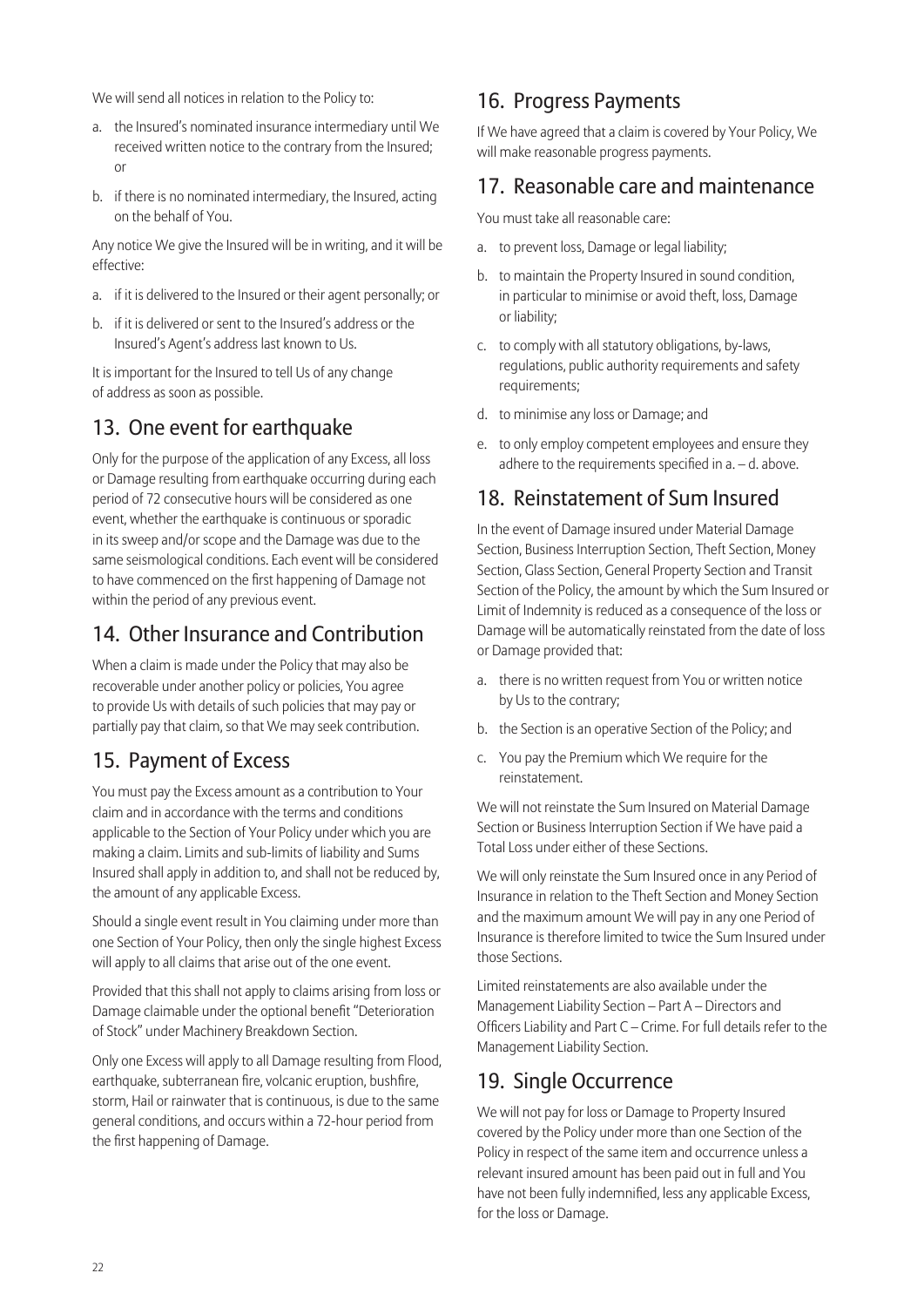We will send all notices in relation to the Policy to:

a. the Insured's nominated insurance intermediary until We received written notice to the contrary from the Insured; or
b. if there is no nominated intermediary, the Insured, acting on the behalf of You.

Any notice We give the Insured will be in writing, and it will be effective:

a. if it is delivered to the Insured or their agent personally; or
b. if it is delivered or sent to the Insured's address or the Insured's Agent's address last known to Us.

It is important for the Insured to tell Us of any change of address as soon as possible.

## 13. One event for earthquake

Only for the purpose of the application of any Excess, all loss or Damage resulting from earthquake occurring during each period of 72 consecutive hours will be considered as one event, whether the earthquake is continuous or sporadic in its sweep and/or scope and the Damage was due to the same seismological conditions. Each event will be considered to have commenced on the first happening of Damage not within the period of any previous event.

## 14. Other Insurance and Contribution

When a claim is made under the Policy that may also be recoverable under another policy or policies, You agree to provide Us with details of such policies that may pay or partially pay that claim, so that We may seek contribution.

## 15. Payment of Excess

You must pay the Excess amount as a contribution to Your claim and in accordance with the terms and conditions applicable to the Section of Your Policy under which you are making a claim. Limits and sub-limits of liability and Sums Insured shall apply in addition to, and shall not be reduced by, the amount of any applicable Excess.

Should a single event result in You claiming under more than one Section of Your Policy, then only the single highest Excess will apply to all claims that arise out of the one event.

Provided that this shall not apply to claims arising from loss or Damage claimable under the optional benefit "Deterioration of Stock" under Machinery Breakdown Section.

Only one Excess will apply to all Damage resulting from Flood, earthquake, subterranean fire, volcanic eruption, bushfire, storm, Hail or rainwater that is continuous, is due to the same general conditions, and occurs within a 72-hour period from the first happening of Damage.

## 16. Progress Payments

If We have agreed that a claim is covered by Your Policy, We will make reasonable progress payments.

## 17. Reasonable care and maintenance

You must take all reasonable care:

a. to prevent loss, Damage or legal liability;
b. to maintain the Property Insured in sound condition, in particular to minimise or avoid theft, loss, Damage or liability;
c. to comply with all statutory obligations, by-laws, regulations, public authority requirements and safety requirements;
d. to minimise any loss or Damage; and
e. to only employ competent employees and ensure they adhere to the requirements specified in a. – d. above.

## 18. Reinstatement of Sum Insured

In the event of Damage insured under Material Damage Section, Business Interruption Section, Theft Section, Money Section, Glass Section, General Property Section and Transit Section of the Policy, the amount by which the Sum Insured or Limit of Indemnity is reduced as a consequence of the loss or Damage will be automatically reinstated from the date of loss or Damage provided that:

a. there is no written request from You or written notice by Us to the contrary;
b. the Section is an operative Section of the Policy; and
c. You pay the Premium which We require for the reinstatement.

We will not reinstate the Sum Insured on Material Damage Section or Business Interruption Section if We have paid a Total Loss under either of these Sections.

We will only reinstate the Sum Insured once in any Period of Insurance in relation to the Theft Section and Money Section and the maximum amount We will pay in any one Period of Insurance is therefore limited to twice the Sum Insured under those Sections.

Limited reinstatements are also available under the Management Liability Section – Part A – Directors and Officers Liability and Part C – Crime. For full details refer to the Management Liability Section.

## 19. Single Occurrence

We will not pay for loss or Damage to Property Insured covered by the Policy under more than one Section of the Policy in respect of the same item and occurrence unless a relevant insured amount has been paid out in full and You have not been fully indemnified, less any applicable Excess, for the loss or Damage.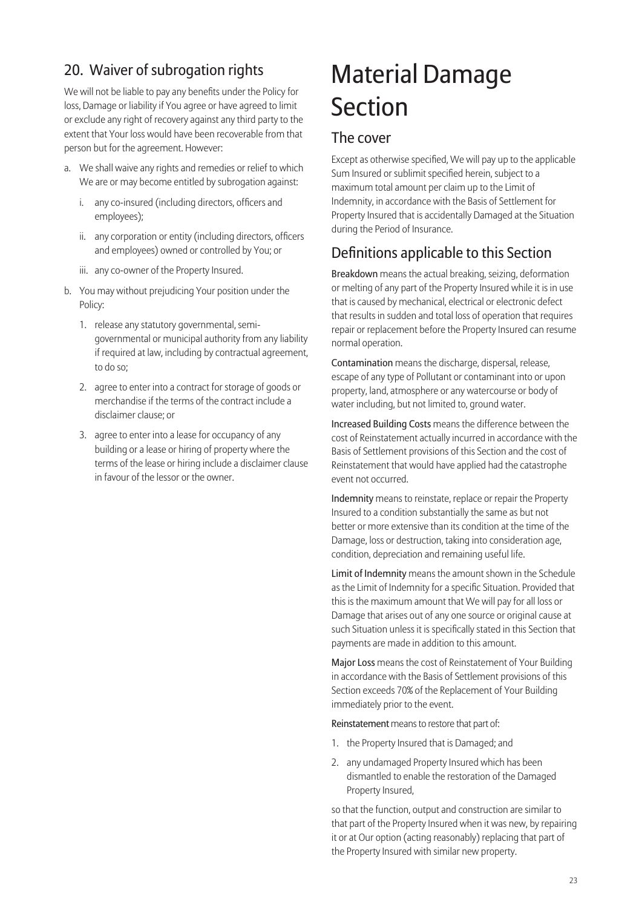## 20. Waiver of subrogation rights

We will not be liable to pay any benefits under the Policy for loss, Damage or liability if You agree or have agreed to limit or exclude any right of recovery against any third party to the extent that Your loss would have been recoverable from that person but for the agreement. However:

a. We shall waive any rights and remedies or relief to which We are or may become entitled by subrogation against:

   i. any co-insured (including directors, officers and employees);

   ii. any corporation or entity (including directors, officers and employees) owned or controlled by You; or

   iii. any co-owner of the Property Insured.

b. You may without prejudicing Your position under the Policy:

   1. release any statutory governmental, semi-governmental or municipal authority from any liability if required at law, including by contractual agreement, to do so;

   2. agree to enter into a contract for storage of goods or merchandise if the terms of the contract include a disclaimer clause; or

   3. agree to enter into a lease for occupancy of any building or a lease or hiring of property where the terms of the lease or hiring include a disclaimer clause in favour of the lessor or the owner.

# Material Damage Section

## The cover

Except as otherwise specified, We will pay up to the applicable Sum Insured or sublimit specified herein, subject to a maximum total amount per claim up to the Limit of Indemnity, in accordance with the Basis of Settlement for Property Insured that is accidentally Damaged at the Situation during the Period of Insurance.

## Definitions applicable to this Section

**Breakdown** means the actual breaking, seizing, deformation or melting of any part of the Property Insured while it is in use that is caused by mechanical, electrical or electronic defect that results in sudden and total loss of operation that requires repair or replacement before the Property Insured can resume normal operation.

**Contamination** means the discharge, dispersal, release, escape of any type of Pollutant or contaminant into or upon property, land, atmosphere or any watercourse or body of water including, but not limited to, ground water.

**Increased Building Costs** means the difference between the cost of Reinstatement actually incurred in accordance with the Basis of Settlement provisions of this Section and the cost of Reinstatement that would have applied had the catastrophe event not occurred.

**Indemnity** means to reinstate, replace or repair the Property Insured to a condition substantially the same as but not better or more extensive than its condition at the time of the Damage, loss or destruction, taking into consideration age, condition, depreciation and remaining useful life.

**Limit of Indemnity** means the amount shown in the Schedule as the Limit of Indemnity for a specific Situation. Provided that this is the maximum amount that We will pay for all loss or Damage that arises out of any one source or original cause at such Situation unless it is specifically stated in this Section that payments are made in addition to this amount.

**Major Loss** means the cost of Reinstatement of Your Building in accordance with the Basis of Settlement provisions of this Section exceeds 70% of the Replacement of Your Building immediately prior to the event.

**Reinstatement** means to restore that part of:

1. the Property Insured that is Damaged; and
2. any undamaged Property Insured which has been dismantled to enable the restoration of the Damaged Property Insured,

so that the function, output and construction are similar to that part of the Property Insured when it was new, by repairing it or at Our option (acting reasonably) replacing that part of the Property Insured with similar new property.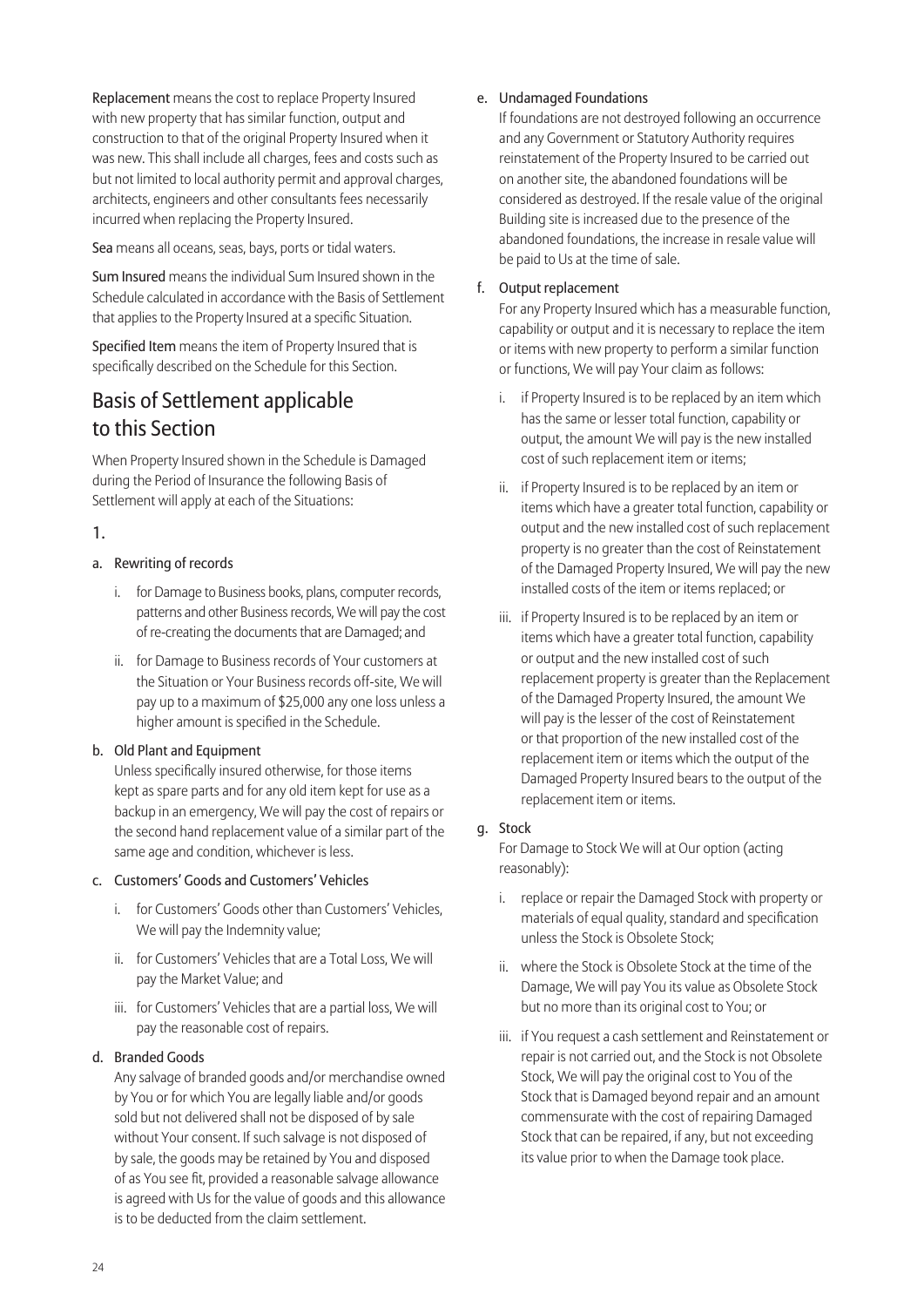**Replacement** means the cost to replace Property Insured with new property that has similar function, output and construction to that of the original Property Insured when it was new. This shall include all charges, fees and costs such as but not limited to local authority permit and approval charges, architects, engineers and other consultants fees necessarily incurred when replacing the Property Insured.

**Sea** means all oceans, seas, bays, ports or tidal waters.

**Sum Insured** means the individual Sum Insured shown in the Schedule calculated in accordance with the Basis of Settlement that applies to the Property Insured at a specific Situation.

**Specified Item** means the item of Property Insured that is specifically described on the Schedule for this Section.

## Basis of Settlement applicable to this Section

When Property Insured shown in the Schedule is Damaged during the Period of Insurance the following Basis of Settlement will apply at each of the Situations:

1.

a. Rewriting of records

   i. for Damage to Business books, plans, computer records, patterns and other Business records, We will pay the cost of re-creating the documents that are Damaged; and

   ii. for Damage to Business records of Your customers at the Situation or Your Business records off-site, We will pay up to a maximum of $25,000 any one loss unless a higher amount is specified in the Schedule.

b. Old Plant and Equipment

   Unless specifically insured otherwise, for those items kept as spare parts and for any old item kept for use as a backup in an emergency, We will pay the cost of repairs or the second hand replacement value of a similar part of the same age and condition, whichever is less.

c. Customers' Goods and Customers' Vehicles

   i. for Customers' Goods other than Customers' Vehicles, We will pay the Indemnity value;

   ii. for Customers' Vehicles that are a Total Loss, We will pay the Market Value; and

   iii. for Customers' Vehicles that are a partial loss, We will pay the reasonable cost of repairs.

d. Branded Goods

   Any salvage of branded goods and/or merchandise owned by You or for which You are legally liable and/or goods sold but not delivered shall not be disposed of by sale without Your consent. If such salvage is not disposed of by sale, the goods may be retained by You and disposed of as You see fit, provided a reasonable salvage allowance is agreed with Us for the value of goods and this allowance is to be deducted from the claim settlement.

e. Undamaged Foundations

   If foundations are not destroyed following an occurrence and any Government or Statutory Authority requires reinstatement of the Property Insured to be carried out on another site, the abandoned foundations will be considered as destroyed. If the resale value of the original Building site is increased due to the presence of the abandoned foundations, the increase in resale value will be paid to Us at the time of sale.

f. Output replacement

   For any Property Insured which has a measurable function, capability or output and it is necessary to replace the item or items with new property to perform a similar function or functions, We will pay Your claim as follows:

   i. if Property Insured is to be replaced by an item which has the same or lesser total function, capability or output, the amount We will pay is the new installed cost of such replacement item or items;

   ii. if Property Insured is to be replaced by an item or items which have a greater total function, capability or output and the new installed cost of such replacement property is no greater than the cost of Reinstatement of the Damaged Property Insured, We will pay the new installed costs of the item or items replaced; or

   iii. if Property Insured is to be replaced by an item or items which have a greater total function, capability or output and the new installed cost of such replacement property is greater than the Replacement of the Damaged Property Insured, the amount We will pay is the lesser of the cost of Reinstatement or that proportion of the new installed cost of the replacement item or items which the output of the Damaged Property Insured bears to the output of the replacement item or items.

g. Stock

   For Damage to Stock We will at Our option (acting reasonably):

   i. replace or repair the Damaged Stock with property or materials of equal quality, standard and specification unless the Stock is Obsolete Stock;

   ii. where the Stock is Obsolete Stock at the time of the Damage, We will pay You its value as Obsolete Stock but no more than its original cost to You; or

   iii. if You request a cash settlement and Reinstatement or repair is not carried out, and the Stock is not Obsolete Stock, We will pay the original cost to You of the Stock that is Damaged beyond repair and an amount commensurate with the cost of repairing Damaged Stock that can be repaired, if any, but not exceeding its value prior to when the Damage took place.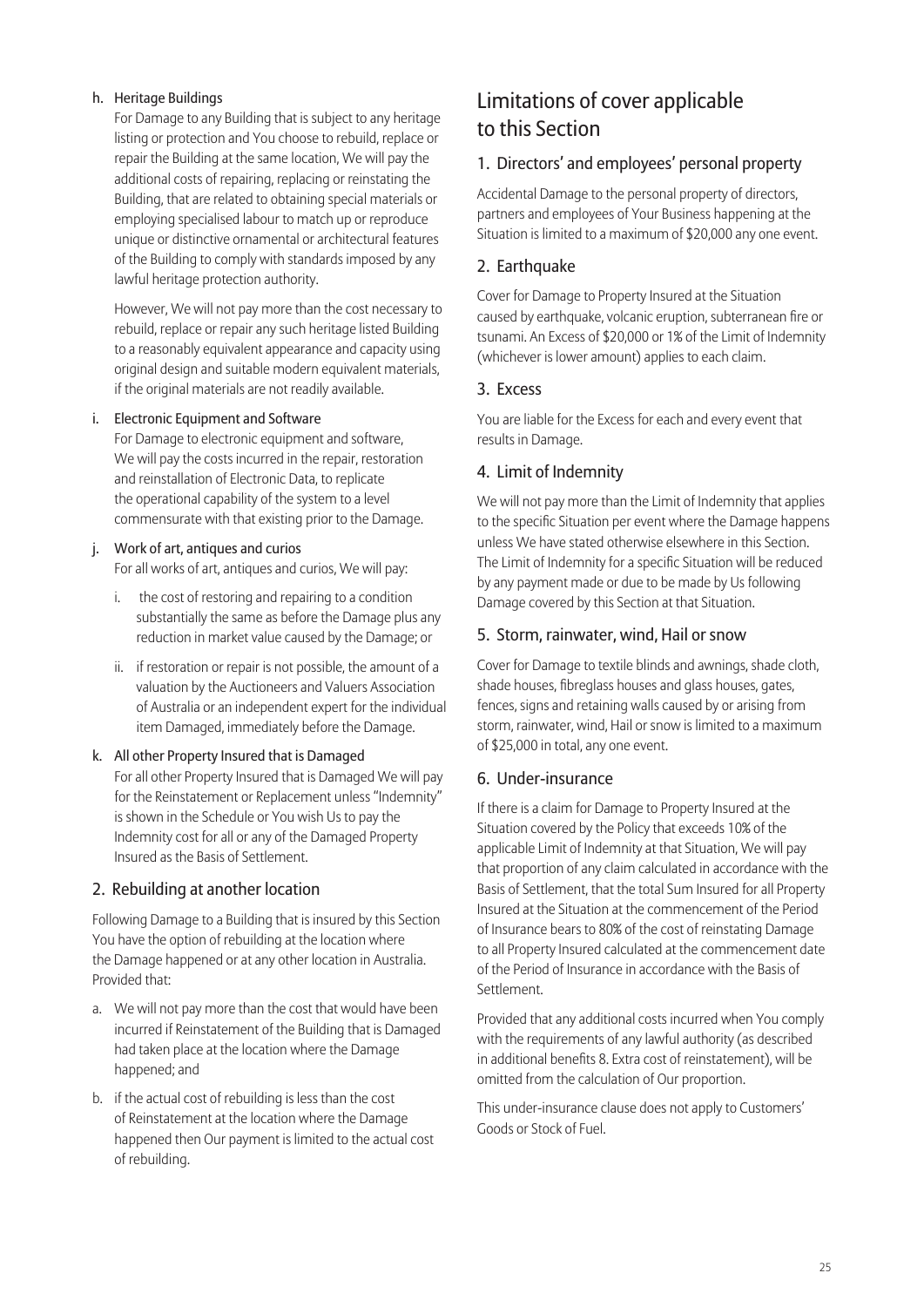h. Heritage Buildings

For Damage to any Building that is subject to any heritage listing or protection and You choose to rebuild, replace or repair the Building at the same location, We will pay the additional costs of repairing, replacing or reinstating the Building, that are related to obtaining special materials or employing specialised labour to match up or reproduce unique or distinctive ornamental or architectural features of the Building to comply with standards imposed by any lawful heritage protection authority.

However, We will not pay more than the cost necessary to rebuild, replace or repair any such heritage listed Building to a reasonably equivalent appearance and capacity using original design and suitable modern equivalent materials, if the original materials are not readily available.

i. Electronic Equipment and Software

For Damage to electronic equipment and software, We will pay the costs incurred in the repair, restoration and reinstallation of Electronic Data, to replicate the operational capability of the system to a level commensurate with that existing prior to the Damage.

j. Work of art, antiques and curios

For all works of art, antiques and curios, We will pay:

i. the cost of restoring and repairing to a condition substantially the same as before the Damage plus any reduction in market value caused by the Damage; or

ii. if restoration or repair is not possible, the amount of a valuation by the Auctioneers and Valuers Association of Australia or an independent expert for the individual item Damaged, immediately before the Damage.

k. All other Property Insured that is Damaged

For all other Property Insured that is Damaged We will pay for the Reinstatement or Replacement unless "Indemnity" is shown in the Schedule or You wish Us to pay the Indemnity cost for all or any of the Damaged Property Insured as the Basis of Settlement.

### 2. Rebuilding at another location

Following Damage to a Building that is insured by this Section You have the option of rebuilding at the location where the Damage happened or at any other location in Australia. Provided that:

a. We will not pay more than the cost that would have been incurred if Reinstatement of the Building that is Damaged had taken place at the location where the Damage happened; and

b. if the actual cost of rebuilding is less than the cost of Reinstatement at the location where the Damage happened then Our payment is limited to the actual cost of rebuilding.

## Limitations of cover applicable to this Section

### 1. Directors' and employees' personal property

Accidental Damage to the personal property of directors, partners and employees of Your Business happening at the Situation is limited to a maximum of $20,000 any one event.

### 2. Earthquake

Cover for Damage to Property Insured at the Situation caused by earthquake, volcanic eruption, subterranean fire or tsunami. An Excess of $20,000 or 1% of the Limit of Indemnity (whichever is lower amount) applies to each claim.

### 3. Excess

You are liable for the Excess for each and every event that results in Damage.

### 4. Limit of Indemnity

We will not pay more than the Limit of Indemnity that applies to the specific Situation per event where the Damage happens unless We have stated otherwise elsewhere in this Section. The Limit of Indemnity for a specific Situation will be reduced by any payment made or due to be made by Us following Damage covered by this Section at that Situation.

### 5. Storm, rainwater, wind, Hail or snow

Cover for Damage to textile blinds and awnings, shade cloth, shade houses, fibreglass houses and glass houses, gates, fences, signs and retaining walls caused by or arising from storm, rainwater, wind, Hail or snow is limited to a maximum of $25,000 in total, any one event.

### 6. Under-insurance

If there is a claim for Damage to Property Insured at the Situation covered by the Policy that exceeds 10% of the applicable Limit of Indemnity at that Situation, We will pay that proportion of any claim calculated in accordance with the Basis of Settlement, that the total Sum Insured for all Property Insured at the Situation at the commencement of the Period of Insurance bears to 80% of the cost of reinstating Damage to all Property Insured calculated at the commencement date of the Period of Insurance in accordance with the Basis of Settlement.

Provided that any additional costs incurred when You comply with the requirements of any lawful authority (as described in additional benefits 8. Extra cost of reinstatement), will be omitted from the calculation of Our proportion.

This under-insurance clause does not apply to Customers' Goods or Stock of Fuel.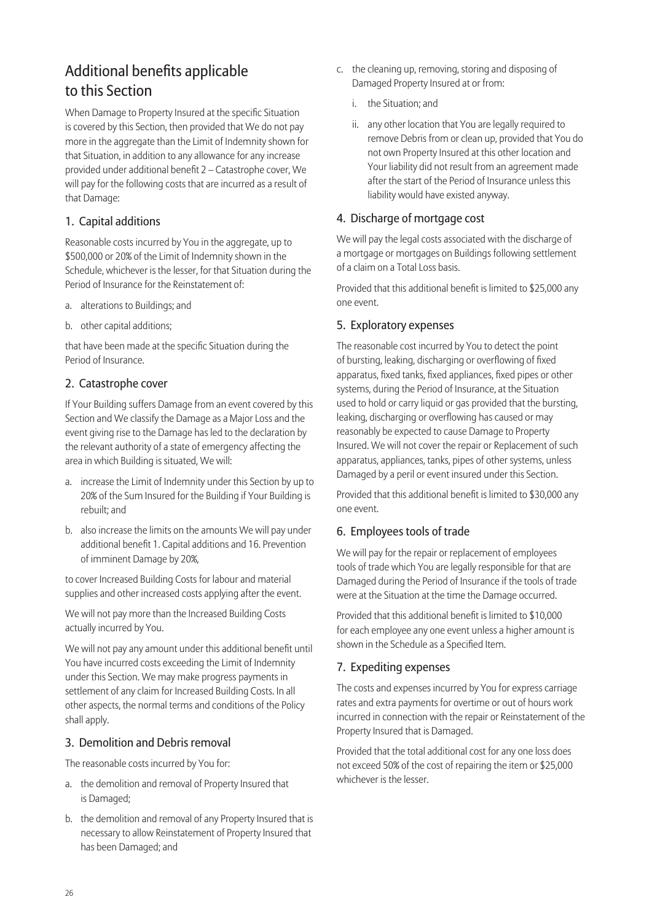## Additional benefits applicable to this Section

When Damage to Property Insured at the specific Situation is covered by this Section, then provided that We do not pay more in the aggregate than the Limit of Indemnity shown for that Situation, in addition to any allowance for any increase provided under additional benefit 2 – Catastrophe cover, We will pay for the following costs that are incurred as a result of that Damage:

### 1. Capital additions

Reasonable costs incurred by You in the aggregate, up to $500,000 or 20% of the Limit of Indemnity shown in the Schedule, whichever is the lesser, for that Situation during the Period of Insurance for the Reinstatement of:

a. alterations to Buildings; and

b. other capital additions;

that have been made at the specific Situation during the Period of Insurance.

### 2. Catastrophe cover

If Your Building suffers Damage from an event covered by this Section and We classify the Damage as a Major Loss and the event giving rise to the Damage has led to the declaration by the relevant authority of a state of emergency affecting the area in which Building is situated, We will:

a. increase the Limit of Indemnity under this Section by up to 20% of the Sum Insured for the Building if Your Building is rebuilt; and

b. also increase the limits on the amounts We will pay under additional benefit 1. Capital additions and 16. Prevention of imminent Damage by 20%,

to cover Increased Building Costs for labour and material supplies and other increased costs applying after the event.

We will not pay more than the Increased Building Costs actually incurred by You.

We will not pay any amount under this additional benefit until You have incurred costs exceeding the Limit of Indemnity under this Section. We may make progress payments in settlement of any claim for Increased Building Costs. In all other aspects, the normal terms and conditions of the Policy shall apply.

### 3. Demolition and Debris removal

The reasonable costs incurred by You for:

a. the demolition and removal of Property Insured that is Damaged;

b. the demolition and removal of any Property Insured that is necessary to allow Reinstatement of Property Insured that has been Damaged; and

c. the cleaning up, removing, storing and disposing of Damaged Property Insured at or from:

   i. the Situation; and

   ii. any other location that You are legally required to remove Debris from or clean up, provided that You do not own Property Insured at this other location and Your liability did not result from an agreement made after the start of the Period of Insurance unless this liability would have existed anyway.

### 4. Discharge of mortgage cost

We will pay the legal costs associated with the discharge of a mortgage or mortgages on Buildings following settlement of a claim on a Total Loss basis.

Provided that this additional benefit is limited to $25,000 any one event.

### 5. Exploratory expenses

The reasonable cost incurred by You to detect the point of bursting, leaking, discharging or overflowing of fixed apparatus, fixed tanks, fixed appliances, fixed pipes or other systems, during the Period of Insurance, at the Situation used to hold or carry liquid or gas provided that the bursting, leaking, discharging or overflowing has caused or may reasonably be expected to cause Damage to Property Insured. We will not cover the repair or Replacement of such apparatus, appliances, tanks, pipes of other systems, unless Damaged by a peril or event insured under this Section.

Provided that this additional benefit is limited to $30,000 any one event.

### 6. Employees tools of trade

We will pay for the repair or replacement of employees tools of trade which You are legally responsible for that are Damaged during the Period of Insurance if the tools of trade were at the Situation at the time the Damage occurred.

Provided that this additional benefit is limited to $10,000 for each employee any one event unless a higher amount is shown in the Schedule as a Specified Item.

### 7. Expediting expenses

The costs and expenses incurred by You for express carriage rates and extra payments for overtime or out of hours work incurred in connection with the repair or Reinstatement of the Property Insured that is Damaged.

Provided that the total additional cost for any one loss does not exceed 50% of the cost of repairing the item or $25,000 whichever is the lesser.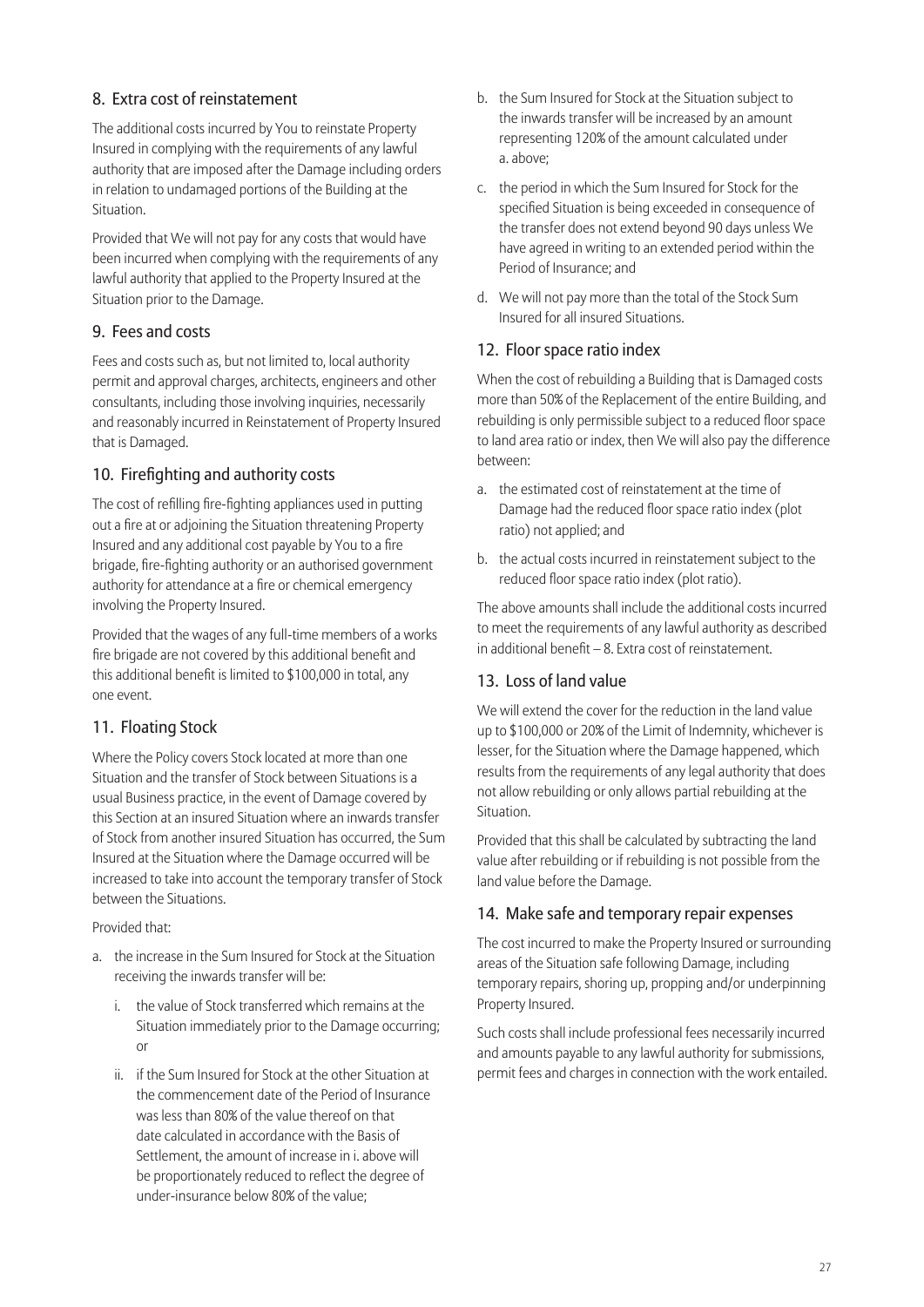## 8. Extra cost of reinstatement

The additional costs incurred by You to reinstate Property Insured in complying with the requirements of any lawful authority that are imposed after the Damage including orders in relation to undamaged portions of the Building at the Situation.

Provided that We will not pay for any costs that would have been incurred when complying with the requirements of any lawful authority that applied to the Property Insured at the Situation prior to the Damage.

## 9. Fees and costs

Fees and costs such as, but not limited to, local authority permit and approval charges, architects, engineers and other consultants, including those involving inquiries, necessarily and reasonably incurred in Reinstatement of Property Insured that is Damaged.

## 10. Firefighting and authority costs

The cost of refilling fire-fighting appliances used in putting out a fire at or adjoining the Situation threatening Property Insured and any additional cost payable by You to a fire brigade, fire-fighting authority or an authorised government authority for attendance at a fire or chemical emergency involving the Property Insured.

Provided that the wages of any full-time members of a works fire brigade are not covered by this additional benefit and this additional benefit is limited to $100,000 in total, any one event.

## 11. Floating Stock

Where the Policy covers Stock located at more than one Situation and the transfer of Stock between Situations is a usual Business practice, in the event of Damage covered by this Section at an insured Situation where an inwards transfer of Stock from another insured Situation has occurred, the Sum Insured at the Situation where the Damage occurred will be increased to take into account the temporary transfer of Stock between the Situations.

Provided that:

a. the increase in the Sum Insured for Stock at the Situation receiving the inwards transfer will be:
   i. the value of Stock transferred which remains at the Situation immediately prior to the Damage occurring; or
   ii. if the Sum Insured for Stock at the other Situation at the commencement date of the Period of Insurance was less than 80% of the value thereof on that date calculated in accordance with the Basis of Settlement, the amount of increase in i. above will be proportionately reduced to reflect the degree of under-insurance below 80% of the value;
b. the Sum Insured for Stock at the Situation subject to the inwards transfer will be increased by an amount representing 120% of the amount calculated under a. above;
c. the period in which the Sum Insured for Stock for the specified Situation is being exceeded in consequence of the transfer does not extend beyond 90 days unless We have agreed in writing to an extended period within the Period of Insurance; and
d. We will not pay more than the total of the Stock Sum Insured for all insured Situations.

## 12. Floor space ratio index

When the cost of rebuilding a Building that is Damaged costs more than 50% of the Replacement of the entire Building, and rebuilding is only permissible subject to a reduced floor space to land area ratio or index, then We will also pay the difference between:

a. the estimated cost of reinstatement at the time of Damage had the reduced floor space ratio index (plot ratio) not applied; and
b. the actual costs incurred in reinstatement subject to the reduced floor space ratio index (plot ratio).

The above amounts shall include the additional costs incurred to meet the requirements of any lawful authority as described in additional benefit – 8. Extra cost of reinstatement.

## 13. Loss of land value

We will extend the cover for the reduction in the land value up to $100,000 or 20% of the Limit of Indemnity, whichever is lesser, for the Situation where the Damage happened, which results from the requirements of any legal authority that does not allow rebuilding or only allows partial rebuilding at the Situation.

Provided that this shall be calculated by subtracting the land value after rebuilding or if rebuilding is not possible from the land value before the Damage.

## 14. Make safe and temporary repair expenses

The cost incurred to make the Property Insured or surrounding areas of the Situation safe following Damage, including temporary repairs, shoring up, propping and/or underpinning Property Insured.

Such costs shall include professional fees necessarily incurred and amounts payable to any lawful authority for submissions, permit fees and charges in connection with the work entailed.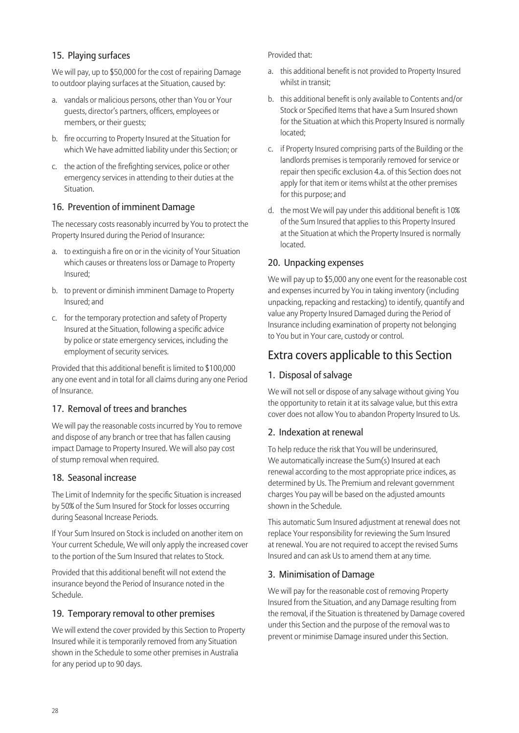### 15. Playing surfaces

We will pay, up to $50,000 for the cost of repairing Damage to outdoor playing surfaces at the Situation, caused by:

a. vandals or malicious persons, other than You or Your guests, director's partners, officers, employees or members, or their guests;

b. fire occurring to Property Insured at the Situation for which We have admitted liability under this Section; or

c. the action of the firefighting services, police or other emergency services in attending to their duties at the Situation.

### 16. Prevention of imminent Damage

The necessary costs reasonably incurred by You to protect the Property Insured during the Period of Insurance:

a. to extinguish a fire on or in the vicinity of Your Situation which causes or threatens loss or Damage to Property Insured;

b. to prevent or diminish imminent Damage to Property Insured; and

c. for the temporary protection and safety of Property Insured at the Situation, following a specific advice by police or state emergency services, including the employment of security services.

Provided that this additional benefit is limited to $100,000 any one event and in total for all claims during any one Period of Insurance.

### 17. Removal of trees and branches

We will pay the reasonable costs incurred by You to remove and dispose of any branch or tree that has fallen causing impact Damage to Property Insured. We will also pay cost of stump removal when required.

### 18. Seasonal increase

The Limit of Indemnity for the specific Situation is increased by 50% of the Sum Insured for Stock for losses occurring during Seasonal Increase Periods.

If Your Sum Insured on Stock is included on another item on Your current Schedule, We will only apply the increased cover to the portion of the Sum Insured that relates to Stock.

Provided that this additional benefit will not extend the insurance beyond the Period of Insurance noted in the Schedule.

### 19. Temporary removal to other premises

We will extend the cover provided by this Section to Property Insured while it is temporarily removed from any Situation shown in the Schedule to some other premises in Australia for any period up to 90 days.

Provided that:

a. this additional benefit is not provided to Property Insured whilst in transit;

b. this additional benefit is only available to Contents and/or Stock or Specified Items that have a Sum Insured shown for the Situation at which this Property Insured is normally located;

c. if Property Insured comprising parts of the Building or the landlords premises is temporarily removed for service or repair then specific exclusion 4.a. of this Section does not apply for that item or items whilst at the other premises for this purpose; and

d. the most We will pay under this additional benefit is 10% of the Sum Insured that applies to this Property Insured at the Situation at which the Property Insured is normally located.

### 20. Unpacking expenses

We will pay up to $5,000 any one event for the reasonable cost and expenses incurred by You in taking inventory (including unpacking, repacking and restacking) to identify, quantify and value any Property Insured Damaged during the Period of Insurance including examination of property not belonging to You but in Your care, custody or control.

## Extra covers applicable to this Section

### 1. Disposal of salvage

We will not sell or dispose of any salvage without giving You the opportunity to retain it at its salvage value, but this extra cover does not allow You to abandon Property Insured to Us.

### 2. Indexation at renewal

To help reduce the risk that You will be underinsured, We automatically increase the Sum(s) Insured at each renewal according to the most appropriate price indices, as determined by Us. The Premium and relevant government charges You pay will be based on the adjusted amounts shown in the Schedule.

This automatic Sum Insured adjustment at renewal does not replace Your responsibility for reviewing the Sum Insured at renewal. You are not required to accept the revised Sums Insured and can ask Us to amend them at any time.

### 3. Minimisation of Damage

We will pay for the reasonable cost of removing Property Insured from the Situation, and any Damage resulting from the removal, if the Situation is threatened by Damage covered under this Section and the purpose of the removal was to prevent or minimise Damage insured under this Section.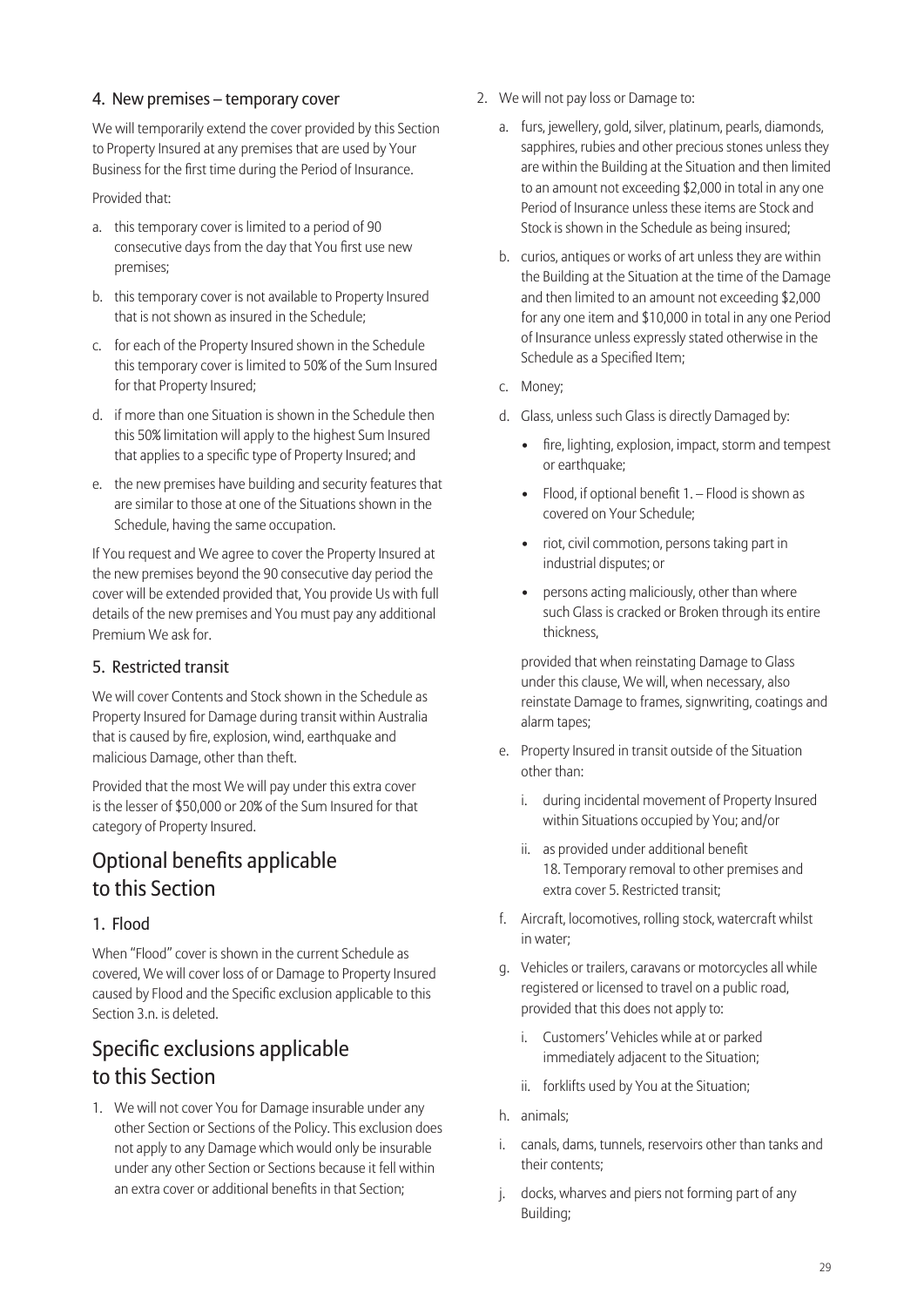### 4. New premises – temporary cover

We will temporarily extend the cover provided by this Section to Property Insured at any premises that are used by Your Business for the first time during the Period of Insurance.

Provided that:

a. this temporary cover is limited to a period of 90 consecutive days from the day that You first use new premises;
b. this temporary cover is not available to Property Insured that is not shown as insured in the Schedule;
c. for each of the Property Insured shown in the Schedule this temporary cover is limited to 50% of the Sum Insured for that Property Insured;
d. if more than one Situation is shown in the Schedule then this 50% limitation will apply to the highest Sum Insured that applies to a specific type of Property Insured; and
e. the new premises have building and security features that are similar to those at one of the Situations shown in the Schedule, having the same occupation.

If You request and We agree to cover the Property Insured at the new premises beyond the 90 consecutive day period the cover will be extended provided that, You provide Us with full details of the new premises and You must pay any additional Premium We ask for.

### 5. Restricted transit

We will cover Contents and Stock shown in the Schedule as Property Insured for Damage during transit within Australia that is caused by fire, explosion, wind, earthquake and malicious Damage, other than theft.

Provided that the most We will pay under this extra cover is the lesser of $50,000 or 20% of the Sum Insured for that category of Property Insured.

## Optional benefits applicable to this Section

### 1. Flood

When "Flood" cover is shown in the current Schedule as covered, We will cover loss of or Damage to Property Insured caused by Flood and the Specific exclusion applicable to this Section 3.n. is deleted.

## Specific exclusions applicable to this Section

1. We will not cover You for Damage insurable under any other Section or Sections of the Policy. This exclusion does not apply to any Damage which would only be insurable under any other Section or Sections because it fell within an extra cover or additional benefits in that Section;
2. We will not pay loss or Damage to:
   a. furs, jewellery, gold, silver, platinum, pearls, diamonds, sapphires, rubies and other precious stones unless they are within the Building at the Situation and then limited to an amount not exceeding $2,000 in total in any one Period of Insurance unless these items are Stock and Stock is shown in the Schedule as being insured;
   b. curios, antiques or works of art unless they are within the Building at the Situation at the time of the Damage and then limited to an amount not exceeding $2,000 for any one item and $10,000 in total in any one Period of Insurance unless expressly stated otherwise in the Schedule as a Specified Item;
   c. Money;
   d. Glass, unless such Glass is directly Damaged by:
      - fire, lighting, explosion, impact, storm and tempest or earthquake;
      - Flood, if optional benefit 1. – Flood is shown as covered on Your Schedule;
      - riot, civil commotion, persons taking part in industrial disputes; or
      - persons acting maliciously, other than where such Glass is cracked or Broken through its entire thickness,

      provided that when reinstating Damage to Glass under this clause, We will, when necessary, also reinstate Damage to frames, signwriting, coatings and alarm tapes;
   e. Property Insured in transit outside of the Situation other than:
      i. during incidental movement of Property Insured within Situations occupied by You; and/or
      ii. as provided under additional benefit 18. Temporary removal to other premises and extra cover 5. Restricted transit;
   f. Aircraft, locomotives, rolling stock, watercraft whilst in water;
   g. Vehicles or trailers, caravans or motorcycles all while registered or licensed to travel on a public road, provided that this does not apply to:
      i. Customers' Vehicles while at or parked immediately adjacent to the Situation;
      ii. forklifts used by You at the Situation;
   h. animals;
   i. canals, dams, tunnels, reservoirs other than tanks and their contents;
   j. docks, wharves and piers not forming part of any Building;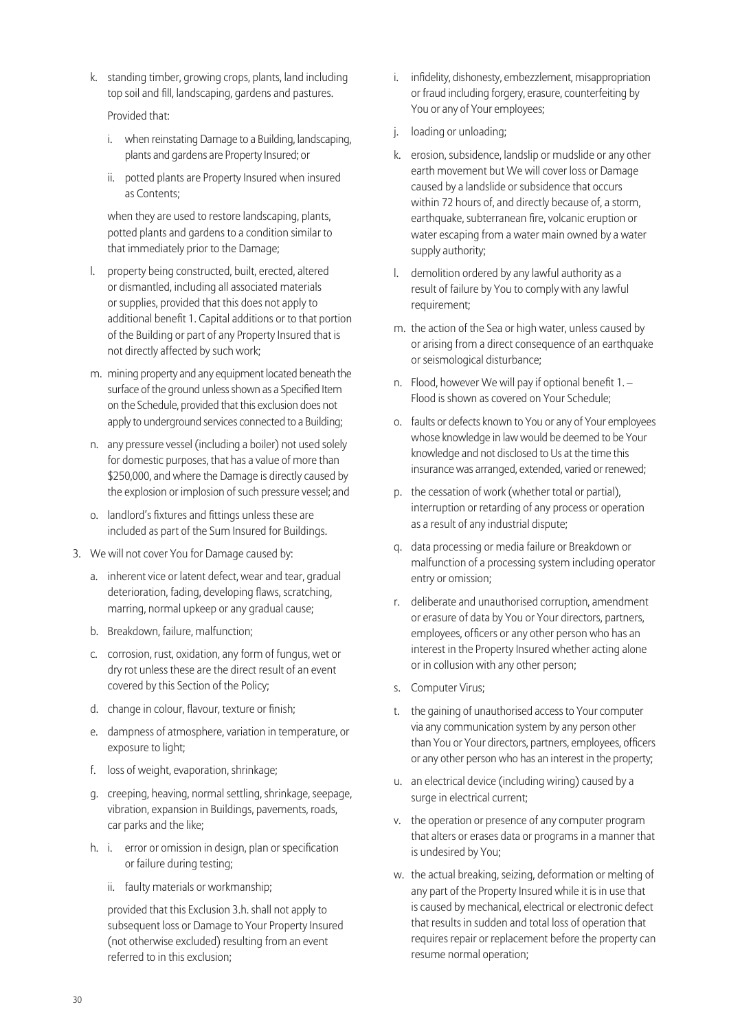k. standing timber, growing crops, plants, land including top soil and fill, landscaping, gardens and pastures.

   Provided that:

   i. when reinstating Damage to a Building, landscaping, plants and gardens are Property Insured; or

   ii. potted plants are Property Insured when insured as Contents;

   when they are used to restore landscaping, plants, potted plants and gardens to a condition similar to that immediately prior to the Damage;

l. property being constructed, built, erected, altered or dismantled, including all associated materials or supplies, provided that this does not apply to additional benefit 1. Capital additions or to that portion of the Building or part of any Property Insured that is not directly affected by such work;

m. mining property and any equipment located beneath the surface of the ground unless shown as a Specified Item on the Schedule, provided that this exclusion does not apply to underground services connected to a Building;

n. any pressure vessel (including a boiler) not used solely for domestic purposes, that has a value of more than $250,000, and where the Damage is directly caused by the explosion or implosion of such pressure vessel; and

o. landlord's fixtures and fittings unless these are included as part of the Sum Insured for Buildings.

3. We will not cover You for Damage caused by:

   a. inherent vice or latent defect, wear and tear, gradual deterioration, fading, developing flaws, scratching, marring, normal upkeep or any gradual cause;

   b. Breakdown, failure, malfunction;

   c. corrosion, rust, oxidation, any form of fungus, wet or dry rot unless these are the direct result of an event covered by this Section of the Policy;

   d. change in colour, flavour, texture or finish;

   e. dampness of atmosphere, variation in temperature, or exposure to light;

   f. loss of weight, evaporation, shrinkage;

   g. creeping, heaving, normal settling, shrinkage, seepage, vibration, expansion in Buildings, pavements, roads, car parks and the like;

   h. i. error or omission in design, plan or specification or failure during testing;

      ii. faulty materials or workmanship;

      provided that this Exclusion 3.h. shall not apply to subsequent loss or Damage to Your Property Insured (not otherwise excluded) resulting from an event referred to in this exclusion;

   i. infidelity, dishonesty, embezzlement, misappropriation or fraud including forgery, erasure, counterfeiting by You or any of Your employees;

   j. loading or unloading;

   k. erosion, subsidence, landslip or mudslide or any other earth movement but We will cover loss or Damage caused by a landslide or subsidence that occurs within 72 hours of, and directly because of, a storm, earthquake, subterranean fire, volcanic eruption or water escaping from a water main owned by a water supply authority;

   l. demolition ordered by any lawful authority as a result of failure by You to comply with any lawful requirement;

   m. the action of the Sea or high water, unless caused by or arising from a direct consequence of an earthquake or seismological disturbance;

   n. Flood, however We will pay if optional benefit 1. – Flood is shown as covered on Your Schedule;

   o. faults or defects known to You or any of Your employees whose knowledge in law would be deemed to be Your knowledge and not disclosed to Us at the time this insurance was arranged, extended, varied or renewed;

   p. the cessation of work (whether total or partial), interruption or retarding of any process or operation as a result of any industrial dispute;

   q. data processing or media failure or Breakdown or malfunction of a processing system including operator entry or omission;

   r. deliberate and unauthorised corruption, amendment or erasure of data by You or Your directors, partners, employees, officers or any other person who has an interest in the Property Insured whether acting alone or in collusion with any other person;

   s. Computer Virus;

   t. the gaining of unauthorised access to Your computer via any communication system by any person other than You or Your directors, partners, employees, officers or any other person who has an interest in the property;

   u. an electrical device (including wiring) caused by a surge in electrical current;

   v. the operation or presence of any computer program that alters or erases data or programs in a manner that is undesired by You;

   w. the actual breaking, seizing, deformation or melting of any part of the Property Insured while it is in use that is caused by mechanical, electrical or electronic defect that results in sudden and total loss of operation that requires repair or replacement before the property can resume normal operation;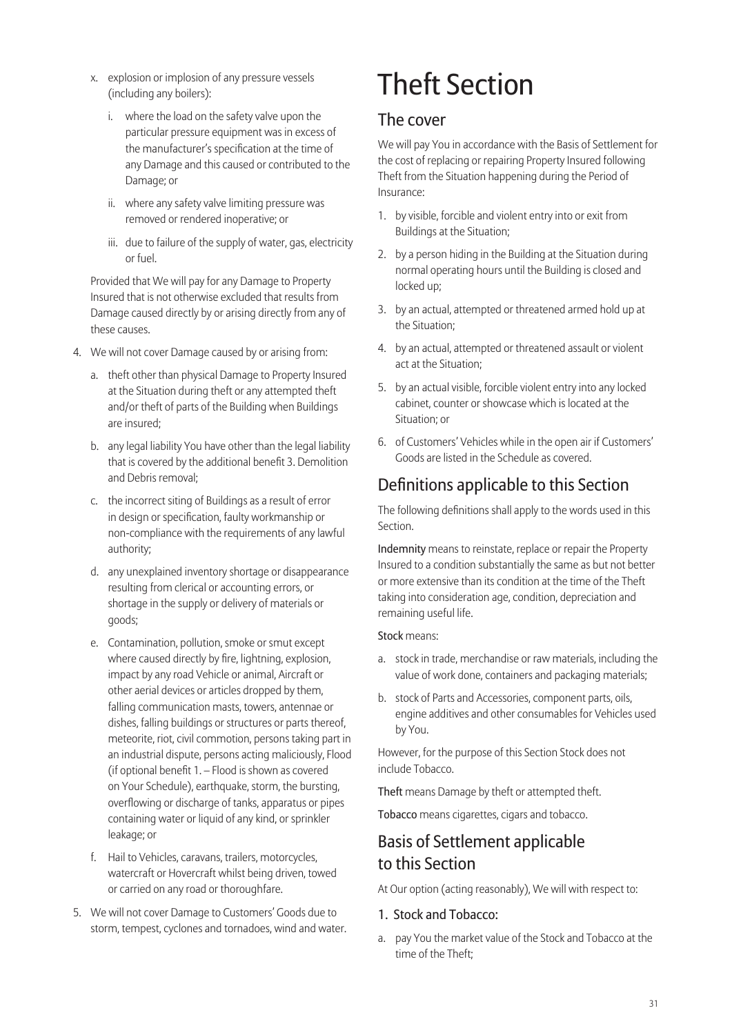x. explosion or implosion of any pressure vessels (including any boilers):

   i. where the load on the safety valve upon the particular pressure equipment was in excess of the manufacturer's specification at the time of any Damage and this caused or contributed to the Damage; or

   ii. where any safety valve limiting pressure was removed or rendered inoperative; or

   iii. due to failure of the supply of water, gas, electricity or fuel.

   Provided that We will pay for any Damage to Property Insured that is not otherwise excluded that results from Damage caused directly by or arising directly from any of these causes.

4. We will not cover Damage caused by or arising from:

   a. theft other than physical Damage to Property Insured at the Situation during theft or any attempted theft and/or theft of parts of the Building when Buildings are insured;

   b. any legal liability You have other than the legal liability that is covered by the additional benefit 3. Demolition and Debris removal;

   c. the incorrect siting of Buildings as a result of error in design or specification, faulty workmanship or non-compliance with the requirements of any lawful authority;

   d. any unexplained inventory shortage or disappearance resulting from clerical or accounting errors, or shortage in the supply or delivery of materials or goods;

   e. Contamination, pollution, smoke or smut except where caused directly by fire, lightning, explosion, impact by any road Vehicle or animal, Aircraft or other aerial devices or articles dropped by them, falling communication masts, towers, antennae or dishes, falling buildings or structures or parts thereof, meteorite, riot, civil commotion, persons taking part in an industrial dispute, persons acting maliciously, Flood (if optional benefit 1. – Flood is shown as covered on Your Schedule), earthquake, storm, the bursting, overflowing or discharge of tanks, apparatus or pipes containing water or liquid of any kind, or sprinkler leakage; or

   f. Hail to Vehicles, caravans, trailers, motorcycles, watercraft or Hovercraft whilst being driven, towed or carried on any road or thoroughfare.

5. We will not cover Damage to Customers' Goods due to storm, tempest, cyclones and tornadoes, wind and water.

# Theft Section

## The cover

We will pay You in accordance with the Basis of Settlement for the cost of replacing or repairing Property Insured following Theft from the Situation happening during the Period of Insurance:

1. by visible, forcible and violent entry into or exit from Buildings at the Situation;
2. by a person hiding in the Building at the Situation during normal operating hours until the Building is closed and locked up;
3. by an actual, attempted or threatened armed hold up at the Situation;
4. by an actual, attempted or threatened assault or violent act at the Situation;
5. by an actual visible, forcible violent entry into any locked cabinet, counter or showcase which is located at the Situation; or
6. of Customers' Vehicles while in the open air if Customers' Goods are listed in the Schedule as covered.

## Definitions applicable to this Section

The following definitions shall apply to the words used in this Section.

**Indemnity** means to reinstate, replace or repair the Property Insured to a condition substantially the same as but not better or more extensive than its condition at the time of the Theft taking into consideration age, condition, depreciation and remaining useful life.

**Stock** means:

a. stock in trade, merchandise or raw materials, including the value of work done, containers and packaging materials;

b. stock of Parts and Accessories, component parts, oils, engine additives and other consumables for Vehicles used by You.

However, for the purpose of this Section Stock does not include Tobacco.

**Theft** means Damage by theft or attempted theft.

**Tobacco** means cigarettes, cigars and tobacco.

## Basis of Settlement applicable to this Section

At Our option (acting reasonably), We will with respect to:

### 1. Stock and Tobacco:

a. pay You the market value of the Stock and Tobacco at the time of the Theft;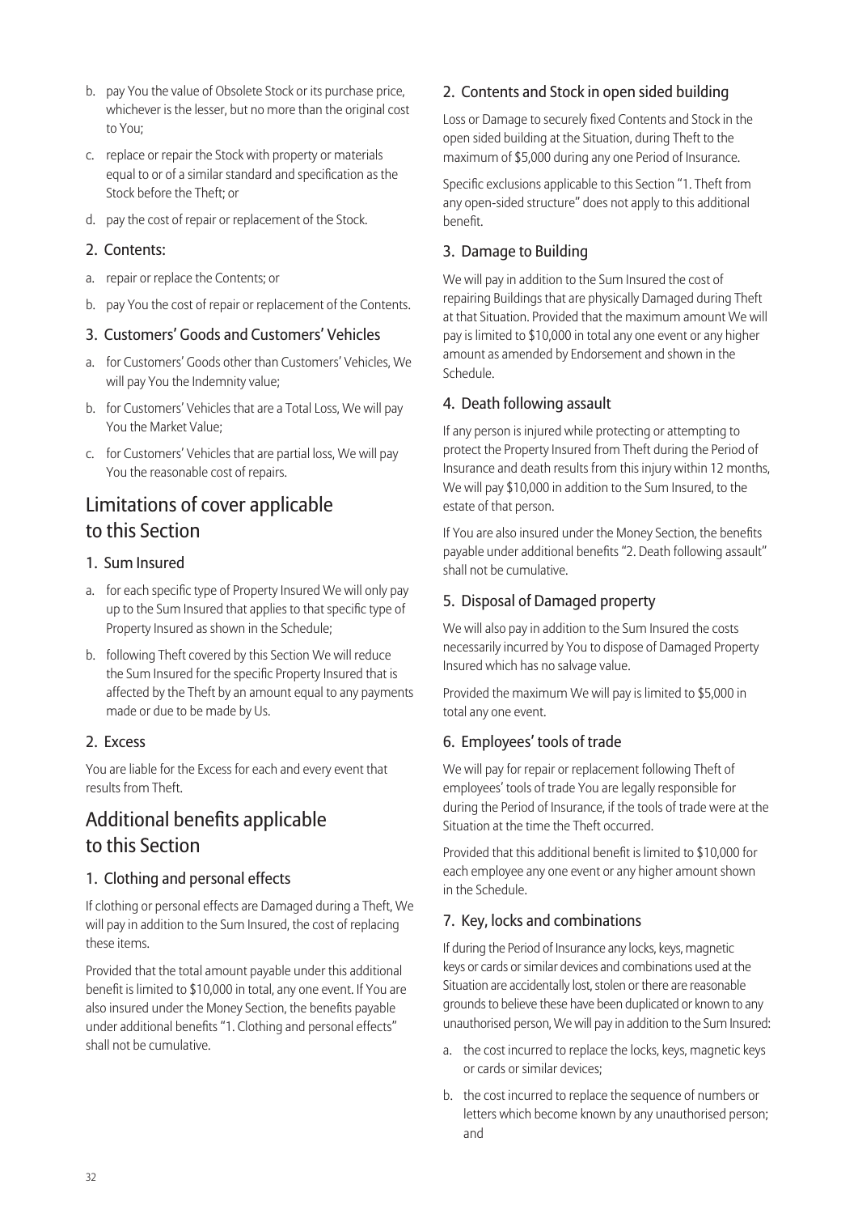b. pay You the value of Obsolete Stock or its purchase price, whichever is the lesser, but no more than the original cost to You;

c. replace or repair the Stock with property or materials equal to or of a similar standard and specification as the Stock before the Theft; or

d. pay the cost of repair or replacement of the Stock.

### 2. Contents:

a. repair or replace the Contents; or

b. pay You the cost of repair or replacement of the Contents.

### 3. Customers' Goods and Customers' Vehicles

a. for Customers' Goods other than Customers' Vehicles, We will pay You the Indemnity value;

b. for Customers' Vehicles that are a Total Loss, We will pay You the Market Value;

c. for Customers' Vehicles that are partial loss, We will pay You the reasonable cost of repairs.

## Limitations of cover applicable to this Section

### 1. Sum Insured

a. for each specific type of Property Insured We will only pay up to the Sum Insured that applies to that specific type of Property Insured as shown in the Schedule;

b. following Theft covered by this Section We will reduce the Sum Insured for the specific Property Insured that is affected by the Theft by an amount equal to any payments made or due to be made by Us.

### 2. Excess

You are liable for the Excess for each and every event that results from Theft.

## Additional benefits applicable to this Section

### 1. Clothing and personal effects

If clothing or personal effects are Damaged during a Theft, We will pay in addition to the Sum Insured, the cost of replacing these items.

Provided that the total amount payable under this additional benefit is limited to $10,000 in total, any one event. If You are also insured under the Money Section, the benefits payable under additional benefits "1. Clothing and personal effects" shall not be cumulative.

### 2. Contents and Stock in open sided building

Loss or Damage to securely fixed Contents and Stock in the open sided building at the Situation, during Theft to the maximum of $5,000 during any one Period of Insurance.

Specific exclusions applicable to this Section "1. Theft from any open-sided structure" does not apply to this additional benefit.

### 3. Damage to Building

We will pay in addition to the Sum Insured the cost of repairing Buildings that are physically Damaged during Theft at that Situation. Provided that the maximum amount We will pay is limited to $10,000 in total any one event or any higher amount as amended by Endorsement and shown in the Schedule.

### 4. Death following assault

If any person is injured while protecting or attempting to protect the Property Insured from Theft during the Period of Insurance and death results from this injury within 12 months, We will pay $10,000 in addition to the Sum Insured, to the estate of that person.

If You are also insured under the Money Section, the benefits payable under additional benefits "2. Death following assault" shall not be cumulative.

### 5. Disposal of Damaged property

We will also pay in addition to the Sum Insured the costs necessarily incurred by You to dispose of Damaged Property Insured which has no salvage value.

Provided the maximum We will pay is limited to $5,000 in total any one event.

### 6. Employees' tools of trade

We will pay for repair or replacement following Theft of employees' tools of trade You are legally responsible for during the Period of Insurance, if the tools of trade were at the Situation at the time the Theft occurred.

Provided that this additional benefit is limited to $10,000 for each employee any one event or any higher amount shown in the Schedule.

### 7. Key, locks and combinations

If during the Period of Insurance any locks, keys, magnetic keys or cards or similar devices and combinations used at the Situation are accidentally lost, stolen or there are reasonable grounds to believe these have been duplicated or known to any unauthorised person, We will pay in addition to the Sum Insured:

a. the cost incurred to replace the locks, keys, magnetic keys or cards or similar devices;

b. the cost incurred to replace the sequence of numbers or letters which become known by any unauthorised person; and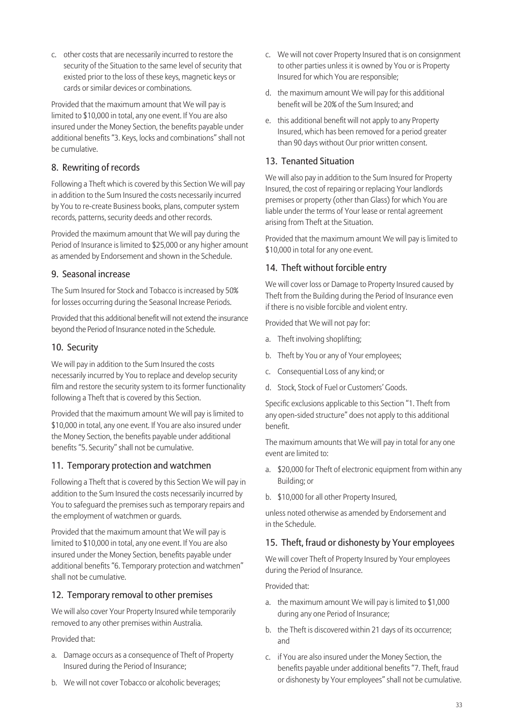c. other costs that are necessarily incurred to restore the security of the Situation to the same level of security that existed prior to the loss of these keys, magnetic keys or cards or similar devices or combinations.

Provided that the maximum amount that We will pay is limited to $10,000 in total, any one event. If You are also insured under the Money Section, the benefits payable under additional benefits "3. Keys, locks and combinations" shall not be cumulative.

## 8. Rewriting of records

Following a Theft which is covered by this Section We will pay in addition to the Sum Insured the costs necessarily incurred by You to re-create Business books, plans, computer system records, patterns, security deeds and other records.

Provided the maximum amount that We will pay during the Period of Insurance is limited to $25,000 or any higher amount as amended by Endorsement and shown in the Schedule.

## 9. Seasonal increase

The Sum Insured for Stock and Tobacco is increased by 50% for losses occurring during the Seasonal Increase Periods.

Provided that this additional benefit will not extend the insurance beyond the Period of Insurance noted in the Schedule.

## 10. Security

We will pay in addition to the Sum Insured the costs necessarily incurred by You to replace and develop security film and restore the security system to its former functionality following a Theft that is covered by this Section.

Provided that the maximum amount We will pay is limited to $10,000 in total, any one event. If You are also insured under the Money Section, the benefits payable under additional benefits "5. Security" shall not be cumulative.

## 11. Temporary protection and watchmen

Following a Theft that is covered by this Section We will pay in addition to the Sum Insured the costs necessarily incurred by You to safeguard the premises such as temporary repairs and the employment of watchmen or guards.

Provided that the maximum amount that We will pay is limited to $10,000 in total, any one event. If You are also insured under the Money Section, benefits payable under additional benefits "6. Temporary protection and watchmen" shall not be cumulative.

## 12. Temporary removal to other premises

We will also cover Your Property Insured while temporarily removed to any other premises within Australia.

Provided that:

a. Damage occurs as a consequence of Theft of Property Insured during the Period of Insurance;
b. We will not cover Tobacco or alcoholic beverages;
c. We will not cover Property Insured that is on consignment to other parties unless it is owned by You or is Property Insured for which You are responsible;
d. the maximum amount We will pay for this additional benefit will be 20% of the Sum Insured; and
e. this additional benefit will not apply to any Property Insured, which has been removed for a period greater than 90 days without Our prior written consent.

## 13. Tenanted Situation

We will also pay in addition to the Sum Insured for Property Insured, the cost of repairing or replacing Your landlords premises or property (other than Glass) for which You are liable under the terms of Your lease or rental agreement arising from Theft at the Situation.

Provided that the maximum amount We will pay is limited to $10,000 in total for any one event.

## 14. Theft without forcible entry

We will cover loss or Damage to Property Insured caused by Theft from the Building during the Period of Insurance even if there is no visible forcible and violent entry.

Provided that We will not pay for:

a. Theft involving shoplifting;
b. Theft by You or any of Your employees;
c. Consequential Loss of any kind; or
d. Stock, Stock of Fuel or Customers' Goods.

Specific exclusions applicable to this Section "1. Theft from any open-sided structure" does not apply to this additional benefit.

The maximum amounts that We will pay in total for any one event are limited to:

a. $20,000 for Theft of electronic equipment from within any Building; or
b. $10,000 for all other Property Insured,

unless noted otherwise as amended by Endorsement and in the Schedule.

## 15. Theft, fraud or dishonesty by Your employees

We will cover Theft of Property Insured by Your employees during the Period of Insurance.

Provided that:

a. the maximum amount We will pay is limited to $1,000 during any one Period of Insurance;
b. the Theft is discovered within 21 days of its occurrence; and
c. if You are also insured under the Money Section, the benefits payable under additional benefits "7. Theft, fraud or dishonesty by Your employees" shall not be cumulative.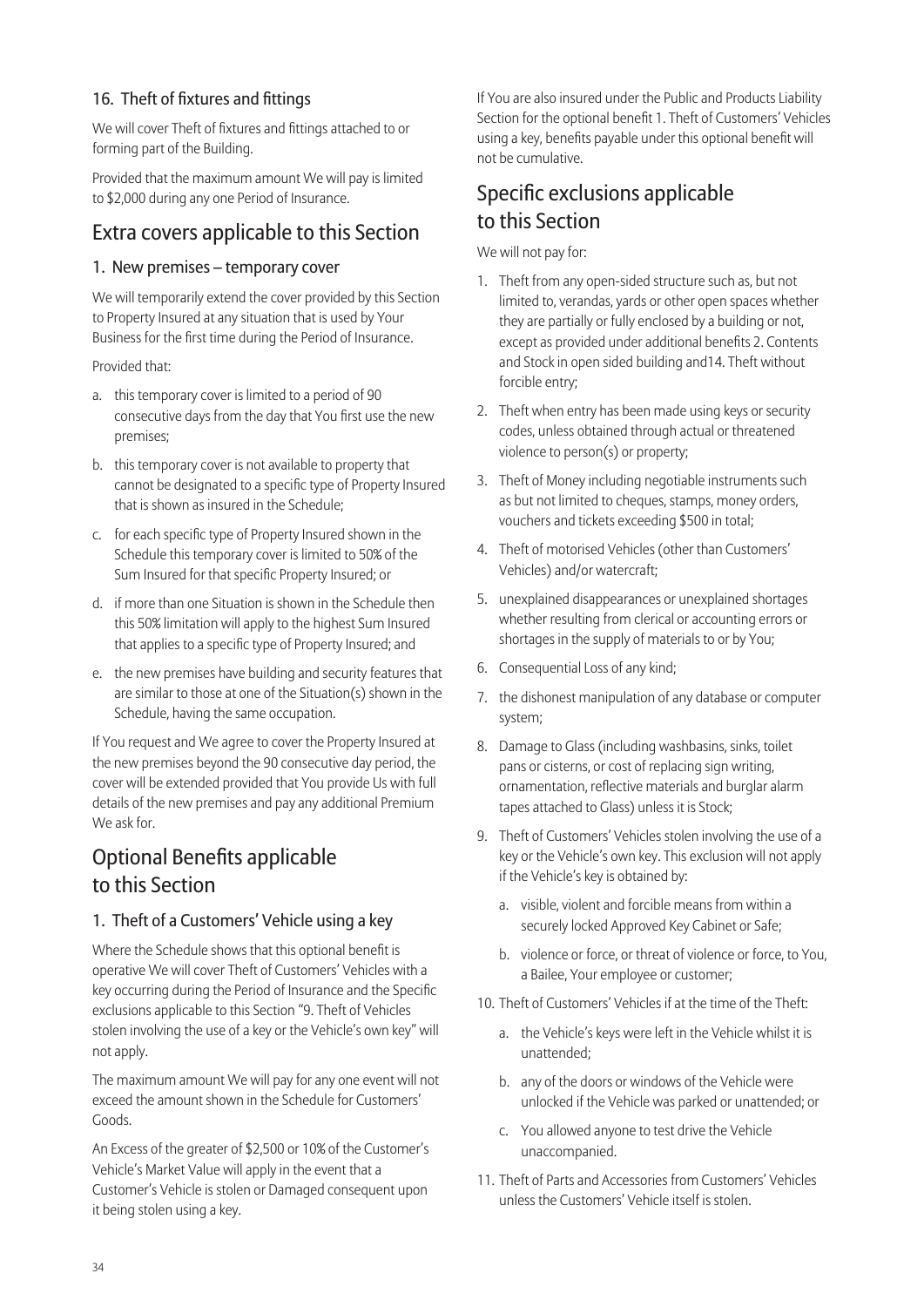### 16. Theft of fixtures and fittings

We will cover Theft of fixtures and fittings attached to or forming part of the Building.

Provided that the maximum amount We will pay is limited to $2,000 during any one Period of Insurance.

## Extra covers applicable to this Section

### 1. New premises – temporary cover

We will temporarily extend the cover provided by this Section to Property Insured at any situation that is used by Your Business for the first time during the Period of Insurance.

Provided that:

a. this temporary cover is limited to a period of 90 consecutive days from the day that You first use the new premises;

b. this temporary cover is not available to property that cannot be designated to a specific type of Property Insured that is shown as insured in the Schedule;

c. for each specific type of Property Insured shown in the Schedule this temporary cover is limited to 50% of the Sum Insured for that specific Property Insured; or

d. if more than one Situation is shown in the Schedule then this 50% limitation will apply to the highest Sum Insured that applies to a specific type of Property Insured; and

e. the new premises have building and security features that are similar to those at one of the Situation(s) shown in the Schedule, having the same occupation.

If You request and We agree to cover the Property Insured at the new premises beyond the 90 consecutive day period, the cover will be extended provided that You provide Us with full details of the new premises and pay any additional Premium We ask for.

## Optional Benefits applicable to this Section

### 1. Theft of a Customers' Vehicle using a key

Where the Schedule shows that this optional benefit is operative We will cover Theft of Customers' Vehicles with a key occurring during the Period of Insurance and the Specific exclusions applicable to this Section "9. Theft of Vehicles stolen involving the use of a key or the Vehicle's own key" will not apply.

The maximum amount We will pay for any one event will not exceed the amount shown in the Schedule for Customers' Goods.

An Excess of the greater of $2,500 or 10% of the Customer's Vehicle's Market Value will apply in the event that a Customer's Vehicle is stolen or Damaged consequent upon it being stolen using a key.

If You are also insured under the Public and Products Liability Section for the optional benefit 1. Theft of Customers' Vehicles using a key, benefits payable under this optional benefit will not be cumulative.

## Specific exclusions applicable to this Section

We will not pay for:

1. Theft from any open-sided structure such as, but not limited to, verandas, yards or other open spaces whether they are partially or fully enclosed by a building or not, except as provided under additional benefits 2. Contents and Stock in open sided building and14. Theft without forcible entry;
2. Theft when entry has been made using keys or security codes, unless obtained through actual or threatened violence to person(s) or property;
3. Theft of Money including negotiable instruments such as but not limited to cheques, stamps, money orders, vouchers and tickets exceeding $500 in total;
4. Theft of motorised Vehicles (other than Customers' Vehicles) and/or watercraft;
5. unexplained disappearances or unexplained shortages whether resulting from clerical or accounting errors or shortages in the supply of materials to or by You;
6. Consequential Loss of any kind;
7. the dishonest manipulation of any database or computer system;
8. Damage to Glass (including washbasins, sinks, toilet pans or cisterns, or cost of replacing sign writing, ornamentation, reflective materials and burglar alarm tapes attached to Glass) unless it is Stock;
9. Theft of Customers' Vehicles stolen involving the use of a key or the Vehicle's own key. This exclusion will not apply if the Vehicle's key is obtained by:
   a. visible, violent and forcible means from within a securely locked Approved Key Cabinet or Safe;
   b. violence or force, or threat of violence or force, to You, a Bailee, Your employee or customer;
10. Theft of Customers' Vehicles if at the time of the Theft:
    a. the Vehicle's keys were left in the Vehicle whilst it is unattended;
    b. any of the doors or windows of the Vehicle were unlocked if the Vehicle was parked or unattended; or
    c. You allowed anyone to test drive the Vehicle unaccompanied.
11. Theft of Parts and Accessories from Customers' Vehicles unless the Customers' Vehicle itself is stolen.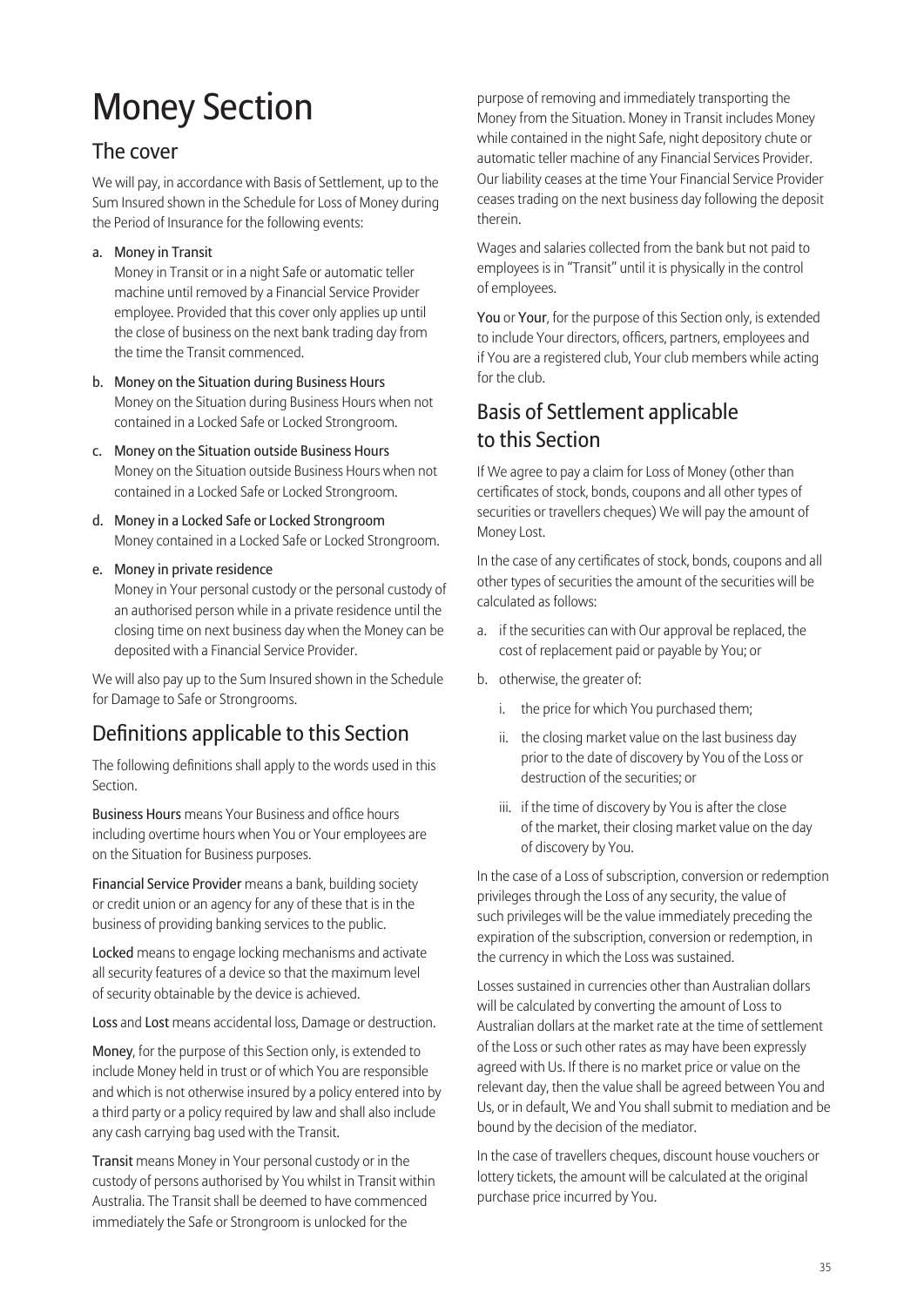# Money Section

## The cover

We will pay, in accordance with Basis of Settlement, up to the Sum Insured shown in the Schedule for Loss of Money during the Period of Insurance for the following events:

a. **Money in Transit**
   Money in Transit or in a night Safe or automatic teller machine until removed by a Financial Service Provider employee. Provided that this cover only applies up until the close of business on the next bank trading day from the time the Transit commenced.

b. **Money on the Situation during Business Hours**
   Money on the Situation during Business Hours when not contained in a Locked Safe or Locked Strongroom.

c. **Money on the Situation outside Business Hours**
   Money on the Situation outside Business Hours when not contained in a Locked Safe or Locked Strongroom.

d. **Money in a Locked Safe or Locked Strongroom**
   Money contained in a Locked Safe or Locked Strongroom.

e. **Money in private residence**
   Money in Your personal custody or the personal custody of an authorised person while in a private residence until the closing time on next business day when the Money can be deposited with a Financial Service Provider.

We will also pay up to the Sum Insured shown in the Schedule for Damage to Safe or Strongrooms.

## Definitions applicable to this Section

The following definitions shall apply to the words used in this Section.

**Business Hours** means Your Business and office hours including overtime hours when You or Your employees are on the Situation for Business purposes.

**Financial Service Provider** means a bank, building society or credit union or an agency for any of these that is in the business of providing banking services to the public.

**Locked** means to engage locking mechanisms and activate all security features of a device so that the maximum level of security obtainable by the device is achieved.

**Loss** and **Lost** means accidental loss, Damage or destruction.

**Money**, for the purpose of this Section only, is extended to include Money held in trust or of which You are responsible and which is not otherwise insured by a policy entered into by a third party or a policy required by law and shall also include any cash carrying bag used with the Transit.

**Transit** means Money in Your personal custody or in the custody of persons authorised by You whilst in Transit within Australia. The Transit shall be deemed to have commenced immediately the Safe or Strongroom is unlocked for the purpose of removing and immediately transporting the Money from the Situation. Money in Transit includes Money while contained in the night Safe, night depository chute or automatic teller machine of any Financial Services Provider. Our liability ceases at the time Your Financial Service Provider ceases trading on the next business day following the deposit therein.

Wages and salaries collected from the bank but not paid to employees is in "Transit" until it is physically in the control of employees.

**You** or **Your**, for the purpose of this Section only, is extended to include Your directors, officers, partners, employees and if You are a registered club, Your club members while acting for the club.

## Basis of Settlement applicable to this Section

If We agree to pay a claim for Loss of Money (other than certificates of stock, bonds, coupons and all other types of securities or travellers cheques) We will pay the amount of Money Lost.

In the case of any certificates of stock, bonds, coupons and all other types of securities the amount of the securities will be calculated as follows:

a. if the securities can with Our approval be replaced, the cost of replacement paid or payable by You; or
b. otherwise, the greater of:
   i. the price for which You purchased them;
   ii. the closing market value on the last business day prior to the date of discovery by You of the Loss or destruction of the securities; or
   iii. if the time of discovery by You is after the close of the market, their closing market value on the day of discovery by You.

In the case of a Loss of subscription, conversion or redemption privileges through the Loss of any security, the value of such privileges will be the value immediately preceding the expiration of the subscription, conversion or redemption, in the currency in which the Loss was sustained.

Losses sustained in currencies other than Australian dollars will be calculated by converting the amount of Loss to Australian dollars at the market rate at the time of settlement of the Loss or such other rates as may have been expressly agreed with Us. If there is no market price or value on the relevant day, then the value shall be agreed between You and Us, or in default, We and You shall submit to mediation and be bound by the decision of the mediator.

In the case of travellers cheques, discount house vouchers or lottery tickets, the amount will be calculated at the original purchase price incurred by You.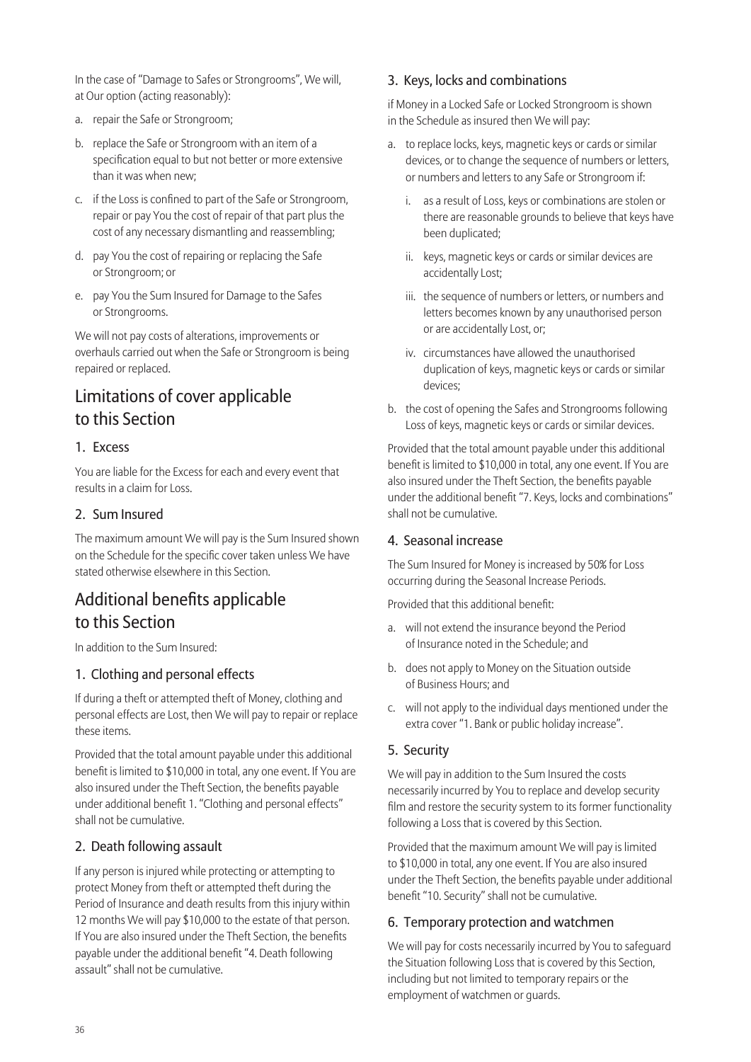In the case of "Damage to Safes or Strongrooms", We will, at Our option (acting reasonably):

a. repair the Safe or Strongroom;

b. replace the Safe or Strongroom with an item of a specification equal to but not better or more extensive than it was when new;

c. if the Loss is confined to part of the Safe or Strongroom, repair or pay You the cost of repair of that part plus the cost of any necessary dismantling and reassembling;

d. pay You the cost of repairing or replacing the Safe or Strongroom; or

e. pay You the Sum Insured for Damage to the Safes or Strongrooms.

We will not pay costs of alterations, improvements or overhauls carried out when the Safe or Strongroom is being repaired or replaced.

## Limitations of cover applicable to this Section

### 1. Excess

You are liable for the Excess for each and every event that results in a claim for Loss.

### 2. Sum Insured

The maximum amount We will pay is the Sum Insured shown on the Schedule for the specific cover taken unless We have stated otherwise elsewhere in this Section.

## Additional benefits applicable to this Section

In addition to the Sum Insured:

### 1. Clothing and personal effects

If during a theft or attempted theft of Money, clothing and personal effects are Lost, then We will pay to repair or replace these items.

Provided that the total amount payable under this additional benefit is limited to $10,000 in total, any one event. If You are also insured under the Theft Section, the benefits payable under additional benefit 1. "Clothing and personal effects" shall not be cumulative.

### 2. Death following assault

If any person is injured while protecting or attempting to protect Money from theft or attempted theft during the Period of Insurance and death results from this injury within 12 months We will pay $10,000 to the estate of that person. If You are also insured under the Theft Section, the benefits payable under the additional benefit "4. Death following assault" shall not be cumulative.

### 3. Keys, locks and combinations

if Money in a Locked Safe or Locked Strongroom is shown in the Schedule as insured then We will pay:

a. to replace locks, keys, magnetic keys or cards or similar devices, or to change the sequence of numbers or letters, or numbers and letters to any Safe or Strongroom if:

   i. as a result of Loss, keys or combinations are stolen or there are reasonable grounds to believe that keys have been duplicated;

   ii. keys, magnetic keys or cards or similar devices are accidentally Lost;

   iii. the sequence of numbers or letters, or numbers and letters becomes known by any unauthorised person or are accidentally Lost, or;

   iv. circumstances have allowed the unauthorised duplication of keys, magnetic keys or cards or similar devices;

b. the cost of opening the Safes and Strongrooms following Loss of keys, magnetic keys or cards or similar devices.

Provided that the total amount payable under this additional benefit is limited to $10,000 in total, any one event. If You are also insured under the Theft Section, the benefits payable under the additional benefit "7. Keys, locks and combinations" shall not be cumulative.

### 4. Seasonal increase

The Sum Insured for Money is increased by 50% for Loss occurring during the Seasonal Increase Periods.

Provided that this additional benefit:

a. will not extend the insurance beyond the Period of Insurance noted in the Schedule; and

b. does not apply to Money on the Situation outside of Business Hours; and

c. will not apply to the individual days mentioned under the extra cover "1. Bank or public holiday increase".

### 5. Security

We will pay in addition to the Sum Insured the costs necessarily incurred by You to replace and develop security film and restore the security system to its former functionality following a Loss that is covered by this Section.

Provided that the maximum amount We will pay is limited to $10,000 in total, any one event. If You are also insured under the Theft Section, the benefits payable under additional benefit "10. Security" shall not be cumulative.

### 6. Temporary protection and watchmen

We will pay for costs necessarily incurred by You to safeguard the Situation following Loss that is covered by this Section, including but not limited to temporary repairs or the employment of watchmen or guards.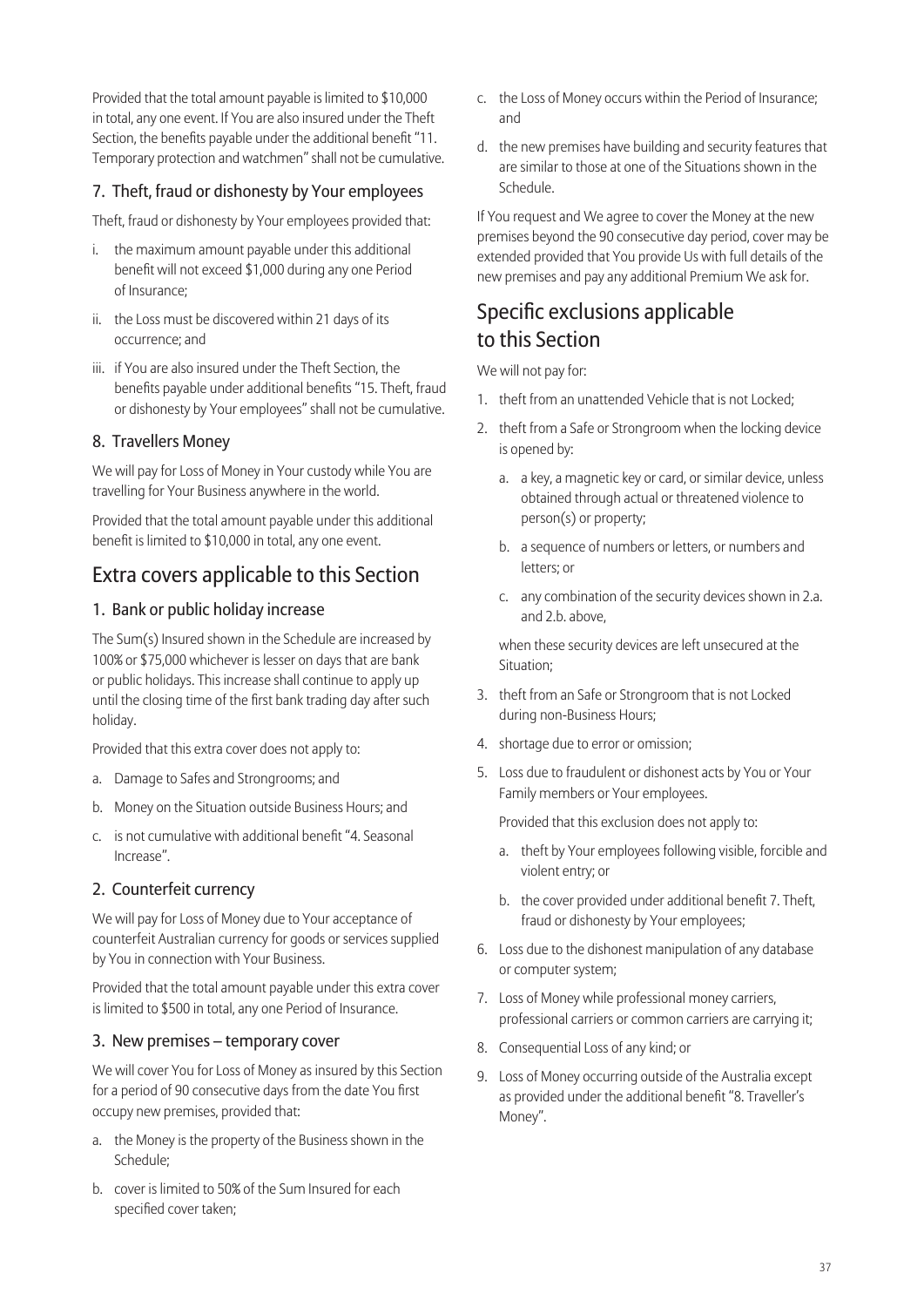Provided that the total amount payable is limited to $10,000 in total, any one event. If You are also insured under the Theft Section, the benefits payable under the additional benefit "11. Temporary protection and watchmen" shall not be cumulative.

### 7. Theft, fraud or dishonesty by Your employees

Theft, fraud or dishonesty by Your employees provided that:

i. the maximum amount payable under this additional benefit will not exceed $1,000 during any one Period of Insurance;

ii. the Loss must be discovered within 21 days of its occurrence; and

iii. if You are also insured under the Theft Section, the benefits payable under additional benefits "15. Theft, fraud or dishonesty by Your employees" shall not be cumulative.

### 8. Travellers Money

We will pay for Loss of Money in Your custody while You are travelling for Your Business anywhere in the world.

Provided that the total amount payable under this additional benefit is limited to $10,000 in total, any one event.

## Extra covers applicable to this Section

### 1. Bank or public holiday increase

The Sum(s) Insured shown in the Schedule are increased by 100% or $75,000 whichever is lesser on days that are bank or public holidays. This increase shall continue to apply up until the closing time of the first bank trading day after such holiday.

Provided that this extra cover does not apply to:

a. Damage to Safes and Strongrooms; and

b. Money on the Situation outside Business Hours; and

c. is not cumulative with additional benefit "4. Seasonal Increase".

### 2. Counterfeit currency

We will pay for Loss of Money due to Your acceptance of counterfeit Australian currency for goods or services supplied by You in connection with Your Business.

Provided that the total amount payable under this extra cover is limited to $500 in total, any one Period of Insurance.

### 3. New premises – temporary cover

We will cover You for Loss of Money as insured by this Section for a period of 90 consecutive days from the date You first occupy new premises, provided that:

a. the Money is the property of the Business shown in the Schedule;

b. cover is limited to 50% of the Sum Insured for each specified cover taken;

c. the Loss of Money occurs within the Period of Insurance; and

d. the new premises have building and security features that are similar to those at one of the Situations shown in the Schedule.

If You request and We agree to cover the Money at the new premises beyond the 90 consecutive day period, cover may be extended provided that You provide Us with full details of the new premises and pay any additional Premium We ask for.

## Specific exclusions applicable to this Section

We will not pay for:

1. theft from an unattended Vehicle that is not Locked;
2. theft from a Safe or Strongroom when the locking device is opened by:
   a. a key, a magnetic key or card, or similar device, unless obtained through actual or threatened violence to person(s) or property;
   b. a sequence of numbers or letters, or numbers and letters; or
   c. any combination of the security devices shown in 2.a. and 2.b. above,

   when these security devices are left unsecured at the Situation;
3. theft from an Safe or Strongroom that is not Locked during non-Business Hours;
4. shortage due to error or omission;
5. Loss due to fraudulent or dishonest acts by You or Your Family members or Your employees.

   Provided that this exclusion does not apply to:
   a. theft by Your employees following visible, forcible and violent entry; or
   b. the cover provided under additional benefit 7. Theft, fraud or dishonesty by Your employees;
6. Loss due to the dishonest manipulation of any database or computer system;
7. Loss of Money while professional money carriers, professional carriers or common carriers are carrying it;
8. Consequential Loss of any kind; or
9. Loss of Money occurring outside of the Australia except as provided under the additional benefit "8. Traveller's Money".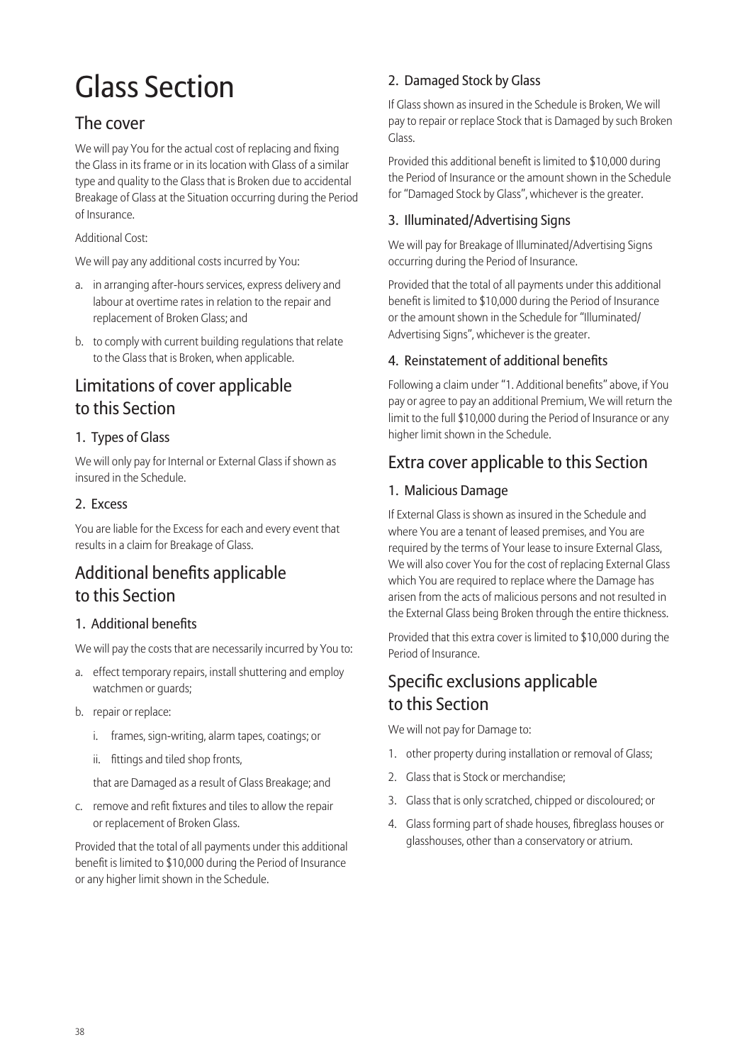# Glass Section

## The cover

We will pay You for the actual cost of replacing and fixing the Glass in its frame or in its location with Glass of a similar type and quality to the Glass that is Broken due to accidental Breakage of Glass at the Situation occurring during the Period of Insurance.

Additional Cost:

We will pay any additional costs incurred by You:

a. in arranging after-hours services, express delivery and labour at overtime rates in relation to the repair and replacement of Broken Glass; and
b. to comply with current building regulations that relate to the Glass that is Broken, when applicable.

## Limitations of cover applicable to this Section

### 1. Types of Glass

We will only pay for Internal or External Glass if shown as insured in the Schedule.

### 2. Excess

You are liable for the Excess for each and every event that results in a claim for Breakage of Glass.

## Additional benefits applicable to this Section

### 1. Additional benefits

We will pay the costs that are necessarily incurred by You to:

a. effect temporary repairs, install shuttering and employ watchmen or guards;
b. repair or replace:
   i. frames, sign-writing, alarm tapes, coatings; or
   ii. fittings and tiled shop fronts,

   that are Damaged as a result of Glass Breakage; and
c. remove and refit fixtures and tiles to allow the repair or replacement of Broken Glass.

Provided that the total of all payments under this additional benefit is limited to $10,000 during the Period of Insurance or any higher limit shown in the Schedule.

### 2. Damaged Stock by Glass

If Glass shown as insured in the Schedule is Broken, We will pay to repair or replace Stock that is Damaged by such Broken Glass.

Provided this additional benefit is limited to $10,000 during the Period of Insurance or the amount shown in the Schedule for "Damaged Stock by Glass", whichever is the greater.

### 3. Illuminated/Advertising Signs

We will pay for Breakage of Illuminated/Advertising Signs occurring during the Period of Insurance.

Provided that the total of all payments under this additional benefit is limited to $10,000 during the Period of Insurance or the amount shown in the Schedule for "Illuminated/ Advertising Signs", whichever is the greater.

### 4. Reinstatement of additional benefits

Following a claim under "1. Additional benefits" above, if You pay or agree to pay an additional Premium, We will return the limit to the full $10,000 during the Period of Insurance or any higher limit shown in the Schedule.

## Extra cover applicable to this Section

### 1. Malicious Damage

If External Glass is shown as insured in the Schedule and where You are a tenant of leased premises, and You are required by the terms of Your lease to insure External Glass, We will also cover You for the cost of replacing External Glass which You are required to replace where the Damage has arisen from the acts of malicious persons and not resulted in the External Glass being Broken through the entire thickness.

Provided that this extra cover is limited to $10,000 during the Period of Insurance.

## Specific exclusions applicable to this Section

We will not pay for Damage to:

1. other property during installation or removal of Glass;
2. Glass that is Stock or merchandise;
3. Glass that is only scratched, chipped or discoloured; or
4. Glass forming part of shade houses, fibreglass houses or glasshouses, other than a conservatory or atrium.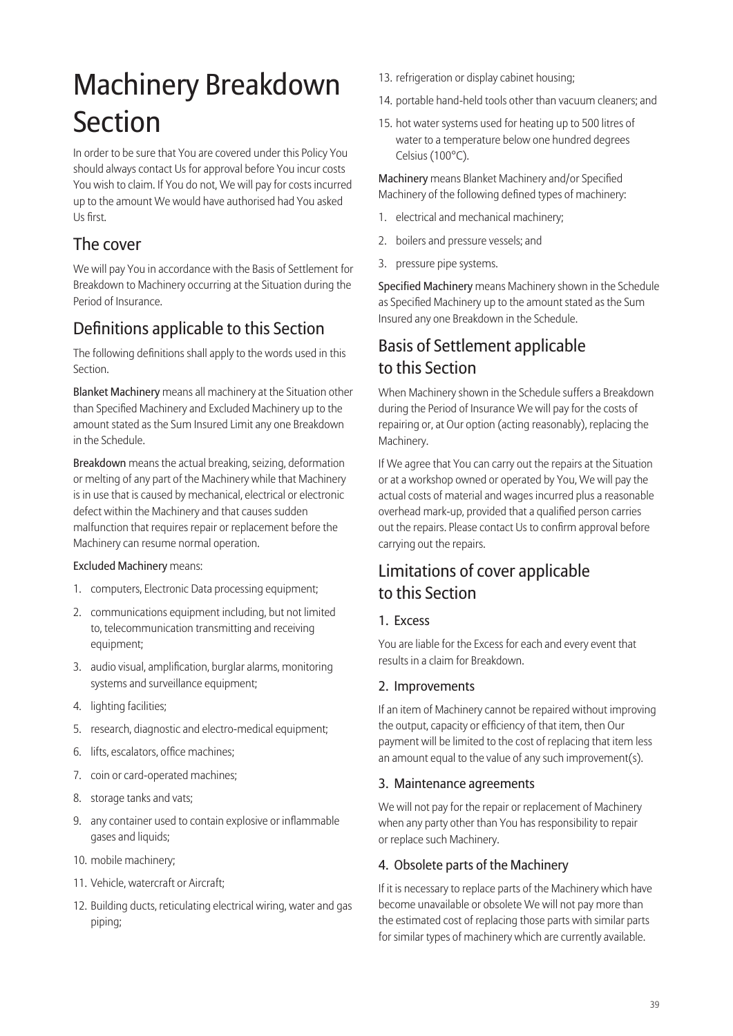# Machinery Breakdown Section

In order to be sure that You are covered under this Policy You should always contact Us for approval before You incur costs You wish to claim. If You do not, We will pay for costs incurred up to the amount We would have authorised had You asked Us first.

## The cover

We will pay You in accordance with the Basis of Settlement for Breakdown to Machinery occurring at the Situation during the Period of Insurance.

## Definitions applicable to this Section

The following definitions shall apply to the words used in this Section.

**Blanket Machinery** means all machinery at the Situation other than Specified Machinery and Excluded Machinery up to the amount stated as the Sum Insured Limit any one Breakdown in the Schedule.

**Breakdown** means the actual breaking, seizing, deformation or melting of any part of the Machinery while that Machinery is in use that is caused by mechanical, electrical or electronic defect within the Machinery and that causes sudden malfunction that requires repair or replacement before the Machinery can resume normal operation.

**Excluded Machinery** means:

1. computers, Electronic Data processing equipment;
2. communications equipment including, but not limited to, telecommunication transmitting and receiving equipment;
3. audio visual, amplification, burglar alarms, monitoring systems and surveillance equipment;
4. lighting facilities;
5. research, diagnostic and electro-medical equipment;
6. lifts, escalators, office machines;
7. coin or card-operated machines;
8. storage tanks and vats;
9. any container used to contain explosive or inflammable gases and liquids;
10. mobile machinery;
11. Vehicle, watercraft or Aircraft;
12. Building ducts, reticulating electrical wiring, water and gas piping;
13. refrigeration or display cabinet housing;
14. portable hand-held tools other than vacuum cleaners; and
15. hot water systems used for heating up to 500 litres of water to a temperature below one hundred degrees Celsius (100°C).

**Machinery** means Blanket Machinery and/or Specified Machinery of the following defined types of machinery:

1. electrical and mechanical machinery;
2. boilers and pressure vessels; and
3. pressure pipe systems.

**Specified Machinery** means Machinery shown in the Schedule as Specified Machinery up to the amount stated as the Sum Insured any one Breakdown in the Schedule.

## Basis of Settlement applicable to this Section

When Machinery shown in the Schedule suffers a Breakdown during the Period of Insurance We will pay for the costs of repairing or, at Our option (acting reasonably), replacing the Machinery.

If We agree that You can carry out the repairs at the Situation or at a workshop owned or operated by You, We will pay the actual costs of material and wages incurred plus a reasonable overhead mark-up, provided that a qualified person carries out the repairs. Please contact Us to confirm approval before carrying out the repairs.

## Limitations of cover applicable to this Section

### 1. Excess

You are liable for the Excess for each and every event that results in a claim for Breakdown.

### 2. Improvements

If an item of Machinery cannot be repaired without improving the output, capacity or efficiency of that item, then Our payment will be limited to the cost of replacing that item less an amount equal to the value of any such improvement(s).

### 3. Maintenance agreements

We will not pay for the repair or replacement of Machinery when any party other than You has responsibility to repair or replace such Machinery.

### 4. Obsolete parts of the Machinery

If it is necessary to replace parts of the Machinery which have become unavailable or obsolete We will not pay more than the estimated cost of replacing those parts with similar parts for similar types of machinery which are currently available.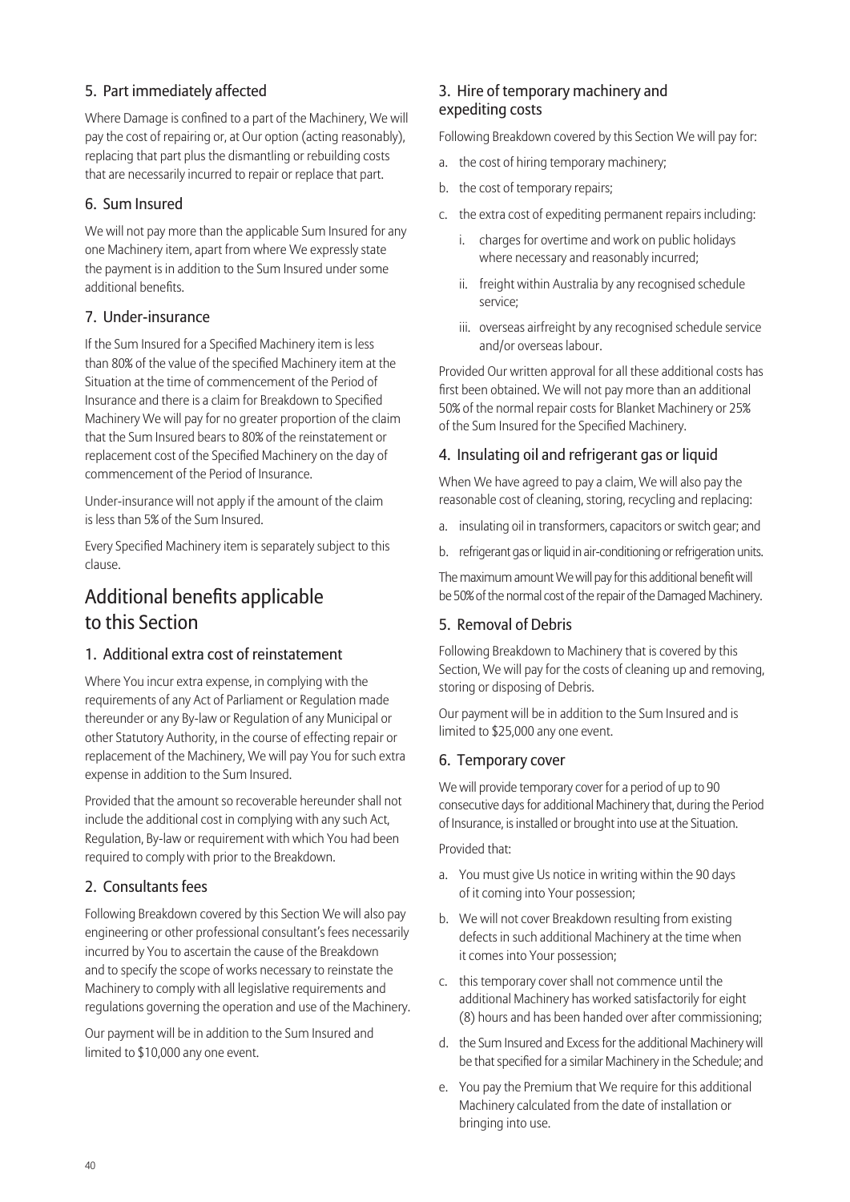### 5. Part immediately affected

Where Damage is confined to a part of the Machinery, We will pay the cost of repairing or, at Our option (acting reasonably), replacing that part plus the dismantling or rebuilding costs that are necessarily incurred to repair or replace that part.

### 6. Sum Insured

We will not pay more than the applicable Sum Insured for any one Machinery item, apart from where We expressly state the payment is in addition to the Sum Insured under some additional benefits.

### 7. Under-insurance

If the Sum Insured for a Specified Machinery item is less than 80% of the value of the specified Machinery item at the Situation at the time of commencement of the Period of Insurance and there is a claim for Breakdown to Specified Machinery We will pay for no greater proportion of the claim that the Sum Insured bears to 80% of the reinstatement or replacement cost of the Specified Machinery on the day of commencement of the Period of Insurance.

Under-insurance will not apply if the amount of the claim is less than 5% of the Sum Insured.

Every Specified Machinery item is separately subject to this clause.

## Additional benefits applicable to this Section

### 1. Additional extra cost of reinstatement

Where You incur extra expense, in complying with the requirements of any Act of Parliament or Regulation made thereunder or any By-law or Regulation of any Municipal or other Statutory Authority, in the course of effecting repair or replacement of the Machinery, We will pay You for such extra expense in addition to the Sum Insured.

Provided that the amount so recoverable hereunder shall not include the additional cost in complying with any such Act, Regulation, By-law or requirement with which You had been required to comply with prior to the Breakdown.

### 2. Consultants fees

Following Breakdown covered by this Section We will also pay engineering or other professional consultant's fees necessarily incurred by You to ascertain the cause of the Breakdown and to specify the scope of works necessary to reinstate the Machinery to comply with all legislative requirements and regulations governing the operation and use of the Machinery.

Our payment will be in addition to the Sum Insured and limited to $10,000 any one event.

### 3. Hire of temporary machinery and expediting costs

Following Breakdown covered by this Section We will pay for:

a. the cost of hiring temporary machinery;
b. the cost of temporary repairs;
c. the extra cost of expediting permanent repairs including:
   i. charges for overtime and work on public holidays where necessary and reasonably incurred;
   ii. freight within Australia by any recognised schedule service;
   iii. overseas airfreight by any recognised schedule service and/or overseas labour.

Provided Our written approval for all these additional costs has first been obtained. We will not pay more than an additional 50% of the normal repair costs for Blanket Machinery or 25% of the Sum Insured for the Specified Machinery.

### 4. Insulating oil and refrigerant gas or liquid

When We have agreed to pay a claim, We will also pay the reasonable cost of cleaning, storing, recycling and replacing:

a. insulating oil in transformers, capacitors or switch gear; and
b. refrigerant gas or liquid in air-conditioning or refrigeration units.

The maximum amount We will pay for this additional benefit will be 50% of the normal cost of the repair of the Damaged Machinery.

### 5. Removal of Debris

Following Breakdown to Machinery that is covered by this Section, We will pay for the costs of cleaning up and removing, storing or disposing of Debris.

Our payment will be in addition to the Sum Insured and is limited to $25,000 any one event.

### 6. Temporary cover

We will provide temporary cover for a period of up to 90 consecutive days for additional Machinery that, during the Period of Insurance, is installed or brought into use at the Situation.

Provided that:

a. You must give Us notice in writing within the 90 days of it coming into Your possession;
b. We will not cover Breakdown resulting from existing defects in such additional Machinery at the time when it comes into Your possession;
c. this temporary cover shall not commence until the additional Machinery has worked satisfactorily for eight (8) hours and has been handed over after commissioning;
d. the Sum Insured and Excess for the additional Machinery will be that specified for a similar Machinery in the Schedule; and
e. You pay the Premium that We require for this additional Machinery calculated from the date of installation or bringing into use.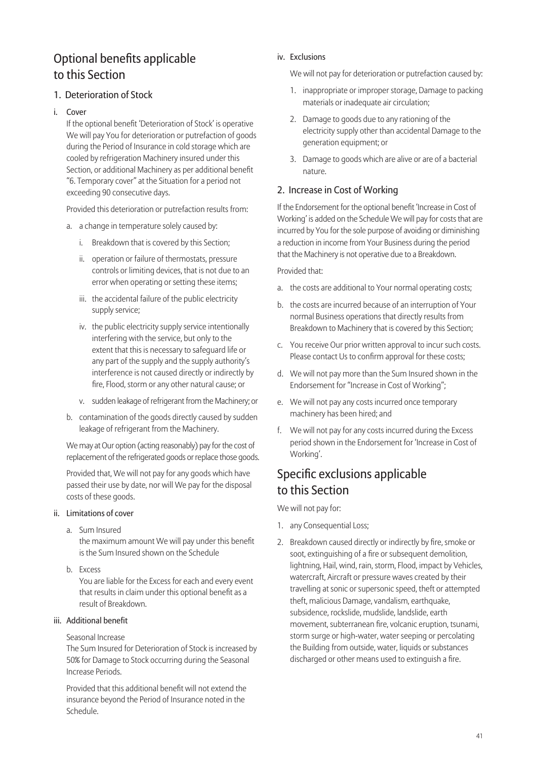## Optional benefits applicable to this Section

### 1. Deterioration of Stock

#### i. Cover

If the optional benefit 'Deterioration of Stock' is operative We will pay You for deterioration or putrefaction of goods during the Period of Insurance in cold storage which are cooled by refrigeration Machinery insured under this Section, or additional Machinery as per additional benefit "6. Temporary cover" at the Situation for a period not exceeding 90 consecutive days.

Provided this deterioration or putrefaction results from:

a. a change in temperature solely caused by:
   i. Breakdown that is covered by this Section;
   ii. operation or failure of thermostats, pressure controls or limiting devices, that is not due to an error when operating or setting these items;
   iii. the accidental failure of the public electricity supply service;
   iv. the public electricity supply service intentionally interfering with the service, but only to the extent that this is necessary to safeguard life or any part of the supply and the supply authority's interference is not caused directly or indirectly by fire, Flood, storm or any other natural cause; or
   v. sudden leakage of refrigerant from the Machinery; or
b. contamination of the goods directly caused by sudden leakage of refrigerant from the Machinery.

We may at Our option (acting reasonably) pay for the cost of replacement of the refrigerated goods or replace those goods.

Provided that, We will not pay for any goods which have passed their use by date, nor will We pay for the disposal costs of these goods.

#### ii. Limitations of cover

a. Sum Insured
   the maximum amount We will pay under this benefit is the Sum Insured shown on the Schedule
b. Excess
   You are liable for the Excess for each and every event that results in claim under this optional benefit as a result of Breakdown.

#### iii. Additional benefit

Seasonal Increase

The Sum Insured for Deterioration of Stock is increased by 50% for Damage to Stock occurring during the Seasonal Increase Periods.

Provided that this additional benefit will not extend the insurance beyond the Period of Insurance noted in the Schedule.

#### iv. Exclusions

We will not pay for deterioration or putrefaction caused by:

1. inappropriate or improper storage, Damage to packing materials or inadequate air circulation;
2. Damage to goods due to any rationing of the electricity supply other than accidental Damage to the generation equipment; or
3. Damage to goods which are alive or are of a bacterial nature.

### 2. Increase in Cost of Working

If the Endorsement for the optional benefit 'Increase in Cost of Working' is added on the Schedule We will pay for costs that are incurred by You for the sole purpose of avoiding or diminishing a reduction in income from Your Business during the period that the Machinery is not operative due to a Breakdown.

Provided that:

a. the costs are additional to Your normal operating costs;
b. the costs are incurred because of an interruption of Your normal Business operations that directly results from Breakdown to Machinery that is covered by this Section;
c. You receive Our prior written approval to incur such costs. Please contact Us to confirm approval for these costs;
d. We will not pay more than the Sum Insured shown in the Endorsement for "Increase in Cost of Working";
e. We will not pay any costs incurred once temporary machinery has been hired; and
f. We will not pay for any costs incurred during the Excess period shown in the Endorsement for 'Increase in Cost of Working'.

## Specific exclusions applicable to this Section

We will not pay for:

1. any Consequential Loss;
2. Breakdown caused directly or indirectly by fire, smoke or soot, extinguishing of a fire or subsequent demolition, lightning, Hail, wind, rain, storm, Flood, impact by Vehicles, watercraft, Aircraft or pressure waves created by their travelling at sonic or supersonic speed, theft or attempted theft, malicious Damage, vandalism, earthquake, subsidence, rockslide, mudslide, landslide, earth movement, subterranean fire, volcanic eruption, tsunami, storm surge or high-water, water seeping or percolating the Building from outside, water, liquids or substances discharged or other means used to extinguish a fire.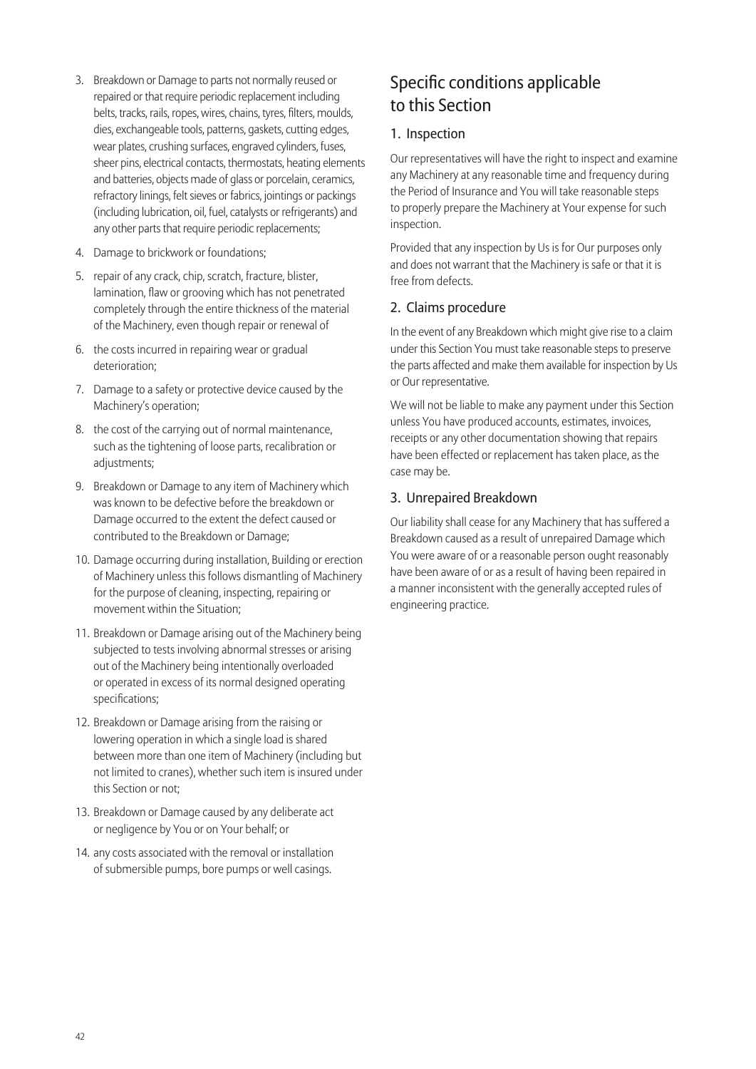3. Breakdown or Damage to parts not normally reused or repaired or that require periodic replacement including belts, tracks, rails, ropes, wires, chains, tyres, filters, moulds, dies, exchangeable tools, patterns, gaskets, cutting edges, wear plates, crushing surfaces, engraved cylinders, fuses, sheer pins, electrical contacts, thermostats, heating elements and batteries, objects made of glass or porcelain, ceramics, refractory linings, felt sieves or fabrics, jointings or packings (including lubrication, oil, fuel, catalysts or refrigerants) and any other parts that require periodic replacements;
4. Damage to brickwork or foundations;
5. repair of any crack, chip, scratch, fracture, blister, lamination, flaw or grooving which has not penetrated completely through the entire thickness of the material of the Machinery, even though repair or renewal of
6. the costs incurred in repairing wear or gradual deterioration;
7. Damage to a safety or protective device caused by the Machinery's operation;
8. the cost of the carrying out of normal maintenance, such as the tightening of loose parts, recalibration or adjustments;
9. Breakdown or Damage to any item of Machinery which was known to be defective before the breakdown or Damage occurred to the extent the defect caused or contributed to the Breakdown or Damage;
10. Damage occurring during installation, Building or erection of Machinery unless this follows dismantling of Machinery for the purpose of cleaning, inspecting, repairing or movement within the Situation;
11. Breakdown or Damage arising out of the Machinery being subjected to tests involving abnormal stresses or arising out of the Machinery being intentionally overloaded or operated in excess of its normal designed operating specifications;
12. Breakdown or Damage arising from the raising or lowering operation in which a single load is shared between more than one item of Machinery (including but not limited to cranes), whether such item is insured under this Section or not;
13. Breakdown or Damage caused by any deliberate act or negligence by You or on Your behalf; or
14. any costs associated with the removal or installation of submersible pumps, bore pumps or well casings.

## Specific conditions applicable to this Section

### 1. Inspection

Our representatives will have the right to inspect and examine any Machinery at any reasonable time and frequency during the Period of Insurance and You will take reasonable steps to properly prepare the Machinery at Your expense for such inspection.

Provided that any inspection by Us is for Our purposes only and does not warrant that the Machinery is safe or that it is free from defects.

### 2. Claims procedure

In the event of any Breakdown which might give rise to a claim under this Section You must take reasonable steps to preserve the parts affected and make them available for inspection by Us or Our representative.

We will not be liable to make any payment under this Section unless You have produced accounts, estimates, invoices, receipts or any other documentation showing that repairs have been effected or replacement has taken place, as the case may be.

### 3. Unrepaired Breakdown

Our liability shall cease for any Machinery that has suffered a Breakdown caused as a result of unrepaired Damage which You were aware of or a reasonable person ought reasonably have been aware of or as a result of having been repaired in a manner inconsistent with the generally accepted rules of engineering practice.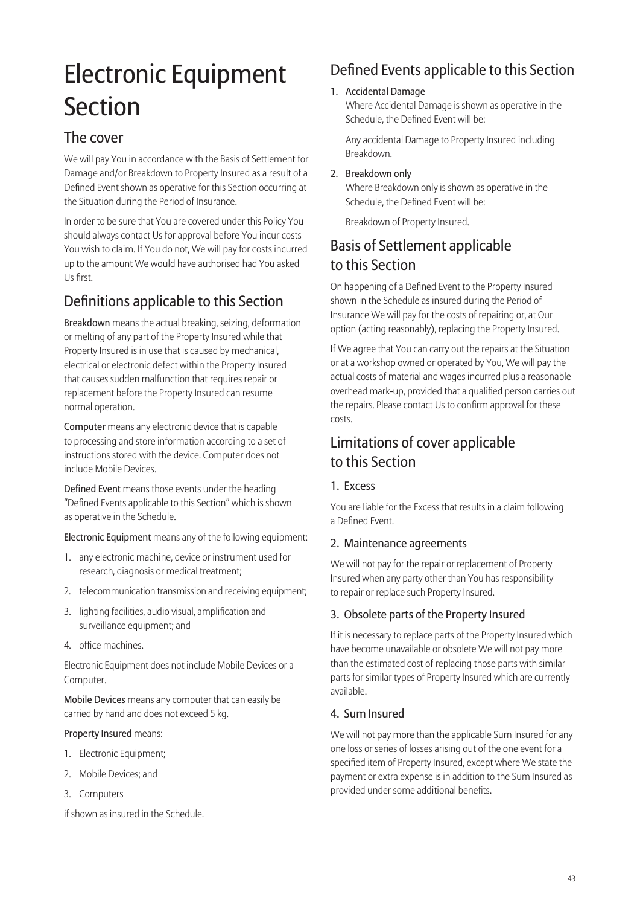# Electronic Equipment Section

## The cover

We will pay You in accordance with the Basis of Settlement for Damage and/or Breakdown to Property Insured as a result of a Defined Event shown as operative for this Section occurring at the Situation during the Period of Insurance.

In order to be sure that You are covered under this Policy You should always contact Us for approval before You incur costs You wish to claim. If You do not, We will pay for costs incurred up to the amount We would have authorised had You asked Us first.

## Definitions applicable to this Section

**Breakdown** means the actual breaking, seizing, deformation or melting of any part of the Property Insured while that Property Insured is in use that is caused by mechanical, electrical or electronic defect within the Property Insured that causes sudden malfunction that requires repair or replacement before the Property Insured can resume normal operation.

**Computer** means any electronic device that is capable to processing and store information according to a set of instructions stored with the device. Computer does not include Mobile Devices.

**Defined Event** means those events under the heading "Defined Events applicable to this Section" which is shown as operative in the Schedule.

**Electronic Equipment** means any of the following equipment:

1. any electronic machine, device or instrument used for research, diagnosis or medical treatment;
2. telecommunication transmission and receiving equipment;
3. lighting facilities, audio visual, amplification and surveillance equipment; and
4. office machines.

Electronic Equipment does not include Mobile Devices or a Computer.

**Mobile Devices** means any computer that can easily be carried by hand and does not exceed 5 kg.

**Property Insured** means:

1. Electronic Equipment;
2. Mobile Devices; and
3. Computers

if shown as insured in the Schedule.

## Defined Events applicable to this Section

1. **Accidental Damage**

   Where Accidental Damage is shown as operative in the Schedule, the Defined Event will be:

   Any accidental Damage to Property Insured including Breakdown.

2. **Breakdown only**

   Where Breakdown only is shown as operative in the Schedule, the Defined Event will be:

   Breakdown of Property Insured.

## Basis of Settlement applicable to this Section

On happening of a Defined Event to the Property Insured shown in the Schedule as insured during the Period of Insurance We will pay for the costs of repairing or, at Our option (acting reasonably), replacing the Property Insured.

If We agree that You can carry out the repairs at the Situation or at a workshop owned or operated by You, We will pay the actual costs of material and wages incurred plus a reasonable overhead mark-up, provided that a qualified person carries out the repairs. Please contact Us to confirm approval for these costs.

## Limitations of cover applicable to this Section

### 1. Excess

You are liable for the Excess that results in a claim following a Defined Event.

### 2. Maintenance agreements

We will not pay for the repair or replacement of Property Insured when any party other than You has responsibility to repair or replace such Property Insured.

### 3. Obsolete parts of the Property Insured

If it is necessary to replace parts of the Property Insured which have become unavailable or obsolete We will not pay more than the estimated cost of replacing those parts with similar parts for similar types of Property Insured which are currently available.

### 4. Sum Insured

We will not pay more than the applicable Sum Insured for any one loss or series of losses arising out of the one event for a specified item of Property Insured, except where We state the payment or extra expense is in addition to the Sum Insured as provided under some additional benefits.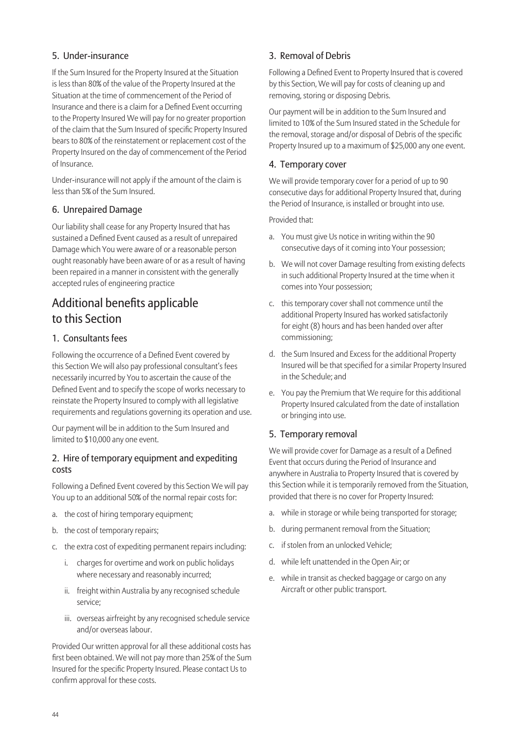### 5. Under-insurance

If the Sum Insured for the Property Insured at the Situation is less than 80% of the value of the Property Insured at the Situation at the time of commencement of the Period of Insurance and there is a claim for a Defined Event occurring to the Property Insured We will pay for no greater proportion of the claim that the Sum Insured of specific Property Insured bears to 80% of the reinstatement or replacement cost of the Property Insured on the day of commencement of the Period of Insurance.

Under-insurance will not apply if the amount of the claim is less than 5% of the Sum Insured.

### 6. Unrepaired Damage

Our liability shall cease for any Property Insured that has sustained a Defined Event caused as a result of unrepaired Damage which You were aware of or a reasonable person ought reasonably have been aware of or as a result of having been repaired in a manner in consistent with the generally accepted rules of engineering practice

## Additional benefits applicable to this Section

### 1. Consultants fees

Following the occurrence of a Defined Event covered by this Section We will also pay professional consultant's fees necessarily incurred by You to ascertain the cause of the Defined Event and to specify the scope of works necessary to reinstate the Property Insured to comply with all legislative requirements and regulations governing its operation and use.

Our payment will be in addition to the Sum Insured and limited to $10,000 any one event.

### 2. Hire of temporary equipment and expediting costs

Following a Defined Event covered by this Section We will pay You up to an additional 50% of the normal repair costs for:

a. the cost of hiring temporary equipment;

b. the cost of temporary repairs;

c. the extra cost of expediting permanent repairs including:

   i. charges for overtime and work on public holidays where necessary and reasonably incurred;

   ii. freight within Australia by any recognised schedule service;

   iii. overseas airfreight by any recognised schedule service and/or overseas labour.

Provided Our written approval for all these additional costs has first been obtained. We will not pay more than 25% of the Sum Insured for the specific Property Insured. Please contact Us to confirm approval for these costs.

### 3. Removal of Debris

Following a Defined Event to Property Insured that is covered by this Section, We will pay for costs of cleaning up and removing, storing or disposing Debris.

Our payment will be in addition to the Sum Insured and limited to 10% of the Sum Insured stated in the Schedule for the removal, storage and/or disposal of Debris of the specific Property Insured up to a maximum of $25,000 any one event.

### 4. Temporary cover

We will provide temporary cover for a period of up to 90 consecutive days for additional Property Insured that, during the Period of Insurance, is installed or brought into use.

Provided that:

a. You must give Us notice in writing within the 90 consecutive days of it coming into Your possession;

b. We will not cover Damage resulting from existing defects in such additional Property Insured at the time when it comes into Your possession;

c. this temporary cover shall not commence until the additional Property Insured has worked satisfactorily for eight (8) hours and has been handed over after commissioning;

d. the Sum Insured and Excess for the additional Property Insured will be that specified for a similar Property Insured in the Schedule; and

e. You pay the Premium that We require for this additional Property Insured calculated from the date of installation or bringing into use.

### 5. Temporary removal

We will provide cover for Damage as a result of a Defined Event that occurs during the Period of Insurance and anywhere in Australia to Property Insured that is covered by this Section while it is temporarily removed from the Situation, provided that there is no cover for Property Insured:

a. while in storage or while being transported for storage;

b. during permanent removal from the Situation;

c. if stolen from an unlocked Vehicle;

d. while left unattended in the Open Air; or

e. while in transit as checked baggage or cargo on any Aircraft or other public transport.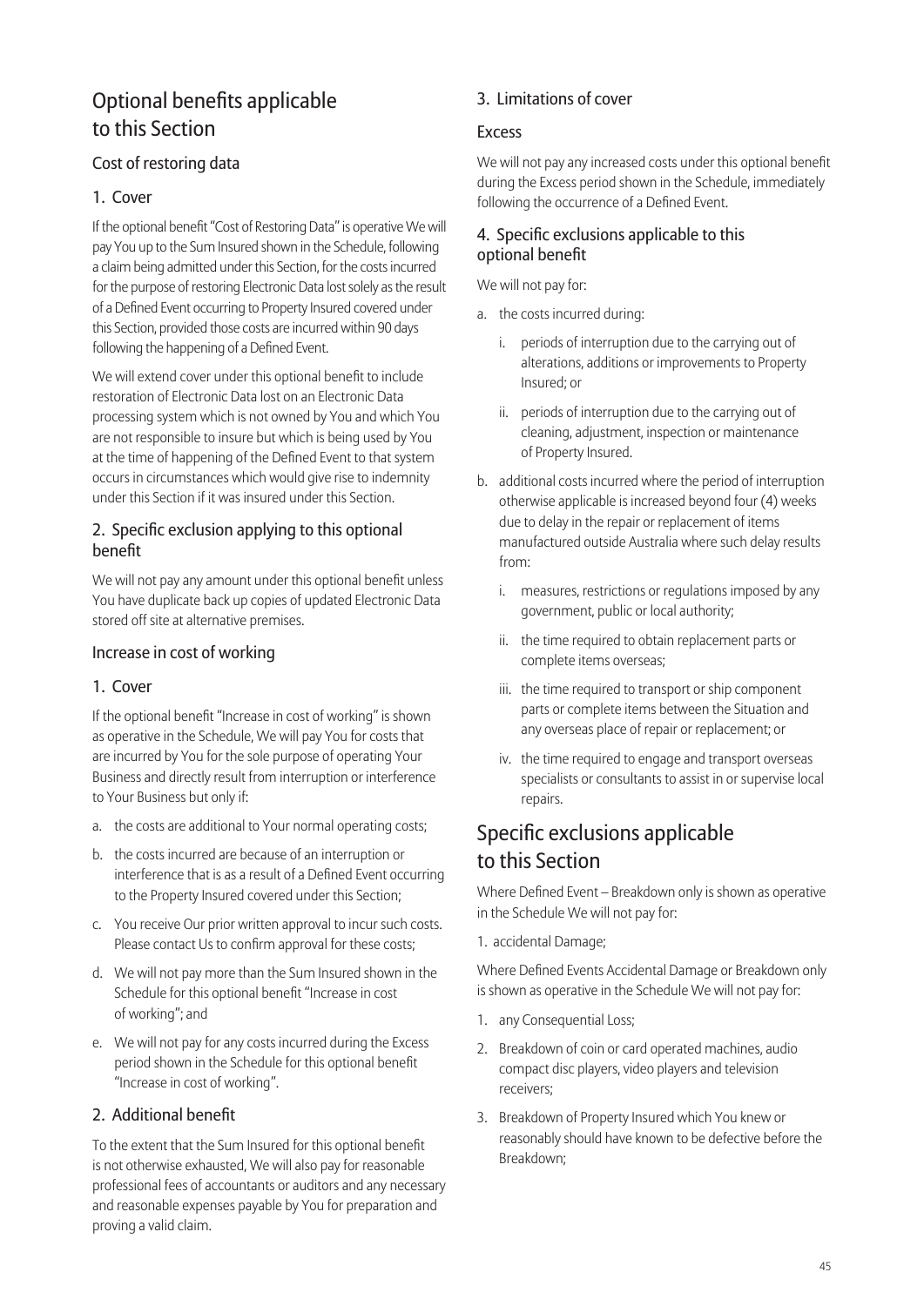## Optional benefits applicable to this Section

### Cost of restoring data

#### 1. Cover

If the optional benefit "Cost of Restoring Data" is operative We will pay You up to the Sum Insured shown in the Schedule, following a claim being admitted under this Section, for the costs incurred for the purpose of restoring Electronic Data lost solely as the result of a Defined Event occurring to Property Insured covered under this Section, provided those costs are incurred within 90 days following the happening of a Defined Event.

We will extend cover under this optional benefit to include restoration of Electronic Data lost on an Electronic Data processing system which is not owned by You and which You are not responsible to insure but which is being used by You at the time of happening of the Defined Event to that system occurs in circumstances which would give rise to indemnity under this Section if it was insured under this Section.

#### 2. Specific exclusion applying to this optional benefit

We will not pay any amount under this optional benefit unless You have duplicate back up copies of updated Electronic Data stored off site at alternative premises.

### Increase in cost of working

#### 1. Cover

If the optional benefit "Increase in cost of working" is shown as operative in the Schedule, We will pay You for costs that are incurred by You for the sole purpose of operating Your Business and directly result from interruption or interference to Your Business but only if:

a. the costs are additional to Your normal operating costs;

b. the costs incurred are because of an interruption or interference that is as a result of a Defined Event occurring to the Property Insured covered under this Section;

c. You receive Our prior written approval to incur such costs. Please contact Us to confirm approval for these costs;

d. We will not pay more than the Sum Insured shown in the Schedule for this optional benefit "Increase in cost of working"; and

e. We will not pay for any costs incurred during the Excess period shown in the Schedule for this optional benefit "Increase in cost of working".

#### 2. Additional benefit

To the extent that the Sum Insured for this optional benefit is not otherwise exhausted, We will also pay for reasonable professional fees of accountants or auditors and any necessary and reasonable expenses payable by You for preparation and proving a valid claim.

#### 3. Limitations of cover

##### Excess

We will not pay any increased costs under this optional benefit during the Excess period shown in the Schedule, immediately following the occurrence of a Defined Event.

#### 4. Specific exclusions applicable to this optional benefit

We will not pay for:

a. the costs incurred during:

   i. periods of interruption due to the carrying out of alterations, additions or improvements to Property Insured; or

   ii. periods of interruption due to the carrying out of cleaning, adjustment, inspection or maintenance of Property Insured.

b. additional costs incurred where the period of interruption otherwise applicable is increased beyond four (4) weeks due to delay in the repair or replacement of items manufactured outside Australia where such delay results from:

   i. measures, restrictions or regulations imposed by any government, public or local authority;

   ii. the time required to obtain replacement parts or complete items overseas;

   iii. the time required to transport or ship component parts or complete items between the Situation and any overseas place of repair or replacement; or

   iv. the time required to engage and transport overseas specialists or consultants to assist in or supervise local repairs.

## Specific exclusions applicable to this Section

Where Defined Event – Breakdown only is shown as operative in the Schedule We will not pay for:

1. accidental Damage;

Where Defined Events Accidental Damage or Breakdown only is shown as operative in the Schedule We will not pay for:

1. any Consequential Loss;

2. Breakdown of coin or card operated machines, audio compact disc players, video players and television receivers;

3. Breakdown of Property Insured which You knew or reasonably should have known to be defective before the Breakdown;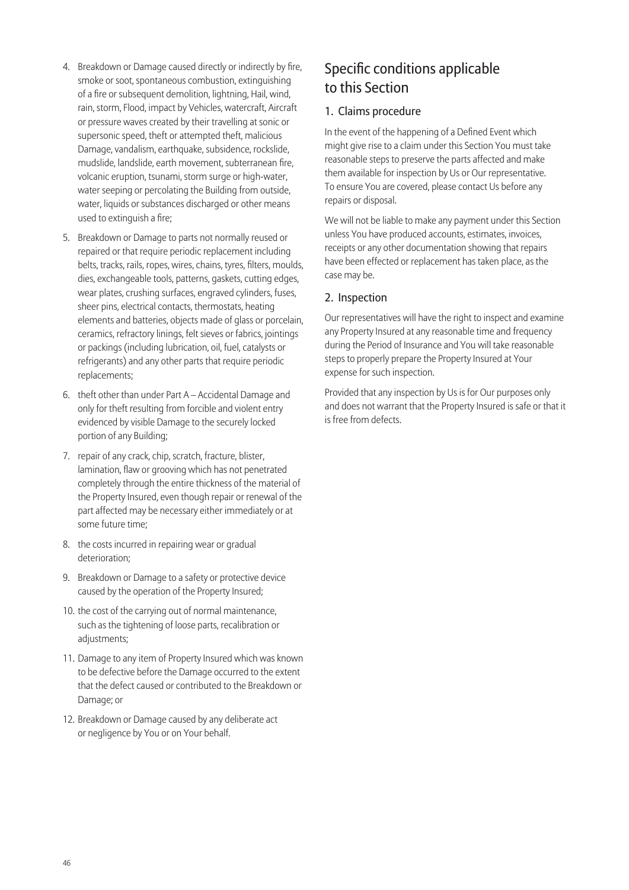4. Breakdown or Damage caused directly or indirectly by fire, smoke or soot, spontaneous combustion, extinguishing of a fire or subsequent demolition, lightning, Hail, wind, rain, storm, Flood, impact by Vehicles, watercraft, Aircraft or pressure waves created by their travelling at sonic or supersonic speed, theft or attempted theft, malicious Damage, vandalism, earthquake, subsidence, rockslide, mudslide, landslide, earth movement, subterranean fire, volcanic eruption, tsunami, storm surge or high-water, water seeping or percolating the Building from outside, water, liquids or substances discharged or other means used to extinguish a fire;
5. Breakdown or Damage to parts not normally reused or repaired or that require periodic replacement including belts, tracks, rails, ropes, wires, chains, tyres, filters, moulds, dies, exchangeable tools, patterns, gaskets, cutting edges, wear plates, crushing surfaces, engraved cylinders, fuses, sheer pins, electrical contacts, thermostats, heating elements and batteries, objects made of glass or porcelain, ceramics, refractory linings, felt sieves or fabrics, jointings or packings (including lubrication, oil, fuel, catalysts or refrigerants) and any other parts that require periodic replacements;
6. theft other than under Part A – Accidental Damage and only for theft resulting from forcible and violent entry evidenced by visible Damage to the securely locked portion of any Building;
7. repair of any crack, chip, scratch, fracture, blister, lamination, flaw or grooving which has not penetrated completely through the entire thickness of the material of the Property Insured, even though repair or renewal of the part affected may be necessary either immediately or at some future time;
8. the costs incurred in repairing wear or gradual deterioration;
9. Breakdown or Damage to a safety or protective device caused by the operation of the Property Insured;
10. the cost of the carrying out of normal maintenance, such as the tightening of loose parts, recalibration or adjustments;
11. Damage to any item of Property Insured which was known to be defective before the Damage occurred to the extent that the defect caused or contributed to the Breakdown or Damage; or
12. Breakdown or Damage caused by any deliberate act or negligence by You or on Your behalf.

## Specific conditions applicable to this Section

### 1. Claims procedure

In the event of the happening of a Defined Event which might give rise to a claim under this Section You must take reasonable steps to preserve the parts affected and make them available for inspection by Us or Our representative. To ensure You are covered, please contact Us before any repairs or disposal.

We will not be liable to make any payment under this Section unless You have produced accounts, estimates, invoices, receipts or any other documentation showing that repairs have been effected or replacement has taken place, as the case may be.

### 2. Inspection

Our representatives will have the right to inspect and examine any Property Insured at any reasonable time and frequency during the Period of Insurance and You will take reasonable steps to properly prepare the Property Insured at Your expense for such inspection.

Provided that any inspection by Us is for Our purposes only and does not warrant that the Property Insured is safe or that it is free from defects.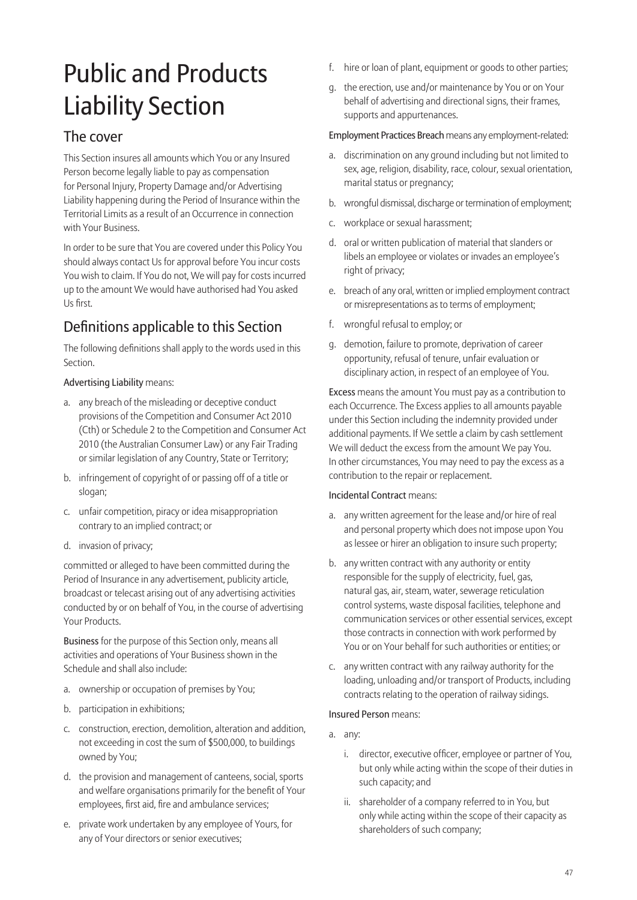# Public and Products Liability Section

## The cover

This Section insures all amounts which You or any Insured Person become legally liable to pay as compensation for Personal Injury, Property Damage and/or Advertising Liability happening during the Period of Insurance within the Territorial Limits as a result of an Occurrence in connection with Your Business.

In order to be sure that You are covered under this Policy You should always contact Us for approval before You incur costs You wish to claim. If You do not, We will pay for costs incurred up to the amount We would have authorised had You asked Us first.

## Definitions applicable to this Section

The following definitions shall apply to the words used in this Section.

**Advertising Liability** means:

a. any breach of the misleading or deceptive conduct provisions of the Competition and Consumer Act 2010 (Cth) or Schedule 2 to the Competition and Consumer Act 2010 (the Australian Consumer Law) or any Fair Trading or similar legislation of any Country, State or Territory;

b. infringement of copyright of or passing off of a title or slogan;

c. unfair competition, piracy or idea misappropriation contrary to an implied contract; or

d. invasion of privacy;

committed or alleged to have been committed during the Period of Insurance in any advertisement, publicity article, broadcast or telecast arising out of any advertising activities conducted by or on behalf of You, in the course of advertising Your Products.

**Business** for the purpose of this Section only, means all activities and operations of Your Business shown in the Schedule and shall also include:

a. ownership or occupation of premises by You;

b. participation in exhibitions;

c. construction, erection, demolition, alteration and addition, not exceeding in cost the sum of $500,000, to buildings owned by You;

d. the provision and management of canteens, social, sports and welfare organisations primarily for the benefit of Your employees, first aid, fire and ambulance services;

e. private work undertaken by any employee of Yours, for any of Your directors or senior executives;

f. hire or loan of plant, equipment or goods to other parties;

g. the erection, use and/or maintenance by You or on Your behalf of advertising and directional signs, their frames, supports and appurtenances.

**Employment Practices Breach** means any employment-related:

a. discrimination on any ground including but not limited to sex, age, religion, disability, race, colour, sexual orientation, marital status or pregnancy;

b. wrongful dismissal, discharge or termination of employment;

c. workplace or sexual harassment;

d. oral or written publication of material that slanders or libels an employee or violates or invades an employee's right of privacy;

e. breach of any oral, written or implied employment contract or misrepresentations as to terms of employment;

f. wrongful refusal to employ; or

g. demotion, failure to promote, deprivation of career opportunity, refusal of tenure, unfair evaluation or disciplinary action, in respect of an employee of You.

**Excess** means the amount You must pay as a contribution to each Occurrence. The Excess applies to all amounts payable under this Section including the indemnity provided under additional payments. If We settle a claim by cash settlement We will deduct the excess from the amount We pay You. In other circumstances, You may need to pay the excess as a contribution to the repair or replacement.

**Incidental Contract** means:

a. any written agreement for the lease and/or hire of real and personal property which does not impose upon You as lessee or hirer an obligation to insure such property;

b. any written contract with any authority or entity responsible for the supply of electricity, fuel, gas, natural gas, air, steam, water, sewerage reticulation control systems, waste disposal facilities, telephone and communication services or other essential services, except those contracts in connection with work performed by You or on Your behalf for such authorities or entities; or

c. any written contract with any railway authority for the loading, unloading and/or transport of Products, including contracts relating to the operation of railway sidings.

**Insured Person** means:

a. any:

   i. director, executive officer, employee or partner of You, but only while acting within the scope of their duties in such capacity; and

   ii. shareholder of a company referred to in You, but only while acting within the scope of their capacity as shareholders of such company;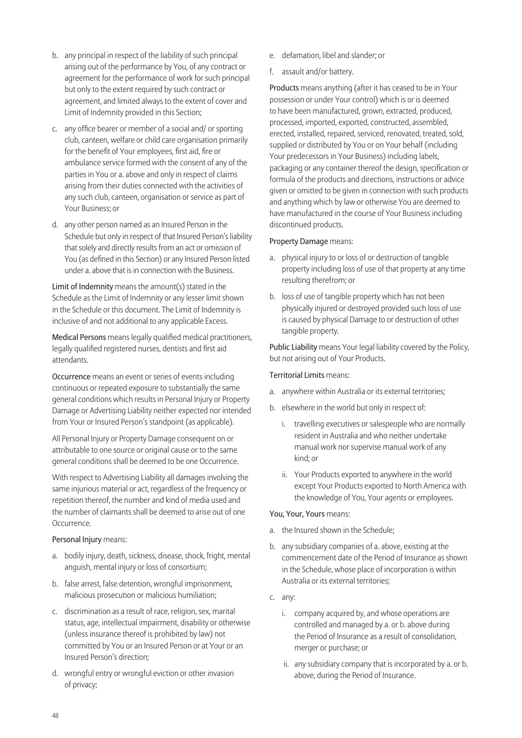b. any principal in respect of the liability of such principal arising out of the performance by You, of any contract or agreement for the performance of work for such principal but only to the extent required by such contract or agreement, and limited always to the extent of cover and Limit of Indemnity provided in this Section;

c. any office bearer or member of a social and/ or sporting club, canteen, welfare or child care organisation primarily for the benefit of Your employees, first aid, fire or ambulance service formed with the consent of any of the parties in You or a. above and only in respect of claims arising from their duties connected with the activities of any such club, canteen, organisation or service as part of Your Business; or

d. any other person named as an Insured Person in the Schedule but only in respect of that Insured Person's liability that solely and directly results from an act or omission of You (as defined in this Section) or any Insured Person listed under a. above that is in connection with the Business.

**Limit of Indemnity** means the amount(s) stated in the Schedule as the Limit of Indemnity or any lesser limit shown in the Schedule or this document. The Limit of Indemnity is inclusive of and not additional to any applicable Excess.

**Medical Persons** means legally qualified medical practitioners, legally qualified registered nurses, dentists and first aid attendants.

**Occurrence** means an event or series of events including continuous or repeated exposure to substantially the same general conditions which results in Personal Injury or Property Damage or Advertising Liability neither expected nor intended from Your or Insured Person's standpoint (as applicable).

All Personal Injury or Property Damage consequent on or attributable to one source or original cause or to the same general conditions shall be deemed to be one Occurrence.

With respect to Advertising Liability all damages involving the same injurious material or act, regardless of the frequency or repetition thereof, the number and kind of media used and the number of claimants shall be deemed to arise out of one Occurrence.

**Personal Injury** means:

a. bodily injury, death, sickness, disease, shock, fright, mental anguish, mental injury or loss of consortium;

b. false arrest, false detention, wrongful imprisonment, malicious prosecution or malicious humiliation;

c. discrimination as a result of race, religion, sex, marital status, age, intellectual impairment, disability or otherwise (unless insurance thereof is prohibited by law) not committed by You or an Insured Person or at Your or an Insured Person's direction;

d. wrongful entry or wrongful eviction or other invasion of privacy;

e. defamation, libel and slander; or

f. assault and/or battery.

**Products** means anything (after it has ceased to be in Your possession or under Your control) which is or is deemed to have been manufactured, grown, extracted, produced, processed, imported, exported, constructed, assembled, erected, installed, repaired, serviced, renovated, treated, sold, supplied or distributed by You or on Your behalf (including Your predecessors in Your Business) including labels, packaging or any container thereof the design, specification or formula of the products and directions, instructions or advice given or omitted to be given in connection with such products and anything which by law or otherwise You are deemed to have manufactured in the course of Your Business including discontinued products.

**Property Damage** means:

a. physical injury to or loss of or destruction of tangible property including loss of use of that property at any time resulting therefrom; or

b. loss of use of tangible property which has not been physically injured or destroyed provided such loss of use is caused by physical Damage to or destruction of other tangible property.

**Public Liability** means Your legal liability covered by the Policy, but not arising out of Your Products.

**Territorial Limits** means:

a. anywhere within Australia or its external territories;

b. elsewhere in the world but only in respect of:

   i. travelling executives or salespeople who are normally resident in Australia and who neither undertake manual work nor supervise manual work of any kind; or

   ii. Your Products exported to anywhere in the world except Your Products exported to North America with the knowledge of You, Your agents or employees.

**You, Your, Yours** means:

a. the Insured shown in the Schedule;

b. any subsidiary companies of a. above, existing at the commencement date of the Period of Insurance as shown in the Schedule, whose place of incorporation is within Australia or its external territories;

c. any:

   i. company acquired by, and whose operations are controlled and managed by a. or b. above during the Period of Insurance as a result of consolidation, merger or purchase; or

   ii. any subsidiary company that is incorporated by a. or b. above, during the Period of Insurance.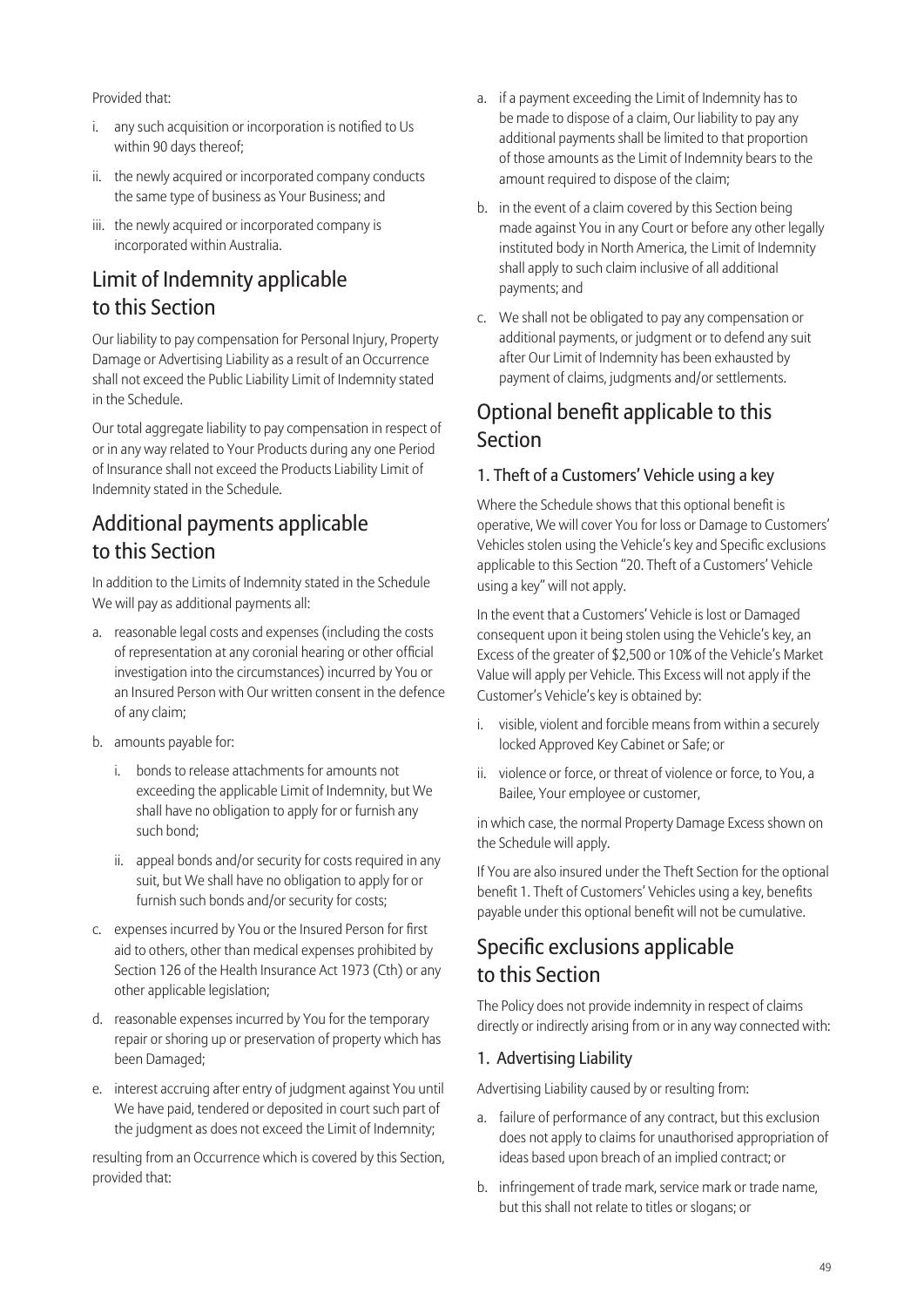Provided that:

i. any such acquisition or incorporation is notified to Us within 90 days thereof;

ii. the newly acquired or incorporated company conducts the same type of business as Your Business; and

iii. the newly acquired or incorporated company is incorporated within Australia.

## Limit of Indemnity applicable to this Section

Our liability to pay compensation for Personal Injury, Property Damage or Advertising Liability as a result of an Occurrence shall not exceed the Public Liability Limit of Indemnity stated in the Schedule.

Our total aggregate liability to pay compensation in respect of or in any way related to Your Products during any one Period of Insurance shall not exceed the Products Liability Limit of Indemnity stated in the Schedule.

## Additional payments applicable to this Section

In addition to the Limits of Indemnity stated in the Schedule We will pay as additional payments all:

a. reasonable legal costs and expenses (including the costs of representation at any coronial hearing or other official investigation into the circumstances) incurred by You or an Insured Person with Our written consent in the defence of any claim;

b. amounts payable for:

   i. bonds to release attachments for amounts not exceeding the applicable Limit of Indemnity, but We shall have no obligation to apply for or furnish any such bond;

   ii. appeal bonds and/or security for costs required in any suit, but We shall have no obligation to apply for or furnish such bonds and/or security for costs;

c. expenses incurred by You or the Insured Person for first aid to others, other than medical expenses prohibited by Section 126 of the Health Insurance Act 1973 (Cth) or any other applicable legislation;

d. reasonable expenses incurred by You for the temporary repair or shoring up or preservation of property which has been Damaged;

e. interest accruing after entry of judgment against You until We have paid, tendered or deposited in court such part of the judgment as does not exceed the Limit of Indemnity;

resulting from an Occurrence which is covered by this Section, provided that:

a. if a payment exceeding the Limit of Indemnity has to be made to dispose of a claim, Our liability to pay any additional payments shall be limited to that proportion of those amounts as the Limit of Indemnity bears to the amount required to dispose of the claim;

b. in the event of a claim covered by this Section being made against You in any Court or before any other legally instituted body in North America, the Limit of Indemnity shall apply to such claim inclusive of all additional payments; and

c. We shall not be obligated to pay any compensation or additional payments, or judgment or to defend any suit after Our Limit of Indemnity has been exhausted by payment of claims, judgments and/or settlements.

## Optional benefit applicable to this Section

### 1. Theft of a Customers' Vehicle using a key

Where the Schedule shows that this optional benefit is operative, We will cover You for loss or Damage to Customers' Vehicles stolen using the Vehicle's key and Specific exclusions applicable to this Section "20. Theft of a Customers' Vehicle using a key" will not apply.

In the event that a Customers' Vehicle is lost or Damaged consequent upon it being stolen using the Vehicle's key, an Excess of the greater of $2,500 or 10% of the Vehicle's Market Value will apply per Vehicle. This Excess will not apply if the Customer's Vehicle's key is obtained by:

i. visible, violent and forcible means from within a securely locked Approved Key Cabinet or Safe; or

ii. violence or force, or threat of violence or force, to You, a Bailee, Your employee or customer,

in which case, the normal Property Damage Excess shown on the Schedule will apply.

If You are also insured under the Theft Section for the optional benefit 1. Theft of Customers' Vehicles using a key, benefits payable under this optional benefit will not be cumulative.

## Specific exclusions applicable to this Section

The Policy does not provide indemnity in respect of claims directly or indirectly arising from or in any way connected with:

### 1. Advertising Liability

Advertising Liability caused by or resulting from:

a. failure of performance of any contract, but this exclusion does not apply to claims for unauthorised appropriation of ideas based upon breach of an implied contract; or

b. infringement of trade mark, service mark or trade name, but this shall not relate to titles or slogans; or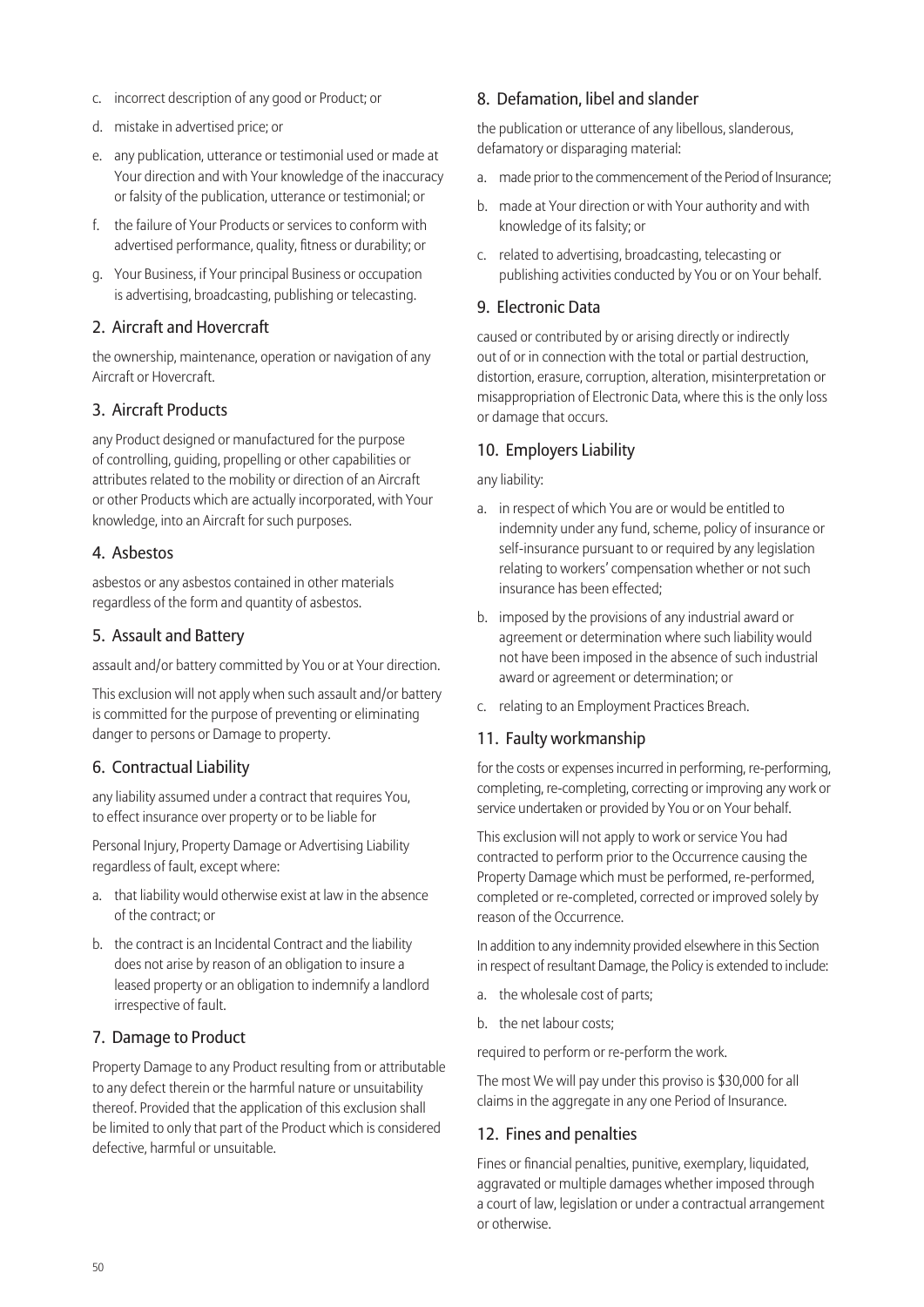c. incorrect description of any good or Product; or

d. mistake in advertised price; or

e. any publication, utterance or testimonial used or made at Your direction and with Your knowledge of the inaccuracy or falsity of the publication, utterance or testimonial; or

f. the failure of Your Products or services to conform with advertised performance, quality, fitness or durability; or

g. Your Business, if Your principal Business or occupation is advertising, broadcasting, publishing or telecasting.

## 2. Aircraft and Hovercraft

the ownership, maintenance, operation or navigation of any Aircraft or Hovercraft.

## 3. Aircraft Products

any Product designed or manufactured for the purpose of controlling, guiding, propelling or other capabilities or attributes related to the mobility or direction of an Aircraft or other Products which are actually incorporated, with Your knowledge, into an Aircraft for such purposes.

## 4. Asbestos

asbestos or any asbestos contained in other materials regardless of the form and quantity of asbestos.

## 5. Assault and Battery

assault and/or battery committed by You or at Your direction.

This exclusion will not apply when such assault and/or battery is committed for the purpose of preventing or eliminating danger to persons or Damage to property.

## 6. Contractual Liability

any liability assumed under a contract that requires You, to effect insurance over property or to be liable for

Personal Injury, Property Damage or Advertising Liability regardless of fault, except where:

a. that liability would otherwise exist at law in the absence of the contract; or

b. the contract is an Incidental Contract and the liability does not arise by reason of an obligation to insure a leased property or an obligation to indemnify a landlord irrespective of fault.

## 7. Damage to Product

Property Damage to any Product resulting from or attributable to any defect therein or the harmful nature or unsuitability thereof. Provided that the application of this exclusion shall be limited to only that part of the Product which is considered defective, harmful or unsuitable.

## 8. Defamation, libel and slander

the publication or utterance of any libellous, slanderous, defamatory or disparaging material:

a. made prior to the commencement of the Period of Insurance;

b. made at Your direction or with Your authority and with knowledge of its falsity; or

c. related to advertising, broadcasting, telecasting or publishing activities conducted by You or on Your behalf.

## 9. Electronic Data

caused or contributed by or arising directly or indirectly out of or in connection with the total or partial destruction, distortion, erasure, corruption, alteration, misinterpretation or misappropriation of Electronic Data, where this is the only loss or damage that occurs.

## 10. Employers Liability

any liability:

a. in respect of which You are or would be entitled to indemnity under any fund, scheme, policy of insurance or self-insurance pursuant to or required by any legislation relating to workers' compensation whether or not such insurance has been effected;

b. imposed by the provisions of any industrial award or agreement or determination where such liability would not have been imposed in the absence of such industrial award or agreement or determination; or

c. relating to an Employment Practices Breach.

## 11. Faulty workmanship

for the costs or expenses incurred in performing, re-performing, completing, re-completing, correcting or improving any work or service undertaken or provided by You or on Your behalf.

This exclusion will not apply to work or service You had contracted to perform prior to the Occurrence causing the Property Damage which must be performed, re-performed, completed or re-completed, corrected or improved solely by reason of the Occurrence.

In addition to any indemnity provided elsewhere in this Section in respect of resultant Damage, the Policy is extended to include:

a. the wholesale cost of parts;

b. the net labour costs;

required to perform or re-perform the work.

The most We will pay under this proviso is $30,000 for all claims in the aggregate in any one Period of Insurance.

## 12. Fines and penalties

Fines or financial penalties, punitive, exemplary, liquidated, aggravated or multiple damages whether imposed through a court of law, legislation or under a contractual arrangement or otherwise.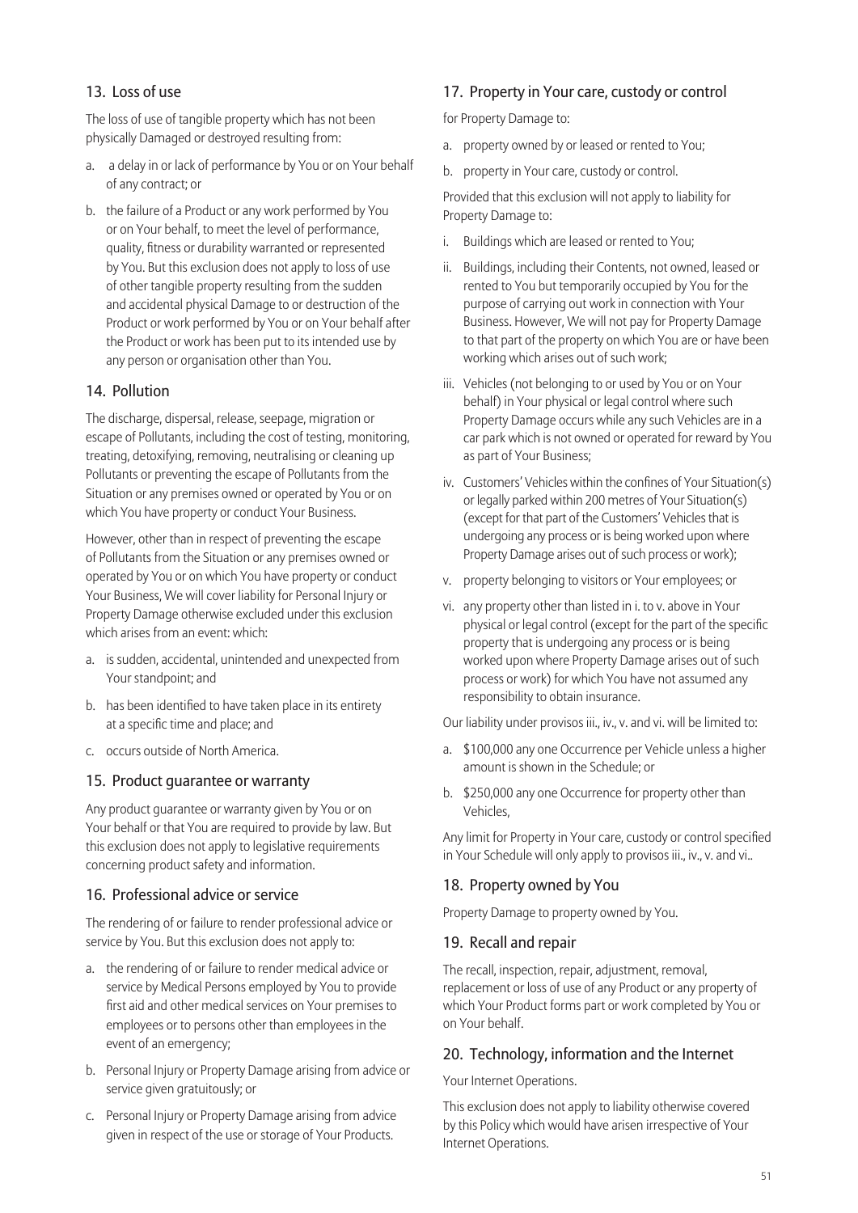### 13. Loss of use

The loss of use of tangible property which has not been physically Damaged or destroyed resulting from:

a. a delay in or lack of performance by You or on Your behalf of any contract; or

b. the failure of a Product or any work performed by You or on Your behalf, to meet the level of performance, quality, fitness or durability warranted or represented by You. But this exclusion does not apply to loss of use of other tangible property resulting from the sudden and accidental physical Damage to or destruction of the Product or work performed by You or on Your behalf after the Product or work has been put to its intended use by any person or organisation other than You.

### 14. Pollution

The discharge, dispersal, release, seepage, migration or escape of Pollutants, including the cost of testing, monitoring, treating, detoxifying, removing, neutralising or cleaning up Pollutants or preventing the escape of Pollutants from the Situation or any premises owned or operated by You or on which You have property or conduct Your Business.

However, other than in respect of preventing the escape of Pollutants from the Situation or any premises owned or operated by You or on which You have property or conduct Your Business, We will cover liability for Personal Injury or Property Damage otherwise excluded under this exclusion which arises from an event: which:

a. is sudden, accidental, unintended and unexpected from Your standpoint; and

b. has been identified to have taken place in its entirety at a specific time and place; and

c. occurs outside of North America.

### 15. Product guarantee or warranty

Any product guarantee or warranty given by You or on Your behalf or that You are required to provide by law. But this exclusion does not apply to legislative requirements concerning product safety and information.

### 16. Professional advice or service

The rendering of or failure to render professional advice or service by You. But this exclusion does not apply to:

a. the rendering of or failure to render medical advice or service by Medical Persons employed by You to provide first aid and other medical services on Your premises to employees or to persons other than employees in the event of an emergency;

b. Personal Injury or Property Damage arising from advice or service given gratuitously; or

c. Personal Injury or Property Damage arising from advice given in respect of the use or storage of Your Products.

### 17. Property in Your care, custody or control

for Property Damage to:

a. property owned by or leased or rented to You;

b. property in Your care, custody or control.

Provided that this exclusion will not apply to liability for Property Damage to:

i. Buildings which are leased or rented to You;

ii. Buildings, including their Contents, not owned, leased or rented to You but temporarily occupied by You for the purpose of carrying out work in connection with Your Business. However, We will not pay for Property Damage to that part of the property on which You are or have been working which arises out of such work;

iii. Vehicles (not belonging to or used by You or on Your behalf) in Your physical or legal control where such Property Damage occurs while any such Vehicles are in a car park which is not owned or operated for reward by You as part of Your Business;

iv. Customers' Vehicles within the confines of Your Situation(s) or legally parked within 200 metres of Your Situation(s) (except for that part of the Customers' Vehicles that is undergoing any process or is being worked upon where Property Damage arises out of such process or work);

v. property belonging to visitors or Your employees; or

vi. any property other than listed in i. to v. above in Your physical or legal control (except for the part of the specific property that is undergoing any process or is being worked upon where Property Damage arises out of such process or work) for which You have not assumed any responsibility to obtain insurance.

Our liability under provisos iii., iv., v. and vi. will be limited to:

a. $100,000 any one Occurrence per Vehicle unless a higher amount is shown in the Schedule; or

b. $250,000 any one Occurrence for property other than Vehicles,

Any limit for Property in Your care, custody or control specified in Your Schedule will only apply to provisos iii., iv., v. and vi..

### 18. Property owned by You

Property Damage to property owned by You.

### 19. Recall and repair

The recall, inspection, repair, adjustment, removal, replacement or loss of use of any Product or any property of which Your Product forms part or work completed by You or on Your behalf.

### 20. Technology, information and the Internet

Your Internet Operations.

This exclusion does not apply to liability otherwise covered by this Policy which would have arisen irrespective of Your Internet Operations.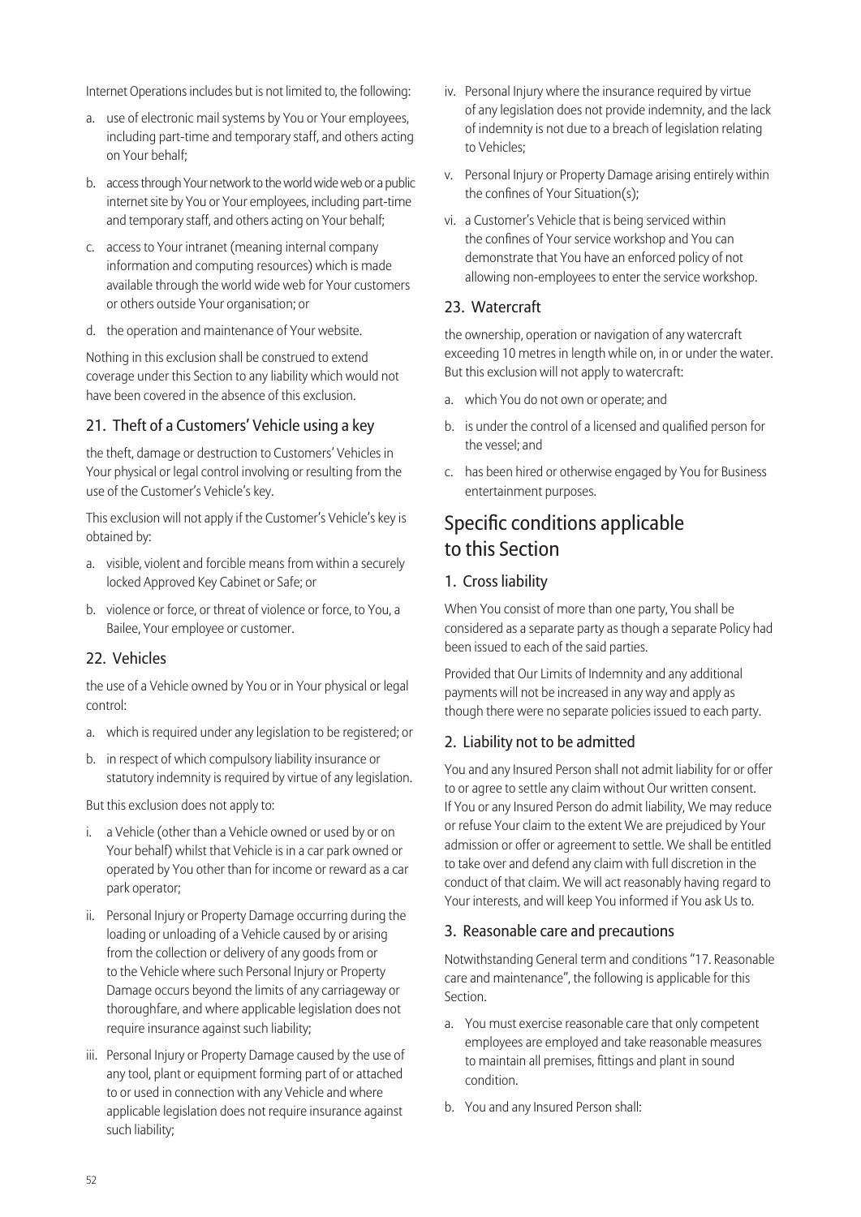Internet Operations includes but is not limited to, the following:

a. use of electronic mail systems by You or Your employees, including part-time and temporary staff, and others acting on Your behalf;

b. access through Your network to the world wide web or a public internet site by You or Your employees, including part-time and temporary staff, and others acting on Your behalf;

c. access to Your intranet (meaning internal company information and computing resources) which is made available through the world wide web for Your customers or others outside Your organisation; or

d. the operation and maintenance of Your website.

Nothing in this exclusion shall be construed to extend coverage under this Section to any liability which would not have been covered in the absence of this exclusion.

### 21. Theft of a Customers' Vehicle using a key

the theft, damage or destruction to Customers' Vehicles in Your physical or legal control involving or resulting from the use of the Customer's Vehicle's key.

This exclusion will not apply if the Customer's Vehicle's key is obtained by:

a. visible, violent and forcible means from within a securely locked Approved Key Cabinet or Safe; or

b. violence or force, or threat of violence or force, to You, a Bailee, Your employee or customer.

### 22. Vehicles

the use of a Vehicle owned by You or in Your physical or legal control:

a. which is required under any legislation to be registered; or

b. in respect of which compulsory liability insurance or statutory indemnity is required by virtue of any legislation.

But this exclusion does not apply to:

i. a Vehicle (other than a Vehicle owned or used by or on Your behalf) whilst that Vehicle is in a car park owned or operated by You other than for income or reward as a car park operator;

ii. Personal Injury or Property Damage occurring during the loading or unloading of a Vehicle caused by or arising from the collection or delivery of any goods from or to the Vehicle where such Personal Injury or Property Damage occurs beyond the limits of any carriageway or thoroughfare, and where applicable legislation does not require insurance against such liability;

iii. Personal Injury or Property Damage caused by the use of any tool, plant or equipment forming part of or attached to or used in connection with any Vehicle and where applicable legislation does not require insurance against such liability;

iv. Personal Injury where the insurance required by virtue of any legislation does not provide indemnity, and the lack of indemnity is not due to a breach of legislation relating to Vehicles;

v. Personal Injury or Property Damage arising entirely within the confines of Your Situation(s);

vi. a Customer's Vehicle that is being serviced within the confines of Your service workshop and You can demonstrate that You have an enforced policy of not allowing non-employees to enter the service workshop.

### 23. Watercraft

the ownership, operation or navigation of any watercraft exceeding 10 metres in length while on, in or under the water. But this exclusion will not apply to watercraft:

a. which You do not own or operate; and

b. is under the control of a licensed and qualified person for the vessel; and

c. has been hired or otherwise engaged by You for Business entertainment purposes.

## Specific conditions applicable to this Section

### 1. Cross liability

When You consist of more than one party, You shall be considered as a separate party as though a separate Policy had been issued to each of the said parties.

Provided that Our Limits of Indemnity and any additional payments will not be increased in any way and apply as though there were no separate policies issued to each party.

### 2. Liability not to be admitted

You and any Insured Person shall not admit liability for or offer to or agree to settle any claim without Our written consent. If You or any Insured Person do admit liability, We may reduce or refuse Your claim to the extent We are prejudiced by Your admission or offer or agreement to settle. We shall be entitled to take over and defend any claim with full discretion in the conduct of that claim. We will act reasonably having regard to Your interests, and will keep You informed if You ask Us to.

### 3. Reasonable care and precautions

Notwithstanding General term and conditions "17. Reasonable care and maintenance", the following is applicable for this Section.

a. You must exercise reasonable care that only competent employees are employed and take reasonable measures to maintain all premises, fittings and plant in sound condition.

b. You and any Insured Person shall: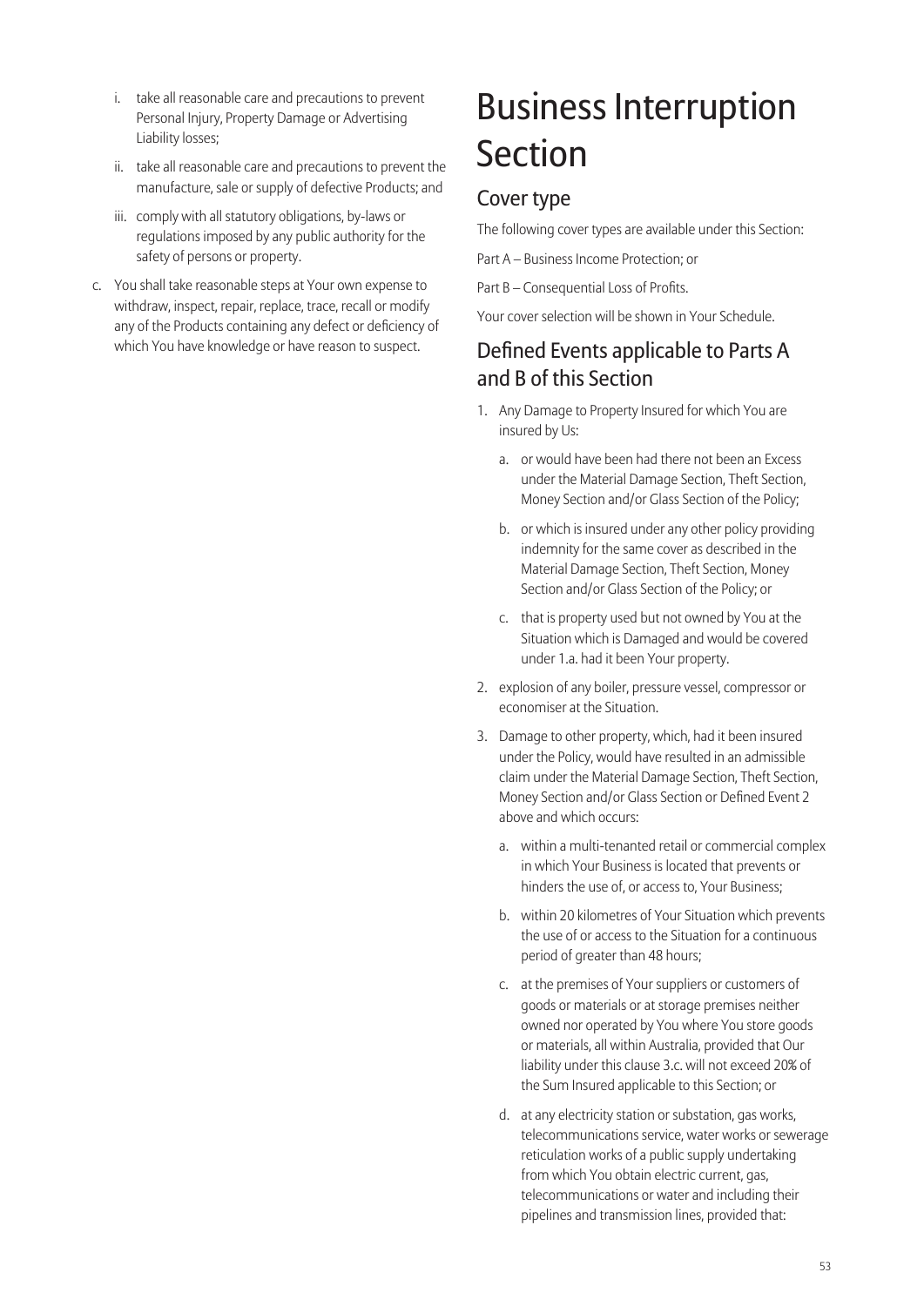i. take all reasonable care and precautions to prevent Personal Injury, Property Damage or Advertising Liability losses;

ii. take all reasonable care and precautions to prevent the manufacture, sale or supply of defective Products; and

iii. comply with all statutory obligations, by-laws or regulations imposed by any public authority for the safety of persons or property.

c. You shall take reasonable steps at Your own expense to withdraw, inspect, repair, replace, trace, recall or modify any of the Products containing any defect or deficiency of which You have knowledge or have reason to suspect.

# Business Interruption Section

## Cover type

The following cover types are available under this Section:

Part A – Business Income Protection; or

Part B – Consequential Loss of Profits.

Your cover selection will be shown in Your Schedule.

## Defined Events applicable to Parts A and B of this Section

1. Any Damage to Property Insured for which You are insured by Us:

   a. or would have been had there not been an Excess under the Material Damage Section, Theft Section, Money Section and/or Glass Section of the Policy;

   b. or which is insured under any other policy providing indemnity for the same cover as described in the Material Damage Section, Theft Section, Money Section and/or Glass Section of the Policy; or

   c. that is property used but not owned by You at the Situation which is Damaged and would be covered under 1.a. had it been Your property.

2. explosion of any boiler, pressure vessel, compressor or economiser at the Situation.

3. Damage to other property, which, had it been insured under the Policy, would have resulted in an admissible claim under the Material Damage Section, Theft Section, Money Section and/or Glass Section or Defined Event 2 above and which occurs:

   a. within a multi-tenanted retail or commercial complex in which Your Business is located that prevents or hinders the use of, or access to, Your Business;

   b. within 20 kilometres of Your Situation which prevents the use of or access to the Situation for a continuous period of greater than 48 hours;

   c. at the premises of Your suppliers or customers of goods or materials or at storage premises neither owned nor operated by You where You store goods or materials, all within Australia, provided that Our liability under this clause 3.c. will not exceed 20% of the Sum Insured applicable to this Section; or

   d. at any electricity station or substation, gas works, telecommunications service, water works or sewerage reticulation works of a public supply undertaking from which You obtain electric current, gas, telecommunications or water and including their pipelines and transmission lines, provided that: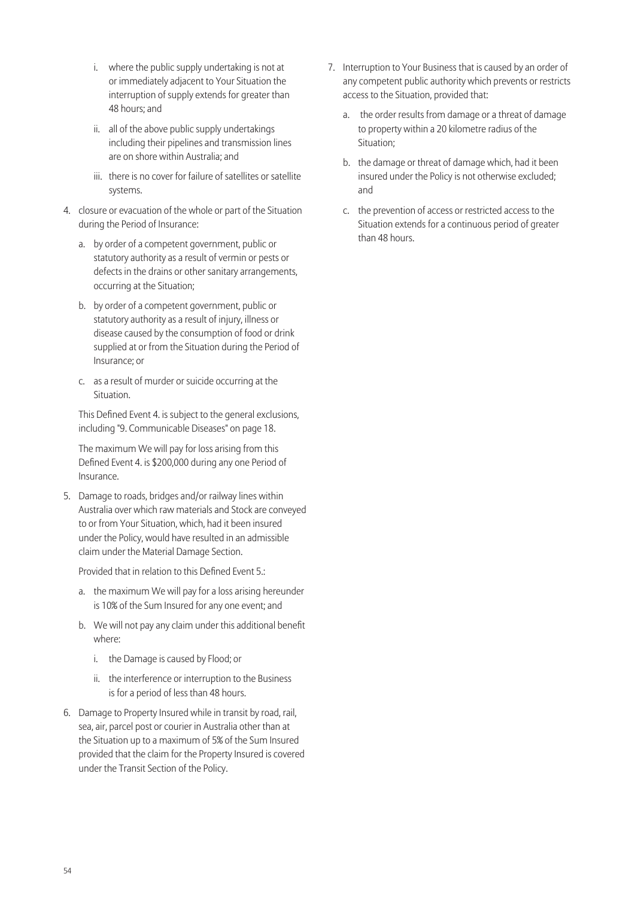i. where the public supply undertaking is not at or immediately adjacent to Your Situation the interruption of supply extends for greater than 48 hours; and

ii. all of the above public supply undertakings including their pipelines and transmission lines are on shore within Australia; and

iii. there is no cover for failure of satellites or satellite systems.

4. closure or evacuation of the whole or part of the Situation during the Period of Insurance:

   a. by order of a competent government, public or statutory authority as a result of vermin or pests or defects in the drains or other sanitary arrangements, occurring at the Situation;

   b. by order of a competent government, public or statutory authority as a result of injury, illness or disease caused by the consumption of food or drink supplied at or from the Situation during the Period of Insurance; or

   c. as a result of murder or suicide occurring at the Situation.

   This Defined Event 4. is subject to the general exclusions, including "9. Communicable Diseases" on page 18.

   The maximum We will pay for loss arising from this Defined Event 4. is $200,000 during any one Period of Insurance.

5. Damage to roads, bridges and/or railway lines within Australia over which raw materials and Stock are conveyed to or from Your Situation, which, had it been insured under the Policy, would have resulted in an admissible claim under the Material Damage Section.

   Provided that in relation to this Defined Event 5.:

   a. the maximum We will pay for a loss arising hereunder is 10% of the Sum Insured for any one event; and

   b. We will not pay any claim under this additional benefit where:

      i. the Damage is caused by Flood; or

      ii. the interference or interruption to the Business is for a period of less than 48 hours.

6. Damage to Property Insured while in transit by road, rail, sea, air, parcel post or courier in Australia other than at the Situation up to a maximum of 5% of the Sum Insured provided that the claim for the Property Insured is covered under the Transit Section of the Policy.

7. Interruption to Your Business that is caused by an order of any competent public authority which prevents or restricts access to the Situation, provided that:

   a. the order results from damage or a threat of damage to property within a 20 kilometre radius of the Situation;

   b. the damage or threat of damage which, had it been insured under the Policy is not otherwise excluded; and

   c. the prevention of access or restricted access to the Situation extends for a continuous period of greater than 48 hours.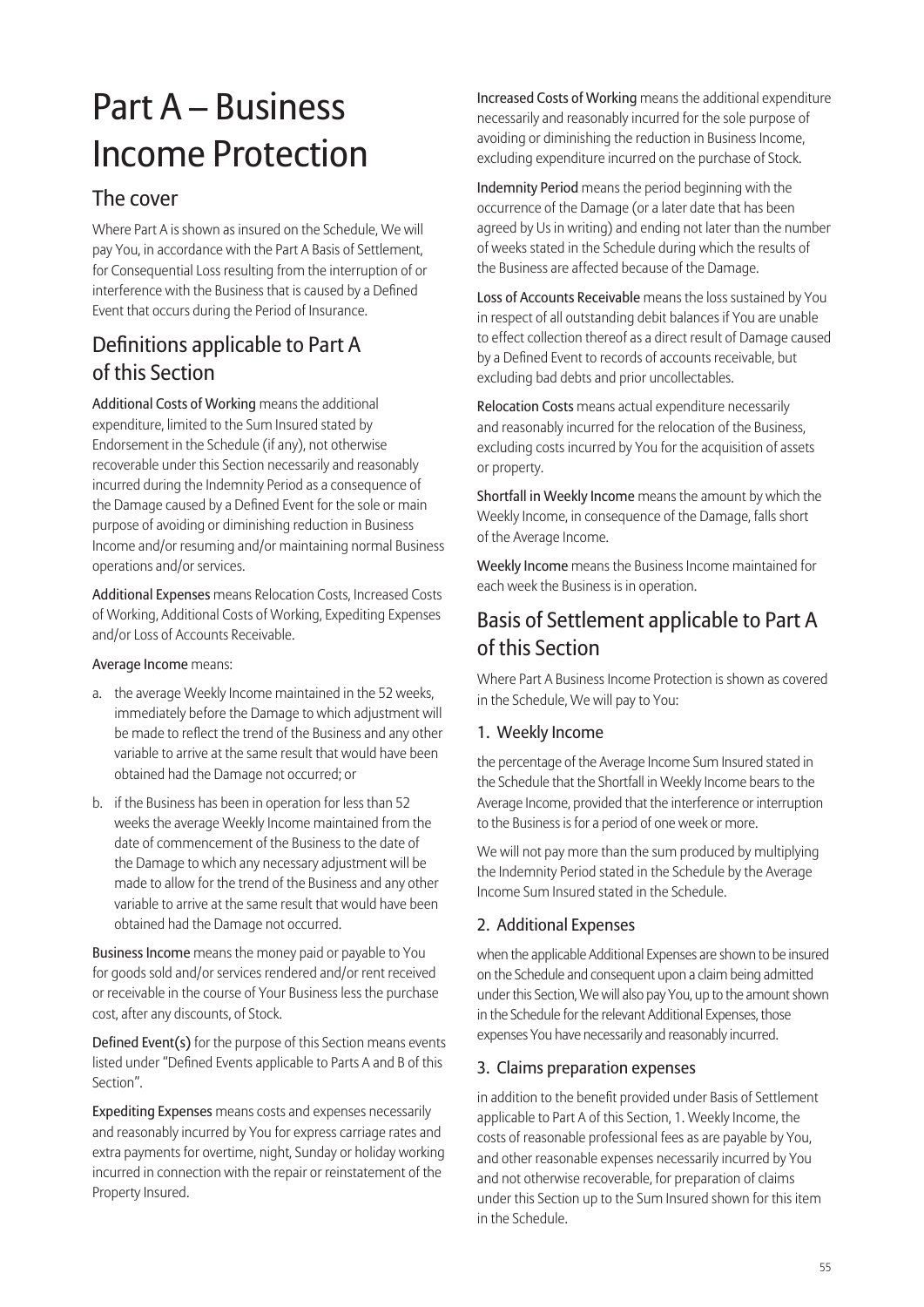# Part A – Business Income Protection

## The cover

Where Part A is shown as insured on the Schedule, We will pay You, in accordance with the Part A Basis of Settlement, for Consequential Loss resulting from the interruption of or interference with the Business that is caused by a Defined Event that occurs during the Period of Insurance.

## Definitions applicable to Part A of this Section

**Additional Costs of Working** means the additional expenditure, limited to the Sum Insured stated by Endorsement in the Schedule (if any), not otherwise recoverable under this Section necessarily and reasonably incurred during the Indemnity Period as a consequence of the Damage caused by a Defined Event for the sole or main purpose of avoiding or diminishing reduction in Business Income and/or resuming and/or maintaining normal Business operations and/or services.

**Additional Expenses** means Relocation Costs, Increased Costs of Working, Additional Costs of Working, Expediting Expenses and/or Loss of Accounts Receivable.

**Average Income** means:

a. the average Weekly Income maintained in the 52 weeks, immediately before the Damage to which adjustment will be made to reflect the trend of the Business and any other variable to arrive at the same result that would have been obtained had the Damage not occurred; or

b. if the Business has been in operation for less than 52 weeks the average Weekly Income maintained from the date of commencement of the Business to the date of the Damage to which any necessary adjustment will be made to allow for the trend of the Business and any other variable to arrive at the same result that would have been obtained had the Damage not occurred.

**Business Income** means the money paid or payable to You for goods sold and/or services rendered and/or rent received or receivable in the course of Your Business less the purchase cost, after any discounts, of Stock.

**Defined Event(s)** for the purpose of this Section means events listed under "Defined Events applicable to Parts A and B of this Section".

**Expediting Expenses** means costs and expenses necessarily and reasonably incurred by You for express carriage rates and extra payments for overtime, night, Sunday or holiday working incurred in connection with the repair or reinstatement of the Property Insured.

**Increased Costs of Working** means the additional expenditure necessarily and reasonably incurred for the sole purpose of avoiding or diminishing the reduction in Business Income, excluding expenditure incurred on the purchase of Stock.

**Indemnity Period** means the period beginning with the occurrence of the Damage (or a later date that has been agreed by Us in writing) and ending not later than the number of weeks stated in the Schedule during which the results of the Business are affected because of the Damage.

**Loss of Accounts Receivable** means the loss sustained by You in respect of all outstanding debit balances if You are unable to effect collection thereof as a direct result of Damage caused by a Defined Event to records of accounts receivable, but excluding bad debts and prior uncollectables.

**Relocation Costs** means actual expenditure necessarily and reasonably incurred for the relocation of the Business, excluding costs incurred by You for the acquisition of assets or property.

**Shortfall in Weekly Income** means the amount by which the Weekly Income, in consequence of the Damage, falls short of the Average Income.

**Weekly Income** means the Business Income maintained for each week the Business is in operation.

## Basis of Settlement applicable to Part A of this Section

Where Part A Business Income Protection is shown as covered in the Schedule, We will pay to You:

### 1. Weekly Income

the percentage of the Average Income Sum Insured stated in the Schedule that the Shortfall in Weekly Income bears to the Average Income, provided that the interference or interruption to the Business is for a period of one week or more.

We will not pay more than the sum produced by multiplying the Indemnity Period stated in the Schedule by the Average Income Sum Insured stated in the Schedule.

### 2. Additional Expenses

when the applicable Additional Expenses are shown to be insured on the Schedule and consequent upon a claim being admitted under this Section, We will also pay You, up to the amount shown in the Schedule for the relevant Additional Expenses, those expenses You have necessarily and reasonably incurred.

### 3. Claims preparation expenses

in addition to the benefit provided under Basis of Settlement applicable to Part A of this Section, 1. Weekly Income, the costs of reasonable professional fees as are payable by You, and other reasonable expenses necessarily incurred by You and not otherwise recoverable, for preparation of claims under this Section up to the Sum Insured shown for this item in the Schedule.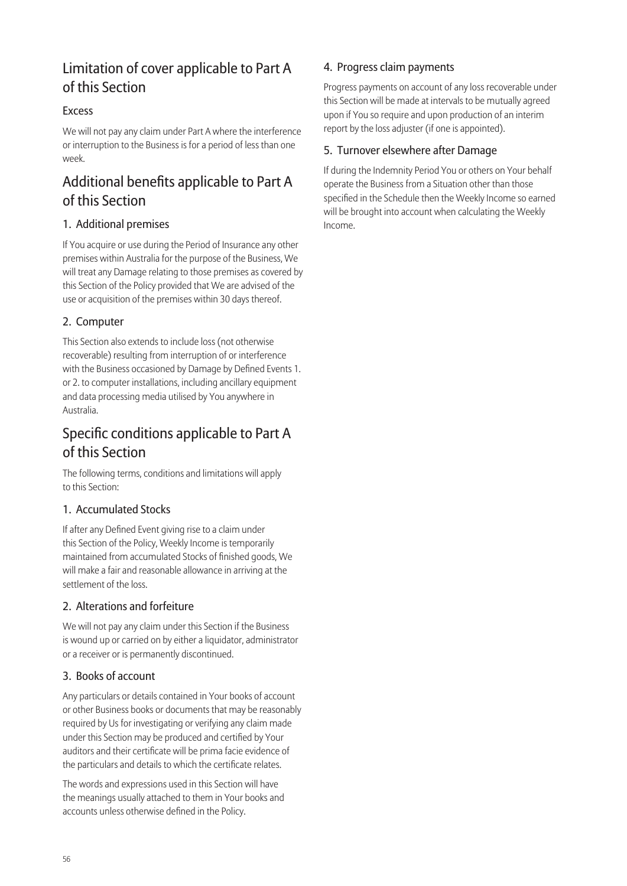## Limitation of cover applicable to Part A of this Section

### Excess

We will not pay any claim under Part A where the interference or interruption to the Business is for a period of less than one week.

## Additional benefits applicable to Part A of this Section

### 1. Additional premises

If You acquire or use during the Period of Insurance any other premises within Australia for the purpose of the Business, We will treat any Damage relating to those premises as covered by this Section of the Policy provided that We are advised of the use or acquisition of the premises within 30 days thereof.

### 2. Computer

This Section also extends to include loss (not otherwise recoverable) resulting from interruption of or interference with the Business occasioned by Damage by Defined Events 1. or 2. to computer installations, including ancillary equipment and data processing media utilised by You anywhere in Australia.

## Specific conditions applicable to Part A of this Section

The following terms, conditions and limitations will apply to this Section:

### 1. Accumulated Stocks

If after any Defined Event giving rise to a claim under this Section of the Policy, Weekly Income is temporarily maintained from accumulated Stocks of finished goods, We will make a fair and reasonable allowance in arriving at the settlement of the loss.

### 2. Alterations and forfeiture

We will not pay any claim under this Section if the Business is wound up or carried on by either a liquidator, administrator or a receiver or is permanently discontinued.

### 3. Books of account

Any particulars or details contained in Your books of account or other Business books or documents that may be reasonably required by Us for investigating or verifying any claim made under this Section may be produced and certified by Your auditors and their certificate will be prima facie evidence of the particulars and details to which the certificate relates.

The words and expressions used in this Section will have the meanings usually attached to them in Your books and accounts unless otherwise defined in the Policy.

### 4. Progress claim payments

Progress payments on account of any loss recoverable under this Section will be made at intervals to be mutually agreed upon if You so require and upon production of an interim report by the loss adjuster (if one is appointed).

### 5. Turnover elsewhere after Damage

If during the Indemnity Period You or others on Your behalf operate the Business from a Situation other than those specified in the Schedule then the Weekly Income so earned will be brought into account when calculating the Weekly Income.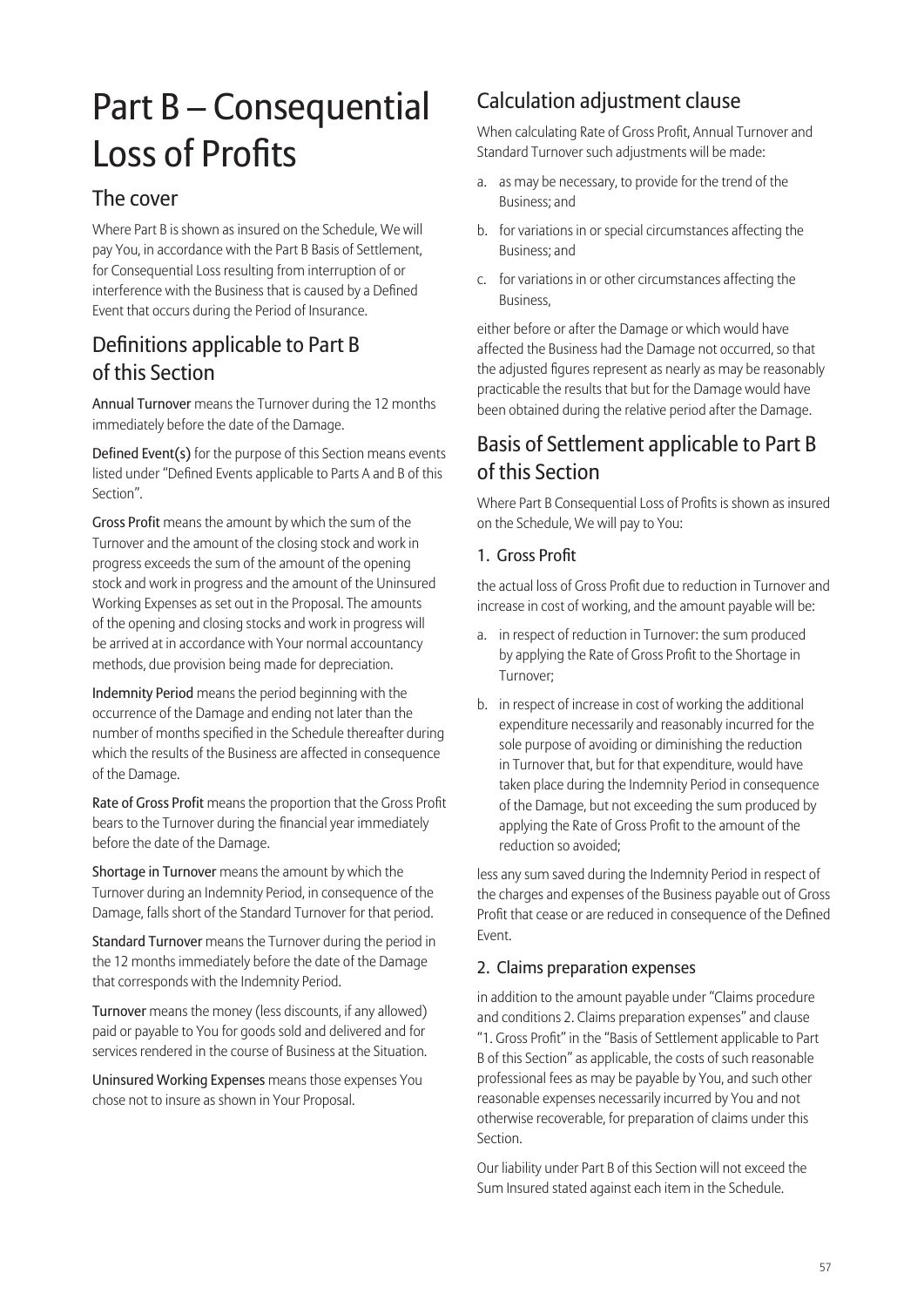# Part B – Consequential Loss of Profits

## The cover

Where Part B is shown as insured on the Schedule, We will pay You, in accordance with the Part B Basis of Settlement, for Consequential Loss resulting from interruption of or interference with the Business that is caused by a Defined Event that occurs during the Period of Insurance.

## Definitions applicable to Part B of this Section

**Annual Turnover** means the Turnover during the 12 months immediately before the date of the Damage.

**Defined Event(s)** for the purpose of this Section means events listed under "Defined Events applicable to Parts A and B of this Section".

**Gross Profit** means the amount by which the sum of the Turnover and the amount of the closing stock and work in progress exceeds the sum of the amount of the opening stock and work in progress and the amount of the Uninsured Working Expenses as set out in the Proposal. The amounts of the opening and closing stocks and work in progress will be arrived at in accordance with Your normal accountancy methods, due provision being made for depreciation.

**Indemnity Period** means the period beginning with the occurrence of the Damage and ending not later than the number of months specified in the Schedule thereafter during which the results of the Business are affected in consequence of the Damage.

**Rate of Gross Profit** means the proportion that the Gross Profit bears to the Turnover during the financial year immediately before the date of the Damage.

**Shortage in Turnover** means the amount by which the Turnover during an Indemnity Period, in consequence of the Damage, falls short of the Standard Turnover for that period.

**Standard Turnover** means the Turnover during the period in the 12 months immediately before the date of the Damage that corresponds with the Indemnity Period.

**Turnover** means the money (less discounts, if any allowed) paid or payable to You for goods sold and delivered and for services rendered in the course of Business at the Situation.

**Uninsured Working Expenses** means those expenses You chose not to insure as shown in Your Proposal.

## Calculation adjustment clause

When calculating Rate of Gross Profit, Annual Turnover and Standard Turnover such adjustments will be made:

a. as may be necessary, to provide for the trend of the Business; and

b. for variations in or special circumstances affecting the Business; and

c. for variations in or other circumstances affecting the Business,

either before or after the Damage or which would have affected the Business had the Damage not occurred, so that the adjusted figures represent as nearly as may be reasonably practicable the results that but for the Damage would have been obtained during the relative period after the Damage.

## Basis of Settlement applicable to Part B of this Section

Where Part B Consequential Loss of Profits is shown as insured on the Schedule, We will pay to You:

### 1. Gross Profit

the actual loss of Gross Profit due to reduction in Turnover and increase in cost of working, and the amount payable will be:

a. in respect of reduction in Turnover: the sum produced by applying the Rate of Gross Profit to the Shortage in Turnover;

b. in respect of increase in cost of working the additional expenditure necessarily and reasonably incurred for the sole purpose of avoiding or diminishing the reduction in Turnover that, but for that expenditure, would have taken place during the Indemnity Period in consequence of the Damage, but not exceeding the sum produced by applying the Rate of Gross Profit to the amount of the reduction so avoided;

less any sum saved during the Indemnity Period in respect of the charges and expenses of the Business payable out of Gross Profit that cease or are reduced in consequence of the Defined Event.

### 2. Claims preparation expenses

in addition to the amount payable under "Claims procedure and conditions 2. Claims preparation expenses" and clause "1. Gross Profit" in the "Basis of Settlement applicable to Part B of this Section" as applicable, the costs of such reasonable professional fees as may be payable by You, and such other reasonable expenses necessarily incurred by You and not otherwise recoverable, for preparation of claims under this Section.

Our liability under Part B of this Section will not exceed the Sum Insured stated against each item in the Schedule.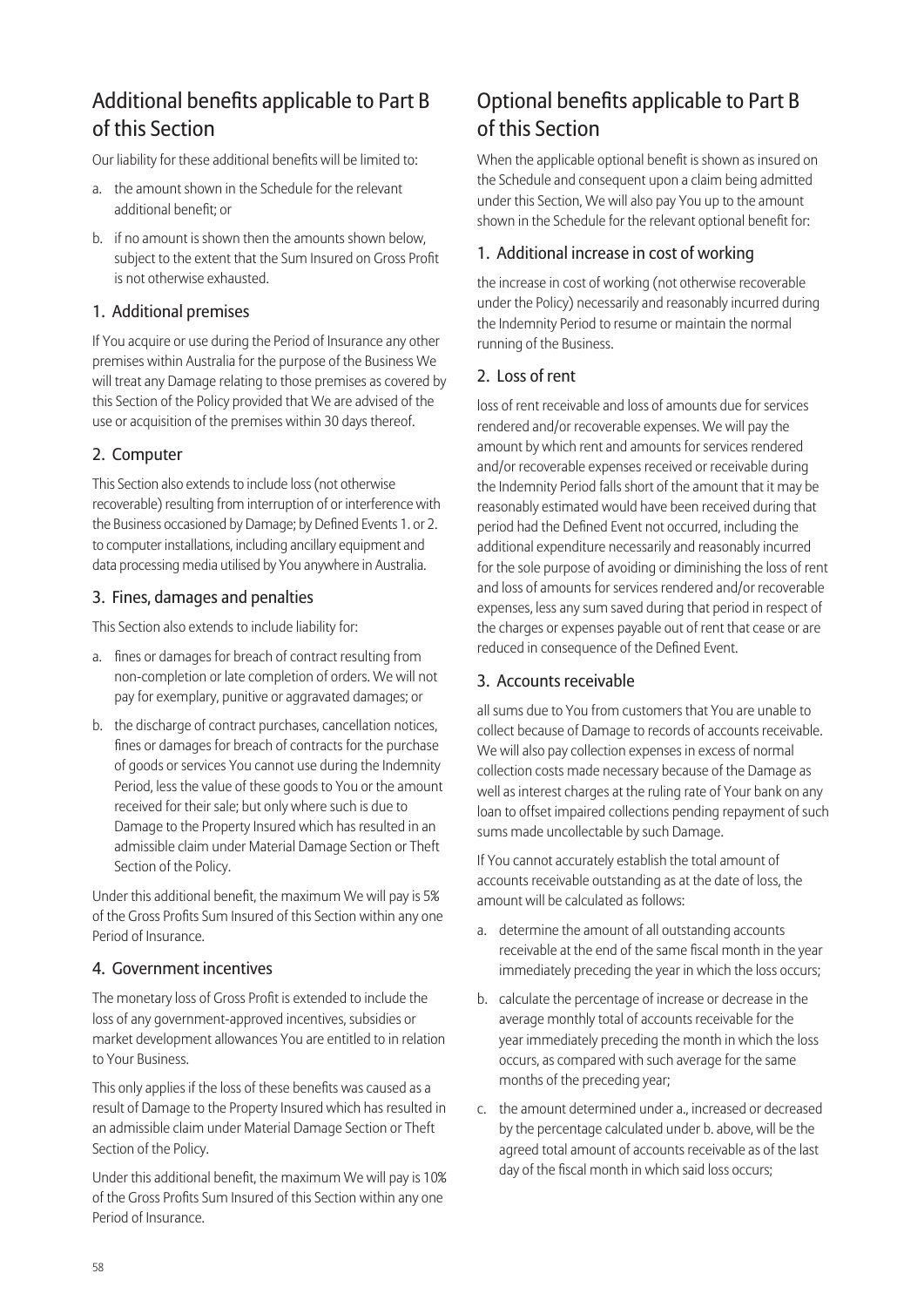## Additional benefits applicable to Part B of this Section

Our liability for these additional benefits will be limited to:

a. the amount shown in the Schedule for the relevant additional benefit; or
b. if no amount is shown then the amounts shown below, subject to the extent that the Sum Insured on Gross Profit is not otherwise exhausted.

### 1. Additional premises

If You acquire or use during the Period of Insurance any other premises within Australia for the purpose of the Business We will treat any Damage relating to those premises as covered by this Section of the Policy provided that We are advised of the use or acquisition of the premises within 30 days thereof.

### 2. Computer

This Section also extends to include loss (not otherwise recoverable) resulting from interruption of or interference with the Business occasioned by Damage; by Defined Events 1. or 2. to computer installations, including ancillary equipment and data processing media utilised by You anywhere in Australia.

### 3. Fines, damages and penalties

This Section also extends to include liability for:

a. fines or damages for breach of contract resulting from non-completion or late completion of orders. We will not pay for exemplary, punitive or aggravated damages; or
b. the discharge of contract purchases, cancellation notices, fines or damages for breach of contracts for the purchase of goods or services You cannot use during the Indemnity Period, less the value of these goods to You or the amount received for their sale; but only where such is due to Damage to the Property Insured which has resulted in an admissible claim under Material Damage Section or Theft Section of the Policy.

Under this additional benefit, the maximum We will pay is 5% of the Gross Profits Sum Insured of this Section within any one Period of Insurance.

### 4. Government incentives

The monetary loss of Gross Profit is extended to include the loss of any government-approved incentives, subsidies or market development allowances You are entitled to in relation to Your Business.

This only applies if the loss of these benefits was caused as a result of Damage to the Property Insured which has resulted in an admissible claim under Material Damage Section or Theft Section of the Policy.

Under this additional benefit, the maximum We will pay is 10% of the Gross Profits Sum Insured of this Section within any one Period of Insurance.

## Optional benefits applicable to Part B of this Section

When the applicable optional benefit is shown as insured on the Schedule and consequent upon a claim being admitted under this Section, We will also pay You up to the amount shown in the Schedule for the relevant optional benefit for:

### 1. Additional increase in cost of working

the increase in cost of working (not otherwise recoverable under the Policy) necessarily and reasonably incurred during the Indemnity Period to resume or maintain the normal running of the Business.

### 2. Loss of rent

loss of rent receivable and loss of amounts due for services rendered and/or recoverable expenses. We will pay the amount by which rent and amounts for services rendered and/or recoverable expenses received or receivable during the Indemnity Period falls short of the amount that it may be reasonably estimated would have been received during that period had the Defined Event not occurred, including the additional expenditure necessarily and reasonably incurred for the sole purpose of avoiding or diminishing the loss of rent and loss of amounts for services rendered and/or recoverable expenses, less any sum saved during that period in respect of the charges or expenses payable out of rent that cease or are reduced in consequence of the Defined Event.

### 3. Accounts receivable

all sums due to You from customers that You are unable to collect because of Damage to records of accounts receivable. We will also pay collection expenses in excess of normal collection costs made necessary because of the Damage as well as interest charges at the ruling rate of Your bank on any loan to offset impaired collections pending repayment of such sums made uncollectable by such Damage.

If You cannot accurately establish the total amount of accounts receivable outstanding as at the date of loss, the amount will be calculated as follows:

a. determine the amount of all outstanding accounts receivable at the end of the same fiscal month in the year immediately preceding the year in which the loss occurs;
b. calculate the percentage of increase or decrease in the average monthly total of accounts receivable for the year immediately preceding the month in which the loss occurs, as compared with such average for the same months of the preceding year;
c. the amount determined under a., increased or decreased by the percentage calculated under b. above, will be the agreed total amount of accounts receivable as of the last day of the fiscal month in which said loss occurs;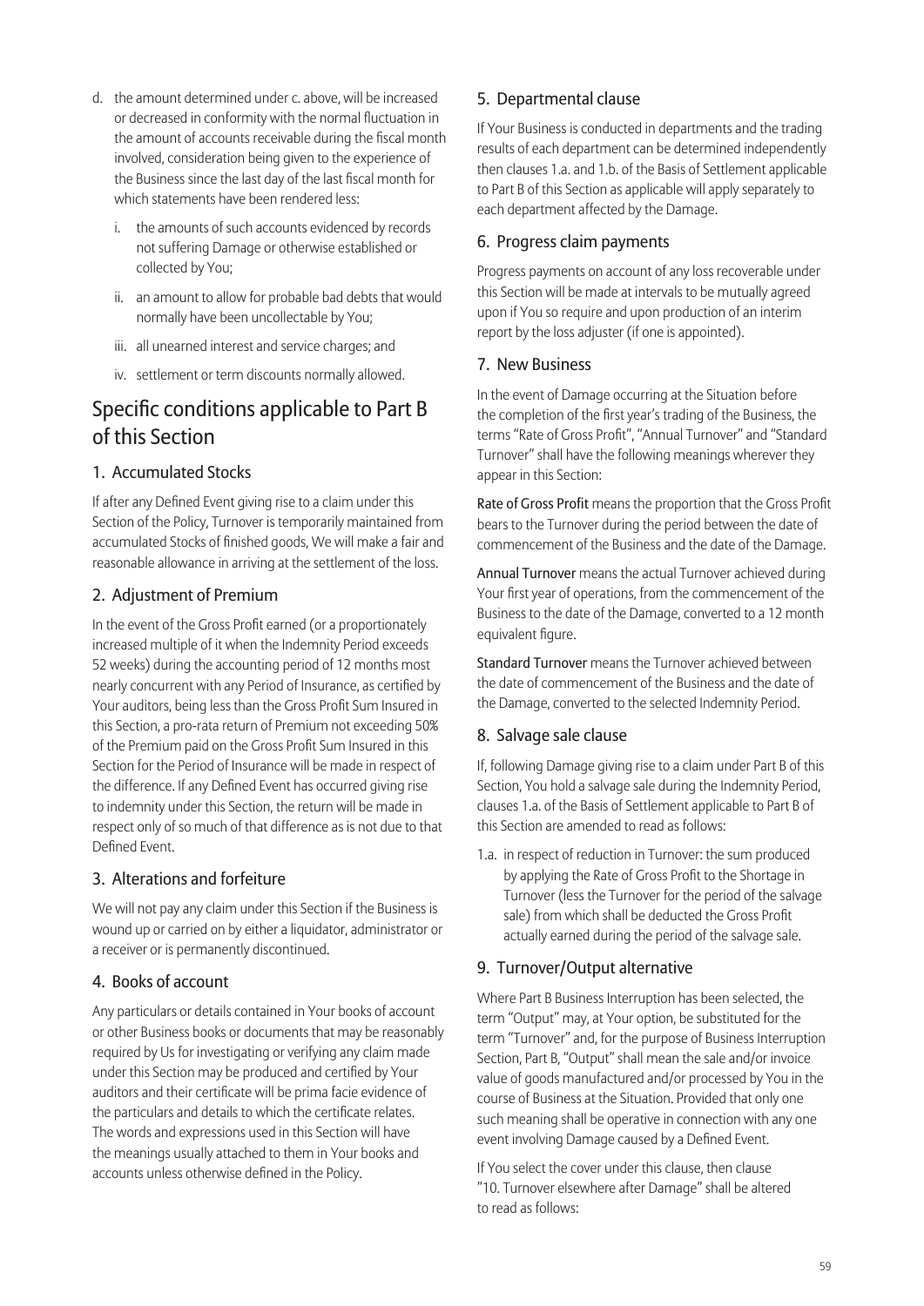d. the amount determined under c. above, will be increased or decreased in conformity with the normal fluctuation in the amount of accounts receivable during the fiscal month involved, consideration being given to the experience of the Business since the last day of the last fiscal month for which statements have been rendered less:

   i. the amounts of such accounts evidenced by records not suffering Damage or otherwise established or collected by You;

   ii. an amount to allow for probable bad debts that would normally have been uncollectable by You;

   iii. all unearned interest and service charges; and

   iv. settlement or term discounts normally allowed.

## Specific conditions applicable to Part B of this Section

### 1. Accumulated Stocks

If after any Defined Event giving rise to a claim under this Section of the Policy, Turnover is temporarily maintained from accumulated Stocks of finished goods, We will make a fair and reasonable allowance in arriving at the settlement of the loss.

### 2. Adjustment of Premium

In the event of the Gross Profit earned (or a proportionately increased multiple of it when the Indemnity Period exceeds 52 weeks) during the accounting period of 12 months most nearly concurrent with any Period of Insurance, as certified by Your auditors, being less than the Gross Profit Sum Insured in this Section, a pro-rata return of Premium not exceeding 50% of the Premium paid on the Gross Profit Sum Insured in this Section for the Period of Insurance will be made in respect of the difference. If any Defined Event has occurred giving rise to indemnity under this Section, the return will be made in respect only of so much of that difference as is not due to that Defined Event.

### 3. Alterations and forfeiture

We will not pay any claim under this Section if the Business is wound up or carried on by either a liquidator, administrator or a receiver or is permanently discontinued.

### 4. Books of account

Any particulars or details contained in Your books of account or other Business books or documents that may be reasonably required by Us for investigating or verifying any claim made under this Section may be produced and certified by Your auditors and their certificate will be prima facie evidence of the particulars and details to which the certificate relates. The words and expressions used in this Section will have the meanings usually attached to them in Your books and accounts unless otherwise defined in the Policy.

### 5. Departmental clause

If Your Business is conducted in departments and the trading results of each department can be determined independently then clauses 1.a. and 1.b. of the Basis of Settlement applicable to Part B of this Section as applicable will apply separately to each department affected by the Damage.

### 6. Progress claim payments

Progress payments on account of any loss recoverable under this Section will be made at intervals to be mutually agreed upon if You so require and upon production of an interim report by the loss adjuster (if one is appointed).

### 7. New Business

In the event of Damage occurring at the Situation before the completion of the first year's trading of the Business, the terms "Rate of Gross Profit", "Annual Turnover" and "Standard Turnover" shall have the following meanings wherever they appear in this Section:

**Rate of Gross Profit** means the proportion that the Gross Profit bears to the Turnover during the period between the date of commencement of the Business and the date of the Damage.

**Annual Turnover** means the actual Turnover achieved during Your first year of operations, from the commencement of the Business to the date of the Damage, converted to a 12 month equivalent figure.

**Standard Turnover** means the Turnover achieved between the date of commencement of the Business and the date of the Damage, converted to the selected Indemnity Period.

### 8. Salvage sale clause

If, following Damage giving rise to a claim under Part B of this Section, You hold a salvage sale during the Indemnity Period, clauses 1.a. of the Basis of Settlement applicable to Part B of this Section are amended to read as follows:

1.a. in respect of reduction in Turnover: the sum produced by applying the Rate of Gross Profit to the Shortage in Turnover (less the Turnover for the period of the salvage sale) from which shall be deducted the Gross Profit actually earned during the period of the salvage sale.

### 9. Turnover/Output alternative

Where Part B Business Interruption has been selected, the term "Output" may, at Your option, be substituted for the term "Turnover" and, for the purpose of Business Interruption Section, Part B, "Output" shall mean the sale and/or invoice value of goods manufactured and/or processed by You in the course of Business at the Situation. Provided that only one such meaning shall be operative in connection with any one event involving Damage caused by a Defined Event.

If You select the cover under this clause, then clause "10. Turnover elsewhere after Damage" shall be altered to read as follows: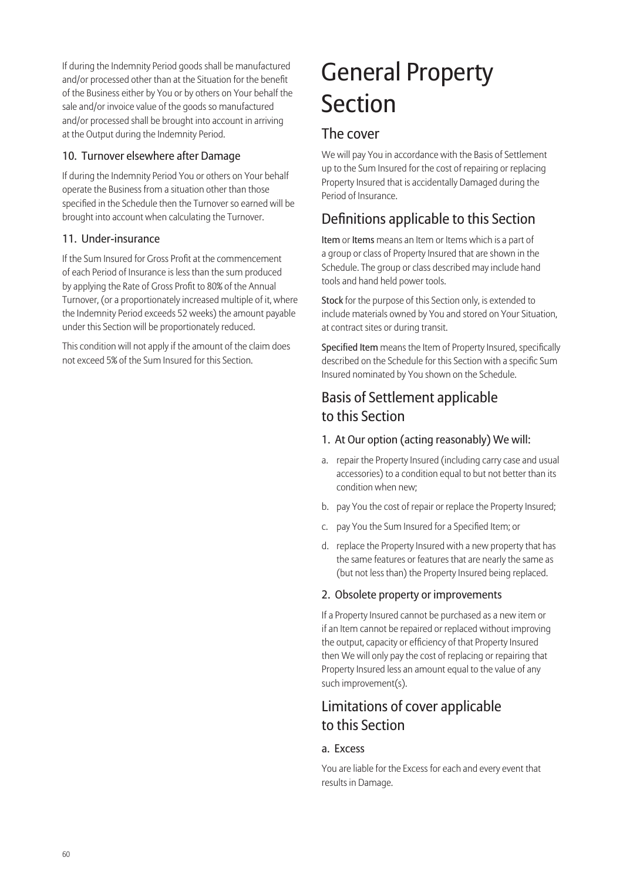If during the Indemnity Period goods shall be manufactured and/or processed other than at the Situation for the benefit of the Business either by You or by others on Your behalf the sale and/or invoice value of the goods so manufactured and/or processed shall be brought into account in arriving at the Output during the Indemnity Period.

### 10. Turnover elsewhere after Damage

If during the Indemnity Period You or others on Your behalf operate the Business from a situation other than those specified in the Schedule then the Turnover so earned will be brought into account when calculating the Turnover.

### 11. Under-insurance

If the Sum Insured for Gross Profit at the commencement of each Period of Insurance is less than the sum produced by applying the Rate of Gross Profit to 80% of the Annual Turnover, (or a proportionately increased multiple of it, where the Indemnity Period exceeds 52 weeks) the amount payable under this Section will be proportionately reduced.

This condition will not apply if the amount of the claim does not exceed 5% of the Sum Insured for this Section.

# General Property Section

## The cover

We will pay You in accordance with the Basis of Settlement up to the Sum Insured for the cost of repairing or replacing Property Insured that is accidentally Damaged during the Period of Insurance.

## Definitions applicable to this Section

**Item** or **Items** means an Item or Items which is a part of a group or class of Property Insured that are shown in the Schedule. The group or class described may include hand tools and hand held power tools.

**Stock** for the purpose of this Section only, is extended to include materials owned by You and stored on Your Situation, at contract sites or during transit.

**Specified Item** means the Item of Property Insured, specifically described on the Schedule for this Section with a specific Sum Insured nominated by You shown on the Schedule.

## Basis of Settlement applicable to this Section

### 1. At Our option (acting reasonably) We will:

a. repair the Property Insured (including carry case and usual accessories) to a condition equal to but not better than its condition when new;

b. pay You the cost of repair or replace the Property Insured;

c. pay You the Sum Insured for a Specified Item; or

d. replace the Property Insured with a new property that has the same features or features that are nearly the same as (but not less than) the Property Insured being replaced.

### 2. Obsolete property or improvements

If a Property Insured cannot be purchased as a new item or if an Item cannot be repaired or replaced without improving the output, capacity or efficiency of that Property Insured then We will only pay the cost of replacing or repairing that Property Insured less an amount equal to the value of any such improvement(s).

## Limitations of cover applicable to this Section

### a. Excess

You are liable for the Excess for each and every event that results in Damage.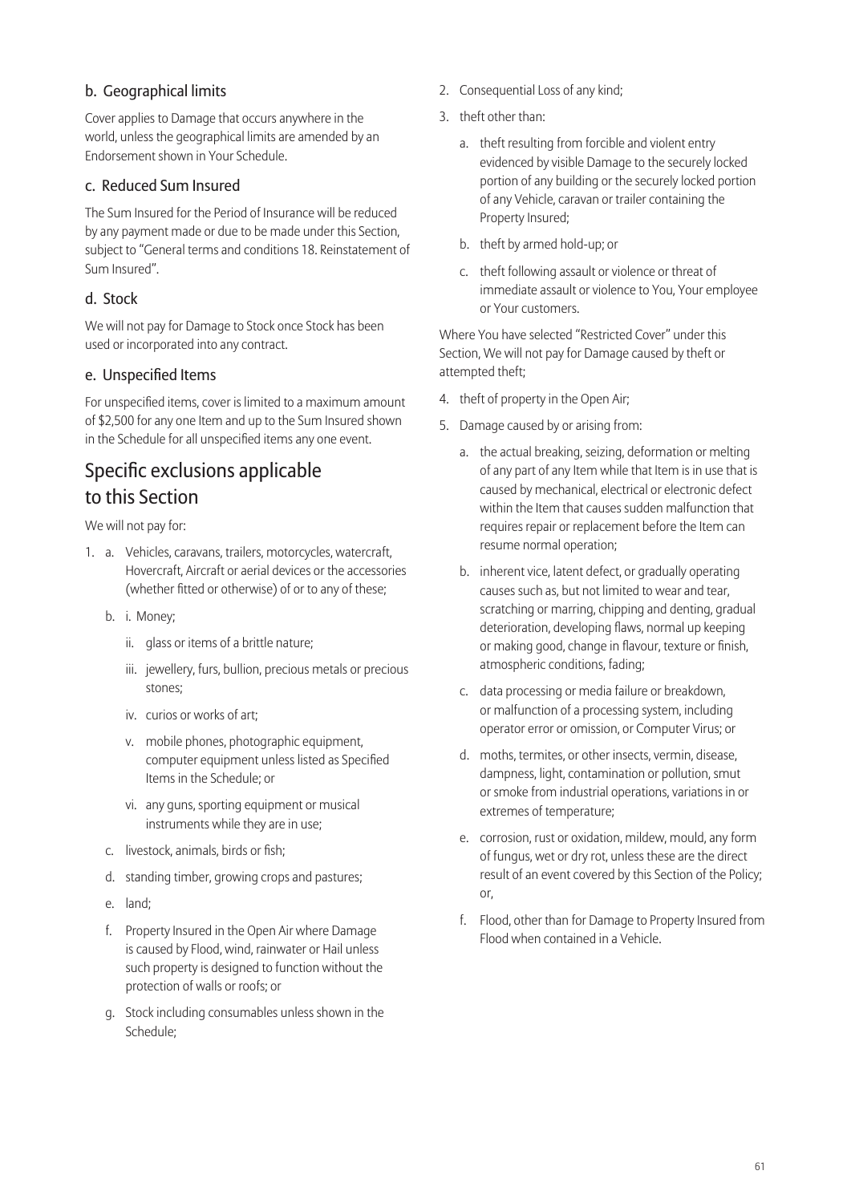### b. Geographical limits

Cover applies to Damage that occurs anywhere in the world, unless the geographical limits are amended by an Endorsement shown in Your Schedule.

### c. Reduced Sum Insured

The Sum Insured for the Period of Insurance will be reduced by any payment made or due to be made under this Section, subject to "General terms and conditions 18. Reinstatement of Sum Insured".

### d. Stock

We will not pay for Damage to Stock once Stock has been used or incorporated into any contract.

### e. Unspecified Items

For unspecified items, cover is limited to a maximum amount of $2,500 for any one Item and up to the Sum Insured shown in the Schedule for all unspecified items any one event.

## Specific exclusions applicable to this Section

We will not pay for:

1. a. Vehicles, caravans, trailers, motorcycles, watercraft, Hovercraft, Aircraft or aerial devices or the accessories (whether fitted or otherwise) of or to any of these;
   b. i. Money;
      ii. glass or items of a brittle nature;
      iii. jewellery, furs, bullion, precious metals or precious stones;
      iv. curios or works of art;
      v. mobile phones, photographic equipment, computer equipment unless listed as Specified Items in the Schedule; or
      vi. any guns, sporting equipment or musical instruments while they are in use;
   c. livestock, animals, birds or fish;
   d. standing timber, growing crops and pastures;
   e. land;
   f. Property Insured in the Open Air where Damage is caused by Flood, wind, rainwater or Hail unless such property is designed to function without the protection of walls or roofs; or
   g. Stock including consumables unless shown in the Schedule;
2. Consequential Loss of any kind;
3. theft other than:
   a. theft resulting from forcible and violent entry evidenced by visible Damage to the securely locked portion of any building or the securely locked portion of any Vehicle, caravan or trailer containing the Property Insured;
   b. theft by armed hold-up; or
   c. theft following assault or violence or threat of immediate assault or violence to You, Your employee or Your customers.

   Where You have selected "Restricted Cover" under this Section, We will not pay for Damage caused by theft or attempted theft;
4. theft of property in the Open Air;
5. Damage caused by or arising from:
   a. the actual breaking, seizing, deformation or melting of any part of any Item while that Item is in use that is caused by mechanical, electrical or electronic defect within the Item that causes sudden malfunction that requires repair or replacement before the Item can resume normal operation;
   b. inherent vice, latent defect, or gradually operating causes such as, but not limited to wear and tear, scratching or marring, chipping and denting, gradual deterioration, developing flaws, normal up keeping or making good, change in flavour, texture or finish, atmospheric conditions, fading;
   c. data processing or media failure or breakdown, or malfunction of a processing system, including operator error or omission, or Computer Virus; or
   d. moths, termites, or other insects, vermin, disease, dampness, light, contamination or pollution, smut or smoke from industrial operations, variations in or extremes of temperature;
   e. corrosion, rust or oxidation, mildew, mould, any form of fungus, wet or dry rot, unless these are the direct result of an event covered by this Section of the Policy; or,
   f. Flood, other than for Damage to Property Insured from Flood when contained in a Vehicle.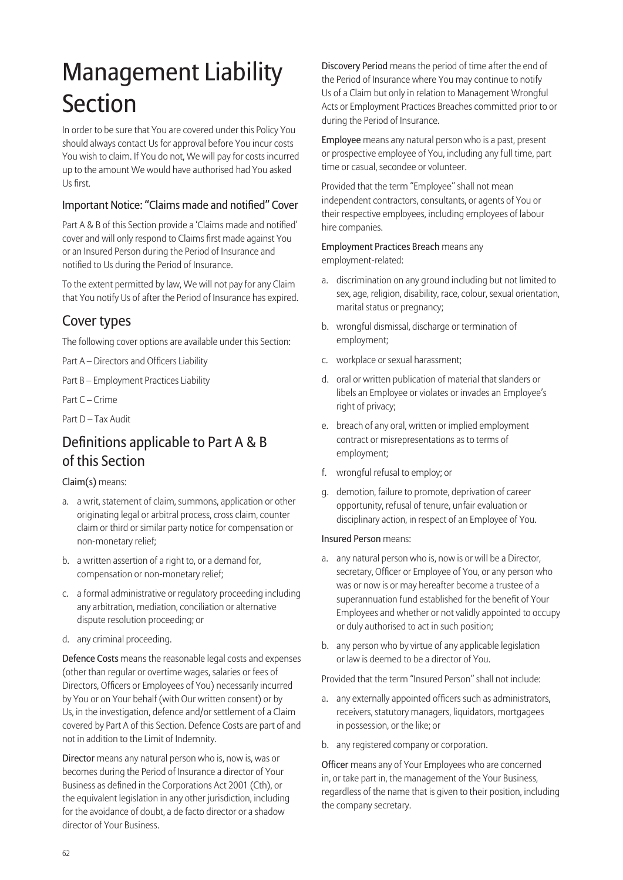# Management Liability Section

In order to be sure that You are covered under this Policy You should always contact Us for approval before You incur costs You wish to claim. If You do not, We will pay for costs incurred up to the amount We would have authorised had You asked Us first.

### Important Notice: "Claims made and notified" Cover

Part A & B of this Section provide a 'Claims made and notified' cover and will only respond to Claims first made against You or an Insured Person during the Period of Insurance and notified to Us during the Period of Insurance.

To the extent permitted by law, We will not pay for any Claim that You notify Us of after the Period of Insurance has expired.

## Cover types

The following cover options are available under this Section:

Part A – Directors and Officers Liability

Part B – Employment Practices Liability

Part C – Crime

Part D – Tax Audit

## Definitions applicable to Part A & B of this Section

**Claim(s)** means:

a. a writ, statement of claim, summons, application or other originating legal or arbitral process, cross claim, counter claim or third or similar party notice for compensation or non-monetary relief;

b. a written assertion of a right to, or a demand for, compensation or non-monetary relief;

c. a formal administrative or regulatory proceeding including any arbitration, mediation, conciliation or alternative dispute resolution proceeding; or

d. any criminal proceeding.

**Defence Costs** means the reasonable legal costs and expenses (other than regular or overtime wages, salaries or fees of Directors, Officers or Employees of You) necessarily incurred by You or on Your behalf (with Our written consent) or by Us, in the investigation, defence and/or settlement of a Claim covered by Part A of this Section. Defence Costs are part of and not in addition to the Limit of Indemnity.

**Director** means any natural person who is, now is, was or becomes during the Period of Insurance a director of Your Business as defined in the Corporations Act 2001 (Cth), or the equivalent legislation in any other jurisdiction, including for the avoidance of doubt, a de facto director or a shadow director of Your Business.

**Discovery Period** means the period of time after the end of the Period of Insurance where You may continue to notify Us of a Claim but only in relation to Management Wrongful Acts or Employment Practices Breaches committed prior to or during the Period of Insurance.

**Employee** means any natural person who is a past, present or prospective employee of You, including any full time, part time or casual, secondee or volunteer.

Provided that the term "Employee" shall not mean independent contractors, consultants, or agents of You or their respective employees, including employees of labour hire companies.

**Employment Practices Breach** means any employment-related:

a. discrimination on any ground including but not limited to sex, age, religion, disability, race, colour, sexual orientation, marital status or pregnancy;

b. wrongful dismissal, discharge or termination of employment;

c. workplace or sexual harassment;

d. oral or written publication of material that slanders or libels an Employee or violates or invades an Employee's right of privacy;

e. breach of any oral, written or implied employment contract or misrepresentations as to terms of employment;

f. wrongful refusal to employ; or

g. demotion, failure to promote, deprivation of career opportunity, refusal of tenure, unfair evaluation or disciplinary action, in respect of an Employee of You.

**Insured Person** means:

a. any natural person who is, now is or will be a Director, secretary, Officer or Employee of You, or any person who was or now is or may hereafter become a trustee of a superannuation fund established for the benefit of Your Employees and whether or not validly appointed to occupy or duly authorised to act in such position;

b. any person who by virtue of any applicable legislation or law is deemed to be a director of You.

Provided that the term "Insured Person" shall not include:

a. any externally appointed officers such as administrators, receivers, statutory managers, liquidators, mortgagees in possession, or the like; or

b. any registered company or corporation.

**Officer** means any of Your Employees who are concerned in, or take part in, the management of the Your Business, regardless of the name that is given to their position, including the company secretary.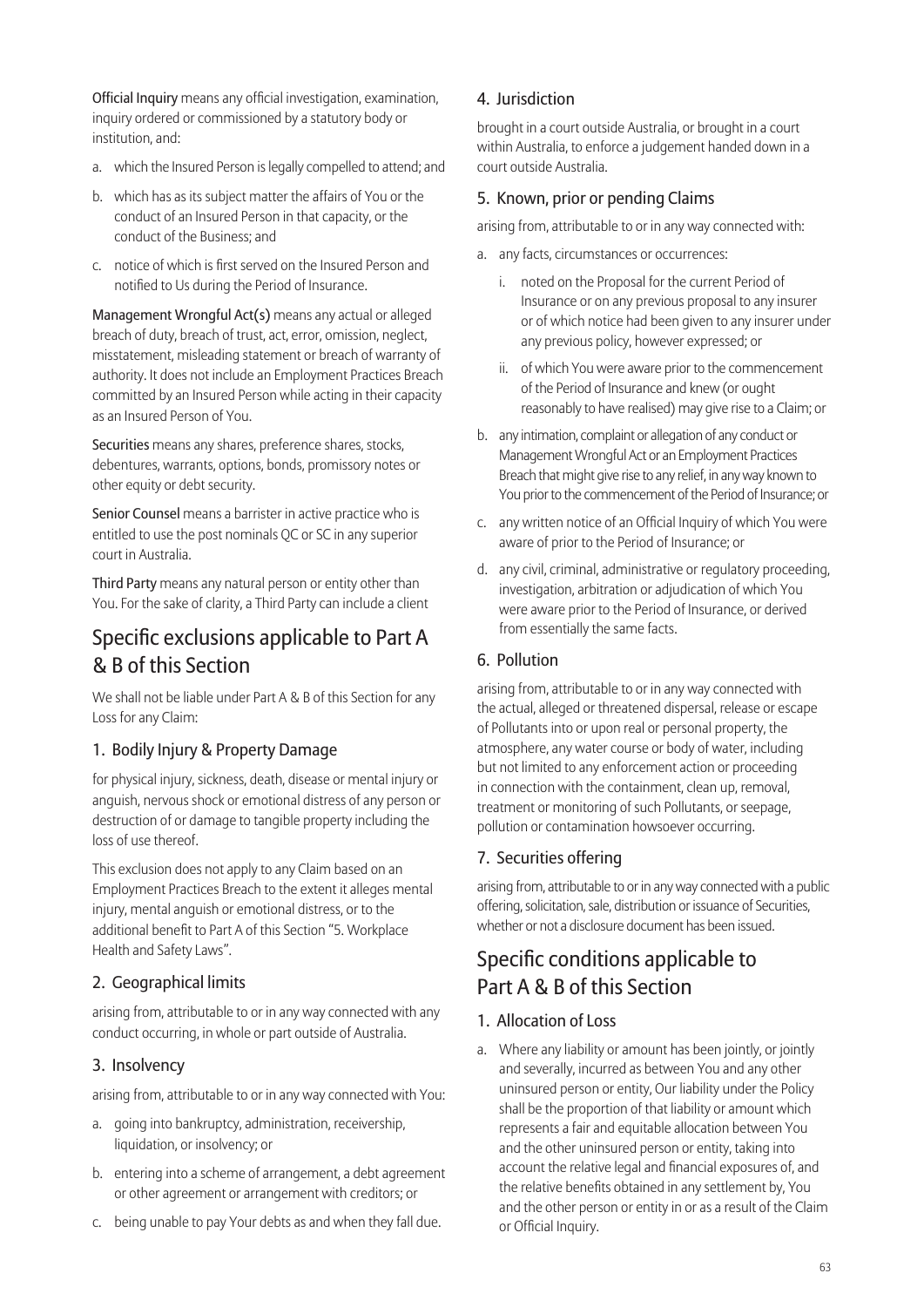**Official Inquiry** means any official investigation, examination, inquiry ordered or commissioned by a statutory body or institution, and:

a. which the Insured Person is legally compelled to attend; and

b. which has as its subject matter the affairs of You or the conduct of an Insured Person in that capacity, or the conduct of the Business; and

c. notice of which is first served on the Insured Person and notified to Us during the Period of Insurance.

**Management Wrongful Act(s)** means any actual or alleged breach of duty, breach of trust, act, error, omission, neglect, misstatement, misleading statement or breach of warranty of authority. It does not include an Employment Practices Breach committed by an Insured Person while acting in their capacity as an Insured Person of You.

**Securities** means any shares, preference shares, stocks, debentures, warrants, options, bonds, promissory notes or other equity or debt security.

**Senior Counsel** means a barrister in active practice who is entitled to use the post nominals QC or SC in any superior court in Australia.

**Third Party** means any natural person or entity other than You. For the sake of clarity, a Third Party can include a client

## Specific exclusions applicable to Part A & B of this Section

We shall not be liable under Part A & B of this Section for any Loss for any Claim:

### 1. Bodily Injury & Property Damage

for physical injury, sickness, death, disease or mental injury or anguish, nervous shock or emotional distress of any person or destruction of or damage to tangible property including the loss of use thereof.

This exclusion does not apply to any Claim based on an Employment Practices Breach to the extent it alleges mental injury, mental anguish or emotional distress, or to the additional benefit to Part A of this Section "5. Workplace Health and Safety Laws".

### 2. Geographical limits

arising from, attributable to or in any way connected with any conduct occurring, in whole or part outside of Australia.

### 3. Insolvency

arising from, attributable to or in any way connected with You:

a. going into bankruptcy, administration, receivership, liquidation, or insolvency; or

b. entering into a scheme of arrangement, a debt agreement or other agreement or arrangement with creditors; or

c. being unable to pay Your debts as and when they fall due.

### 4. Jurisdiction

brought in a court outside Australia, or brought in a court within Australia, to enforce a judgement handed down in a court outside Australia.

### 5. Known, prior or pending Claims

arising from, attributable to or in any way connected with:

a. any facts, circumstances or occurrences:

   i. noted on the Proposal for the current Period of Insurance or on any previous proposal to any insurer or of which notice had been given to any insurer under any previous policy, however expressed; or

   ii. of which You were aware prior to the commencement of the Period of Insurance and knew (or ought reasonably to have realised) may give rise to a Claim; or

b. any intimation, complaint or allegation of any conduct or Management Wrongful Act or an Employment Practices Breach that might give rise to any relief, in any way known to You prior to the commencement of the Period of Insurance; or

c. any written notice of an Official Inquiry of which You were aware of prior to the Period of Insurance; or

d. any civil, criminal, administrative or regulatory proceeding, investigation, arbitration or adjudication of which You were aware prior to the Period of Insurance, or derived from essentially the same facts.

### 6. Pollution

arising from, attributable to or in any way connected with the actual, alleged or threatened dispersal, release or escape of Pollutants into or upon real or personal property, the atmosphere, any water course or body of water, including but not limited to any enforcement action or proceeding in connection with the containment, clean up, removal, treatment or monitoring of such Pollutants, or seepage, pollution or contamination howsoever occurring.

### 7. Securities offering

arising from, attributable to or in any way connected with a public offering, solicitation, sale, distribution or issuance of Securities, whether or not a disclosure document has been issued.

## Specific conditions applicable to Part A & B of this Section

### 1. Allocation of Loss

a. Where any liability or amount has been jointly, or jointly and severally, incurred as between You and any other uninsured person or entity, Our liability under the Policy shall be the proportion of that liability or amount which represents a fair and equitable allocation between You and the other uninsured person or entity, taking into account the relative legal and financial exposures of, and the relative benefits obtained in any settlement by, You and the other person or entity in or as a result of the Claim or Official Inquiry.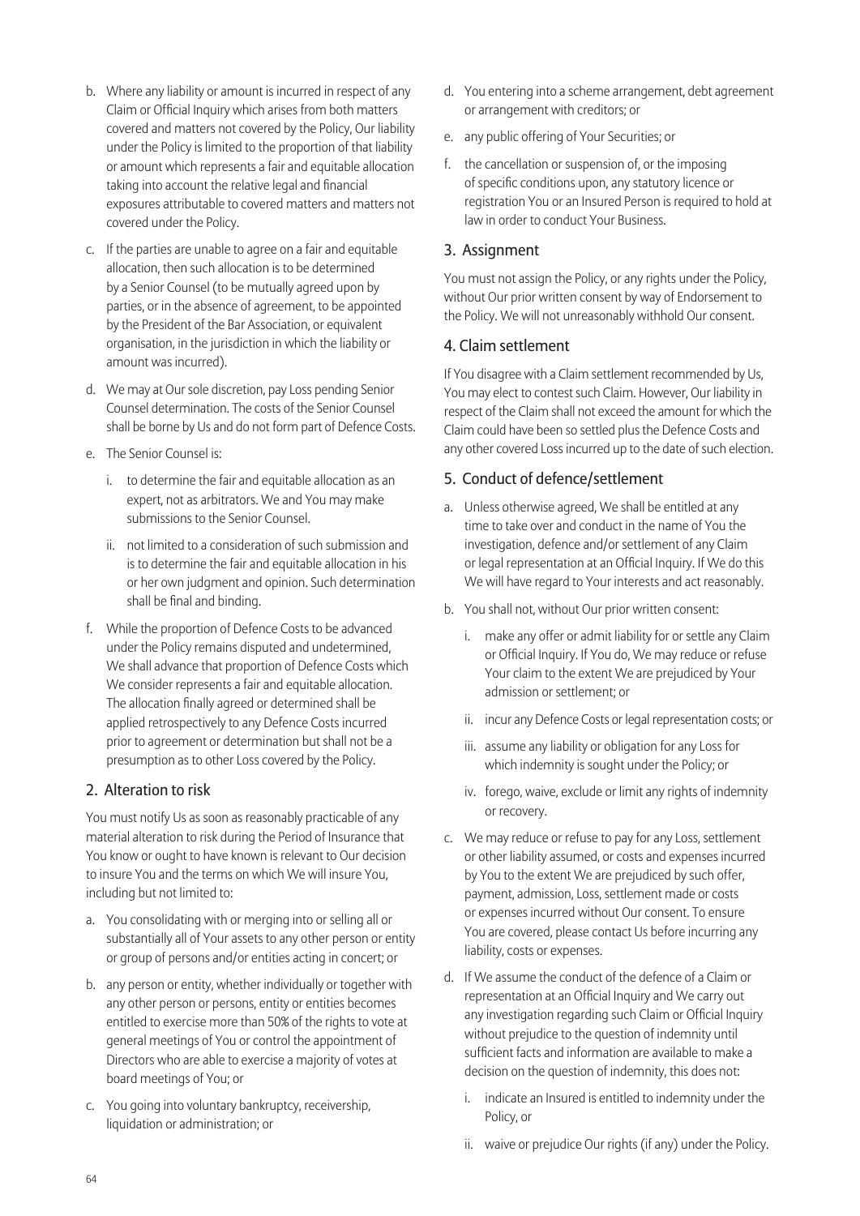b. Where any liability or amount is incurred in respect of any Claim or Official Inquiry which arises from both matters covered and matters not covered by the Policy, Our liability under the Policy is limited to the proportion of that liability or amount which represents a fair and equitable allocation taking into account the relative legal and financial exposures attributable to covered matters and matters not covered under the Policy.

c. If the parties are unable to agree on a fair and equitable allocation, then such allocation is to be determined by a Senior Counsel (to be mutually agreed upon by parties, or in the absence of agreement, to be appointed by the President of the Bar Association, or equivalent organisation, in the jurisdiction in which the liability or amount was incurred).

d. We may at Our sole discretion, pay Loss pending Senior Counsel determination. The costs of the Senior Counsel shall be borne by Us and do not form part of Defence Costs.

e. The Senior Counsel is:

   i. to determine the fair and equitable allocation as an expert, not as arbitrators. We and You may make submissions to the Senior Counsel.

   ii. not limited to a consideration of such submission and is to determine the fair and equitable allocation in his or her own judgment and opinion. Such determination shall be final and binding.

f. While the proportion of Defence Costs to be advanced under the Policy remains disputed and undetermined, We shall advance that proportion of Defence Costs which We consider represents a fair and equitable allocation. The allocation finally agreed or determined shall be applied retrospectively to any Defence Costs incurred prior to agreement or determination but shall not be a presumption as to other Loss covered by the Policy.

## 2. Alteration to risk

You must notify Us as soon as reasonably practicable of any material alteration to risk during the Period of Insurance that You know or ought to have known is relevant to Our decision to insure You and the terms on which We will insure You, including but not limited to:

a. You consolidating with or merging into or selling all or substantially all of Your assets to any other person or entity or group of persons and/or entities acting in concert; or

b. any person or entity, whether individually or together with any other person or persons, entity or entities becomes entitled to exercise more than 50% of the rights to vote at general meetings of You or control the appointment of Directors who are able to exercise a majority of votes at board meetings of You; or

c. You going into voluntary bankruptcy, receivership, liquidation or administration; or

d. You entering into a scheme arrangement, debt agreement or arrangement with creditors; or

e. any public offering of Your Securities; or

f. the cancellation or suspension of, or the imposing of specific conditions upon, any statutory licence or registration You or an Insured Person is required to hold at law in order to conduct Your Business.

## 3. Assignment

You must not assign the Policy, or any rights under the Policy, without Our prior written consent by way of Endorsement to the Policy. We will not unreasonably withhold Our consent.

## 4. Claim settlement

If You disagree with a Claim settlement recommended by Us, You may elect to contest such Claim. However, Our liability in respect of the Claim shall not exceed the amount for which the Claim could have been so settled plus the Defence Costs and any other covered Loss incurred up to the date of such election.

## 5. Conduct of defence/settlement

a. Unless otherwise agreed, We shall be entitled at any time to take over and conduct in the name of You the investigation, defence and/or settlement of any Claim or legal representation at an Official Inquiry. If We do this We will have regard to Your interests and act reasonably.

b. You shall not, without Our prior written consent:

   i. make any offer or admit liability for or settle any Claim or Official Inquiry. If You do, We may reduce or refuse Your claim to the extent We are prejudiced by Your admission or settlement; or

   ii. incur any Defence Costs or legal representation costs; or

   iii. assume any liability or obligation for any Loss for which indemnity is sought under the Policy; or

   iv. forego, waive, exclude or limit any rights of indemnity or recovery.

c. We may reduce or refuse to pay for any Loss, settlement or other liability assumed, or costs and expenses incurred by You to the extent We are prejudiced by such offer, payment, admission, Loss, settlement made or costs or expenses incurred without Our consent. To ensure You are covered, please contact Us before incurring any liability, costs or expenses.

d. If We assume the conduct of the defence of a Claim or representation at an Official Inquiry and We carry out any investigation regarding such Claim or Official Inquiry without prejudice to the question of indemnity until sufficient facts and information are available to make a decision on the question of indemnity, this does not:

   i. indicate an Insured is entitled to indemnity under the Policy, or

   ii. waive or prejudice Our rights (if any) under the Policy.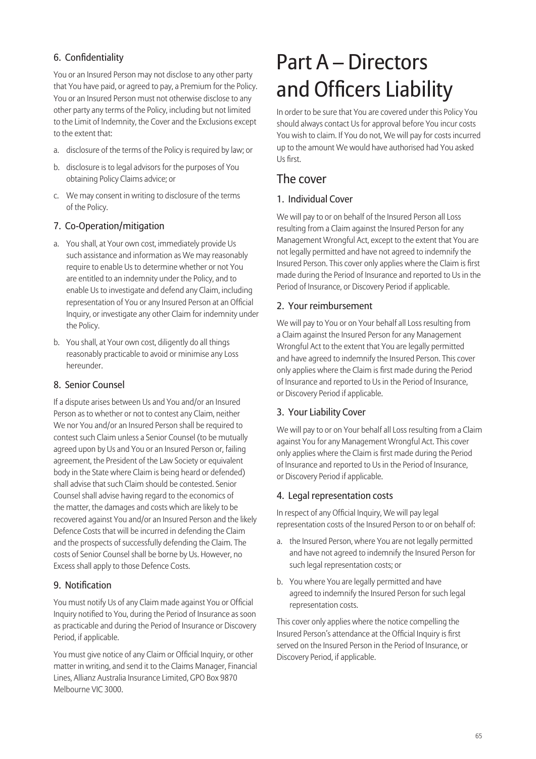### 6. Confidentiality

You or an Insured Person may not disclose to any other party that You have paid, or agreed to pay, a Premium for the Policy. You or an Insured Person must not otherwise disclose to any other party any terms of the Policy, including but not limited to the Limit of Indemnity, the Cover and the Exclusions except to the extent that:

a. disclosure of the terms of the Policy is required by law; or
b. disclosure is to legal advisors for the purposes of You obtaining Policy Claims advice; or
c. We may consent in writing to disclosure of the terms of the Policy.

### 7. Co-Operation/mitigation

a. You shall, at Your own cost, immediately provide Us such assistance and information as We may reasonably require to enable Us to determine whether or not You are entitled to an indemnity under the Policy, and to enable Us to investigate and defend any Claim, including representation of You or any Insured Person at an Official Inquiry, or investigate any other Claim for indemnity under the Policy.
b. You shall, at Your own cost, diligently do all things reasonably practicable to avoid or minimise any Loss hereunder.

### 8. Senior Counsel

If a dispute arises between Us and You and/or an Insured Person as to whether or not to contest any Claim, neither We nor You and/or an Insured Person shall be required to contest such Claim unless a Senior Counsel (to be mutually agreed upon by Us and You or an Insured Person or, failing agreement, the President of the Law Society or equivalent body in the State where Claim is being heard or defended) shall advise that such Claim should be contested. Senior Counsel shall advise having regard to the economics of the matter, the damages and costs which are likely to be recovered against You and/or an Insured Person and the likely Defence Costs that will be incurred in defending the Claim and the prospects of successfully defending the Claim. The costs of Senior Counsel shall be borne by Us. However, no Excess shall apply to those Defence Costs.

### 9. Notification

You must notify Us of any Claim made against You or Official Inquiry notified to You, during the Period of Insurance as soon as practicable and during the Period of Insurance or Discovery Period, if applicable.

You must give notice of any Claim or Official Inquiry, or other matter in writing, and send it to the Claims Manager, Financial Lines, Allianz Australia Insurance Limited, GPO Box 9870 Melbourne VIC 3000.

# Part A – Directors and Officers Liability

In order to be sure that You are covered under this Policy You should always contact Us for approval before You incur costs You wish to claim. If You do not, We will pay for costs incurred up to the amount We would have authorised had You asked Us first.

## The cover

### 1. Individual Cover

We will pay to or on behalf of the Insured Person all Loss resulting from a Claim against the Insured Person for any Management Wrongful Act, except to the extent that You are not legally permitted and have not agreed to indemnify the Insured Person. This cover only applies where the Claim is first made during the Period of Insurance and reported to Us in the Period of Insurance, or Discovery Period if applicable.

### 2. Your reimbursement

We will pay to You or on Your behalf all Loss resulting from a Claim against the Insured Person for any Management Wrongful Act to the extent that You are legally permitted and have agreed to indemnify the Insured Person. This cover only applies where the Claim is first made during the Period of Insurance and reported to Us in the Period of Insurance, or Discovery Period if applicable.

### 3. Your Liability Cover

We will pay to or on Your behalf all Loss resulting from a Claim against You for any Management Wrongful Act. This cover only applies where the Claim is first made during the Period of Insurance and reported to Us in the Period of Insurance, or Discovery Period if applicable.

### 4. Legal representation costs

In respect of any Official Inquiry, We will pay legal representation costs of the Insured Person to or on behalf of:

a. the Insured Person, where You are not legally permitted and have not agreed to indemnify the Insured Person for such legal representation costs; or
b. You where You are legally permitted and have agreed to indemnify the Insured Person for such legal representation costs.

This cover only applies where the notice compelling the Insured Person's attendance at the Official Inquiry is first served on the Insured Person in the Period of Insurance, or Discovery Period, if applicable.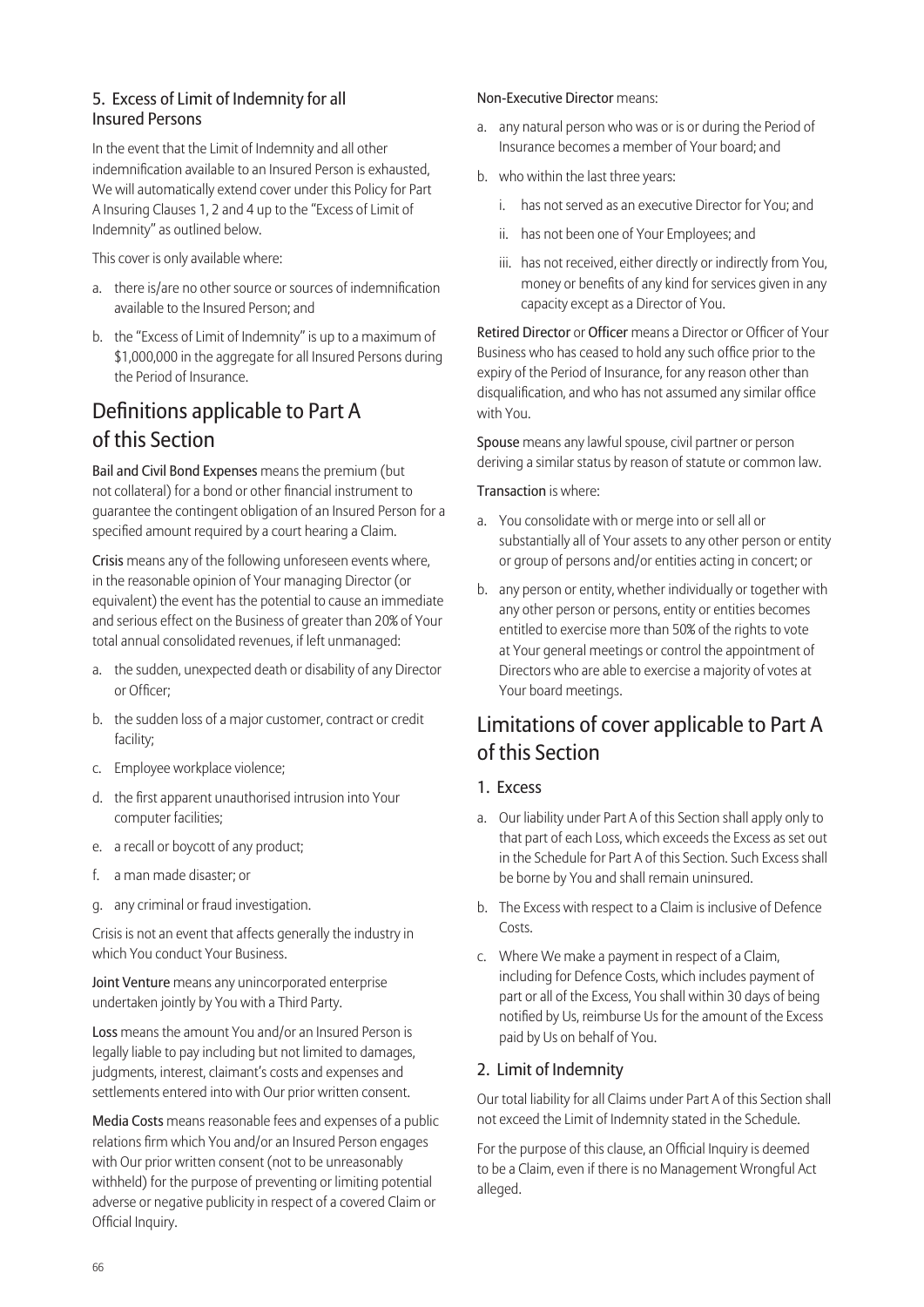### 5. Excess of Limit of Indemnity for all Insured Persons

In the event that the Limit of Indemnity and all other indemnification available to an Insured Person is exhausted, We will automatically extend cover under this Policy for Part A Insuring Clauses 1, 2 and 4 up to the "Excess of Limit of Indemnity" as outlined below.

This cover is only available where:

a. there is/are no other source or sources of indemnification available to the Insured Person; and
b. the "Excess of Limit of Indemnity" is up to a maximum of $1,000,000 in the aggregate for all Insured Persons during the Period of Insurance.

## Definitions applicable to Part A of this Section

**Bail and Civil Bond Expenses** means the premium (but not collateral) for a bond or other financial instrument to guarantee the contingent obligation of an Insured Person for a specified amount required by a court hearing a Claim.

**Crisis** means any of the following unforeseen events where, in the reasonable opinion of Your managing Director (or equivalent) the event has the potential to cause an immediate and serious effect on the Business of greater than 20% of Your total annual consolidated revenues, if left unmanaged:

a. the sudden, unexpected death or disability of any Director or Officer;
b. the sudden loss of a major customer, contract or credit facility;
c. Employee workplace violence;
d. the first apparent unauthorised intrusion into Your computer facilities;
e. a recall or boycott of any product;
f. a man made disaster; or
g. any criminal or fraud investigation.

Crisis is not an event that affects generally the industry in which You conduct Your Business.

**Joint Venture** means any unincorporated enterprise undertaken jointly by You with a Third Party.

**Loss** means the amount You and/or an Insured Person is legally liable to pay including but not limited to damages, judgments, interest, claimant's costs and expenses and settlements entered into with Our prior written consent.

**Media Costs** means reasonable fees and expenses of a public relations firm which You and/or an Insured Person engages with Our prior written consent (not to be unreasonably withheld) for the purpose of preventing or limiting potential adverse or negative publicity in respect of a covered Claim or Official Inquiry.

**Non-Executive Director** means:

a. any natural person who was or is or during the Period of Insurance becomes a member of Your board; and
b. who within the last three years:
   i. has not served as an executive Director for You; and
   ii. has not been one of Your Employees; and
   iii. has not received, either directly or indirectly from You, money or benefits of any kind for services given in any capacity except as a Director of You.

**Retired Director** or **Officer** means a Director or Officer of Your Business who has ceased to hold any such office prior to the expiry of the Period of Insurance, for any reason other than disqualification, and who has not assumed any similar office with You.

**Spouse** means any lawful spouse, civil partner or person deriving a similar status by reason of statute or common law.

**Transaction** is where:

a. You consolidate with or merge into or sell all or substantially all of Your assets to any other person or entity or group of persons and/or entities acting in concert; or
b. any person or entity, whether individually or together with any other person or persons, entity or entities becomes entitled to exercise more than 50% of the rights to vote at Your general meetings or control the appointment of Directors who are able to exercise a majority of votes at Your board meetings.

## Limitations of cover applicable to Part A of this Section

### 1. Excess

a. Our liability under Part A of this Section shall apply only to that part of each Loss, which exceeds the Excess as set out in the Schedule for Part A of this Section. Such Excess shall be borne by You and shall remain uninsured.
b. The Excess with respect to a Claim is inclusive of Defence Costs.
c. Where We make a payment in respect of a Claim, including for Defence Costs, which includes payment of part or all of the Excess, You shall within 30 days of being notified by Us, reimburse Us for the amount of the Excess paid by Us on behalf of You.

### 2. Limit of Indemnity

Our total liability for all Claims under Part A of this Section shall not exceed the Limit of Indemnity stated in the Schedule.

For the purpose of this clause, an Official Inquiry is deemed to be a Claim, even if there is no Management Wrongful Act alleged.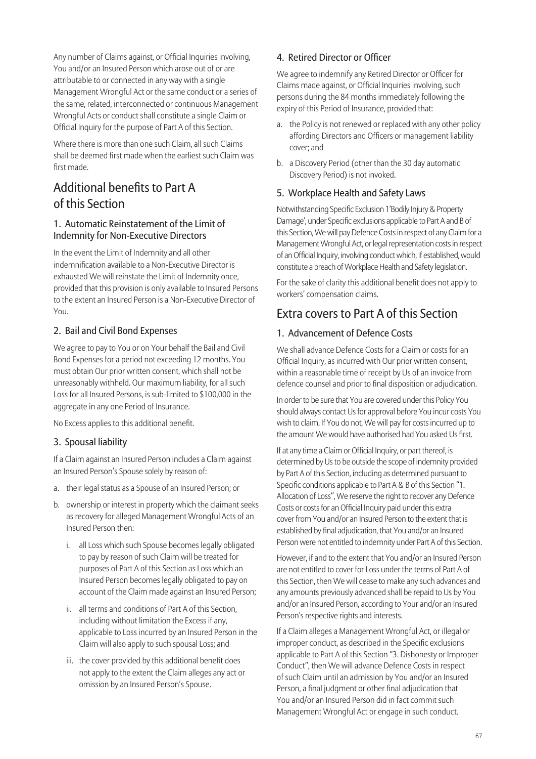Any number of Claims against, or Official Inquiries involving, You and/or an Insured Person which arose out of or are attributable to or connected in any way with a single Management Wrongful Act or the same conduct or a series of the same, related, interconnected or continuous Management Wrongful Acts or conduct shall constitute a single Claim or Official Inquiry for the purpose of Part A of this Section.

Where there is more than one such Claim, all such Claims shall be deemed first made when the earliest such Claim was first made.

## Additional benefits to Part A of this Section

### 1. Automatic Reinstatement of the Limit of Indemnity for Non-Executive Directors

In the event the Limit of Indemnity and all other indemnification available to a Non-Executive Director is exhausted We will reinstate the Limit of Indemnity once, provided that this provision is only available to Insured Persons to the extent an Insured Person is a Non-Executive Director of You.

### 2. Bail and Civil Bond Expenses

We agree to pay to You or on Your behalf the Bail and Civil Bond Expenses for a period not exceeding 12 months. You must obtain Our prior written consent, which shall not be unreasonably withheld. Our maximum liability, for all such Loss for all Insured Persons, is sub-limited to $100,000 in the aggregate in any one Period of Insurance.

No Excess applies to this additional benefit.

### 3. Spousal liability

If a Claim against an Insured Person includes a Claim against an Insured Person's Spouse solely by reason of:

a. their legal status as a Spouse of an Insured Person; or
b. ownership or interest in property which the claimant seeks as recovery for alleged Management Wrongful Acts of an Insured Person then:
   i. all Loss which such Spouse becomes legally obligated to pay by reason of such Claim will be treated for purposes of Part A of this Section as Loss which an Insured Person becomes legally obligated to pay on account of the Claim made against an Insured Person;
   ii. all terms and conditions of Part A of this Section, including without limitation the Excess if any, applicable to Loss incurred by an Insured Person in the Claim will also apply to such spousal Loss; and
   iii. the cover provided by this additional benefit does not apply to the extent the Claim alleges any act or omission by an Insured Person's Spouse.

### 4. Retired Director or Officer

We agree to indemnify any Retired Director or Officer for Claims made against, or Official Inquiries involving, such persons during the 84 months immediately following the expiry of this Period of Insurance, provided that:

a. the Policy is not renewed or replaced with any other policy affording Directors and Officers or management liability cover; and
b. a Discovery Period (other than the 30 day automatic Discovery Period) is not invoked.

### 5. Workplace Health and Safety Laws

Notwithstanding Specific Exclusion 1'Bodily Injury & Property Damage', under Specific exclusions applicable to Part A and B of this Section, We will pay Defence Costs in respect of any Claim for a Management Wrongful Act, or legal representation costs in respect of an Official Inquiry, involving conduct which, if established, would constitute a breach of Workplace Health and Safety legislation.

For the sake of clarity this additional benefit does not apply to workers' compensation claims.

## Extra covers to Part A of this Section

### 1. Advancement of Defence Costs

We shall advance Defence Costs for a Claim or costs for an Official Inquiry, as incurred with Our prior written consent, within a reasonable time of receipt by Us of an invoice from defence counsel and prior to final disposition or adjudication.

In order to be sure that You are covered under this Policy You should always contact Us for approval before You incur costs You wish to claim. If You do not, We will pay for costs incurred up to the amount We would have authorised had You asked Us first.

If at any time a Claim or Official Inquiry, or part thereof, is determined by Us to be outside the scope of indemnity provided by Part A of this Section, including as determined pursuant to Specific conditions applicable to Part A & B of this Section "1. Allocation of Loss", We reserve the right to recover any Defence Costs or costs for an Official Inquiry paid under this extra cover from You and/or an Insured Person to the extent that is established by final adjudication, that You and/or an Insured Person were not entitled to indemnity under Part A of this Section.

However, if and to the extent that You and/or an Insured Person are not entitled to cover for Loss under the terms of Part A of this Section, then We will cease to make any such advances and any amounts previously advanced shall be repaid to Us by You and/or an Insured Person, according to Your and/or an Insured Person's respective rights and interests.

If a Claim alleges a Management Wrongful Act, or illegal or improper conduct, as described in the Specific exclusions applicable to Part A of this Section "3. Dishonesty or Improper Conduct", then We will advance Defence Costs in respect of such Claim until an admission by You and/or an Insured Person, a final judgment or other final adjudication that You and/or an Insured Person did in fact commit such Management Wrongful Act or engage in such conduct.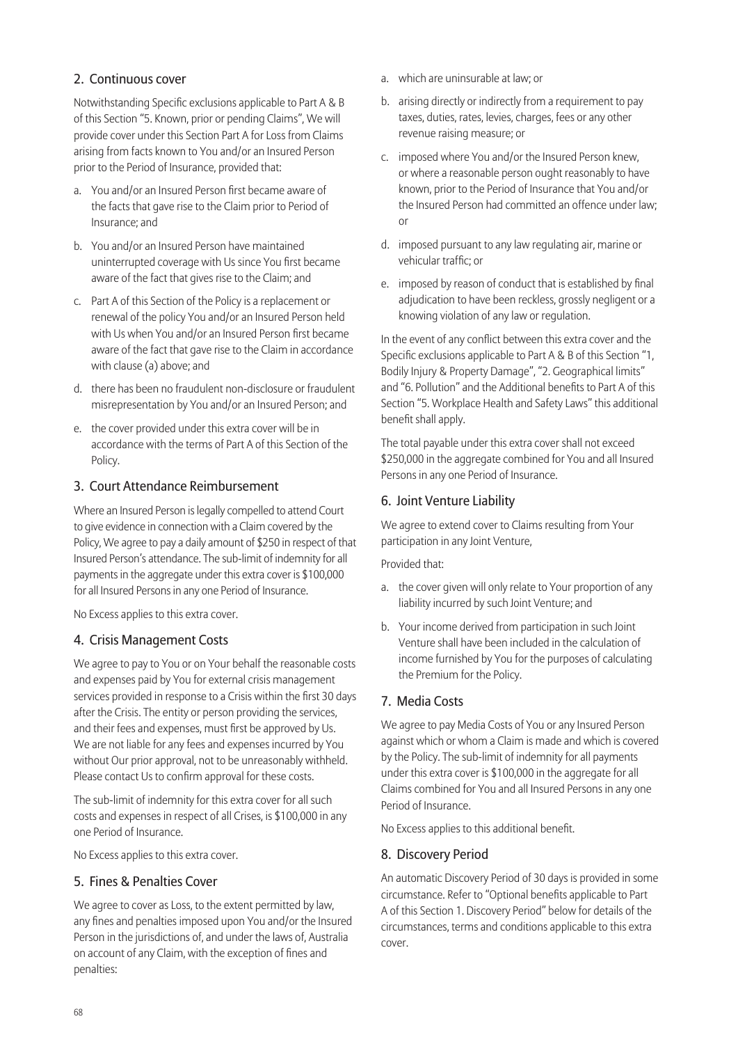## 2. Continuous cover

Notwithstanding Specific exclusions applicable to Part A & B of this Section "5. Known, prior or pending Claims", We will provide cover under this Section Part A for Loss from Claims arising from facts known to You and/or an Insured Person prior to the Period of Insurance, provided that:

a. You and/or an Insured Person first became aware of the facts that gave rise to the Claim prior to Period of Insurance; and

b. You and/or an Insured Person have maintained uninterrupted coverage with Us since You first became aware of the fact that gives rise to the Claim; and

c. Part A of this Section of the Policy is a replacement or renewal of the policy You and/or an Insured Person held with Us when You and/or an Insured Person first became aware of the fact that gave rise to the Claim in accordance with clause (a) above; and

d. there has been no fraudulent non-disclosure or fraudulent misrepresentation by You and/or an Insured Person; and

e. the cover provided under this extra cover will be in accordance with the terms of Part A of this Section of the Policy.

## 3. Court Attendance Reimbursement

Where an Insured Person is legally compelled to attend Court to give evidence in connection with a Claim covered by the Policy, We agree to pay a daily amount of $250 in respect of that Insured Person's attendance. The sub-limit of indemnity for all payments in the aggregate under this extra cover is $100,000 for all Insured Persons in any one Period of Insurance.

No Excess applies to this extra cover.

## 4. Crisis Management Costs

We agree to pay to You or on Your behalf the reasonable costs and expenses paid by You for external crisis management services provided in response to a Crisis within the first 30 days after the Crisis. The entity or person providing the services, and their fees and expenses, must first be approved by Us. We are not liable for any fees and expenses incurred by You without Our prior approval, not to be unreasonably withheld. Please contact Us to confirm approval for these costs.

The sub-limit of indemnity for this extra cover for all such costs and expenses in respect of all Crises, is $100,000 in any one Period of Insurance.

No Excess applies to this extra cover.

## 5. Fines & Penalties Cover

We agree to cover as Loss, to the extent permitted by law, any fines and penalties imposed upon You and/or the Insured Person in the jurisdictions of, and under the laws of, Australia on account of any Claim, with the exception of fines and penalties:

a. which are uninsurable at law; or

b. arising directly or indirectly from a requirement to pay taxes, duties, rates, levies, charges, fees or any other revenue raising measure; or

c. imposed where You and/or the Insured Person knew, or where a reasonable person ought reasonably to have known, prior to the Period of Insurance that You and/or the Insured Person had committed an offence under law; or

d. imposed pursuant to any law regulating air, marine or vehicular traffic; or

e. imposed by reason of conduct that is established by final adjudication to have been reckless, grossly negligent or a knowing violation of any law or regulation.

In the event of any conflict between this extra cover and the Specific exclusions applicable to Part A & B of this Section "1, Bodily Injury & Property Damage", "2. Geographical limits" and "6. Pollution" and the Additional benefits to Part A of this Section "5. Workplace Health and Safety Laws" this additional benefit shall apply.

The total payable under this extra cover shall not exceed $250,000 in the aggregate combined for You and all Insured Persons in any one Period of Insurance.

## 6. Joint Venture Liability

We agree to extend cover to Claims resulting from Your participation in any Joint Venture,

Provided that:

a. the cover given will only relate to Your proportion of any liability incurred by such Joint Venture; and

b. Your income derived from participation in such Joint Venture shall have been included in the calculation of income furnished by You for the purposes of calculating the Premium for the Policy.

## 7. Media Costs

We agree to pay Media Costs of You or any Insured Person against which or whom a Claim is made and which is covered by the Policy. The sub-limit of indemnity for all payments under this extra cover is $100,000 in the aggregate for all Claims combined for You and all Insured Persons in any one Period of Insurance.

No Excess applies to this additional benefit.

## 8. Discovery Period

An automatic Discovery Period of 30 days is provided in some circumstance. Refer to "Optional benefits applicable to Part A of this Section 1. Discovery Period" below for details of the circumstances, terms and conditions applicable to this extra cover.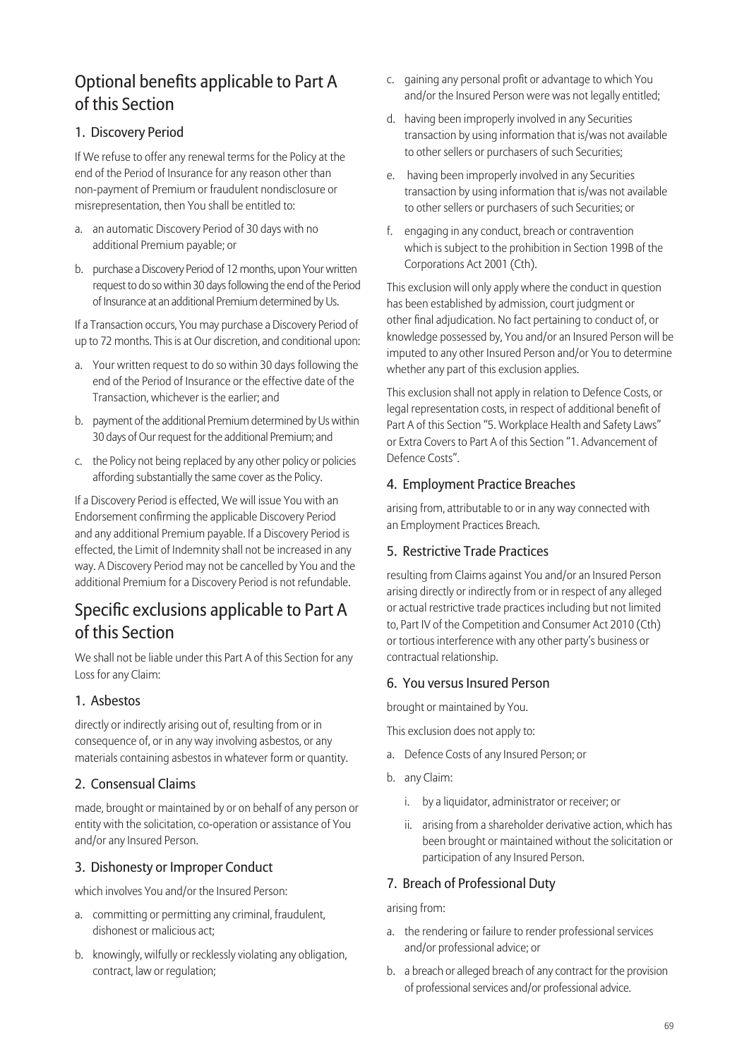## Optional benefits applicable to Part A of this Section

### 1. Discovery Period

If We refuse to offer any renewal terms for the Policy at the end of the Period of Insurance for any reason other than non-payment of Premium or fraudulent nondisclosure or misrepresentation, then You shall be entitled to:

a. an automatic Discovery Period of 30 days with no additional Premium payable; or

b. purchase a Discovery Period of 12 months, upon Your written request to do so within 30 days following the end of the Period of Insurance at an additional Premium determined by Us.

If a Transaction occurs, You may purchase a Discovery Period of up to 72 months. This is at Our discretion, and conditional upon:

a. Your written request to do so within 30 days following the end of the Period of Insurance or the effective date of the Transaction, whichever is the earlier; and

b. payment of the additional Premium determined by Us within 30 days of Our request for the additional Premium; and

c. the Policy not being replaced by any other policy or policies affording substantially the same cover as the Policy.

If a Discovery Period is effected, We will issue You with an Endorsement confirming the applicable Discovery Period and any additional Premium payable. If a Discovery Period is effected, the Limit of Indemnity shall not be increased in any way. A Discovery Period may not be cancelled by You and the additional Premium for a Discovery Period is not refundable.

## Specific exclusions applicable to Part A of this Section

We shall not be liable under this Part A of this Section for any Loss for any Claim:

### 1. Asbestos

directly or indirectly arising out of, resulting from or in consequence of, or in any way involving asbestos, or any materials containing asbestos in whatever form or quantity.

### 2. Consensual Claims

made, brought or maintained by or on behalf of any person or entity with the solicitation, co-operation or assistance of You and/or any Insured Person.

### 3. Dishonesty or Improper Conduct

which involves You and/or the Insured Person:

a. committing or permitting any criminal, fraudulent, dishonest or malicious act;

b. knowingly, wilfully or recklessly violating any obligation, contract, law or regulation;

c. gaining any personal profit or advantage to which You and/or the Insured Person were was not legally entitled;

d. having been improperly involved in any Securities transaction by using information that is/was not available to other sellers or purchasers of such Securities;

e. having been improperly involved in any Securities transaction by using information that is/was not available to other sellers or purchasers of such Securities; or

f. engaging in any conduct, breach or contravention which is subject to the prohibition in Section 199B of the Corporations Act 2001 (Cth).

This exclusion will only apply where the conduct in question has been established by admission, court judgment or other final adjudication. No fact pertaining to conduct of, or knowledge possessed by, You and/or an Insured Person will be imputed to any other Insured Person and/or You to determine whether any part of this exclusion applies.

This exclusion shall not apply in relation to Defence Costs, or legal representation costs, in respect of additional benefit of Part A of this Section "5. Workplace Health and Safety Laws" or Extra Covers to Part A of this Section "1. Advancement of Defence Costs".

### 4. Employment Practice Breaches

arising from, attributable to or in any way connected with an Employment Practices Breach.

### 5. Restrictive Trade Practices

resulting from Claims against You and/or an Insured Person arising directly or indirectly from or in respect of any alleged or actual restrictive trade practices including but not limited to, Part IV of the Competition and Consumer Act 2010 (Cth) or tortious interference with any other party's business or contractual relationship.

### 6. You versus Insured Person

brought or maintained by You.

This exclusion does not apply to:

a. Defence Costs of any Insured Person; or

b. any Claim:

   i. by a liquidator, administrator or receiver; or

   ii. arising from a shareholder derivative action, which has been brought or maintained without the solicitation or participation of any Insured Person.

### 7. Breach of Professional Duty

arising from:

a. the rendering or failure to render professional services and/or professional advice; or

b. a breach or alleged breach of any contract for the provision of professional services and/or professional advice.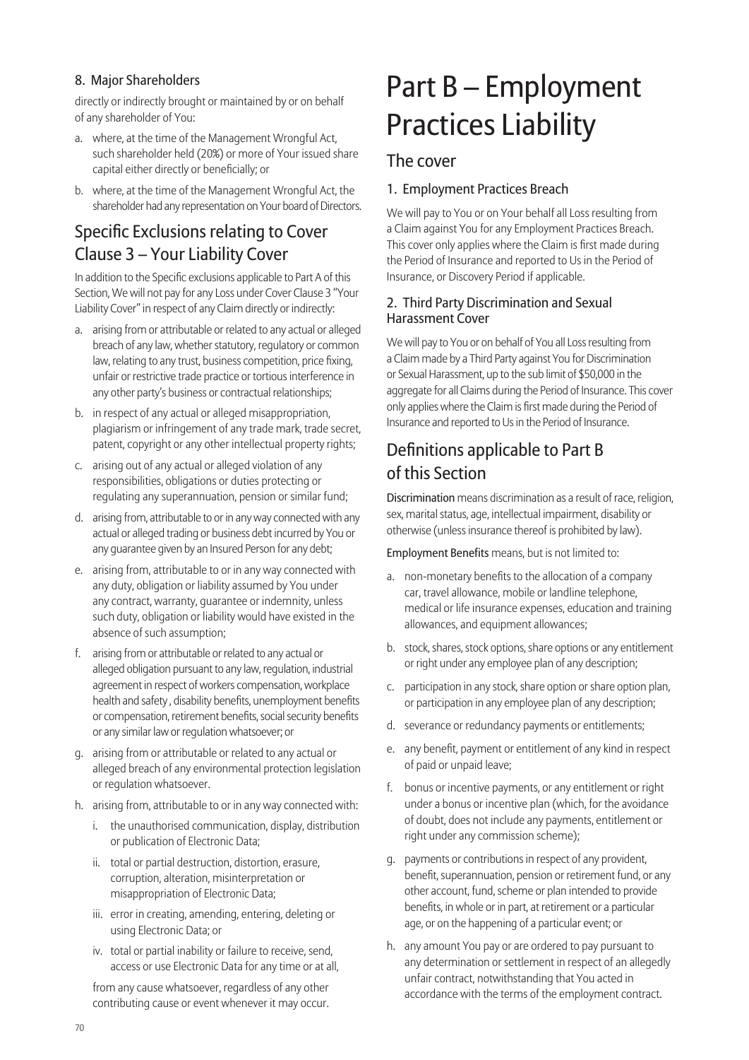### 8. Major Shareholders

directly or indirectly brought or maintained by or on behalf of any shareholder of You:

a. where, at the time of the Management Wrongful Act, such shareholder held (20%) or more of Your issued share capital either directly or beneficially; or

b. where, at the time of the Management Wrongful Act, the shareholder had any representation on Your board of Directors.

## Specific Exclusions relating to Cover Clause 3 – Your Liability Cover

In addition to the Specific exclusions applicable to Part A of this Section, We will not pay for any Loss under Cover Clause 3 "Your Liability Cover" in respect of any Claim directly or indirectly:

a. arising from or attributable or related to any actual or alleged breach of any law, whether statutory, regulatory or common law, relating to any trust, business competition, price fixing, unfair or restrictive trade practice or tortious interference in any other party's business or contractual relationships;

b. in respect of any actual or alleged misappropriation, plagiarism or infringement of any trade mark, trade secret, patent, copyright or any other intellectual property rights;

c. arising out of any actual or alleged violation of any responsibilities, obligations or duties protecting or regulating any superannuation, pension or similar fund;

d. arising from, attributable to or in any way connected with any actual or alleged trading or business debt incurred by You or any guarantee given by an Insured Person for any debt;

e. arising from, attributable to or in any way connected with any duty, obligation or liability assumed by You under any contract, warranty, guarantee or indemnity, unless such duty, obligation or liability would have existed in the absence of such assumption;

f. arising from or attributable or related to any actual or alleged obligation pursuant to any law, regulation, industrial agreement in respect of workers compensation, workplace health and safety , disability benefits, unemployment benefits or compensation, retirement benefits, social security benefits or any similar law or regulation whatsoever; or

g. arising from or attributable or related to any actual or alleged breach of any environmental protection legislation or regulation whatsoever.

h. arising from, attributable to or in any way connected with:

   i. the unauthorised communication, display, distribution or publication of Electronic Data;

   ii. total or partial destruction, distortion, erasure, corruption, alteration, misinterpretation or misappropriation of Electronic Data;

   iii. error in creating, amending, entering, deleting or using Electronic Data; or

   iv. total or partial inability or failure to receive, send, access or use Electronic Data for any time or at all,

   from any cause whatsoever, regardless of any other contributing cause or event whenever it may occur.

# Part B – Employment Practices Liability

## The cover

### 1. Employment Practices Breach

We will pay to You or on Your behalf all Loss resulting from a Claim against You for any Employment Practices Breach. This cover only applies where the Claim is first made during the Period of Insurance and reported to Us in the Period of Insurance, or Discovery Period if applicable.

### 2. Third Party Discrimination and Sexual Harassment Cover

We will pay to You or on behalf of You all Loss resulting from a Claim made by a Third Party against You for Discrimination or Sexual Harassment, up to the sub limit of $50,000 in the aggregate for all Claims during the Period of Insurance. This cover only applies where the Claim is first made during the Period of Insurance and reported to Us in the Period of Insurance.

## Definitions applicable to Part B of this Section

**Discrimination** means discrimination as a result of race, religion, sex, marital status, age, intellectual impairment, disability or otherwise (unless insurance thereof is prohibited by law).

**Employment Benefits** means, but is not limited to:

a. non-monetary benefits to the allocation of a company car, travel allowance, mobile or landline telephone, medical or life insurance expenses, education and training allowances, and equipment allowances;

b. stock, shares, stock options, share options or any entitlement or right under any employee plan of any description;

c. participation in any stock, share option or share option plan, or participation in any employee plan of any description;

d. severance or redundancy payments or entitlements;

e. any benefit, payment or entitlement of any kind in respect of paid or unpaid leave;

f. bonus or incentive payments, or any entitlement or right under a bonus or incentive plan (which, for the avoidance of doubt, does not include any payments, entitlement or right under any commission scheme);

g. payments or contributions in respect of any provident, benefit, superannuation, pension or retirement fund, or any other account, fund, scheme or plan intended to provide benefits, in whole or in part, at retirement or a particular age, or on the happening of a particular event; or

h. any amount You pay or are ordered to pay pursuant to any determination or settlement in respect of an allegedly unfair contract, notwithstanding that You acted in accordance with the terms of the employment contract.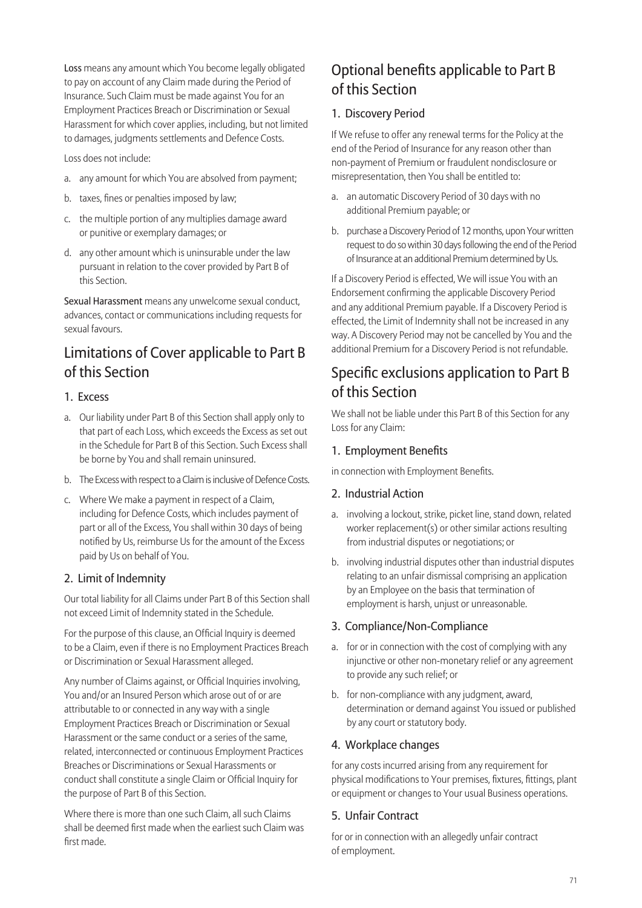**Loss** means any amount which You become legally obligated to pay on account of any Claim made during the Period of Insurance. Such Claim must be made against You for an Employment Practices Breach or Discrimination or Sexual Harassment for which cover applies, including, but not limited to damages, judgments settlements and Defence Costs.

Loss does not include:

a. any amount for which You are absolved from payment;
b. taxes, fines or penalties imposed by law;
c. the multiple portion of any multiplies damage award or punitive or exemplary damages; or
d. any other amount which is uninsurable under the law pursuant in relation to the cover provided by Part B of this Section.

**Sexual Harassment** means any unwelcome sexual conduct, advances, contact or communications including requests for sexual favours.

## Limitations of Cover applicable to Part B of this Section

### 1. Excess

a. Our liability under Part B of this Section shall apply only to that part of each Loss, which exceeds the Excess as set out in the Schedule for Part B of this Section. Such Excess shall be borne by You and shall remain uninsured.
b. The Excess with respect to a Claim is inclusive of Defence Costs.
c. Where We make a payment in respect of a Claim, including for Defence Costs, which includes payment of part or all of the Excess, You shall within 30 days of being notified by Us, reimburse Us for the amount of the Excess paid by Us on behalf of You.

### 2. Limit of Indemnity

Our total liability for all Claims under Part B of this Section shall not exceed Limit of Indemnity stated in the Schedule.

For the purpose of this clause, an Official Inquiry is deemed to be a Claim, even if there is no Employment Practices Breach or Discrimination or Sexual Harassment alleged.

Any number of Claims against, or Official Inquiries involving, You and/or an Insured Person which arose out of or are attributable to or connected in any way with a single Employment Practices Breach or Discrimination or Sexual Harassment or the same conduct or a series of the same, related, interconnected or continuous Employment Practices Breaches or Discriminations or Sexual Harassments or conduct shall constitute a single Claim or Official Inquiry for the purpose of Part B of this Section.

Where there is more than one such Claim, all such Claims shall be deemed first made when the earliest such Claim was first made.

## Optional benefits applicable to Part B of this Section

### 1. Discovery Period

If We refuse to offer any renewal terms for the Policy at the end of the Period of Insurance for any reason other than non-payment of Premium or fraudulent nondisclosure or misrepresentation, then You shall be entitled to:

a. an automatic Discovery Period of 30 days with no additional Premium payable; or
b. purchase a Discovery Period of 12 months, upon Your written request to do so within 30 days following the end of the Period of Insurance at an additional Premium determined by Us.

If a Discovery Period is effected, We will issue You with an Endorsement confirming the applicable Discovery Period and any additional Premium payable. If a Discovery Period is effected, the Limit of Indemnity shall not be increased in any way. A Discovery Period may not be cancelled by You and the additional Premium for a Discovery Period is not refundable.

## Specific exclusions application to Part B of this Section

We shall not be liable under this Part B of this Section for any Loss for any Claim:

### 1. Employment Benefits

in connection with Employment Benefits.

### 2. Industrial Action

a. involving a lockout, strike, picket line, stand down, related worker replacement(s) or other similar actions resulting from industrial disputes or negotiations; or
b. involving industrial disputes other than industrial disputes relating to an unfair dismissal comprising an application by an Employee on the basis that termination of employment is harsh, unjust or unreasonable.

### 3. Compliance/Non-Compliance

a. for or in connection with the cost of complying with any injunctive or other non-monetary relief or any agreement to provide any such relief; or
b. for non-compliance with any judgment, award, determination or demand against You issued or published by any court or statutory body.

### 4. Workplace changes

for any costs incurred arising from any requirement for physical modifications to Your premises, fixtures, fittings, plant or equipment or changes to Your usual Business operations.

### 5. Unfair Contract

for or in connection with an allegedly unfair contract of employment.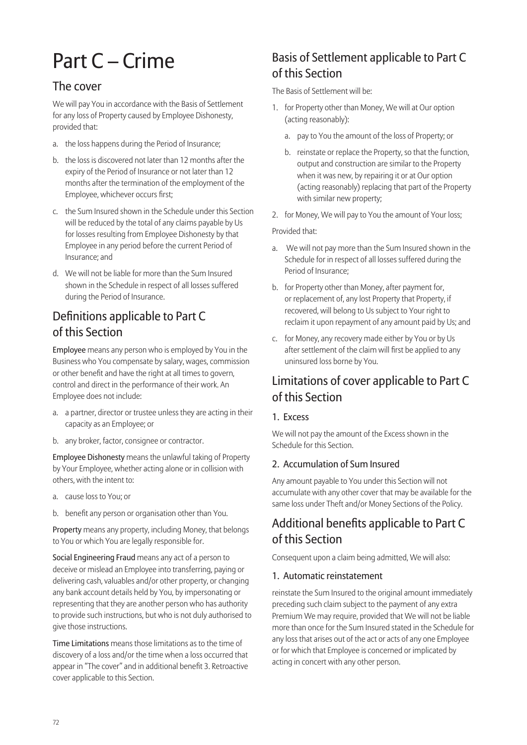# Part C – Crime

## The cover

We will pay You in accordance with the Basis of Settlement for any loss of Property caused by Employee Dishonesty, provided that:

a. the loss happens during the Period of Insurance;

b. the loss is discovered not later than 12 months after the expiry of the Period of Insurance or not later than 12 months after the termination of the employment of the Employee, whichever occurs first;

c. the Sum Insured shown in the Schedule under this Section will be reduced by the total of any claims payable by Us for losses resulting from Employee Dishonesty by that Employee in any period before the current Period of Insurance; and

d. We will not be liable for more than the Sum Insured shown in the Schedule in respect of all losses suffered during the Period of Insurance.

## Definitions applicable to Part C of this Section

**Employee** means any person who is employed by You in the Business who You compensate by salary, wages, commission or other benefit and have the right at all times to govern, control and direct in the performance of their work. An Employee does not include:

a. a partner, director or trustee unless they are acting in their capacity as an Employee; or

b. any broker, factor, consignee or contractor.

**Employee Dishonesty** means the unlawful taking of Property by Your Employee, whether acting alone or in collision with others, with the intent to:

a. cause loss to You; or

b. benefit any person or organisation other than You.

**Property** means any property, including Money, that belongs to You or which You are legally responsible for.

**Social Engineering Fraud** means any act of a person to deceive or mislead an Employee into transferring, paying or delivering cash, valuables and/or other property, or changing any bank account details held by You, by impersonating or representing that they are another person who has authority to provide such instructions, but who is not duly authorised to give those instructions.

**Time Limitations** means those limitations as to the time of discovery of a loss and/or the time when a loss occurred that appear in "The cover" and in additional benefit 3. Retroactive cover applicable to this Section.

## Basis of Settlement applicable to Part C of this Section

The Basis of Settlement will be:

1. for Property other than Money, We will at Our option (acting reasonably):
   a. pay to You the amount of the loss of Property; or
   b. reinstate or replace the Property, so that the function, output and construction are similar to the Property when it was new, by repairing it or at Our option (acting reasonably) replacing that part of the Property with similar new property;
2. for Money, We will pay to You the amount of Your loss;

Provided that:

a. We will not pay more than the Sum Insured shown in the Schedule for in respect of all losses suffered during the Period of Insurance;

b. for Property other than Money, after payment for, or replacement of, any lost Property that Property, if recovered, will belong to Us subject to Your right to reclaim it upon repayment of any amount paid by Us; and

c. for Money, any recovery made either by You or by Us after settlement of the claim will first be applied to any uninsured loss borne by You.

## Limitations of cover applicable to Part C of this Section

### 1. Excess

We will not pay the amount of the Excess shown in the Schedule for this Section.

### 2. Accumulation of Sum Insured

Any amount payable to You under this Section will not accumulate with any other cover that may be available for the same loss under Theft and/or Money Sections of the Policy.

## Additional benefits applicable to Part C of this Section

Consequent upon a claim being admitted, We will also:

### 1. Automatic reinstatement

reinstate the Sum Insured to the original amount immediately preceding such claim subject to the payment of any extra Premium We may require, provided that We will not be liable more than once for the Sum Insured stated in the Schedule for any loss that arises out of the act or acts of any one Employee or for which that Employee is concerned or implicated by acting in concert with any other person.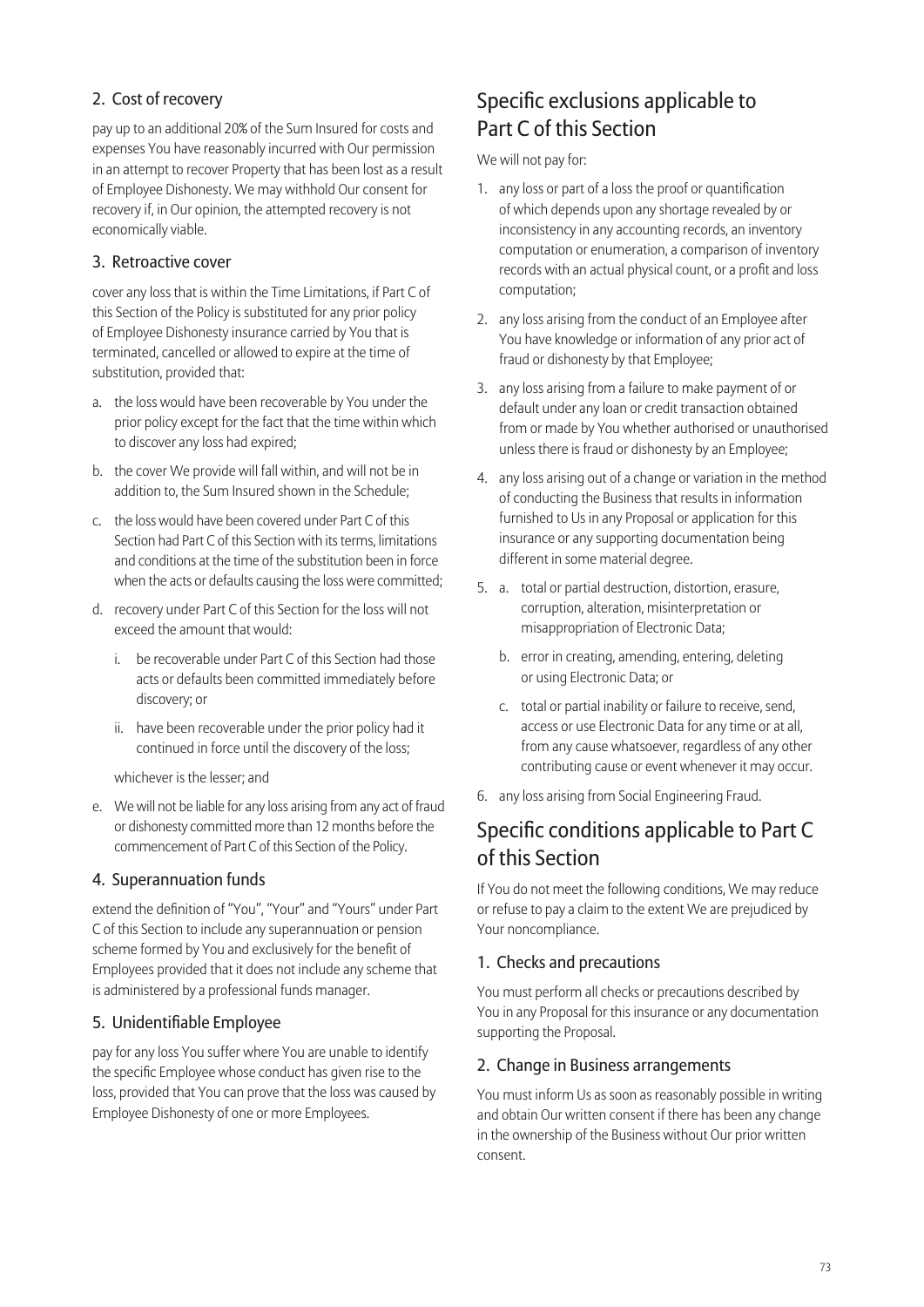### 2. Cost of recovery

pay up to an additional 20% of the Sum Insured for costs and expenses You have reasonably incurred with Our permission in an attempt to recover Property that has been lost as a result of Employee Dishonesty. We may withhold Our consent for recovery if, in Our opinion, the attempted recovery is not economically viable.

### 3. Retroactive cover

cover any loss that is within the Time Limitations, if Part C of this Section of the Policy is substituted for any prior policy of Employee Dishonesty insurance carried by You that is terminated, cancelled or allowed to expire at the time of substitution, provided that:

a. the loss would have been recoverable by You under the prior policy except for the fact that the time within which to discover any loss had expired;

b. the cover We provide will fall within, and will not be in addition to, the Sum Insured shown in the Schedule;

c. the loss would have been covered under Part C of this Section had Part C of this Section with its terms, limitations and conditions at the time of the substitution been in force when the acts or defaults causing the loss were committed;

d. recovery under Part C of this Section for the loss will not exceed the amount that would:

   i. be recoverable under Part C of this Section had those acts or defaults been committed immediately before discovery; or

   ii. have been recoverable under the prior policy had it continued in force until the discovery of the loss;

   whichever is the lesser; and

e. We will not be liable for any loss arising from any act of fraud or dishonesty committed more than 12 months before the commencement of Part C of this Section of the Policy.

### 4. Superannuation funds

extend the definition of "You", "Your" and "Yours" under Part C of this Section to include any superannuation or pension scheme formed by You and exclusively for the benefit of Employees provided that it does not include any scheme that is administered by a professional funds manager.

### 5. Unidentifiable Employee

pay for any loss You suffer where You are unable to identify the specific Employee whose conduct has given rise to the loss, provided that You can prove that the loss was caused by Employee Dishonesty of one or more Employees.

## Specific exclusions applicable to Part C of this Section

We will not pay for:

1. any loss or part of a loss the proof or quantification of which depends upon any shortage revealed by or inconsistency in any accounting records, an inventory computation or enumeration, a comparison of inventory records with an actual physical count, or a profit and loss computation;

2. any loss arising from the conduct of an Employee after You have knowledge or information of any prior act of fraud or dishonesty by that Employee;

3. any loss arising from a failure to make payment of or default under any loan or credit transaction obtained from or made by You whether authorised or unauthorised unless there is fraud or dishonesty by an Employee;

4. any loss arising out of a change or variation in the method of conducting the Business that results in information furnished to Us in any Proposal or application for this insurance or any supporting documentation being different in some material degree.

5. a. total or partial destruction, distortion, erasure, corruption, alteration, misinterpretation or misappropriation of Electronic Data;

   b. error in creating, amending, entering, deleting or using Electronic Data; or

   c. total or partial inability or failure to receive, send, access or use Electronic Data for any time or at all, from any cause whatsoever, regardless of any other contributing cause or event whenever it may occur.

6. any loss arising from Social Engineering Fraud.

## Specific conditions applicable to Part C of this Section

If You do not meet the following conditions, We may reduce or refuse to pay a claim to the extent We are prejudiced by Your noncompliance.

### 1. Checks and precautions

You must perform all checks or precautions described by You in any Proposal for this insurance or any documentation supporting the Proposal.

### 2. Change in Business arrangements

You must inform Us as soon as reasonably possible in writing and obtain Our written consent if there has been any change in the ownership of the Business without Our prior written consent.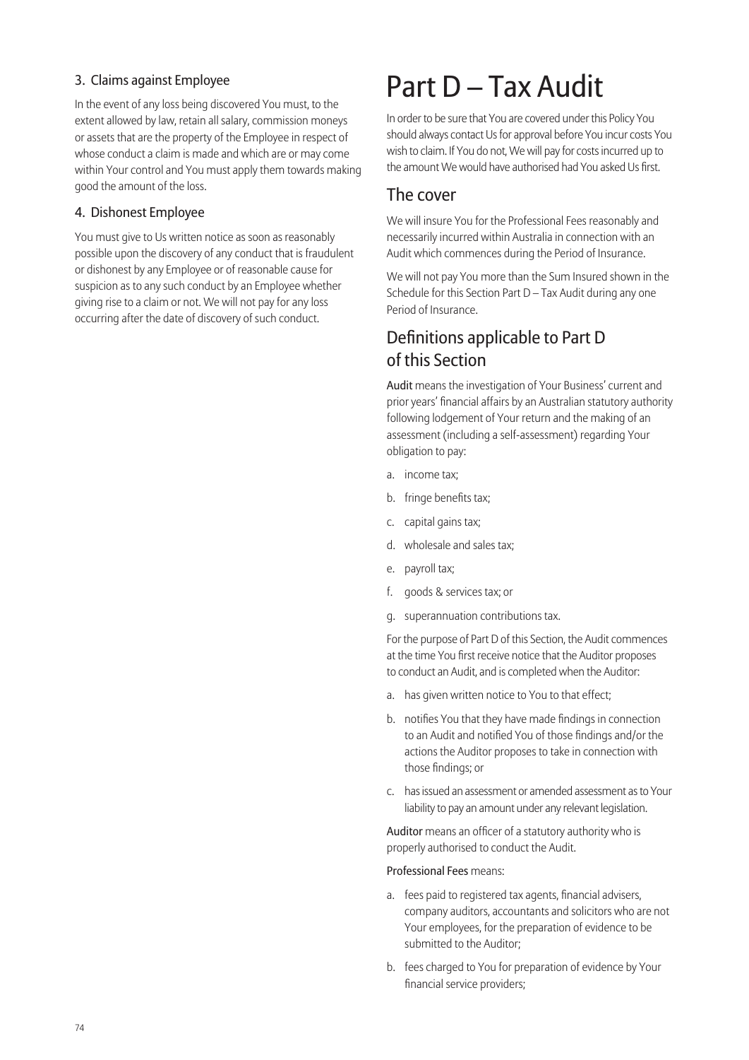### 3. Claims against Employee

In the event of any loss being discovered You must, to the extent allowed by law, retain all salary, commission moneys or assets that are the property of the Employee in respect of whose conduct a claim is made and which are or may come within Your control and You must apply them towards making good the amount of the loss.

### 4. Dishonest Employee

You must give to Us written notice as soon as reasonably possible upon the discovery of any conduct that is fraudulent or dishonest by any Employee or of reasonable cause for suspicion as to any such conduct by an Employee whether giving rise to a claim or not. We will not pay for any loss occurring after the date of discovery of such conduct.

# Part D – Tax Audit

In order to be sure that You are covered under this Policy You should always contact Us for approval before You incur costs You wish to claim. If You do not, We will pay for costs incurred up to the amount We would have authorised had You asked Us first.

## The cover

We will insure You for the Professional Fees reasonably and necessarily incurred within Australia in connection with an Audit which commences during the Period of Insurance.

We will not pay You more than the Sum Insured shown in the Schedule for this Section Part D – Tax Audit during any one Period of Insurance.

## Definitions applicable to Part D of this Section

**Audit** means the investigation of Your Business' current and prior years' financial affairs by an Australian statutory authority following lodgement of Your return and the making of an assessment (including a self-assessment) regarding Your obligation to pay:

a. income tax;

b. fringe benefits tax;

c. capital gains tax;

d. wholesale and sales tax;

e. payroll tax;

f. goods & services tax; or

g. superannuation contributions tax.

For the purpose of Part D of this Section, the Audit commences at the time You first receive notice that the Auditor proposes to conduct an Audit, and is completed when the Auditor:

a. has given written notice to You to that effect;

b. notifies You that they have made findings in connection to an Audit and notified You of those findings and/or the actions the Auditor proposes to take in connection with those findings; or

c. has issued an assessment or amended assessment as to Your liability to pay an amount under any relevant legislation.

**Auditor** means an officer of a statutory authority who is properly authorised to conduct the Audit.

**Professional Fees** means:

a. fees paid to registered tax agents, financial advisers, company auditors, accountants and solicitors who are not Your employees, for the preparation of evidence to be submitted to the Auditor;

b. fees charged to You for preparation of evidence by Your financial service providers;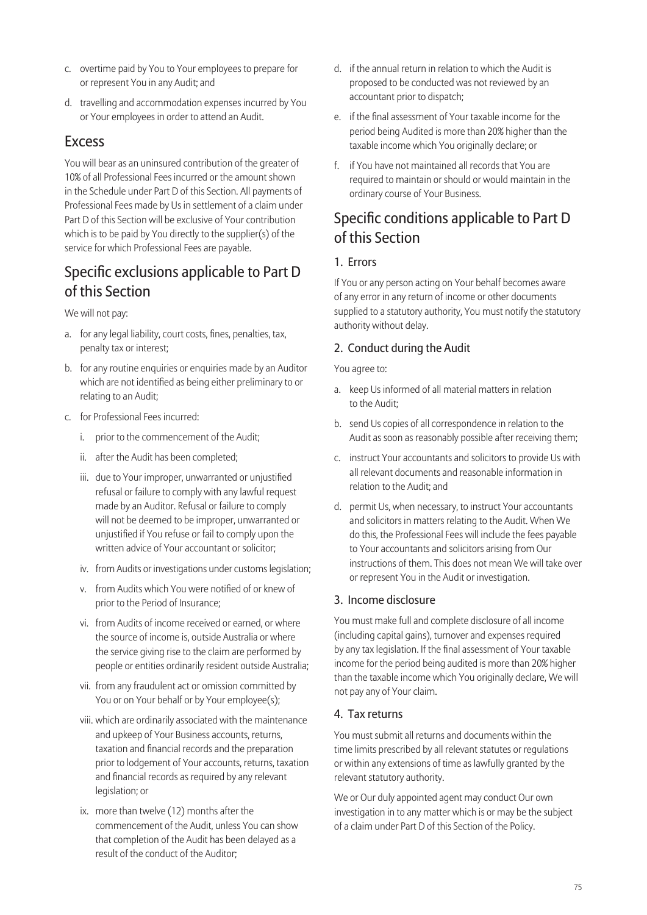c. overtime paid by You to Your employees to prepare for or represent You in any Audit; and

d. travelling and accommodation expenses incurred by You or Your employees in order to attend an Audit.

## Excess

You will bear as an uninsured contribution of the greater of 10% of all Professional Fees incurred or the amount shown in the Schedule under Part D of this Section. All payments of Professional Fees made by Us in settlement of a claim under Part D of this Section will be exclusive of Your contribution which is to be paid by You directly to the supplier(s) of the service for which Professional Fees are payable.

## Specific exclusions applicable to Part D of this Section

We will not pay:

a. for any legal liability, court costs, fines, penalties, tax, penalty tax or interest;

b. for any routine enquiries or enquiries made by an Auditor which are not identified as being either preliminary to or relating to an Audit;

c. for Professional Fees incurred:

   i. prior to the commencement of the Audit;

   ii. after the Audit has been completed;

   iii. due to Your improper, unwarranted or unjustified refusal or failure to comply with any lawful request made by an Auditor. Refusal or failure to comply will not be deemed to be improper, unwarranted or unjustified if You refuse or fail to comply upon the written advice of Your accountant or solicitor;

   iv. from Audits or investigations under customs legislation;

   v. from Audits which You were notified of or knew of prior to the Period of Insurance;

   vi. from Audits of income received or earned, or where the source of income is, outside Australia or where the service giving rise to the claim are performed by people or entities ordinarily resident outside Australia;

   vii. from any fraudulent act or omission committed by You or on Your behalf or by Your employee(s);

   viii. which are ordinarily associated with the maintenance and upkeep of Your Business accounts, returns, taxation and financial records and the preparation prior to lodgement of Your accounts, returns, taxation and financial records as required by any relevant legislation; or

   ix. more than twelve (12) months after the commencement of the Audit, unless You can show that completion of the Audit has been delayed as a result of the conduct of the Auditor;

d. if the annual return in relation to which the Audit is proposed to be conducted was not reviewed by an accountant prior to dispatch;

e. if the final assessment of Your taxable income for the period being Audited is more than 20% higher than the taxable income which You originally declare; or

f. if You have not maintained all records that You are required to maintain or should or would maintain in the ordinary course of Your Business.

## Specific conditions applicable to Part D of this Section

### 1. Errors

If You or any person acting on Your behalf becomes aware of any error in any return of income or other documents supplied to a statutory authority, You must notify the statutory authority without delay.

### 2. Conduct during the Audit

You agree to:

a. keep Us informed of all material matters in relation to the Audit;

b. send Us copies of all correspondence in relation to the Audit as soon as reasonably possible after receiving them;

c. instruct Your accountants and solicitors to provide Us with all relevant documents and reasonable information in relation to the Audit; and

d. permit Us, when necessary, to instruct Your accountants and solicitors in matters relating to the Audit. When We do this, the Professional Fees will include the fees payable to Your accountants and solicitors arising from Our instructions of them. This does not mean We will take over or represent You in the Audit or investigation.

### 3. Income disclosure

You must make full and complete disclosure of all income (including capital gains), turnover and expenses required by any tax legislation. If the final assessment of Your taxable income for the period being audited is more than 20% higher than the taxable income which You originally declare, We will not pay any of Your claim.

### 4. Tax returns

You must submit all returns and documents within the time limits prescribed by all relevant statutes or regulations or within any extensions of time as lawfully granted by the relevant statutory authority.

We or Our duly appointed agent may conduct Our own investigation in to any matter which is or may be the subject of a claim under Part D of this Section of the Policy.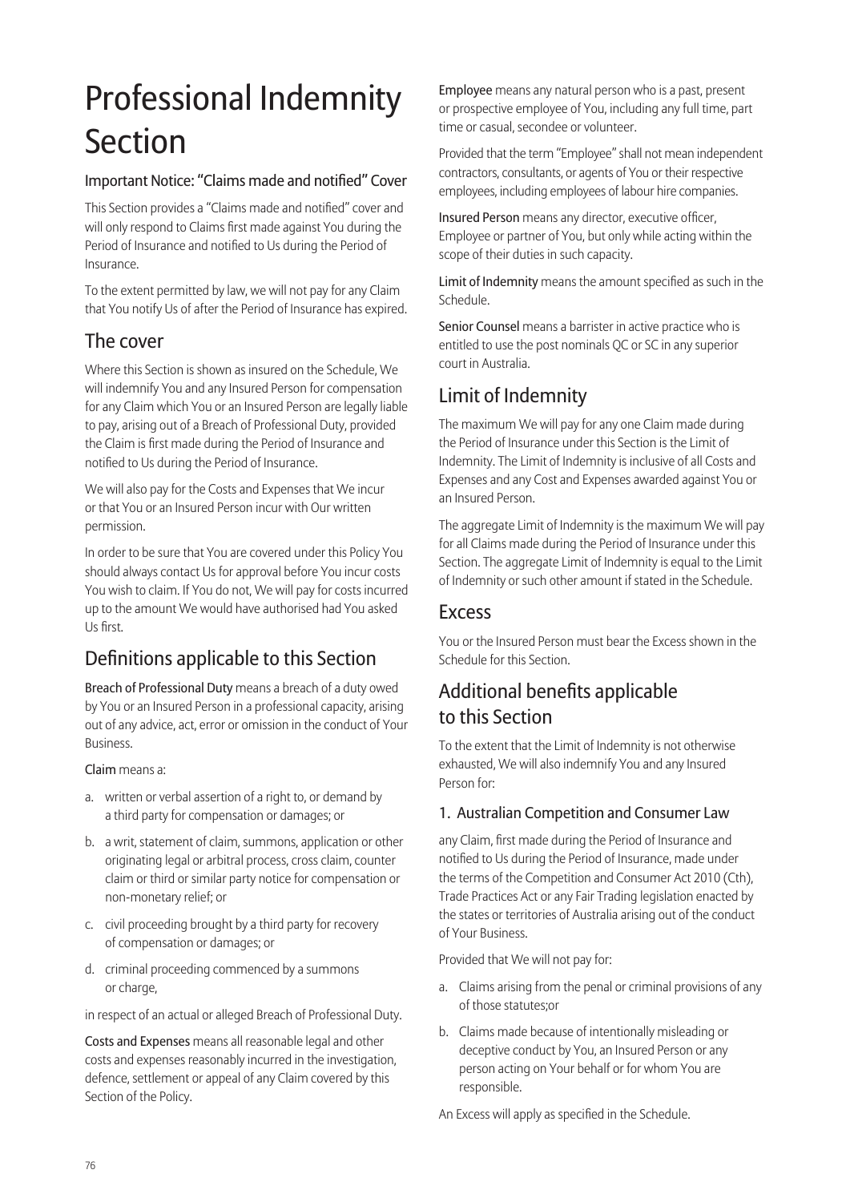# Professional Indemnity Section

### Important Notice: "Claims made and notified" Cover

This Section provides a "Claims made and notified" cover and will only respond to Claims first made against You during the Period of Insurance and notified to Us during the Period of Insurance.

To the extent permitted by law, we will not pay for any Claim that You notify Us of after the Period of Insurance has expired.

## The cover

Where this Section is shown as insured on the Schedule, We will indemnify You and any Insured Person for compensation for any Claim which You or an Insured Person are legally liable to pay, arising out of a Breach of Professional Duty, provided the Claim is first made during the Period of Insurance and notified to Us during the Period of Insurance.

We will also pay for the Costs and Expenses that We incur or that You or an Insured Person incur with Our written permission.

In order to be sure that You are covered under this Policy You should always contact Us for approval before You incur costs You wish to claim. If You do not, We will pay for costs incurred up to the amount We would have authorised had You asked Us first.

## Definitions applicable to this Section

**Breach of Professional Duty** means a breach of a duty owed by You or an Insured Person in a professional capacity, arising out of any advice, act, error or omission in the conduct of Your Business.

**Claim** means a:

a. written or verbal assertion of a right to, or demand by a third party for compensation or damages; or

b. a writ, statement of claim, summons, application or other originating legal or arbitral process, cross claim, counter claim or third or similar party notice for compensation or non-monetary relief; or

c. civil proceeding brought by a third party for recovery of compensation or damages; or

d. criminal proceeding commenced by a summons or charge,

in respect of an actual or alleged Breach of Professional Duty.

**Costs and Expenses** means all reasonable legal and other costs and expenses reasonably incurred in the investigation, defence, settlement or appeal of any Claim covered by this Section of the Policy.

**Employee** means any natural person who is a past, present or prospective employee of You, including any full time, part time or casual, secondee or volunteer.

Provided that the term "Employee" shall not mean independent contractors, consultants, or agents of You or their respective employees, including employees of labour hire companies.

**Insured Person** means any director, executive officer, Employee or partner of You, but only while acting within the scope of their duties in such capacity.

**Limit of Indemnity** means the amount specified as such in the Schedule.

**Senior Counsel** means a barrister in active practice who is entitled to use the post nominals QC or SC in any superior court in Australia.

## Limit of Indemnity

The maximum We will pay for any one Claim made during the Period of Insurance under this Section is the Limit of Indemnity. The Limit of Indemnity is inclusive of all Costs and Expenses and any Cost and Expenses awarded against You or an Insured Person.

The aggregate Limit of Indemnity is the maximum We will pay for all Claims made during the Period of Insurance under this Section. The aggregate Limit of Indemnity is equal to the Limit of Indemnity or such other amount if stated in the Schedule.

## Excess

You or the Insured Person must bear the Excess shown in the Schedule for this Section.

## Additional benefits applicable to this Section

To the extent that the Limit of Indemnity is not otherwise exhausted, We will also indemnify You and any Insured Person for:

### 1. Australian Competition and Consumer Law

any Claim, first made during the Period of Insurance and notified to Us during the Period of Insurance, made under the terms of the Competition and Consumer Act 2010 (Cth), Trade Practices Act or any Fair Trading legislation enacted by the states or territories of Australia arising out of the conduct of Your Business.

Provided that We will not pay for:

a. Claims arising from the penal or criminal provisions of any of those statutes;or

b. Claims made because of intentionally misleading or deceptive conduct by You, an Insured Person or any person acting on Your behalf or for whom You are responsible.

An Excess will apply as specified in the Schedule.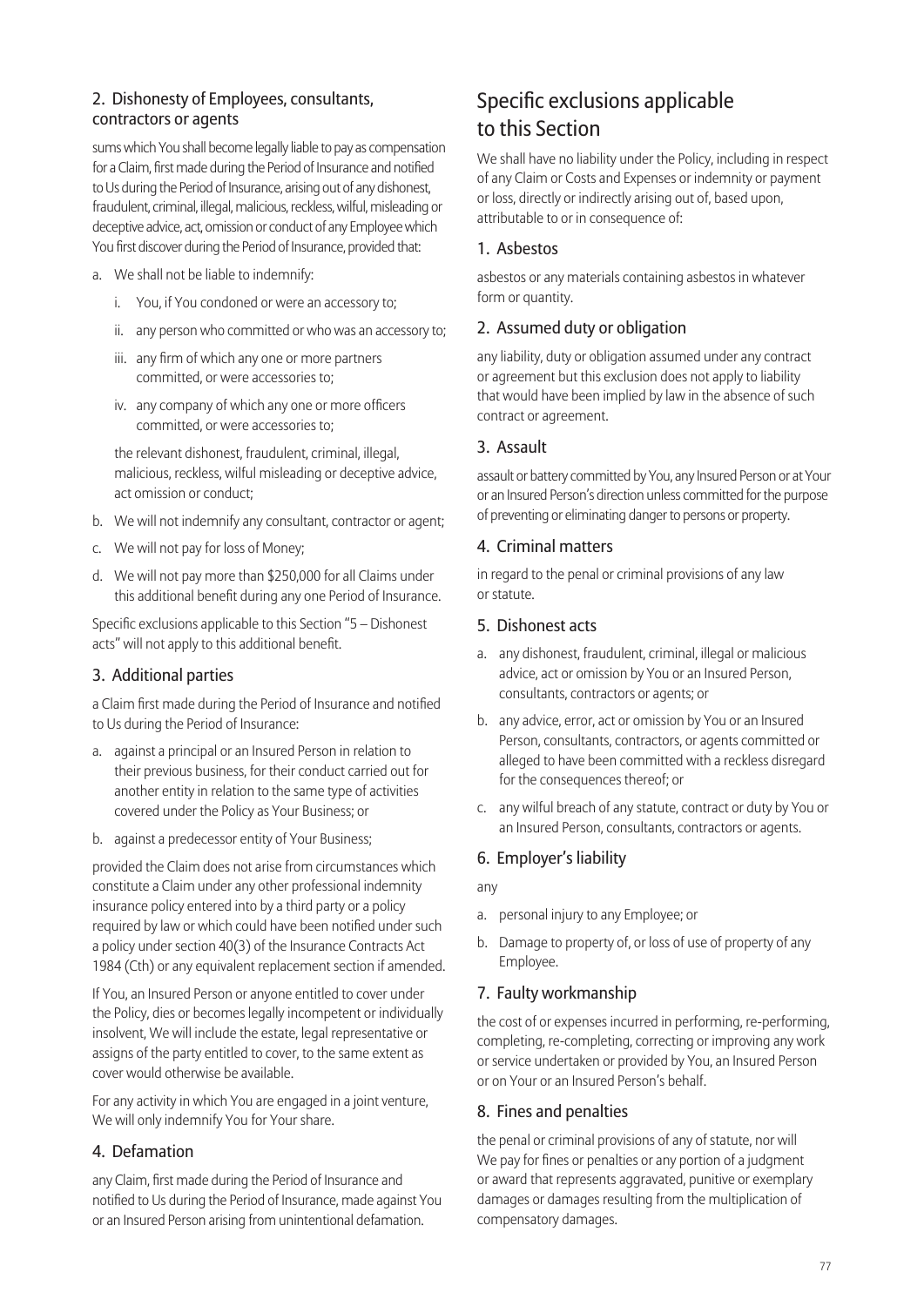### 2. Dishonesty of Employees, consultants, contractors or agents

sums which You shall become legally liable to pay as compensation for a Claim, first made during the Period of Insurance and notified to Us during the Period of Insurance, arising out of any dishonest, fraudulent, criminal, illegal, malicious, reckless, wilful, misleading or deceptive advice, act, omission or conduct of any Employee which You first discover during the Period of Insurance, provided that:

a. We shall not be liable to indemnify:
   i. You, if You condoned or were an accessory to;
   ii. any person who committed or who was an accessory to;
   iii. any firm of which any one or more partners committed, or were accessories to;
   iv. any company of which any one or more officers committed, or were accessories to;

   the relevant dishonest, fraudulent, criminal, illegal, malicious, reckless, wilful misleading or deceptive advice, act omission or conduct;
b. We will not indemnify any consultant, contractor or agent;
c. We will not pay for loss of Money;
d. We will not pay more than $250,000 for all Claims under this additional benefit during any one Period of Insurance.

Specific exclusions applicable to this Section "5 – Dishonest acts" will not apply to this additional benefit.

### 3. Additional parties

a Claim first made during the Period of Insurance and notified to Us during the Period of Insurance:

a. against a principal or an Insured Person in relation to their previous business, for their conduct carried out for another entity in relation to the same type of activities covered under the Policy as Your Business; or
b. against a predecessor entity of Your Business;

provided the Claim does not arise from circumstances which constitute a Claim under any other professional indemnity insurance policy entered into by a third party or a policy required by law or which could have been notified under such a policy under section 40(3) of the Insurance Contracts Act 1984 (Cth) or any equivalent replacement section if amended.

If You, an Insured Person or anyone entitled to cover under the Policy, dies or becomes legally incompetent or individually insolvent, We will include the estate, legal representative or assigns of the party entitled to cover, to the same extent as cover would otherwise be available.

For any activity in which You are engaged in a joint venture, We will only indemnify You for Your share.

### 4. Defamation

any Claim, first made during the Period of Insurance and notified to Us during the Period of Insurance, made against You or an Insured Person arising from unintentional defamation.

## Specific exclusions applicable to this Section

We shall have no liability under the Policy, including in respect of any Claim or Costs and Expenses or indemnity or payment or loss, directly or indirectly arising out of, based upon, attributable to or in consequence of:

### 1. Asbestos

asbestos or any materials containing asbestos in whatever form or quantity.

### 2. Assumed duty or obligation

any liability, duty or obligation assumed under any contract or agreement but this exclusion does not apply to liability that would have been implied by law in the absence of such contract or agreement.

### 3. Assault

assault or battery committed by You, any Insured Person or at Your or an Insured Person's direction unless committed for the purpose of preventing or eliminating danger to persons or property.

### 4. Criminal matters

in regard to the penal or criminal provisions of any law or statute.

### 5. Dishonest acts

a. any dishonest, fraudulent, criminal, illegal or malicious advice, act or omission by You or an Insured Person, consultants, contractors or agents; or
b. any advice, error, act or omission by You or an Insured Person, consultants, contractors, or agents committed or alleged to have been committed with a reckless disregard for the consequences thereof; or
c. any wilful breach of any statute, contract or duty by You or an Insured Person, consultants, contractors or agents.

### 6. Employer's liability

any

a. personal injury to any Employee; or
b. Damage to property of, or loss of use of property of any Employee.

### 7. Faulty workmanship

the cost of or expenses incurred in performing, re-performing, completing, re-completing, correcting or improving any work or service undertaken or provided by You, an Insured Person or on Your or an Insured Person's behalf.

### 8. Fines and penalties

the penal or criminal provisions of any of statute, nor will We pay for fines or penalties or any portion of a judgment or award that represents aggravated, punitive or exemplary damages or damages resulting from the multiplication of compensatory damages.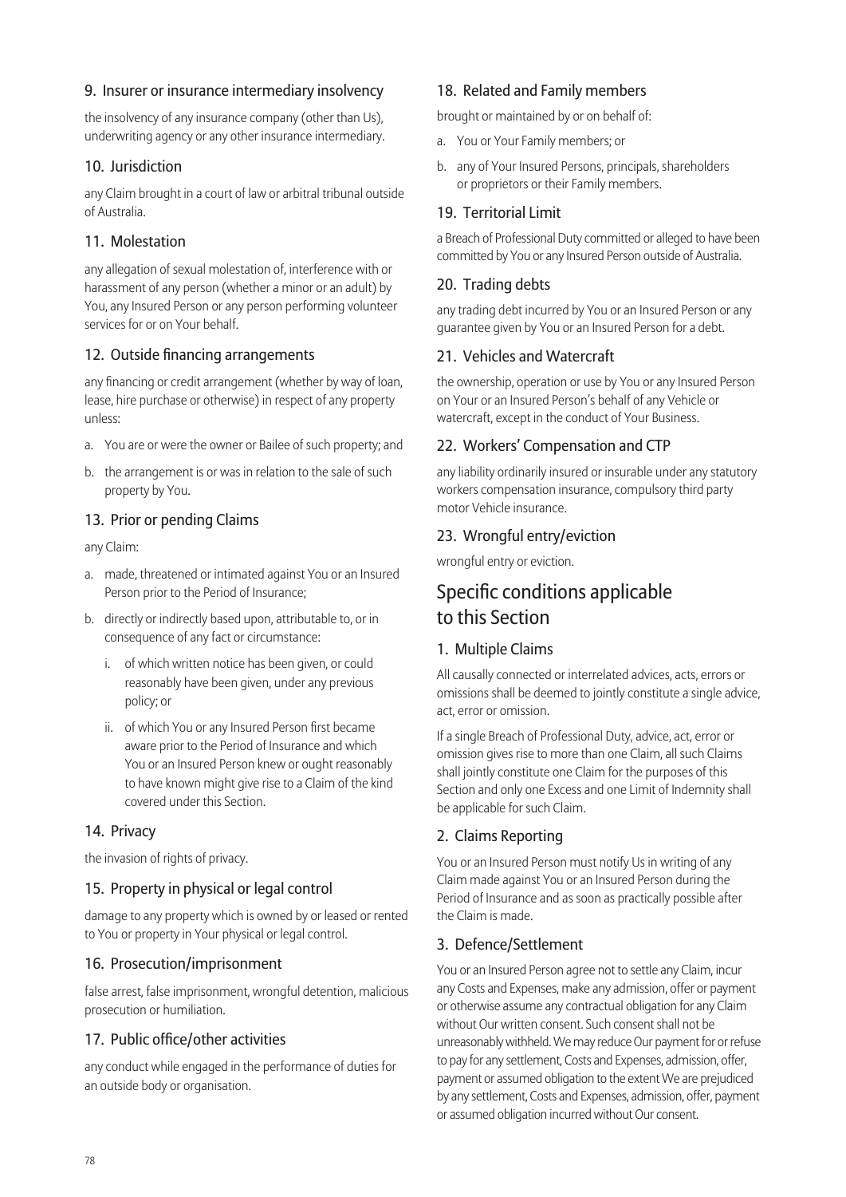### 9. Insurer or insurance intermediary insolvency

the insolvency of any insurance company (other than Us), underwriting agency or any other insurance intermediary.

### 10. Jurisdiction

any Claim brought in a court of law or arbitral tribunal outside of Australia.

### 11. Molestation

any allegation of sexual molestation of, interference with or harassment of any person (whether a minor or an adult) by You, any Insured Person or any person performing volunteer services for or on Your behalf.

### 12. Outside financing arrangements

any financing or credit arrangement (whether by way of loan, lease, hire purchase or otherwise) in respect of any property unless:

a. You are or were the owner or Bailee of such property; and

b. the arrangement is or was in relation to the sale of such property by You.

### 13. Prior or pending Claims

any Claim:

a. made, threatened or intimated against You or an Insured Person prior to the Period of Insurance;

b. directly or indirectly based upon, attributable to, or in consequence of any fact or circumstance:

   i. of which written notice has been given, or could reasonably have been given, under any previous policy; or

   ii. of which You or any Insured Person first became aware prior to the Period of Insurance and which You or an Insured Person knew or ought reasonably to have known might give rise to a Claim of the kind covered under this Section.

### 14. Privacy

the invasion of rights of privacy.

### 15. Property in physical or legal control

damage to any property which is owned by or leased or rented to You or property in Your physical or legal control.

### 16. Prosecution/imprisonment

false arrest, false imprisonment, wrongful detention, malicious prosecution or humiliation.

### 17. Public office/other activities

any conduct while engaged in the performance of duties for an outside body or organisation.

### 18. Related and Family members

brought or maintained by or on behalf of:

a. You or Your Family members; or

b. any of Your Insured Persons, principals, shareholders or proprietors or their Family members.

### 19. Territorial Limit

a Breach of Professional Duty committed or alleged to have been committed by You or any Insured Person outside of Australia.

### 20. Trading debts

any trading debt incurred by You or an Insured Person or any guarantee given by You or an Insured Person for a debt.

### 21. Vehicles and Watercraft

the ownership, operation or use by You or any Insured Person on Your or an Insured Person's behalf of any Vehicle or watercraft, except in the conduct of Your Business.

### 22. Workers' Compensation and CTP

any liability ordinarily insured or insurable under any statutory workers compensation insurance, compulsory third party motor Vehicle insurance.

### 23. Wrongful entry/eviction

wrongful entry or eviction.

## Specific conditions applicable to this Section

### 1. Multiple Claims

All causally connected or interrelated advices, acts, errors or omissions shall be deemed to jointly constitute a single advice, act, error or omission.

If a single Breach of Professional Duty, advice, act, error or omission gives rise to more than one Claim, all such Claims shall jointly constitute one Claim for the purposes of this Section and only one Excess and one Limit of Indemnity shall be applicable for such Claim.

### 2. Claims Reporting

You or an Insured Person must notify Us in writing of any Claim made against You or an Insured Person during the Period of Insurance and as soon as practically possible after the Claim is made.

### 3. Defence/Settlement

You or an Insured Person agree not to settle any Claim, incur any Costs and Expenses, make any admission, offer or payment or otherwise assume any contractual obligation for any Claim without Our written consent. Such consent shall not be unreasonably withheld. We may reduce Our payment for or refuse to pay for any settlement, Costs and Expenses, admission, offer, payment or assumed obligation to the extent We are prejudiced by any settlement, Costs and Expenses, admission, offer, payment or assumed obligation incurred without Our consent.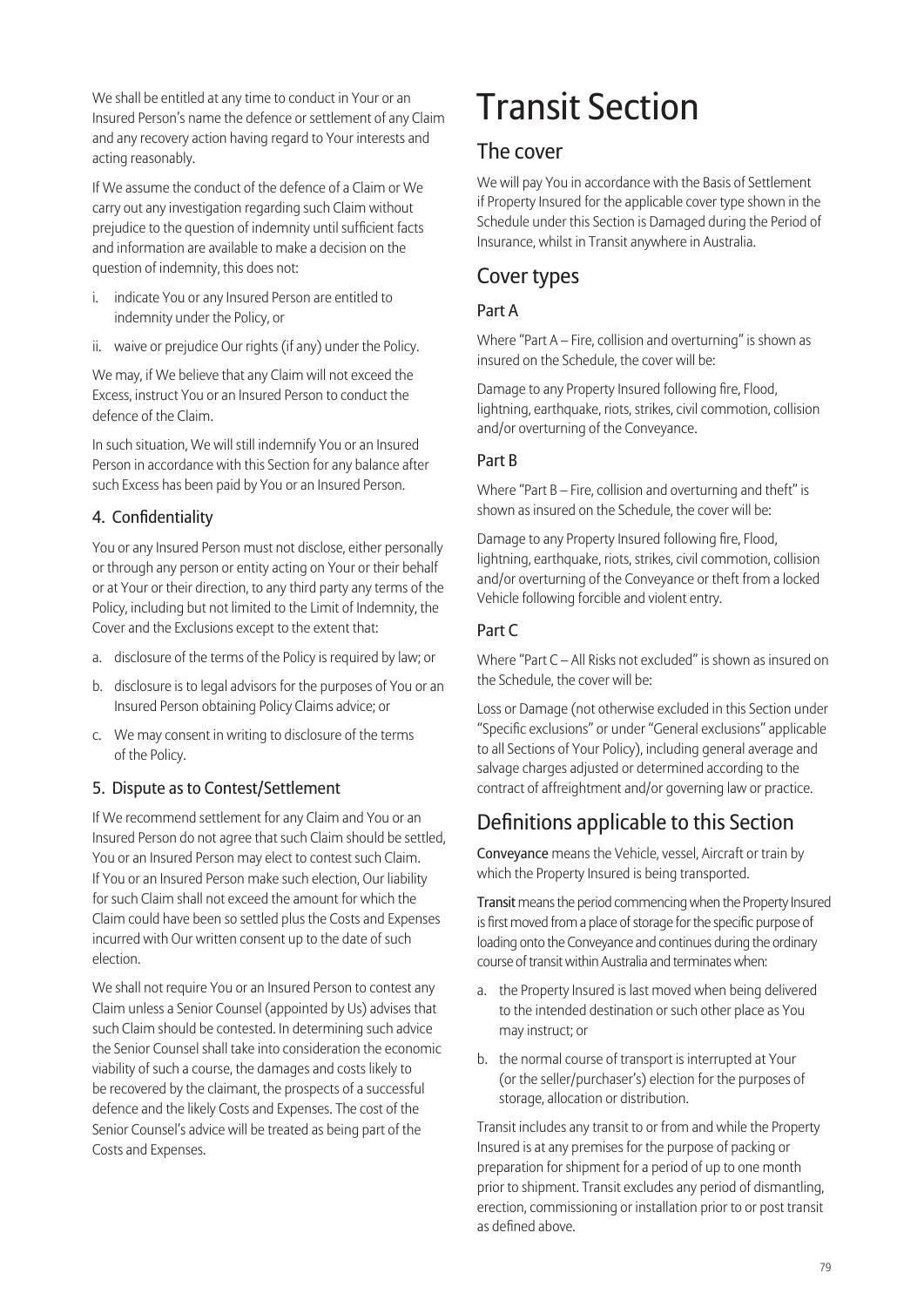We shall be entitled at any time to conduct in Your or an Insured Person's name the defence or settlement of any Claim and any recovery action having regard to Your interests and acting reasonably.

If We assume the conduct of the defence of a Claim or We carry out any investigation regarding such Claim without prejudice to the question of indemnity until sufficient facts and information are available to make a decision on the question of indemnity, this does not:

i. indicate You or any Insured Person are entitled to indemnity under the Policy, or
ii. waive or prejudice Our rights (if any) under the Policy.

We may, if We believe that any Claim will not exceed the Excess, instruct You or an Insured Person to conduct the defence of the Claim.

In such situation, We will still indemnify You or an Insured Person in accordance with this Section for any balance after such Excess has been paid by You or an Insured Person.

### 4. Confidentiality

You or any Insured Person must not disclose, either personally or through any person or entity acting on Your or their behalf or at Your or their direction, to any third party any terms of the Policy, including but not limited to the Limit of Indemnity, the Cover and the Exclusions except to the extent that:

a. disclosure of the terms of the Policy is required by law; or
b. disclosure is to legal advisors for the purposes of You or an Insured Person obtaining Policy Claims advice; or
c. We may consent in writing to disclosure of the terms of the Policy.

### 5. Dispute as to Contest/Settlement

If We recommend settlement for any Claim and You or an Insured Person do not agree that such Claim should be settled, You or an Insured Person may elect to contest such Claim. If You or an Insured Person make such election, Our liability for such Claim shall not exceed the amount for which the Claim could have been so settled plus the Costs and Expenses incurred with Our written consent up to the date of such election.

We shall not require You or an Insured Person to contest any Claim unless a Senior Counsel (appointed by Us) advises that such Claim should be contested. In determining such advice the Senior Counsel shall take into consideration the economic viability of such a course, the damages and costs likely to be recovered by the claimant, the prospects of a successful defence and the likely Costs and Expenses. The cost of the Senior Counsel's advice will be treated as being part of the Costs and Expenses.

# Transit Section

## The cover

We will pay You in accordance with the Basis of Settlement if Property Insured for the applicable cover type shown in the Schedule under this Section is Damaged during the Period of Insurance, whilst in Transit anywhere in Australia.

## Cover types

### Part A

Where "Part A – Fire, collision and overturning" is shown as insured on the Schedule, the cover will be:

Damage to any Property Insured following fire, Flood, lightning, earthquake, riots, strikes, civil commotion, collision and/or overturning of the Conveyance.

### Part B

Where "Part B – Fire, collision and overturning and theft" is shown as insured on the Schedule, the cover will be:

Damage to any Property Insured following fire, Flood, lightning, earthquake, riots, strikes, civil commotion, collision and/or overturning of the Conveyance or theft from a locked Vehicle following forcible and violent entry.

### Part C

Where "Part C – All Risks not excluded" is shown as insured on the Schedule, the cover will be:

Loss or Damage (not otherwise excluded in this Section under "Specific exclusions" or under "General exclusions" applicable to all Sections of Your Policy), including general average and salvage charges adjusted or determined according to the contract of affreightment and/or governing law or practice.

## Definitions applicable to this Section

**Conveyance** means the Vehicle, vessel, Aircraft or train by which the Property Insured is being transported.

**Transit** means the period commencing when the Property Insured is first moved from a place of storage for the specific purpose of loading onto the Conveyance and continues during the ordinary course of transit within Australia and terminates when:

a. the Property Insured is last moved when being delivered to the intended destination or such other place as You may instruct; or
b. the normal course of transport is interrupted at Your (or the seller/purchaser's) election for the purposes of storage, allocation or distribution.

Transit includes any transit to or from and while the Property Insured is at any premises for the purpose of packing or preparation for shipment for a period of up to one month prior to shipment. Transit excludes any period of dismantling, erection, commissioning or installation prior to or post transit as defined above.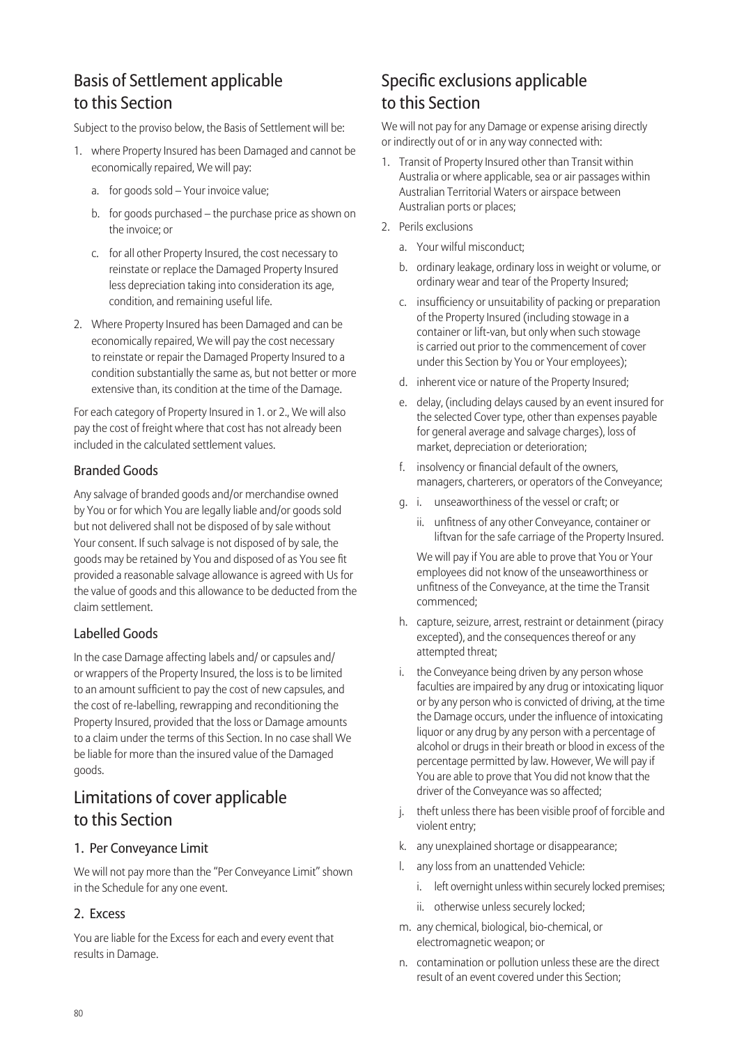## Basis of Settlement applicable to this Section

Subject to the proviso below, the Basis of Settlement will be:

1. where Property Insured has been Damaged and cannot be economically repaired, We will pay:
   a. for goods sold – Your invoice value;
   b. for goods purchased – the purchase price as shown on the invoice; or
   c. for all other Property Insured, the cost necessary to reinstate or replace the Damaged Property Insured less depreciation taking into consideration its age, condition, and remaining useful life.
2. Where Property Insured has been Damaged and can be economically repaired, We will pay the cost necessary to reinstate or repair the Damaged Property Insured to a condition substantially the same as, but not better or more extensive than, its condition at the time of the Damage.

For each category of Property Insured in 1. or 2., We will also pay the cost of freight where that cost has not already been included in the calculated settlement values.

### Branded Goods

Any salvage of branded goods and/or merchandise owned by You or for which You are legally liable and/or goods sold but not delivered shall not be disposed of by sale without Your consent. If such salvage is not disposed of by sale, the goods may be retained by You and disposed of as You see fit provided a reasonable salvage allowance is agreed with Us for the value of goods and this allowance to be deducted from the claim settlement.

### Labelled Goods

In the case Damage affecting labels and/ or capsules and/ or wrappers of the Property Insured, the loss is to be limited to an amount sufficient to pay the cost of new capsules, and the cost of re-labelling, rewrapping and reconditioning the Property Insured, provided that the loss or Damage amounts to a claim under the terms of this Section. In no case shall We be liable for more than the insured value of the Damaged goods.

## Limitations of cover applicable to this Section

### 1. Per Conveyance Limit

We will not pay more than the "Per Conveyance Limit" shown in the Schedule for any one event.

### 2. Excess

You are liable for the Excess for each and every event that results in Damage.

## Specific exclusions applicable to this Section

We will not pay for any Damage or expense arising directly or indirectly out of or in any way connected with:

1. Transit of Property Insured other than Transit within Australia or where applicable, sea or air passages within Australian Territorial Waters or airspace between Australian ports or places;
2. Perils exclusions
   a. Your wilful misconduct;
   b. ordinary leakage, ordinary loss in weight or volume, or ordinary wear and tear of the Property Insured;
   c. insufficiency or unsuitability of packing or preparation of the Property Insured (including stowage in a container or lift-van, but only when such stowage is carried out prior to the commencement of cover under this Section by You or Your employees);
   d. inherent vice or nature of the Property Insured;
   e. delay, (including delays caused by an event insured for the selected Cover type, other than expenses payable for general average and salvage charges), loss of market, depreciation or deterioration;
   f. insolvency or financial default of the owners, managers, charterers, or operators of the Conveyance;
   g. i. unseaworthiness of the vessel or craft; or
      ii. unfitness of any other Conveyance, container or liftvan for the safe carriage of the Property Insured.

      We will pay if You are able to prove that You or Your employees did not know of the unseaworthiness or unfitness of the Conveyance, at the time the Transit commenced;
   h. capture, seizure, arrest, restraint or detainment (piracy excepted), and the consequences thereof or any attempted threat;
   i. the Conveyance being driven by any person whose faculties are impaired by any drug or intoxicating liquor or by any person who is convicted of driving, at the time the Damage occurs, under the influence of intoxicating liquor or any drug by any person with a percentage of alcohol or drugs in their breath or blood in excess of the percentage permitted by law. However, We will pay if You are able to prove that You did not know that the driver of the Conveyance was so affected;
   j. theft unless there has been visible proof of forcible and violent entry;
   k. any unexplained shortage or disappearance;
   l. any loss from an unattended Vehicle:
      i. left overnight unless within securely locked premises;
      ii. otherwise unless securely locked;
   m. any chemical, biological, bio-chemical, or electromagnetic weapon; or
   n. contamination or pollution unless these are the direct result of an event covered under this Section;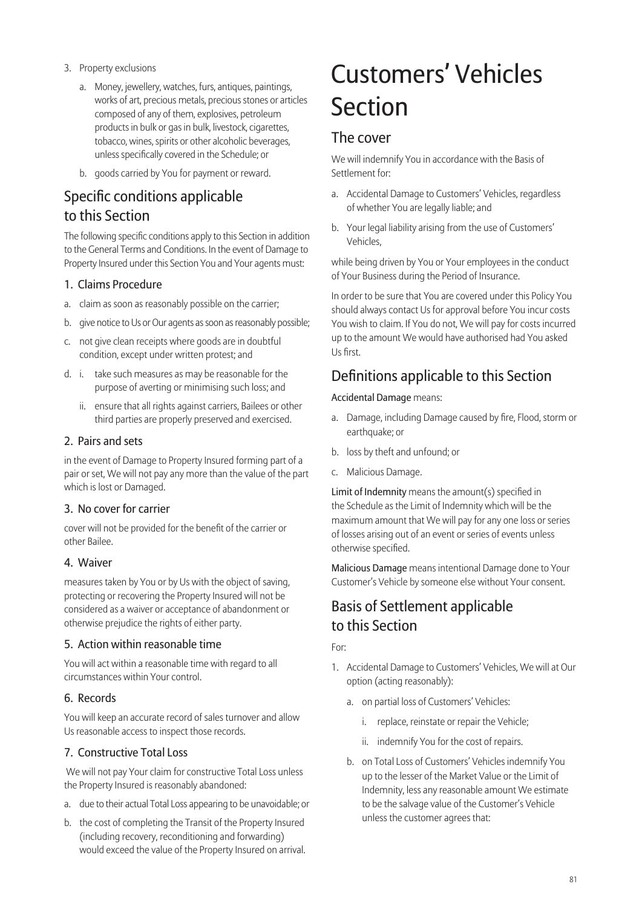3. Property exclusions

   a. Money, jewellery, watches, furs, antiques, paintings, works of art, precious metals, precious stones or articles composed of any of them, explosives, petroleum products in bulk or gas in bulk, livestock, cigarettes, tobacco, wines, spirits or other alcoholic beverages, unless specifically covered in the Schedule; or

   b. goods carried by You for payment or reward.

## Specific conditions applicable to this Section

The following specific conditions apply to this Section in addition to the General Terms and Conditions. In the event of Damage to Property Insured under this Section You and Your agents must:

### 1. Claims Procedure

a. claim as soon as reasonably possible on the carrier;

b. give notice to Us or Our agents as soon as reasonably possible;

c. not give clean receipts where goods are in doubtful condition, except under written protest; and

d. i. take such measures as may be reasonable for the purpose of averting or minimising such loss; and

   ii. ensure that all rights against carriers, Bailees or other third parties are properly preserved and exercised.

### 2. Pairs and sets

in the event of Damage to Property Insured forming part of a pair or set, We will not pay any more than the value of the part which is lost or Damaged.

### 3. No cover for carrier

cover will not be provided for the benefit of the carrier or other Bailee.

### 4. Waiver

measures taken by You or by Us with the object of saving, protecting or recovering the Property Insured will not be considered as a waiver or acceptance of abandonment or otherwise prejudice the rights of either party.

### 5. Action within reasonable time

You will act within a reasonable time with regard to all circumstances within Your control.

### 6. Records

You will keep an accurate record of sales turnover and allow Us reasonable access to inspect those records.

### 7. Constructive Total Loss

We will not pay Your claim for constructive Total Loss unless the Property Insured is reasonably abandoned:

a. due to their actual Total Loss appearing to be unavoidable; or

b. the cost of completing the Transit of the Property Insured (including recovery, reconditioning and forwarding) would exceed the value of the Property Insured on arrival.

# Customers' Vehicles Section

## The cover

We will indemnify You in accordance with the Basis of Settlement for:

a. Accidental Damage to Customers' Vehicles, regardless of whether You are legally liable; and

b. Your legal liability arising from the use of Customers' Vehicles,

while being driven by You or Your employees in the conduct of Your Business during the Period of Insurance.

In order to be sure that You are covered under this Policy You should always contact Us for approval before You incur costs You wish to claim. If You do not, We will pay for costs incurred up to the amount We would have authorised had You asked Us first.

## Definitions applicable to this Section

**Accidental Damage** means:

a. Damage, including Damage caused by fire, Flood, storm or earthquake; or

b. loss by theft and unfound; or

c. Malicious Damage.

**Limit of Indemnity** means the amount(s) specified in the Schedule as the Limit of Indemnity which will be the maximum amount that We will pay for any one loss or series of losses arising out of an event or series of events unless otherwise specified.

**Malicious Damage** means intentional Damage done to Your Customer's Vehicle by someone else without Your consent.

## Basis of Settlement applicable to this Section

For:

1. Accidental Damage to Customers' Vehicles, We will at Our option (acting reasonably):

   a. on partial loss of Customers' Vehicles:

      i. replace, reinstate or repair the Vehicle;

      ii. indemnify You for the cost of repairs.

   b. on Total Loss of Customers' Vehicles indemnify You up to the lesser of the Market Value or the Limit of Indemnity, less any reasonable amount We estimate to be the salvage value of the Customer's Vehicle unless the customer agrees that: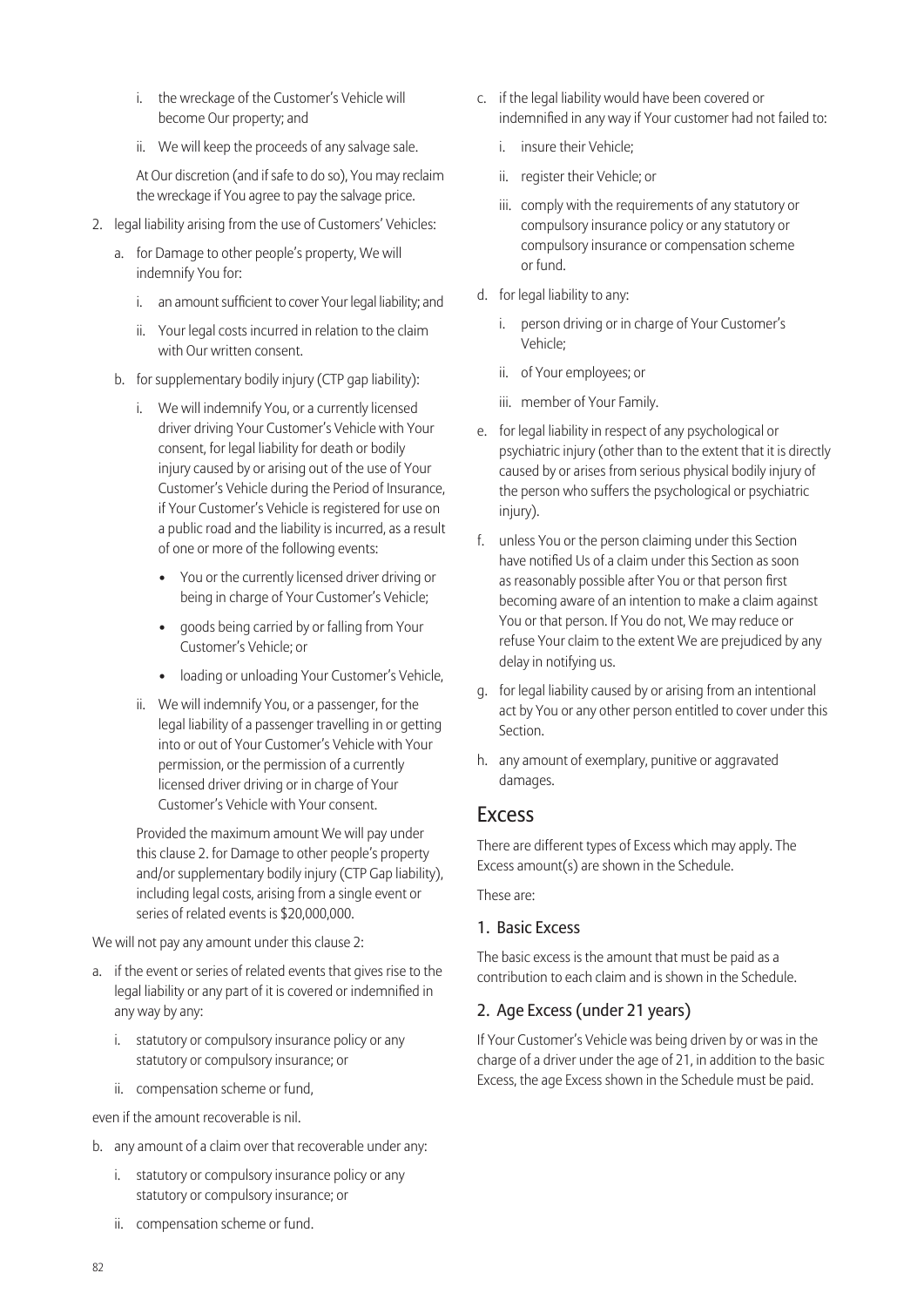i. the wreckage of the Customer's Vehicle will become Our property; and

   ii. We will keep the proceeds of any salvage sale.

   At Our discretion (and if safe to do so), You may reclaim the wreckage if You agree to pay the salvage price.

2. legal liability arising from the use of Customers' Vehicles:

   a. for Damage to other people's property, We will indemnify You for:

      i. an amount sufficient to cover Your legal liability; and

      ii. Your legal costs incurred in relation to the claim with Our written consent.

   b. for supplementary bodily injury (CTP gap liability):

      i. We will indemnify You, or a currently licensed driver driving Your Customer's Vehicle with Your consent, for legal liability for death or bodily injury caused by or arising out of the use of Your Customer's Vehicle during the Period of Insurance, if Your Customer's Vehicle is registered for use on a public road and the liability is incurred, as a result of one or more of the following events:

         - You or the currently licensed driver driving or being in charge of Your Customer's Vehicle;
         - goods being carried by or falling from Your Customer's Vehicle; or
         - loading or unloading Your Customer's Vehicle,

      ii. We will indemnify You, or a passenger, for the legal liability of a passenger travelling in or getting into or out of Your Customer's Vehicle with Your permission, or the permission of a currently licensed driver driving or in charge of Your Customer's Vehicle with Your consent.

   Provided the maximum amount We will pay under this clause 2. for Damage to other people's property and/or supplementary bodily injury (CTP Gap liability), including legal costs, arising from a single event or series of related events is $20,000,000.

We will not pay any amount under this clause 2:

a. if the event or series of related events that gives rise to the legal liability or any part of it is covered or indemnified in any way by any:

   i. statutory or compulsory insurance policy or any statutory or compulsory insurance; or

   ii. compensation scheme or fund,

even if the amount recoverable is nil.

b. any amount of a claim over that recoverable under any:

   i. statutory or compulsory insurance policy or any statutory or compulsory insurance; or

   ii. compensation scheme or fund.

c. if the legal liability would have been covered or indemnified in any way if Your customer had not failed to:

   i. insure their Vehicle;

   ii. register their Vehicle; or

   iii. comply with the requirements of any statutory or compulsory insurance policy or any statutory or compulsory insurance or compensation scheme or fund.

d. for legal liability to any:

   i. person driving or in charge of Your Customer's Vehicle;

   ii. of Your employees; or

   iii. member of Your Family.

e. for legal liability in respect of any psychological or psychiatric injury (other than to the extent that it is directly caused by or arises from serious physical bodily injury of the person who suffers the psychological or psychiatric injury).

f. unless You or the person claiming under this Section have notified Us of a claim under this Section as soon as reasonably possible after You or that person first becoming aware of an intention to make a claim against You or that person. If You do not, We may reduce or refuse Your claim to the extent We are prejudiced by any delay in notifying us.

g. for legal liability caused by or arising from an intentional act by You or any other person entitled to cover under this Section.

h. any amount of exemplary, punitive or aggravated damages.

## Excess

There are different types of Excess which may apply. The Excess amount(s) are shown in the Schedule.

These are:

### 1. Basic Excess

The basic excess is the amount that must be paid as a contribution to each claim and is shown in the Schedule.

### 2. Age Excess (under 21 years)

If Your Customer's Vehicle was being driven by or was in the charge of a driver under the age of 21, in addition to the basic Excess, the age Excess shown in the Schedule must be paid.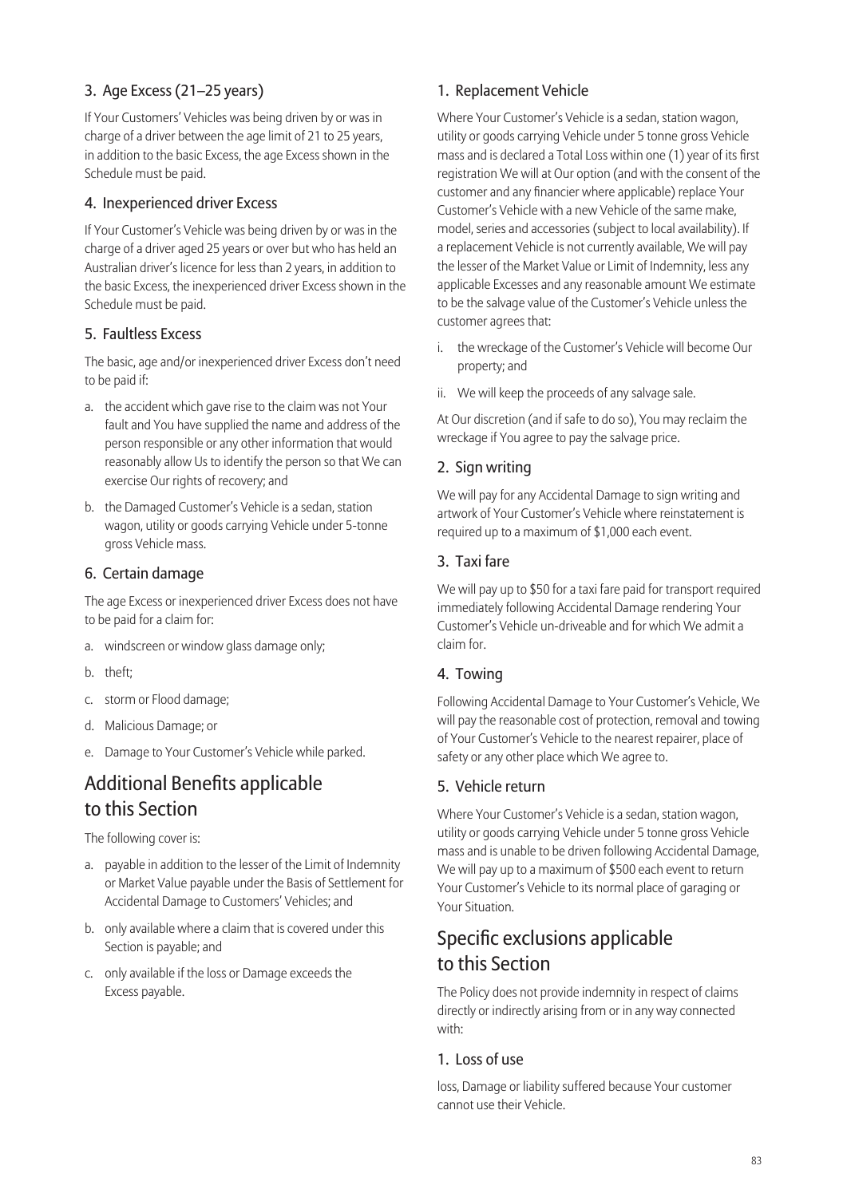### 3. Age Excess (21–25 years)

If Your Customers' Vehicles was being driven by or was in charge of a driver between the age limit of 21 to 25 years, in addition to the basic Excess, the age Excess shown in the Schedule must be paid.

### 4. Inexperienced driver Excess

If Your Customer's Vehicle was being driven by or was in the charge of a driver aged 25 years or over but who has held an Australian driver's licence for less than 2 years, in addition to the basic Excess, the inexperienced driver Excess shown in the Schedule must be paid.

### 5. Faultless Excess

The basic, age and/or inexperienced driver Excess don't need to be paid if:

a. the accident which gave rise to the claim was not Your fault and You have supplied the name and address of the person responsible or any other information that would reasonably allow Us to identify the person so that We can exercise Our rights of recovery; and
b. the Damaged Customer's Vehicle is a sedan, station wagon, utility or goods carrying Vehicle under 5-tonne gross Vehicle mass.

### 6. Certain damage

The age Excess or inexperienced driver Excess does not have to be paid for a claim for:

a. windscreen or window glass damage only;
b. theft;
c. storm or Flood damage;
d. Malicious Damage; or
e. Damage to Your Customer's Vehicle while parked.

## Additional Benefits applicable to this Section

The following cover is:

a. payable in addition to the lesser of the Limit of Indemnity or Market Value payable under the Basis of Settlement for Accidental Damage to Customers' Vehicles; and
b. only available where a claim that is covered under this Section is payable; and
c. only available if the loss or Damage exceeds the Excess payable.

### 1. Replacement Vehicle

Where Your Customer's Vehicle is a sedan, station wagon, utility or goods carrying Vehicle under 5 tonne gross Vehicle mass and is declared a Total Loss within one (1) year of its first registration We will at Our option (and with the consent of the customer and any financier where applicable) replace Your Customer's Vehicle with a new Vehicle of the same make, model, series and accessories (subject to local availability). If a replacement Vehicle is not currently available, We will pay the lesser of the Market Value or Limit of Indemnity, less any applicable Excesses and any reasonable amount We estimate to be the salvage value of the Customer's Vehicle unless the customer agrees that:

i. the wreckage of the Customer's Vehicle will become Our property; and
ii. We will keep the proceeds of any salvage sale.

At Our discretion (and if safe to do so), You may reclaim the wreckage if You agree to pay the salvage price.

### 2. Sign writing

We will pay for any Accidental Damage to sign writing and artwork of Your Customer's Vehicle where reinstatement is required up to a maximum of $1,000 each event.

### 3. Taxi fare

We will pay up to $50 for a taxi fare paid for transport required immediately following Accidental Damage rendering Your Customer's Vehicle un-driveable and for which We admit a claim for.

### 4. Towing

Following Accidental Damage to Your Customer's Vehicle, We will pay the reasonable cost of protection, removal and towing of Your Customer's Vehicle to the nearest repairer, place of safety or any other place which We agree to.

### 5. Vehicle return

Where Your Customer's Vehicle is a sedan, station wagon, utility or goods carrying Vehicle under 5 tonne gross Vehicle mass and is unable to be driven following Accidental Damage, We will pay up to a maximum of $500 each event to return Your Customer's Vehicle to its normal place of garaging or Your Situation.

## Specific exclusions applicable to this Section

The Policy does not provide indemnity in respect of claims directly or indirectly arising from or in any way connected with:

### 1. Loss of use

loss, Damage or liability suffered because Your customer cannot use their Vehicle.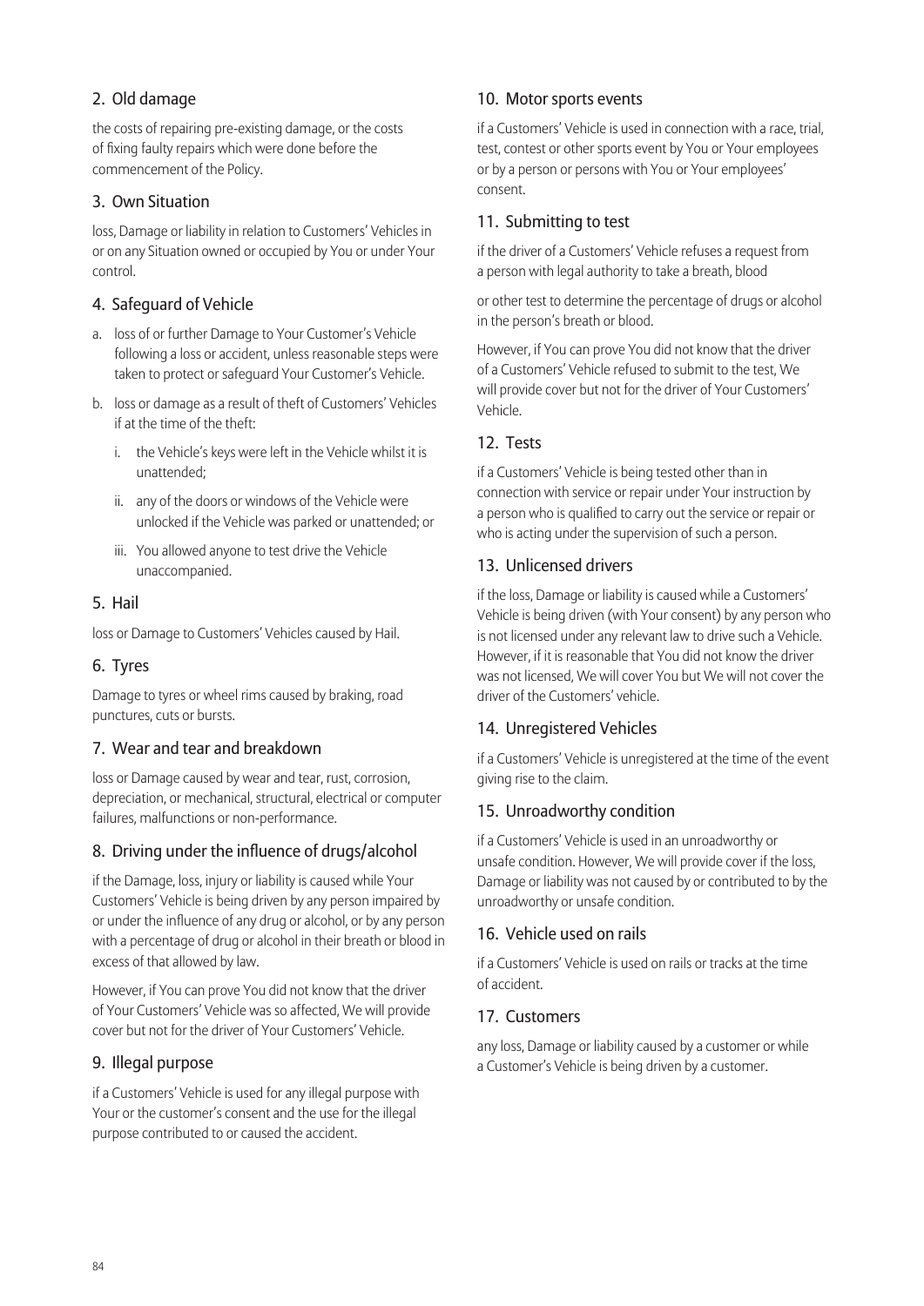## 2. Old damage

the costs of repairing pre-existing damage, or the costs of fixing faulty repairs which were done before the commencement of the Policy.

## 3. Own Situation

loss, Damage or liability in relation to Customers' Vehicles in or on any Situation owned or occupied by You or under Your control.

## 4. Safeguard of Vehicle

a. loss of or further Damage to Your Customer's Vehicle following a loss or accident, unless reasonable steps were taken to protect or safeguard Your Customer's Vehicle.

b. loss or damage as a result of theft of Customers' Vehicles if at the time of the theft:

   i. the Vehicle's keys were left in the Vehicle whilst it is unattended;

   ii. any of the doors or windows of the Vehicle were unlocked if the Vehicle was parked or unattended; or

   iii. You allowed anyone to test drive the Vehicle unaccompanied.

## 5. Hail

loss or Damage to Customers' Vehicles caused by Hail.

## 6. Tyres

Damage to tyres or wheel rims caused by braking, road punctures, cuts or bursts.

## 7. Wear and tear and breakdown

loss or Damage caused by wear and tear, rust, corrosion, depreciation, or mechanical, structural, electrical or computer failures, malfunctions or non-performance.

## 8. Driving under the influence of drugs/alcohol

if the Damage, loss, injury or liability is caused while Your Customers' Vehicle is being driven by any person impaired by or under the influence of any drug or alcohol, or by any person with a percentage of drug or alcohol in their breath or blood in excess of that allowed by law.

However, if You can prove You did not know that the driver of Your Customers' Vehicle was so affected, We will provide cover but not for the driver of Your Customers' Vehicle.

## 9. Illegal purpose

if a Customers' Vehicle is used for any illegal purpose with Your or the customer's consent and the use for the illegal purpose contributed to or caused the accident.

## 10. Motor sports events

if a Customers' Vehicle is used in connection with a race, trial, test, contest or other sports event by You or Your employees or by a person or persons with You or Your employees' consent.

## 11. Submitting to test

if the driver of a Customers' Vehicle refuses a request from a person with legal authority to take a breath, blood

or other test to determine the percentage of drugs or alcohol in the person's breath or blood.

However, if You can prove You did not know that the driver of a Customers' Vehicle refused to submit to the test, We will provide cover but not for the driver of Your Customers' Vehicle.

## 12. Tests

if a Customers' Vehicle is being tested other than in connection with service or repair under Your instruction by a person who is qualified to carry out the service or repair or who is acting under the supervision of such a person.

## 13. Unlicensed drivers

if the loss, Damage or liability is caused while a Customers' Vehicle is being driven (with Your consent) by any person who is not licensed under any relevant law to drive such a Vehicle. However, if it is reasonable that You did not know the driver was not licensed, We will cover You but We will not cover the driver of the Customers' vehicle.

## 14. Unregistered Vehicles

if a Customers' Vehicle is unregistered at the time of the event giving rise to the claim.

## 15. Unroadworthy condition

if a Customers' Vehicle is used in an unroadworthy or unsafe condition. However, We will provide cover if the loss, Damage or liability was not caused by or contributed to by the unroadworthy or unsafe condition.

## 16. Vehicle used on rails

if a Customers' Vehicle is used on rails or tracks at the time of accident.

## 17. Customers

any loss, Damage or liability caused by a customer or while a Customer's Vehicle is being driven by a customer.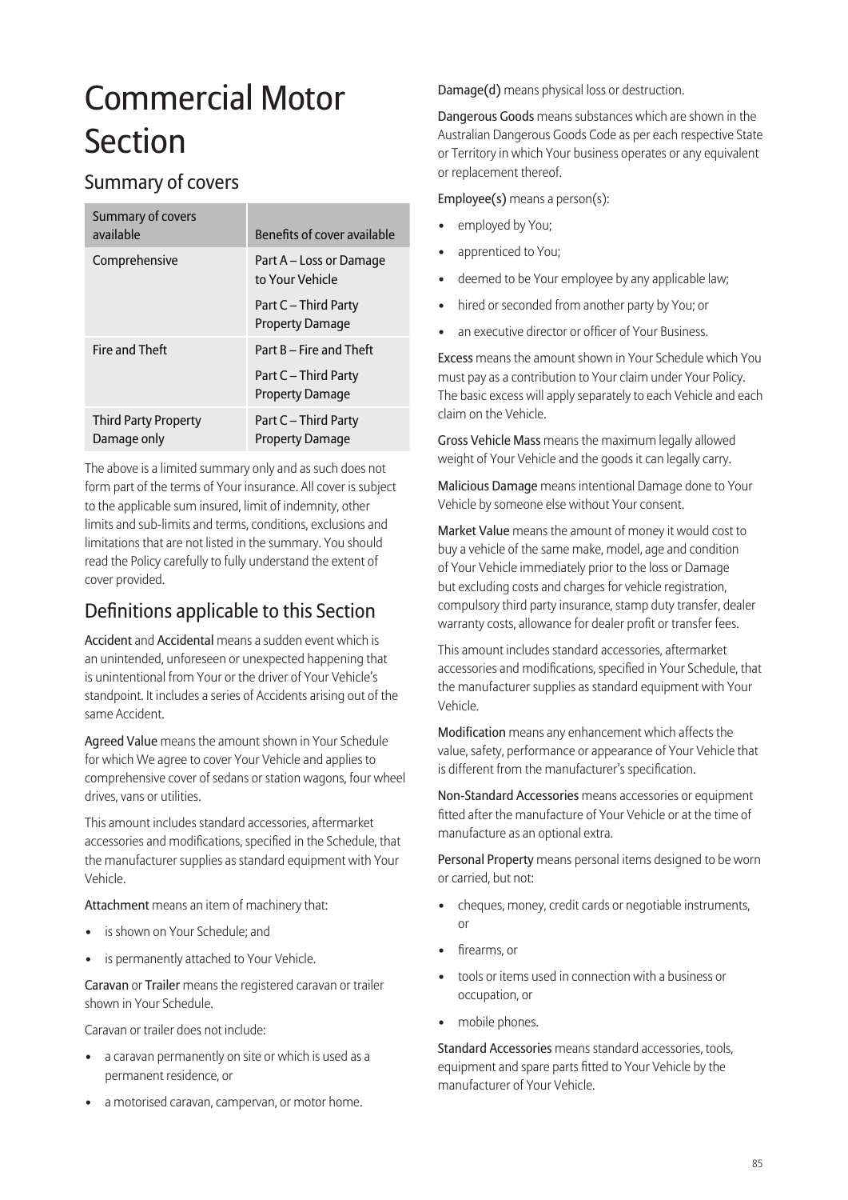# Commercial Motor Section

## Summary of covers

| Summary of covers available | Benefits of cover available |
|---|---|
| Comprehensive | Part A – Loss or Damage to Your Vehicle<br><br>Part C – Third Party Property Damage |
| Fire and Theft | Part B – Fire and Theft<br><br>Part C – Third Party Property Damage |
| Third Party Property Damage only | Part C – Third Party Property Damage |

The above is a limited summary only and as such does not form part of the terms of Your insurance. All cover is subject to the applicable sum insured, limit of indemnity, other limits and sub-limits and terms, conditions, exclusions and limitations that are not listed in the summary. You should read the Policy carefully to fully understand the extent of cover provided.

## Definitions applicable to this Section

**Accident** and **Accidental** means a sudden event which is an unintended, unforeseen or unexpected happening that is unintentional from Your or the driver of Your Vehicle's standpoint. It includes a series of Accidents arising out of the same Accident.

**Agreed Value** means the amount shown in Your Schedule for which We agree to cover Your Vehicle and applies to comprehensive cover of sedans or station wagons, four wheel drives, vans or utilities.

This amount includes standard accessories, aftermarket accessories and modifications, specified in the Schedule, that the manufacturer supplies as standard equipment with Your Vehicle.

**Attachment** means an item of machinery that:

- is shown on Your Schedule; and
- is permanently attached to Your Vehicle.

**Caravan** or **Trailer** means the registered caravan or trailer shown in Your Schedule.

Caravan or trailer does not include:

- a caravan permanently on site or which is used as a permanent residence, or
- a motorised caravan, campervan, or motor home.

**Damage(d)** means physical loss or destruction.

**Dangerous Goods** means substances which are shown in the Australian Dangerous Goods Code as per each respective State or Territory in which Your business operates or any equivalent or replacement thereof.

**Employee(s)** means a person(s):

- employed by You;
- apprenticed to You;
- deemed to be Your employee by any applicable law;
- hired or seconded from another party by You; or
- an executive director or officer of Your Business.

**Excess** means the amount shown in Your Schedule which You must pay as a contribution to Your claim under Your Policy. The basic excess will apply separately to each Vehicle and each claim on the Vehicle.

**Gross Vehicle Mass** means the maximum legally allowed weight of Your Vehicle and the goods it can legally carry.

**Malicious Damage** means intentional Damage done to Your Vehicle by someone else without Your consent.

**Market Value** means the amount of money it would cost to buy a vehicle of the same make, model, age and condition of Your Vehicle immediately prior to the loss or Damage but excluding costs and charges for vehicle registration, compulsory third party insurance, stamp duty transfer, dealer warranty costs, allowance for dealer profit or transfer fees.

This amount includes standard accessories, aftermarket accessories and modifications, specified in Your Schedule, that the manufacturer supplies as standard equipment with Your Vehicle.

**Modification** means any enhancement which affects the value, safety, performance or appearance of Your Vehicle that is different from the manufacturer's specification.

**Non-Standard Accessories** means accessories or equipment fitted after the manufacture of Your Vehicle or at the time of manufacture as an optional extra.

**Personal Property** means personal items designed to be worn or carried, but not:

- cheques, money, credit cards or negotiable instruments, or
- firearms, or
- tools or items used in connection with a business or occupation, or
- mobile phones.

**Standard Accessories** means standard accessories, tools, equipment and spare parts fitted to Your Vehicle by the manufacturer of Your Vehicle.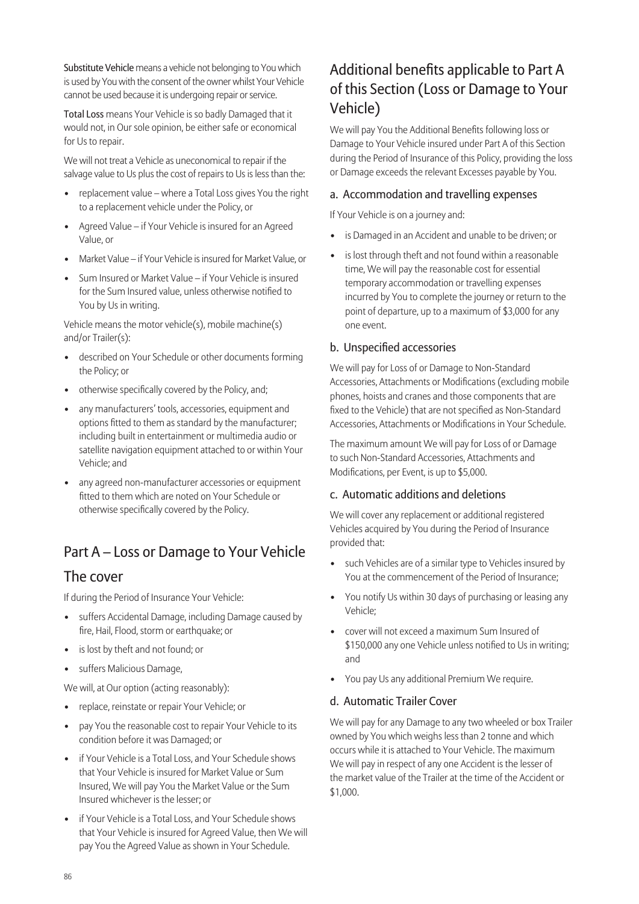**Substitute Vehicle** means a vehicle not belonging to You which is used by You with the consent of the owner whilst Your Vehicle cannot be used because it is undergoing repair or service.

**Total Loss** means Your Vehicle is so badly Damaged that it would not, in Our sole opinion, be either safe or economical for Us to repair.

We will not treat a Vehicle as uneconomical to repair if the salvage value to Us plus the cost of repairs to Us is less than the:

- replacement value – where a Total Loss gives You the right to a replacement vehicle under the Policy, or
- Agreed Value – if Your Vehicle is insured for an Agreed Value, or
- Market Value – if Your Vehicle is insured for Market Value, or
- Sum Insured or Market Value – if Your Vehicle is insured for the Sum Insured value, unless otherwise notified to You by Us in writing.

Vehicle means the motor vehicle(s), mobile machine(s) and/or Trailer(s):

- described on Your Schedule or other documents forming the Policy; or
- otherwise specifically covered by the Policy, and;
- any manufacturers' tools, accessories, equipment and options fitted to them as standard by the manufacturer; including built in entertainment or multimedia audio or satellite navigation equipment attached to or within Your Vehicle; and
- any agreed non-manufacturer accessories or equipment fitted to them which are noted on Your Schedule or otherwise specifically covered by the Policy.

## Part A – Loss or Damage to Your Vehicle

## The cover

If during the Period of Insurance Your Vehicle:

- suffers Accidental Damage, including Damage caused by fire, Hail, Flood, storm or earthquake; or
- is lost by theft and not found; or
- suffers Malicious Damage,

We will, at Our option (acting reasonably):

- replace, reinstate or repair Your Vehicle; or
- pay You the reasonable cost to repair Your Vehicle to its condition before it was Damaged; or
- if Your Vehicle is a Total Loss, and Your Schedule shows that Your Vehicle is insured for Market Value or Sum Insured, We will pay You the Market Value or the Sum Insured whichever is the lesser; or
- if Your Vehicle is a Total Loss, and Your Schedule shows that Your Vehicle is insured for Agreed Value, then We will pay You the Agreed Value as shown in Your Schedule.

## Additional benefits applicable to Part A of this Section (Loss or Damage to Your Vehicle)

We will pay You the Additional Benefits following loss or Damage to Your Vehicle insured under Part A of this Section during the Period of Insurance of this Policy, providing the loss or Damage exceeds the relevant Excesses payable by You.

### a. Accommodation and travelling expenses

If Your Vehicle is on a journey and:

- is Damaged in an Accident and unable to be driven; or
- is lost through theft and not found within a reasonable time, We will pay the reasonable cost for essential temporary accommodation or travelling expenses incurred by You to complete the journey or return to the point of departure, up to a maximum of $3,000 for any one event.

### b. Unspecified accessories

We will pay for Loss of or Damage to Non-Standard Accessories, Attachments or Modifications (excluding mobile phones, hoists and cranes and those components that are fixed to the Vehicle) that are not specified as Non-Standard Accessories, Attachments or Modifications in Your Schedule.

The maximum amount We will pay for Loss of or Damage to such Non-Standard Accessories, Attachments and Modifications, per Event, is up to $5,000.

### c. Automatic additions and deletions

We will cover any replacement or additional registered Vehicles acquired by You during the Period of Insurance provided that:

- such Vehicles are of a similar type to Vehicles insured by You at the commencement of the Period of Insurance;
- You notify Us within 30 days of purchasing or leasing any Vehicle;
- cover will not exceed a maximum Sum Insured of $150,000 any one Vehicle unless notified to Us in writing; and
- You pay Us any additional Premium We require.

### d. Automatic Trailer Cover

We will pay for any Damage to any two wheeled or box Trailer owned by You which weighs less than 2 tonne and which occurs while it is attached to Your Vehicle. The maximum We will pay in respect of any one Accident is the lesser of the market value of the Trailer at the time of the Accident or $1,000.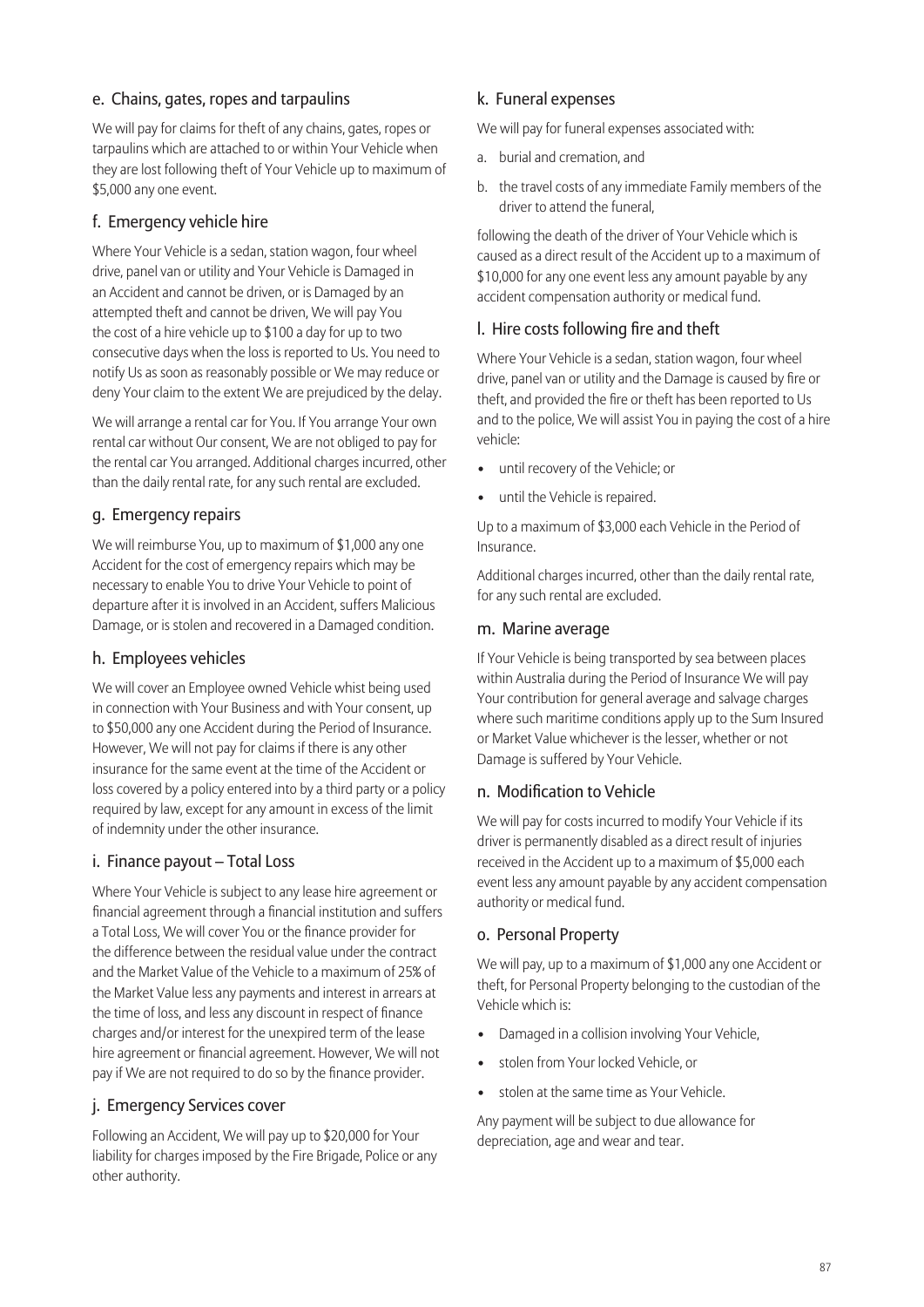## e. Chains, gates, ropes and tarpaulins

We will pay for claims for theft of any chains, gates, ropes or tarpaulins which are attached to or within Your Vehicle when they are lost following theft of Your Vehicle up to maximum of $5,000 any one event.

## f. Emergency vehicle hire

Where Your Vehicle is a sedan, station wagon, four wheel drive, panel van or utility and Your Vehicle is Damaged in an Accident and cannot be driven, or is Damaged by an attempted theft and cannot be driven, We will pay You the cost of a hire vehicle up to $100 a day for up to two consecutive days when the loss is reported to Us. You need to notify Us as soon as reasonably possible or We may reduce or deny Your claim to the extent We are prejudiced by the delay.

We will arrange a rental car for You. If You arrange Your own rental car without Our consent, We are not obliged to pay for the rental car You arranged. Additional charges incurred, other than the daily rental rate, for any such rental are excluded.

## g. Emergency repairs

We will reimburse You, up to maximum of $1,000 any one Accident for the cost of emergency repairs which may be necessary to enable You to drive Your Vehicle to point of departure after it is involved in an Accident, suffers Malicious Damage, or is stolen and recovered in a Damaged condition.

## h. Employees vehicles

We will cover an Employee owned Vehicle whist being used in connection with Your Business and with Your consent, up to $50,000 any one Accident during the Period of Insurance. However, We will not pay for claims if there is any other insurance for the same event at the time of the Accident or loss covered by a policy entered into by a third party or a policy required by law, except for any amount in excess of the limit of indemnity under the other insurance.

## i. Finance payout – Total Loss

Where Your Vehicle is subject to any lease hire agreement or financial agreement through a financial institution and suffers a Total Loss, We will cover You or the finance provider for the difference between the residual value under the contract and the Market Value of the Vehicle to a maximum of 25% of the Market Value less any payments and interest in arrears at the time of loss, and less any discount in respect of finance charges and/or interest for the unexpired term of the lease hire agreement or financial agreement. However, We will not pay if We are not required to do so by the finance provider.

## j. Emergency Services cover

Following an Accident, We will pay up to $20,000 for Your liability for charges imposed by the Fire Brigade, Police or any other authority.

## k. Funeral expenses

We will pay for funeral expenses associated with:

a. burial and cremation, and
b. the travel costs of any immediate Family members of the driver to attend the funeral,

following the death of the driver of Your Vehicle which is caused as a direct result of the Accident up to a maximum of $10,000 for any one event less any amount payable by any accident compensation authority or medical fund.

## l. Hire costs following fire and theft

Where Your Vehicle is a sedan, station wagon, four wheel drive, panel van or utility and the Damage is caused by fire or theft, and provided the fire or theft has been reported to Us and to the police, We will assist You in paying the cost of a hire vehicle:

- until recovery of the Vehicle; or
- until the Vehicle is repaired.

Up to a maximum of $3,000 each Vehicle in the Period of Insurance.

Additional charges incurred, other than the daily rental rate, for any such rental are excluded.

## m. Marine average

If Your Vehicle is being transported by sea between places within Australia during the Period of Insurance We will pay Your contribution for general average and salvage charges where such maritime conditions apply up to the Sum Insured or Market Value whichever is the lesser, whether or not Damage is suffered by Your Vehicle.

## n. Modification to Vehicle

We will pay for costs incurred to modify Your Vehicle if its driver is permanently disabled as a direct result of injuries received in the Accident up to a maximum of $5,000 each event less any amount payable by any accident compensation authority or medical fund.

## o. Personal Property

We will pay, up to a maximum of $1,000 any one Accident or theft, for Personal Property belonging to the custodian of the Vehicle which is:

- Damaged in a collision involving Your Vehicle,
- stolen from Your locked Vehicle, or
- stolen at the same time as Your Vehicle.

Any payment will be subject to due allowance for depreciation, age and wear and tear.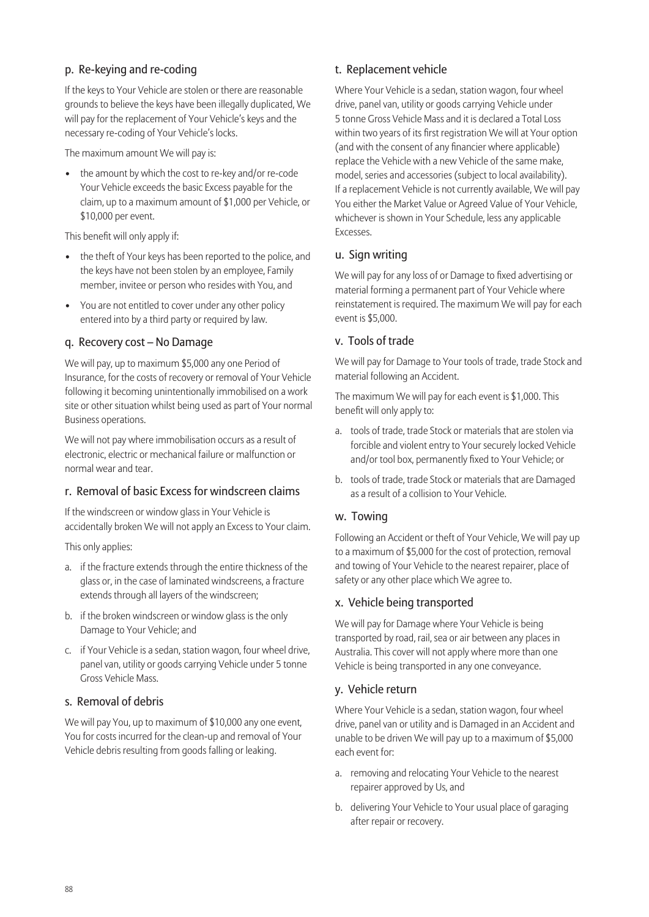### p. Re-keying and re-coding

If the keys to Your Vehicle are stolen or there are reasonable grounds to believe the keys have been illegally duplicated, We will pay for the replacement of Your Vehicle's keys and the necessary re-coding of Your Vehicle's locks.

The maximum amount We will pay is:

- the amount by which the cost to re-key and/or re-code Your Vehicle exceeds the basic Excess payable for the claim, up to a maximum amount of $1,000 per Vehicle, or $10,000 per event.

This benefit will only apply if:

- the theft of Your keys has been reported to the police, and the keys have not been stolen by an employee, Family member, invitee or person who resides with You, and
- You are not entitled to cover under any other policy entered into by a third party or required by law.

### q. Recovery cost – No Damage

We will pay, up to maximum $5,000 any one Period of Insurance, for the costs of recovery or removal of Your Vehicle following it becoming unintentionally immobilised on a work site or other situation whilst being used as part of Your normal Business operations.

We will not pay where immobilisation occurs as a result of electronic, electric or mechanical failure or malfunction or normal wear and tear.

### r. Removal of basic Excess for windscreen claims

If the windscreen or window glass in Your Vehicle is accidentally broken We will not apply an Excess to Your claim.

This only applies:

a. if the fracture extends through the entire thickness of the glass or, in the case of laminated windscreens, a fracture extends through all layers of the windscreen;

b. if the broken windscreen or window glass is the only Damage to Your Vehicle; and

c. if Your Vehicle is a sedan, station wagon, four wheel drive, panel van, utility or goods carrying Vehicle under 5 tonne Gross Vehicle Mass.

### s. Removal of debris

We will pay You, up to maximum of $10,000 any one event, You for costs incurred for the clean-up and removal of Your Vehicle debris resulting from goods falling or leaking.

### t. Replacement vehicle

Where Your Vehicle is a sedan, station wagon, four wheel drive, panel van, utility or goods carrying Vehicle under 5 tonne Gross Vehicle Mass and it is declared a Total Loss within two years of its first registration We will at Your option (and with the consent of any financier where applicable) replace the Vehicle with a new Vehicle of the same make, model, series and accessories (subject to local availability). If a replacement Vehicle is not currently available, We will pay You either the Market Value or Agreed Value of Your Vehicle, whichever is shown in Your Schedule, less any applicable Excesses.

### u. Sign writing

We will pay for any loss of or Damage to fixed advertising or material forming a permanent part of Your Vehicle where reinstatement is required. The maximum We will pay for each event is $5,000.

### v. Tools of trade

We will pay for Damage to Your tools of trade, trade Stock and material following an Accident.

The maximum We will pay for each event is $1,000. This benefit will only apply to:

a. tools of trade, trade Stock or materials that are stolen via forcible and violent entry to Your securely locked Vehicle and/or tool box, permanently fixed to Your Vehicle; or

b. tools of trade, trade Stock or materials that are Damaged as a result of a collision to Your Vehicle.

### w. Towing

Following an Accident or theft of Your Vehicle, We will pay up to a maximum of $5,000 for the cost of protection, removal and towing of Your Vehicle to the nearest repairer, place of safety or any other place which We agree to.

### x. Vehicle being transported

We will pay for Damage where Your Vehicle is being transported by road, rail, sea or air between any places in Australia. This cover will not apply where more than one Vehicle is being transported in any one conveyance.

### y. Vehicle return

Where Your Vehicle is a sedan, station wagon, four wheel drive, panel van or utility and is Damaged in an Accident and unable to be driven We will pay up to a maximum of $5,000 each event for:

a. removing and relocating Your Vehicle to the nearest repairer approved by Us, and

b. delivering Your Vehicle to Your usual place of garaging after repair or recovery.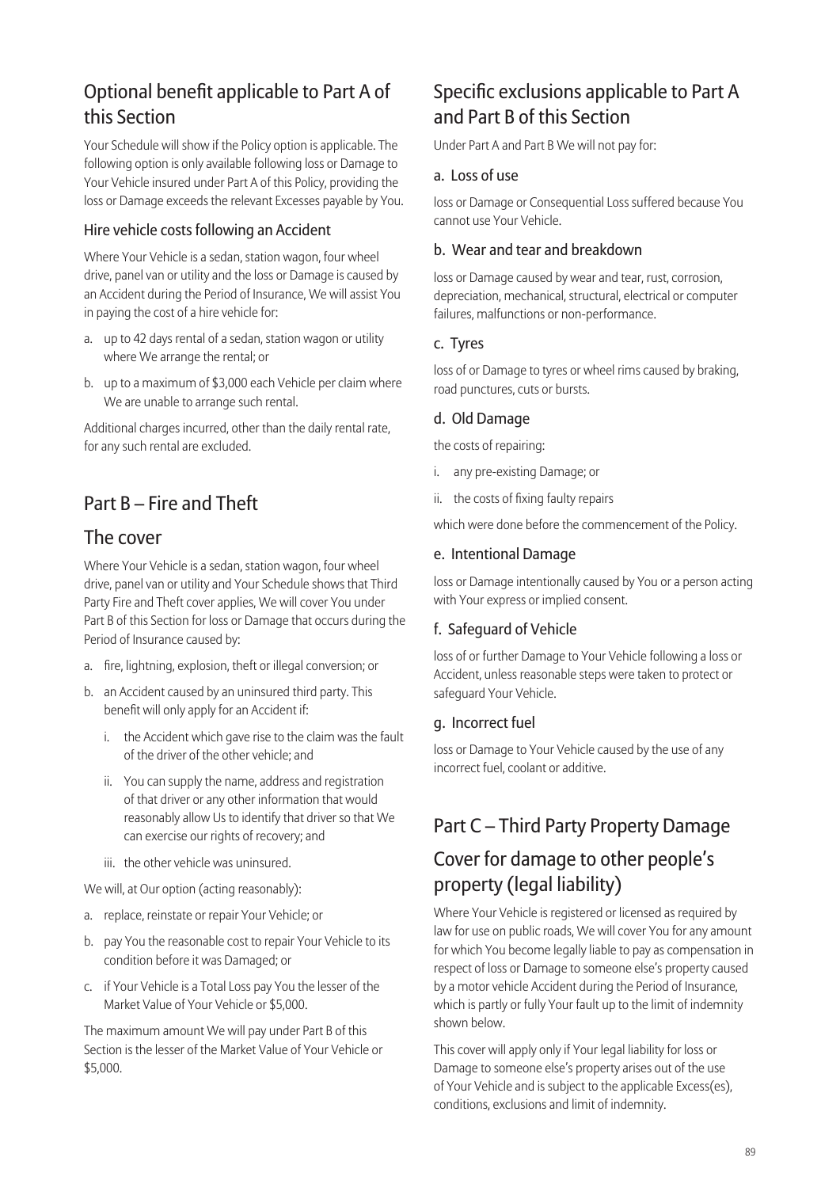## Optional benefit applicable to Part A of this Section

Your Schedule will show if the Policy option is applicable. The following option is only available following loss or Damage to Your Vehicle insured under Part A of this Policy, providing the loss or Damage exceeds the relevant Excesses payable by You.

### Hire vehicle costs following an Accident

Where Your Vehicle is a sedan, station wagon, four wheel drive, panel van or utility and the loss or Damage is caused by an Accident during the Period of Insurance, We will assist You in paying the cost of a hire vehicle for:

a. up to 42 days rental of a sedan, station wagon or utility where We arrange the rental; or

b. up to a maximum of $3,000 each Vehicle per claim where We are unable to arrange such rental.

Additional charges incurred, other than the daily rental rate, for any such rental are excluded.

## Part B – Fire and Theft

## The cover

Where Your Vehicle is a sedan, station wagon, four wheel drive, panel van or utility and Your Schedule shows that Third Party Fire and Theft cover applies, We will cover You under Part B of this Section for loss or Damage that occurs during the Period of Insurance caused by:

a. fire, lightning, explosion, theft or illegal conversion; or

b. an Accident caused by an uninsured third party. This benefit will only apply for an Accident if:

   i. the Accident which gave rise to the claim was the fault of the driver of the other vehicle; and

   ii. You can supply the name, address and registration of that driver or any other information that would reasonably allow Us to identify that driver so that We can exercise our rights of recovery; and

   iii. the other vehicle was uninsured.

We will, at Our option (acting reasonably):

a. replace, reinstate or repair Your Vehicle; or

b. pay You the reasonable cost to repair Your Vehicle to its condition before it was Damaged; or

c. if Your Vehicle is a Total Loss pay You the lesser of the Market Value of Your Vehicle or $5,000.

The maximum amount We will pay under Part B of this Section is the lesser of the Market Value of Your Vehicle or $5,000.

## Specific exclusions applicable to Part A and Part B of this Section

Under Part A and Part B We will not pay for:

### a. Loss of use

loss or Damage or Consequential Loss suffered because You cannot use Your Vehicle.

### b. Wear and tear and breakdown

loss or Damage caused by wear and tear, rust, corrosion, depreciation, mechanical, structural, electrical or computer failures, malfunctions or non-performance.

### c. Tyres

loss of or Damage to tyres or wheel rims caused by braking, road punctures, cuts or bursts.

### d. Old Damage

the costs of repairing:

i. any pre-existing Damage; or

ii. the costs of fixing faulty repairs

which were done before the commencement of the Policy.

### e. Intentional Damage

loss or Damage intentionally caused by You or a person acting with Your express or implied consent.

### f. Safeguard of Vehicle

loss of or further Damage to Your Vehicle following a loss or Accident, unless reasonable steps were taken to protect or safeguard Your Vehicle.

### g. Incorrect fuel

loss or Damage to Your Vehicle caused by the use of any incorrect fuel, coolant or additive.

## Part C – Third Party Property Damage

## Cover for damage to other people's property (legal liability)

Where Your Vehicle is registered or licensed as required by law for use on public roads, We will cover You for any amount for which You become legally liable to pay as compensation in respect of loss or Damage to someone else's property caused by a motor vehicle Accident during the Period of Insurance, which is partly or fully Your fault up to the limit of indemnity shown below.

This cover will apply only if Your legal liability for loss or Damage to someone else's property arises out of the use of Your Vehicle and is subject to the applicable Excess(es), conditions, exclusions and limit of indemnity.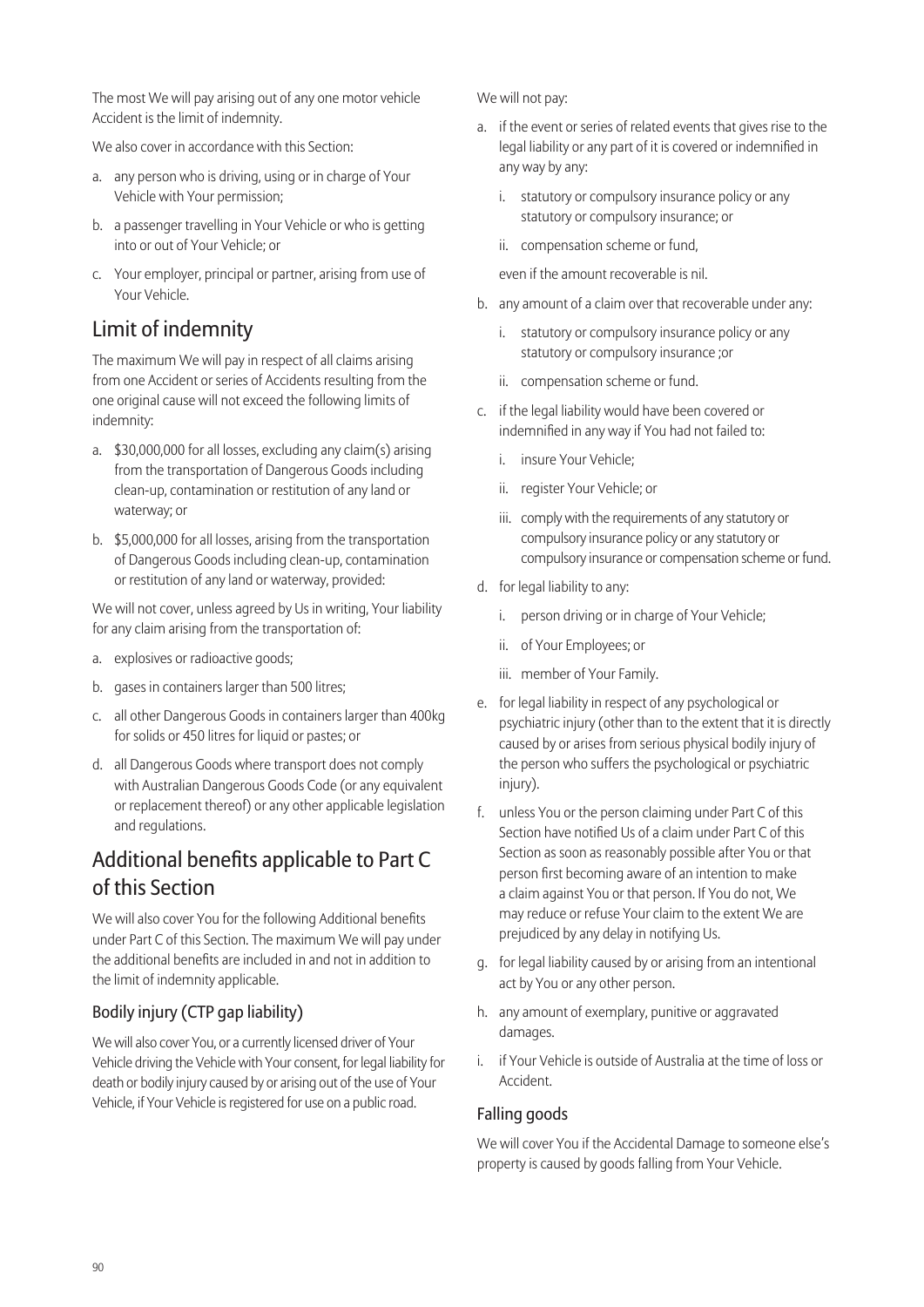The most We will pay arising out of any one motor vehicle Accident is the limit of indemnity.

We also cover in accordance with this Section:

a. any person who is driving, using or in charge of Your Vehicle with Your permission;
b. a passenger travelling in Your Vehicle or who is getting into or out of Your Vehicle; or
c. Your employer, principal or partner, arising from use of Your Vehicle.

## Limit of indemnity

The maximum We will pay in respect of all claims arising from one Accident or series of Accidents resulting from the one original cause will not exceed the following limits of indemnity:

a. $30,000,000 for all losses, excluding any claim(s) arising from the transportation of Dangerous Goods including clean-up, contamination or restitution of any land or waterway; or
b. $5,000,000 for all losses, arising from the transportation of Dangerous Goods including clean-up, contamination or restitution of any land or waterway, provided:

We will not cover, unless agreed by Us in writing, Your liability for any claim arising from the transportation of:

a. explosives or radioactive goods;
b. gases in containers larger than 500 litres;
c. all other Dangerous Goods in containers larger than 400kg for solids or 450 litres for liquid or pastes; or
d. all Dangerous Goods where transport does not comply with Australian Dangerous Goods Code (or any equivalent or replacement thereof) or any other applicable legislation and regulations.

## Additional benefits applicable to Part C of this Section

We will also cover You for the following Additional benefits under Part C of this Section. The maximum We will pay under the additional benefits are included in and not in addition to the limit of indemnity applicable.

### Bodily injury (CTP gap liability)

We will also cover You, or a currently licensed driver of Your Vehicle driving the Vehicle with Your consent, for legal liability for death or bodily injury caused by or arising out of the use of Your Vehicle, if Your Vehicle is registered for use on a public road.

We will not pay:

a. if the event or series of related events that gives rise to the legal liability or any part of it is covered or indemnified in any way by any:
   i. statutory or compulsory insurance policy or any statutory or compulsory insurance; or
   ii. compensation scheme or fund,

   even if the amount recoverable is nil.
b. any amount of a claim over that recoverable under any:
   i. statutory or compulsory insurance policy or any statutory or compulsory insurance ;or
   ii. compensation scheme or fund.
c. if the legal liability would have been covered or indemnified in any way if You had not failed to:
   i. insure Your Vehicle;
   ii. register Your Vehicle; or
   iii. comply with the requirements of any statutory or compulsory insurance policy or any statutory or compulsory insurance or compensation scheme or fund.
d. for legal liability to any:
   i. person driving or in charge of Your Vehicle;
   ii. of Your Employees; or
   iii. member of Your Family.
e. for legal liability in respect of any psychological or psychiatric injury (other than to the extent that it is directly caused by or arises from serious physical bodily injury of the person who suffers the psychological or psychiatric injury).
f. unless You or the person claiming under Part C of this Section have notified Us of a claim under Part C of this Section as soon as reasonably possible after You or that person first becoming aware of an intention to make a claim against You or that person. If You do not, We may reduce or refuse Your claim to the extent We are prejudiced by any delay in notifying Us.
g. for legal liability caused by or arising from an intentional act by You or any other person.
h. any amount of exemplary, punitive or aggravated damages.
i. if Your Vehicle is outside of Australia at the time of loss or Accident.

### Falling goods

We will cover You if the Accidental Damage to someone else's property is caused by goods falling from Your Vehicle.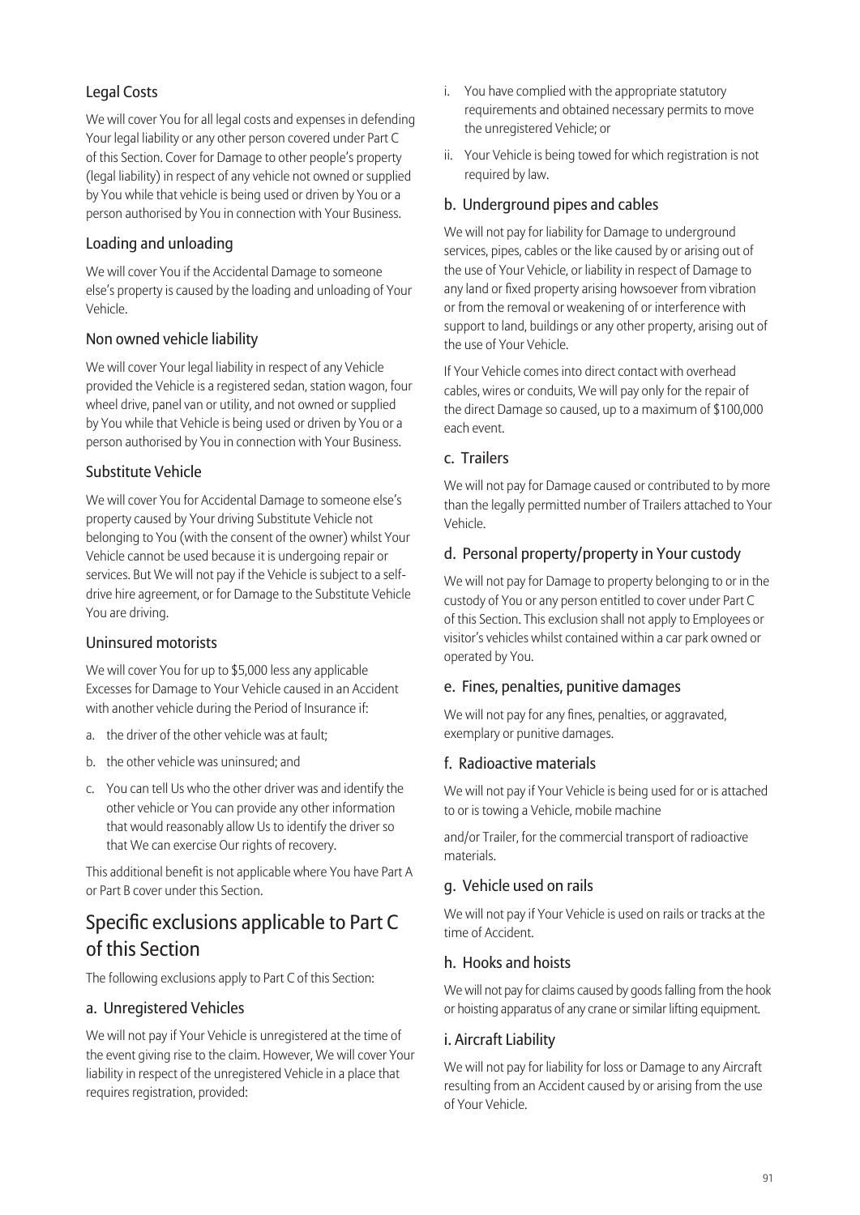### Legal Costs

We will cover You for all legal costs and expenses in defending Your legal liability or any other person covered under Part C of this Section. Cover for Damage to other people's property (legal liability) in respect of any vehicle not owned or supplied by You while that vehicle is being used or driven by You or a person authorised by You in connection with Your Business.

### Loading and unloading

We will cover You if the Accidental Damage to someone else's property is caused by the loading and unloading of Your Vehicle.

### Non owned vehicle liability

We will cover Your legal liability in respect of any Vehicle provided the Vehicle is a registered sedan, station wagon, four wheel drive, panel van or utility, and not owned or supplied by You while that Vehicle is being used or driven by You or a person authorised by You in connection with Your Business.

### Substitute Vehicle

We will cover You for Accidental Damage to someone else's property caused by Your driving Substitute Vehicle not belonging to You (with the consent of the owner) whilst Your Vehicle cannot be used because it is undergoing repair or services. But We will not pay if the Vehicle is subject to a self-drive hire agreement, or for Damage to the Substitute Vehicle You are driving.

### Uninsured motorists

We will cover You for up to $5,000 less any applicable Excesses for Damage to Your Vehicle caused in an Accident with another vehicle during the Period of Insurance if:

a. the driver of the other vehicle was at fault;
b. the other vehicle was uninsured; and
c. You can tell Us who the other driver was and identify the other vehicle or You can provide any other information that would reasonably allow Us to identify the driver so that We can exercise Our rights of recovery.

This additional benefit is not applicable where You have Part A or Part B cover under this Section.

## Specific exclusions applicable to Part C of this Section

The following exclusions apply to Part C of this Section:

### a. Unregistered Vehicles

We will not pay if Your Vehicle is unregistered at the time of the event giving rise to the claim. However, We will cover Your liability in respect of the unregistered Vehicle in a place that requires registration, provided:

i. You have complied with the appropriate statutory requirements and obtained necessary permits to move the unregistered Vehicle; or
ii. Your Vehicle is being towed for which registration is not required by law.

### b. Underground pipes and cables

We will not pay for liability for Damage to underground services, pipes, cables or the like caused by or arising out of the use of Your Vehicle, or liability in respect of Damage to any land or fixed property arising howsoever from vibration or from the removal or weakening of or interference with support to land, buildings or any other property, arising out of the use of Your Vehicle.

If Your Vehicle comes into direct contact with overhead cables, wires or conduits, We will pay only for the repair of the direct Damage so caused, up to a maximum of $100,000 each event.

### c. Trailers

We will not pay for Damage caused or contributed to by more than the legally permitted number of Trailers attached to Your Vehicle.

### d. Personal property/property in Your custody

We will not pay for Damage to property belonging to or in the custody of You or any person entitled to cover under Part C of this Section. This exclusion shall not apply to Employees or visitor's vehicles whilst contained within a car park owned or operated by You.

### e. Fines, penalties, punitive damages

We will not pay for any fines, penalties, or aggravated, exemplary or punitive damages.

### f. Radioactive materials

We will not pay if Your Vehicle is being used for or is attached to or is towing a Vehicle, mobile machine

and/or Trailer, for the commercial transport of radioactive materials.

### g. Vehicle used on rails

We will not pay if Your Vehicle is used on rails or tracks at the time of Accident.

### h. Hooks and hoists

We will not pay for claims caused by goods falling from the hook or hoisting apparatus of any crane or similar lifting equipment.

### i. Aircraft Liability

We will not pay for liability for loss or Damage to any Aircraft resulting from an Accident caused by or arising from the use of Your Vehicle.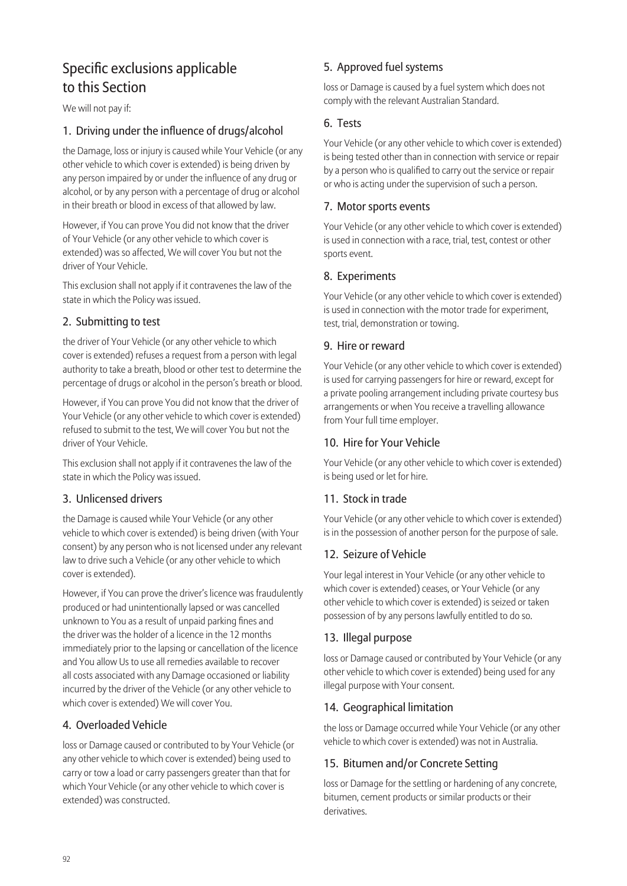## Specific exclusions applicable to this Section

We will not pay if:

### 1. Driving under the influence of drugs/alcohol

the Damage, loss or injury is caused while Your Vehicle (or any other vehicle to which cover is extended) is being driven by any person impaired by or under the influence of any drug or alcohol, or by any person with a percentage of drug or alcohol in their breath or blood in excess of that allowed by law.

However, if You can prove You did not know that the driver of Your Vehicle (or any other vehicle to which cover is extended) was so affected, We will cover You but not the driver of Your Vehicle.

This exclusion shall not apply if it contravenes the law of the state in which the Policy was issued.

### 2. Submitting to test

the driver of Your Vehicle (or any other vehicle to which cover is extended) refuses a request from a person with legal authority to take a breath, blood or other test to determine the percentage of drugs or alcohol in the person's breath or blood.

However, if You can prove You did not know that the driver of Your Vehicle (or any other vehicle to which cover is extended) refused to submit to the test, We will cover You but not the driver of Your Vehicle.

This exclusion shall not apply if it contravenes the law of the state in which the Policy was issued.

### 3. Unlicensed drivers

the Damage is caused while Your Vehicle (or any other vehicle to which cover is extended) is being driven (with Your consent) by any person who is not licensed under any relevant law to drive such a Vehicle (or any other vehicle to which cover is extended).

However, if You can prove the driver's licence was fraudulently produced or had unintentionally lapsed or was cancelled unknown to You as a result of unpaid parking fines and the driver was the holder of a licence in the 12 months immediately prior to the lapsing or cancellation of the licence and You allow Us to use all remedies available to recover all costs associated with any Damage occasioned or liability incurred by the driver of the Vehicle (or any other vehicle to which cover is extended) We will cover You.

### 4. Overloaded Vehicle

loss or Damage caused or contributed to by Your Vehicle (or any other vehicle to which cover is extended) being used to carry or tow a load or carry passengers greater than that for which Your Vehicle (or any other vehicle to which cover is extended) was constructed.

### 5. Approved fuel systems

loss or Damage is caused by a fuel system which does not comply with the relevant Australian Standard.

### 6. Tests

Your Vehicle (or any other vehicle to which cover is extended) is being tested other than in connection with service or repair by a person who is qualified to carry out the service or repair or who is acting under the supervision of such a person.

### 7. Motor sports events

Your Vehicle (or any other vehicle to which cover is extended) is used in connection with a race, trial, test, contest or other sports event.

### 8. Experiments

Your Vehicle (or any other vehicle to which cover is extended) is used in connection with the motor trade for experiment, test, trial, demonstration or towing.

### 9. Hire or reward

Your Vehicle (or any other vehicle to which cover is extended) is used for carrying passengers for hire or reward, except for a private pooling arrangement including private courtesy bus arrangements or when You receive a travelling allowance from Your full time employer.

### 10. Hire for Your Vehicle

Your Vehicle (or any other vehicle to which cover is extended) is being used or let for hire.

### 11. Stock in trade

Your Vehicle (or any other vehicle to which cover is extended) is in the possession of another person for the purpose of sale.

### 12. Seizure of Vehicle

Your legal interest in Your Vehicle (or any other vehicle to which cover is extended) ceases, or Your Vehicle (or any other vehicle to which cover is extended) is seized or taken possession of by any persons lawfully entitled to do so.

### 13. Illegal purpose

loss or Damage caused or contributed by Your Vehicle (or any other vehicle to which cover is extended) being used for any illegal purpose with Your consent.

### 14. Geographical limitation

the loss or Damage occurred while Your Vehicle (or any other vehicle to which cover is extended) was not in Australia.

### 15. Bitumen and/or Concrete Setting

loss or Damage for the settling or hardening of any concrete, bitumen, cement products or similar products or their derivatives.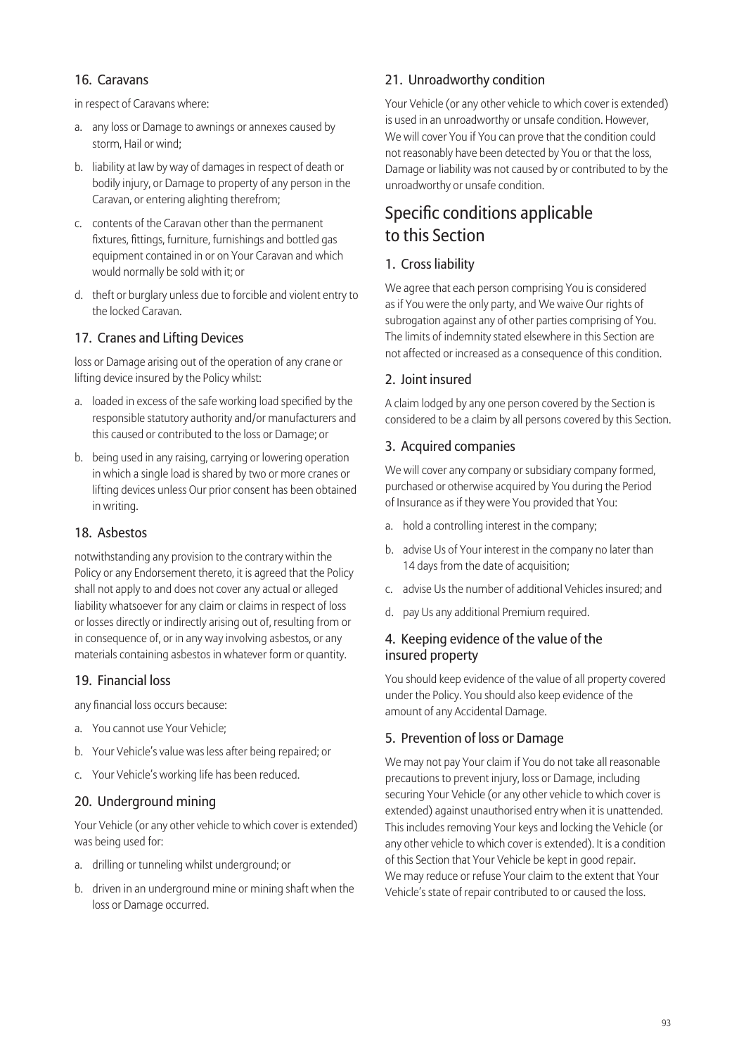### 16. Caravans

in respect of Caravans where:

a. any loss or Damage to awnings or annexes caused by storm, Hail or wind;

b. liability at law by way of damages in respect of death or bodily injury, or Damage to property of any person in the Caravan, or entering alighting therefrom;

c. contents of the Caravan other than the permanent fixtures, fittings, furniture, furnishings and bottled gas equipment contained in or on Your Caravan and which would normally be sold with it; or

d. theft or burglary unless due to forcible and violent entry to the locked Caravan.

### 17. Cranes and Lifting Devices

loss or Damage arising out of the operation of any crane or lifting device insured by the Policy whilst:

a. loaded in excess of the safe working load specified by the responsible statutory authority and/or manufacturers and this caused or contributed to the loss or Damage; or

b. being used in any raising, carrying or lowering operation in which a single load is shared by two or more cranes or lifting devices unless Our prior consent has been obtained in writing.

### 18. Asbestos

notwithstanding any provision to the contrary within the Policy or any Endorsement thereto, it is agreed that the Policy shall not apply to and does not cover any actual or alleged liability whatsoever for any claim or claims in respect of loss or losses directly or indirectly arising out of, resulting from or in consequence of, or in any way involving asbestos, or any materials containing asbestos in whatever form or quantity.

### 19. Financial loss

any financial loss occurs because:

a. You cannot use Your Vehicle;

b. Your Vehicle's value was less after being repaired; or

c. Your Vehicle's working life has been reduced.

### 20. Underground mining

Your Vehicle (or any other vehicle to which cover is extended) was being used for:

a. drilling or tunneling whilst underground; or

b. driven in an underground mine or mining shaft when the loss or Damage occurred.

### 21. Unroadworthy condition

Your Vehicle (or any other vehicle to which cover is extended) is used in an unroadworthy or unsafe condition. However, We will cover You if You can prove that the condition could not reasonably have been detected by You or that the loss, Damage or liability was not caused by or contributed to by the unroadworthy or unsafe condition.

## Specific conditions applicable to this Section

### 1. Cross liability

We agree that each person comprising You is considered as if You were the only party, and We waive Our rights of subrogation against any of other parties comprising of You. The limits of indemnity stated elsewhere in this Section are not affected or increased as a consequence of this condition.

### 2. Joint insured

A claim lodged by any one person covered by the Section is considered to be a claim by all persons covered by this Section.

### 3. Acquired companies

We will cover any company or subsidiary company formed, purchased or otherwise acquired by You during the Period of Insurance as if they were You provided that You:

a. hold a controlling interest in the company;

b. advise Us of Your interest in the company no later than 14 days from the date of acquisition;

c. advise Us the number of additional Vehicles insured; and

d. pay Us any additional Premium required.

### 4. Keeping evidence of the value of the insured property

You should keep evidence of the value of all property covered under the Policy. You should also keep evidence of the amount of any Accidental Damage.

### 5. Prevention of loss or Damage

We may not pay Your claim if You do not take all reasonable precautions to prevent injury, loss or Damage, including securing Your Vehicle (or any other vehicle to which cover is extended) against unauthorised entry when it is unattended. This includes removing Your keys and locking the Vehicle (or any other vehicle to which cover is extended). It is a condition of this Section that Your Vehicle be kept in good repair. We may reduce or refuse Your claim to the extent that Your Vehicle's state of repair contributed to or caused the loss.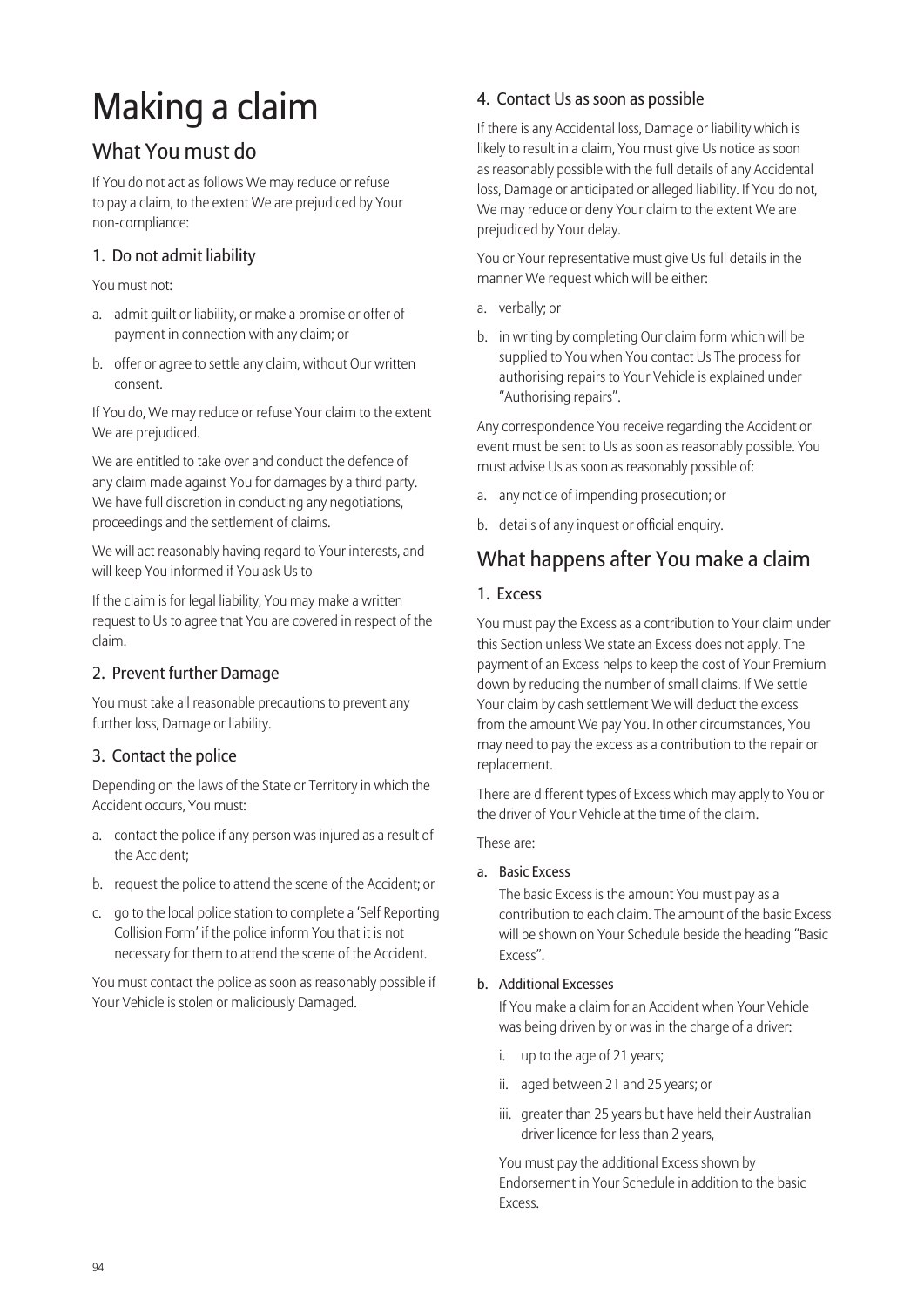# Making a claim

## What You must do

If You do not act as follows We may reduce or refuse to pay a claim, to the extent We are prejudiced by Your non-compliance:

### 1. Do not admit liability

You must not:

a. admit guilt or liability, or make a promise or offer of payment in connection with any claim; or

b. offer or agree to settle any claim, without Our written consent.

If You do, We may reduce or refuse Your claim to the extent We are prejudiced.

We are entitled to take over and conduct the defence of any claim made against You for damages by a third party. We have full discretion in conducting any negotiations, proceedings and the settlement of claims.

We will act reasonably having regard to Your interests, and will keep You informed if You ask Us to

If the claim is for legal liability, You may make a written request to Us to agree that You are covered in respect of the claim.

### 2. Prevent further Damage

You must take all reasonable precautions to prevent any further loss, Damage or liability.

### 3. Contact the police

Depending on the laws of the State or Territory in which the Accident occurs, You must:

a. contact the police if any person was injured as a result of the Accident;

b. request the police to attend the scene of the Accident; or

c. go to the local police station to complete a 'Self Reporting Collision Form' if the police inform You that it is not necessary for them to attend the scene of the Accident.

You must contact the police as soon as reasonably possible if Your Vehicle is stolen or maliciously Damaged.

### 4. Contact Us as soon as possible

If there is any Accidental loss, Damage or liability which is likely to result in a claim, You must give Us notice as soon as reasonably possible with the full details of any Accidental loss, Damage or anticipated or alleged liability. If You do not, We may reduce or deny Your claim to the extent We are prejudiced by Your delay.

You or Your representative must give Us full details in the manner We request which will be either:

a. verbally; or

b. in writing by completing Our claim form which will be supplied to You when You contact Us The process for authorising repairs to Your Vehicle is explained under "Authorising repairs".

Any correspondence You receive regarding the Accident or event must be sent to Us as soon as reasonably possible. You must advise Us as soon as reasonably possible of:

a. any notice of impending prosecution; or

b. details of any inquest or official enquiry.

## What happens after You make a claim

### 1. Excess

You must pay the Excess as a contribution to Your claim under this Section unless We state an Excess does not apply. The payment of an Excess helps to keep the cost of Your Premium down by reducing the number of small claims. If We settle Your claim by cash settlement We will deduct the excess from the amount We pay You. In other circumstances, You may need to pay the excess as a contribution to the repair or replacement.

There are different types of Excess which may apply to You or the driver of Your Vehicle at the time of the claim.

These are:

**a. Basic Excess**

The basic Excess is the amount You must pay as a contribution to each claim. The amount of the basic Excess will be shown on Your Schedule beside the heading "Basic Excess".

**b. Additional Excesses**

If You make a claim for an Accident when Your Vehicle was being driven by or was in the charge of a driver:

i. up to the age of 21 years;

ii. aged between 21 and 25 years; or

iii. greater than 25 years but have held their Australian driver licence for less than 2 years,

You must pay the additional Excess shown by Endorsement in Your Schedule in addition to the basic Excess.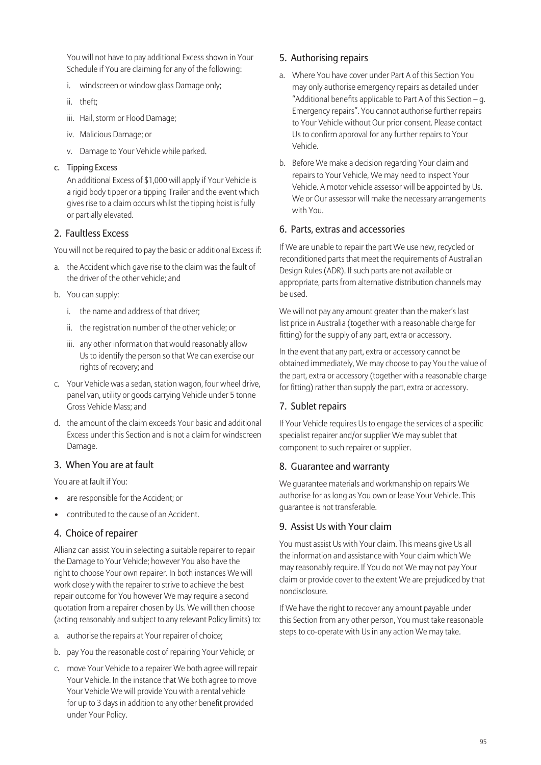You will not have to pay additional Excess shown in Your Schedule if You are claiming for any of the following:

i. windscreen or window glass Damage only;
ii. theft;
iii. Hail, storm or Flood Damage;
iv. Malicious Damage; or
v. Damage to Your Vehicle while parked.

c. Tipping Excess

An additional Excess of $1,000 will apply if Your Vehicle is a rigid body tipper or a tipping Trailer and the event which gives rise to a claim occurs whilst the tipping hoist is fully or partially elevated.

## 2. Faultless Excess

You will not be required to pay the basic or additional Excess if:

a. the Accident which gave rise to the claim was the fault of the driver of the other vehicle; and
b. You can supply:
   i. the name and address of that driver;
   ii. the registration number of the other vehicle; or
   iii. any other information that would reasonably allow Us to identify the person so that We can exercise our rights of recovery; and
c. Your Vehicle was a sedan, station wagon, four wheel drive, panel van, utility or goods carrying Vehicle under 5 tonne Gross Vehicle Mass; and
d. the amount of the claim exceeds Your basic and additional Excess under this Section and is not a claim for windscreen Damage.

## 3. When You are at fault

You are at fault if You:

- are responsible for the Accident; or
- contributed to the cause of an Accident.

## 4. Choice of repairer

Allianz can assist You in selecting a suitable repairer to repair the Damage to Your Vehicle; however You also have the right to choose Your own repairer. In both instances We will work closely with the repairer to strive to achieve the best repair outcome for You however We may require a second quotation from a repairer chosen by Us. We will then choose (acting reasonably and subject to any relevant Policy limits) to:

a. authorise the repairs at Your repairer of choice;
b. pay You the reasonable cost of repairing Your Vehicle; or
c. move Your Vehicle to a repairer We both agree will repair Your Vehicle. In the instance that We both agree to move Your Vehicle We will provide You with a rental vehicle for up to 3 days in addition to any other benefit provided under Your Policy.

## 5. Authorising repairs

a. Where You have cover under Part A of this Section You may only authorise emergency repairs as detailed under "Additional benefits applicable to Part A of this Section – g. Emergency repairs". You cannot authorise further repairs to Your Vehicle without Our prior consent. Please contact Us to confirm approval for any further repairs to Your Vehicle.
b. Before We make a decision regarding Your claim and repairs to Your Vehicle, We may need to inspect Your Vehicle. A motor vehicle assessor will be appointed by Us. We or Our assessor will make the necessary arrangements with You.

## 6. Parts, extras and accessories

If We are unable to repair the part We use new, recycled or reconditioned parts that meet the requirements of Australian Design Rules (ADR). If such parts are not available or appropriate, parts from alternative distribution channels may be used.

We will not pay any amount greater than the maker's last list price in Australia (together with a reasonable charge for fitting) for the supply of any part, extra or accessory.

In the event that any part, extra or accessory cannot be obtained immediately, We may choose to pay You the value of the part, extra or accessory (together with a reasonable charge for fitting) rather than supply the part, extra or accessory.

## 7. Sublet repairs

If Your Vehicle requires Us to engage the services of a specific specialist repairer and/or supplier We may sublet that component to such repairer or supplier.

## 8. Guarantee and warranty

We guarantee materials and workmanship on repairs We authorise for as long as You own or lease Your Vehicle. This guarantee is not transferable.

## 9. Assist Us with Your claim

You must assist Us with Your claim. This means give Us all the information and assistance with Your claim which We may reasonably require. If You do not We may not pay Your claim or provide cover to the extent We are prejudiced by that nondisclosure.

If We have the right to recover any amount payable under this Section from any other person, You must take reasonable steps to co-operate with Us in any action We may take.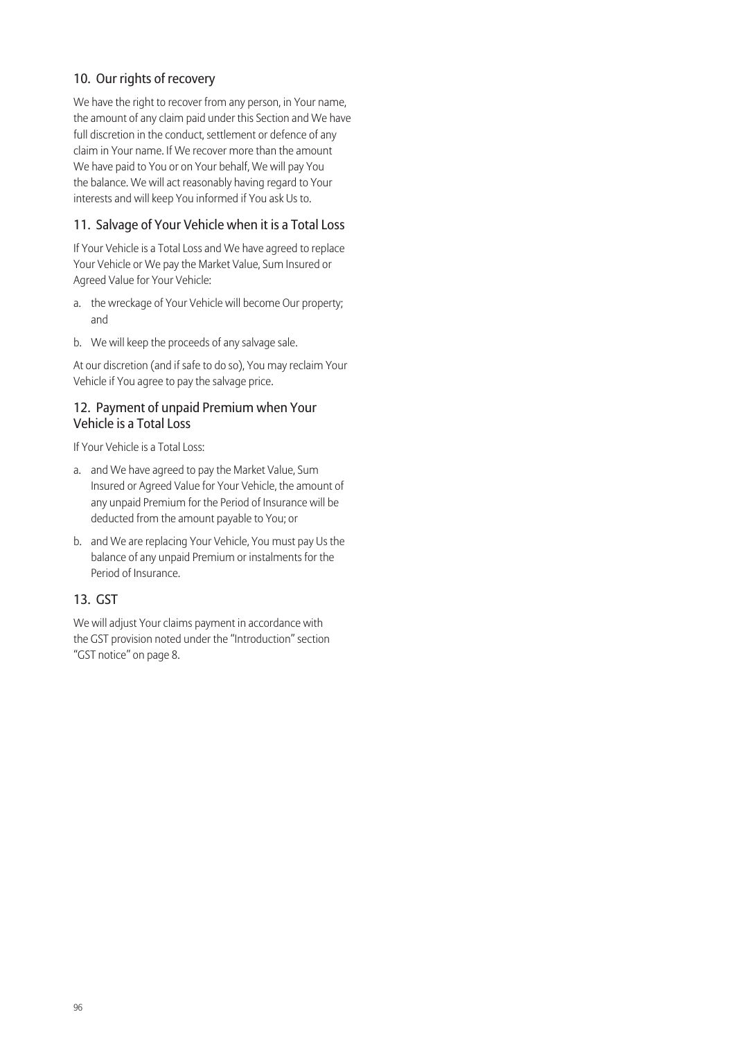## 10. Our rights of recovery

We have the right to recover from any person, in Your name, the amount of any claim paid under this Section and We have full discretion in the conduct, settlement or defence of any claim in Your name. If We recover more than the amount We have paid to You or on Your behalf, We will pay You the balance. We will act reasonably having regard to Your interests and will keep You informed if You ask Us to.

## 11. Salvage of Your Vehicle when it is a Total Loss

If Your Vehicle is a Total Loss and We have agreed to replace Your Vehicle or We pay the Market Value, Sum Insured or Agreed Value for Your Vehicle:

a. the wreckage of Your Vehicle will become Our property; and

b. We will keep the proceeds of any salvage sale.

At our discretion (and if safe to do so), You may reclaim Your Vehicle if You agree to pay the salvage price.

## 12. Payment of unpaid Premium when Your Vehicle is a Total Loss

If Your Vehicle is a Total Loss:

a. and We have agreed to pay the Market Value, Sum Insured or Agreed Value for Your Vehicle, the amount of any unpaid Premium for the Period of Insurance will be deducted from the amount payable to You; or

b. and We are replacing Your Vehicle, You must pay Us the balance of any unpaid Premium or instalments for the Period of Insurance.

## 13. GST

We will adjust Your claims payment in accordance with the GST provision noted under the "Introduction" section "GST notice" on page 8.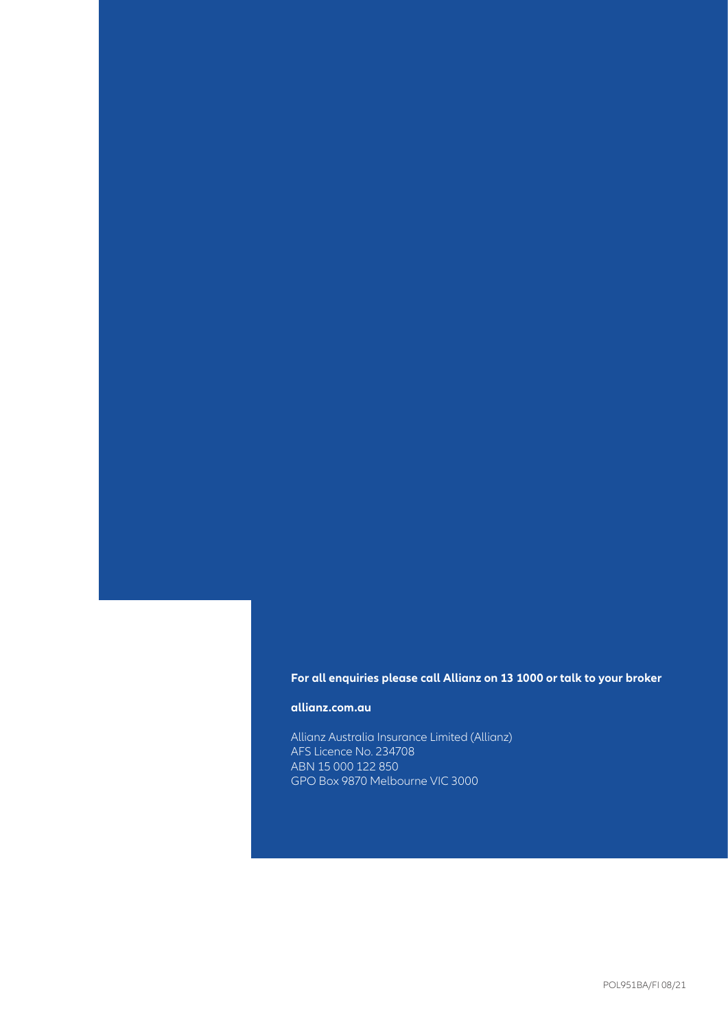**For all enquiries please call Allianz on 13 1000 or talk to your broker**

**allianz.com.au**

Allianz Australia Insurance Limited (Allianz)
AFS Licence No. 234708
ABN 15 000 122 850
GPO Box 9870 Melbourne VIC 3000

POL951BA/FI 08/21